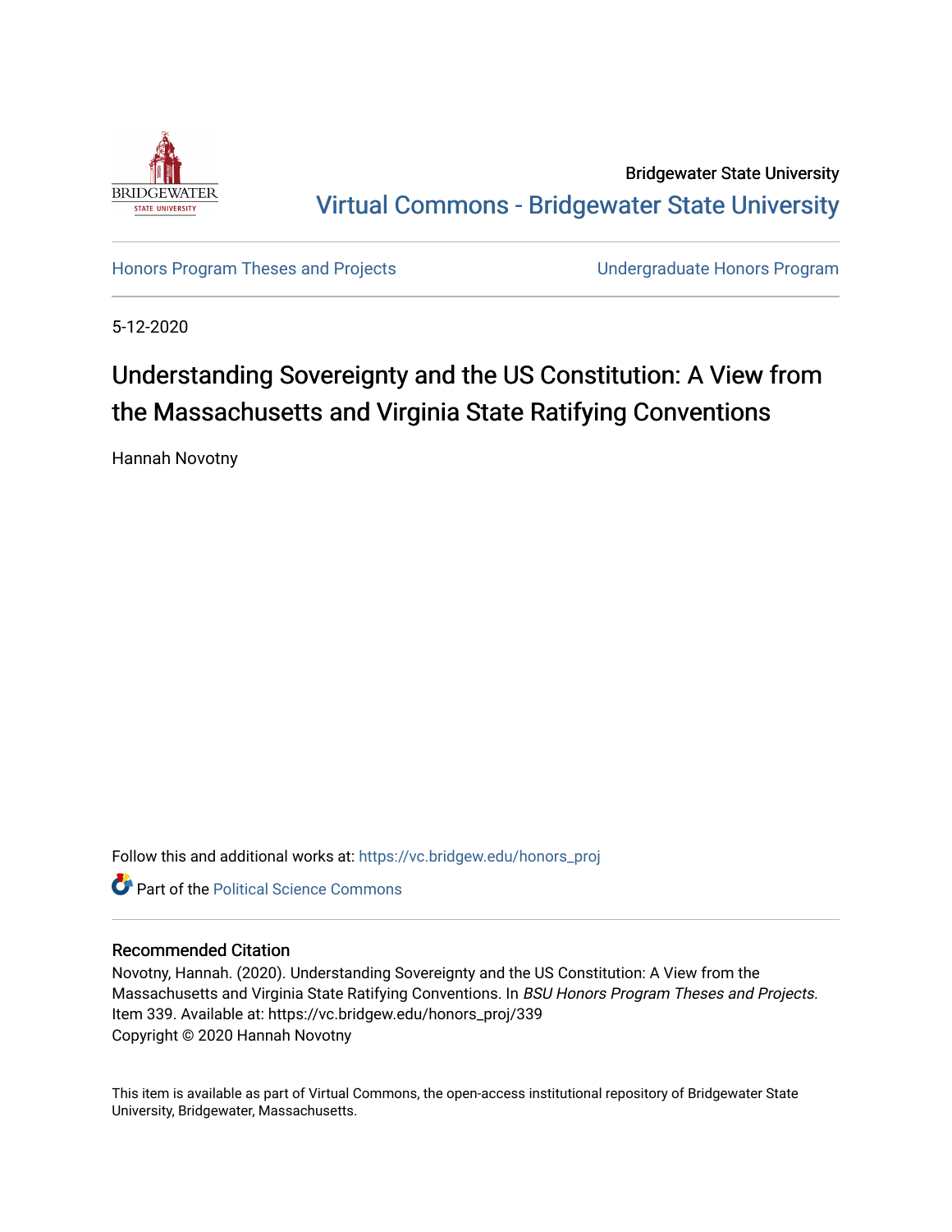Bridgewater State University

Virtual Commons - Bridgewater State University

Honors Program Theses and Projects

Undergraduate Honors Program

5-12-2020

# Understanding Sovereignty and the US Constitution: A View from the Massachusetts and Virginia State Ratifying Conventions

Hannah Novotny

Follow this and additional works at: https://vc.bridgew.edu/honors_proj

Part of the Political Science Commons

## Recommended Citation

Novotny, Hannah. (2020). Understanding Sovereignty and the US Constitution: A View from the Massachusetts and Virginia State Ratifying Conventions. In *BSU Honors Program Theses and Projects.* Item 339. Available at: https://vc.bridgew.edu/honors_proj/339

Copyright © 2020 Hannah Novotny

This item is available as part of Virtual Commons, the open-access institutional repository of Bridgewater State University, Bridgewater, Massachusetts.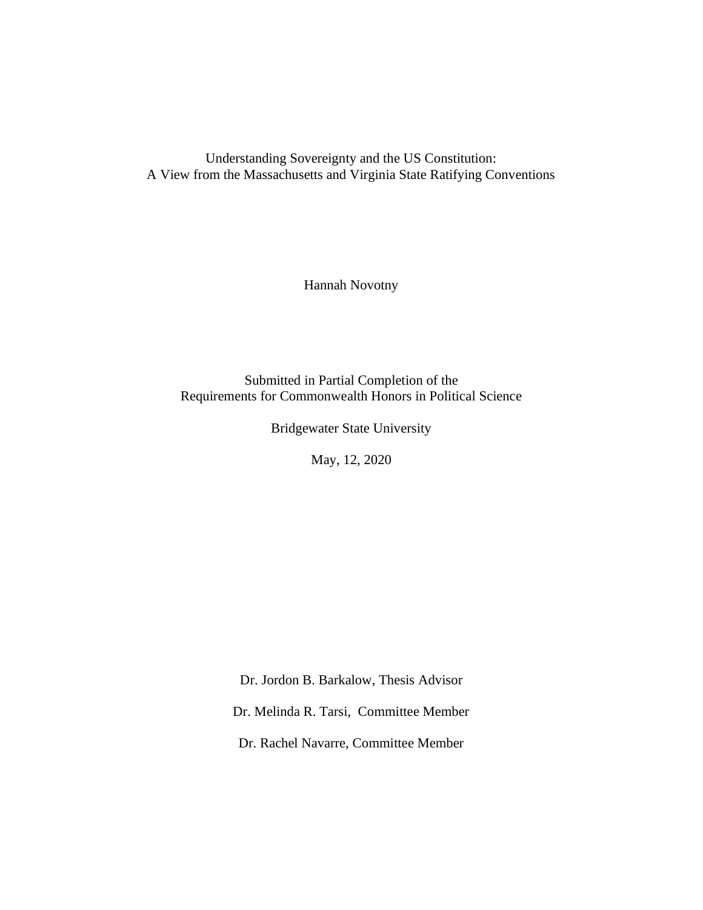Understanding Sovereignty and the US Constitution:
A View from the Massachusetts and Virginia State Ratifying Conventions

Hannah Novotny

Submitted in Partial Completion of the
Requirements for Commonwealth Honors in Political Science

Bridgewater State University

May, 12, 2020

Dr. Jordon B. Barkalow, Thesis Advisor

Dr. Melinda R. Tarsi, Committee Member

Dr. Rachel Navarre, Committee Member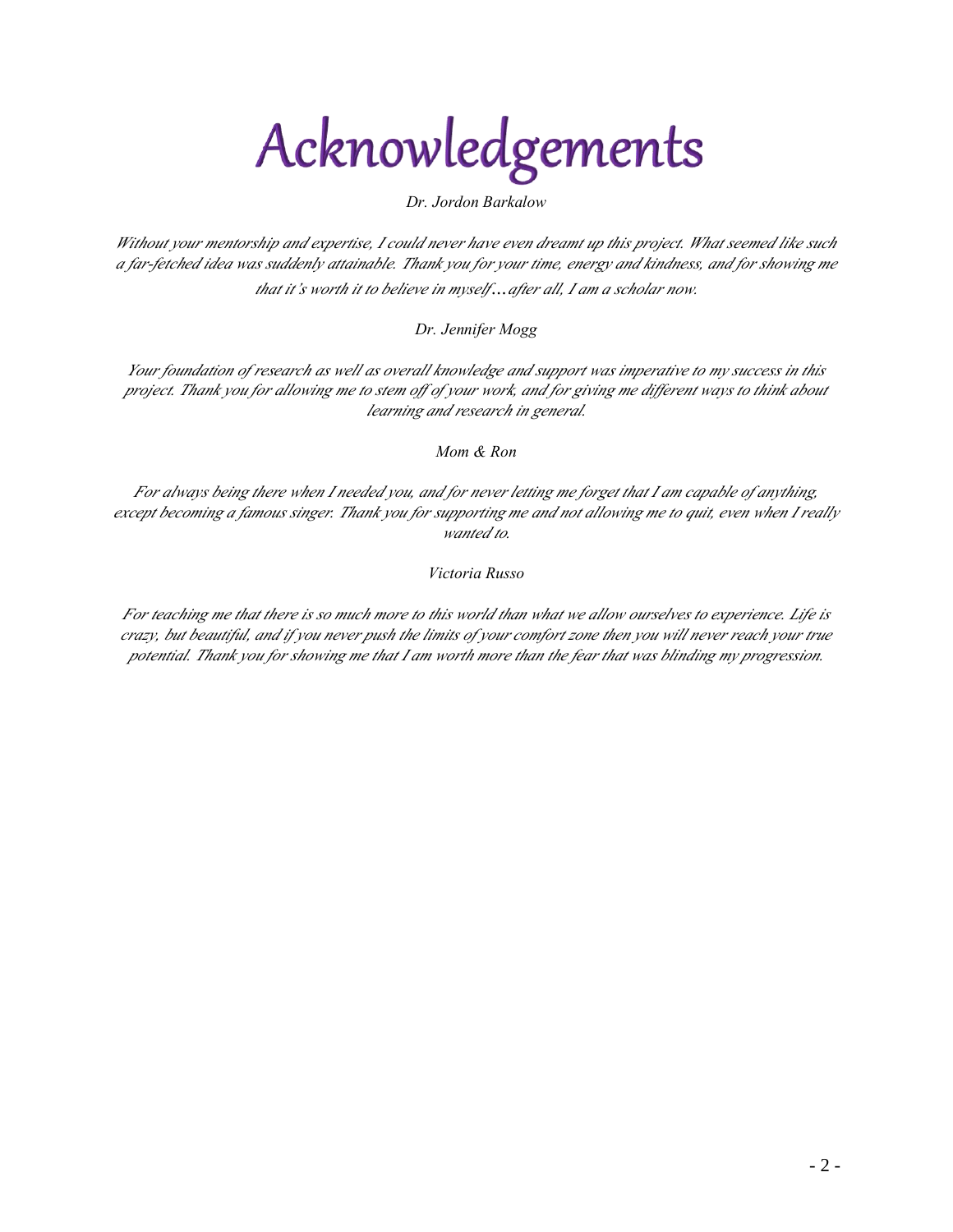# Acknowledgements

*Dr. Jordon Barkalow*

*Without your mentorship and expertise, I could never have even dreamt up this project. What seemed like such a far-fetched idea was suddenly attainable. Thank you for your time, energy and kindness, and for showing me that it's worth it to believe in myself…after all, I am a scholar now.*

*Dr. Jennifer Mogg*

*Your foundation of research as well as overall knowledge and support was imperative to my success in this project. Thank you for allowing me to stem off of your work, and for giving me different ways to think about learning and research in general.*

*Mom & Ron*

*For always being there when I needed you, and for never letting me forget that I am capable of anything, except becoming a famous singer. Thank you for supporting me and not allowing me to quit, even when I really wanted to.*

*Victoria Russo*

*For teaching me that there is so much more to this world than what we allow ourselves to experience. Life is crazy, but beautiful, and if you never push the limits of your comfort zone then you will never reach your true potential. Thank you for showing me that I am worth more than the fear that was blinding my progression.*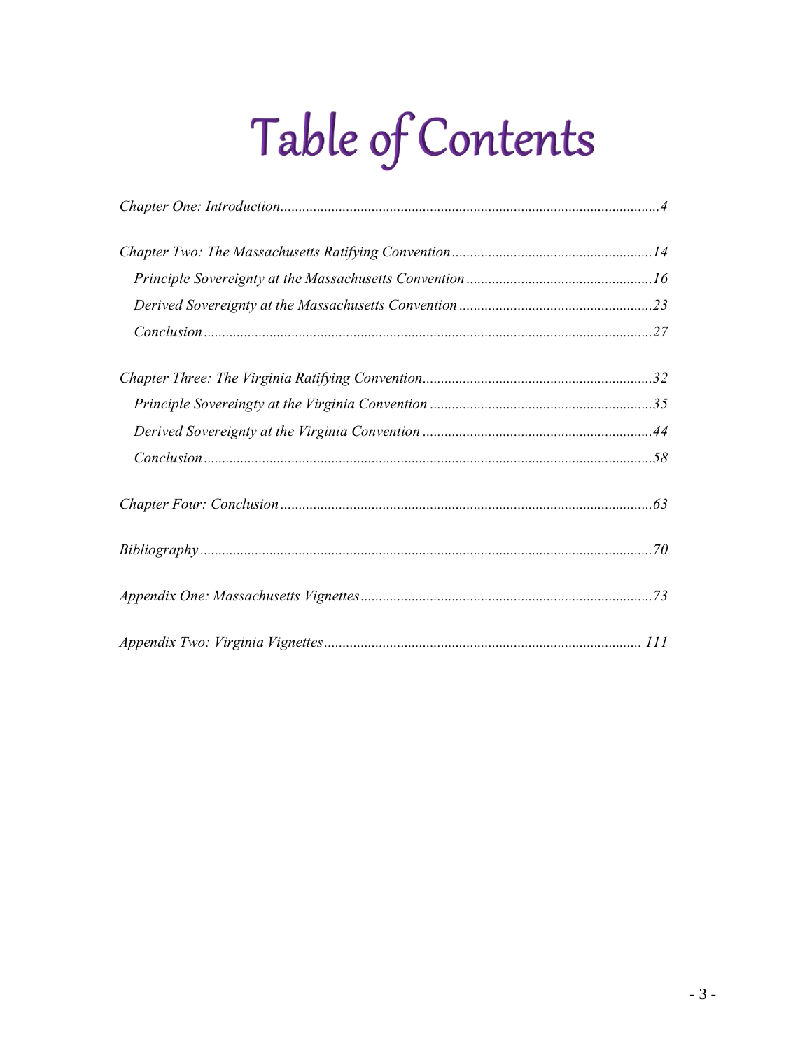# Table of Contents

*Chapter One: Introduction* ........................................................................................................ *4*

*Chapter Two: The Massachusetts Ratifying Convention* ........................................................ *14*

- *Principle Sovereignty at the Massachusetts Convention* ................................................... *16*
- *Derived Sovereignty at the Massachusetts Convention* ..................................................... *23*
- *Conclusion* .......................................................................................................................... *27*

*Chapter Three: The Virginia Ratifying Convention* ................................................................ *32*

- *Principle Sovereingty at the Virginia Convention* ............................................................. *35*
- *Derived Sovereignty at the Virginia Convention* ............................................................... *44*
- *Conclusion* .......................................................................................................................... *58*

*Chapter Four: Conclusion* ........................................................................................................ *63*

*Bibliography* ............................................................................................................................ *70*

*Appendix One: Massachusetts Vignettes* ................................................................................ *73*

*Appendix Two: Virginia Vignettes* ......................................................................................... *111*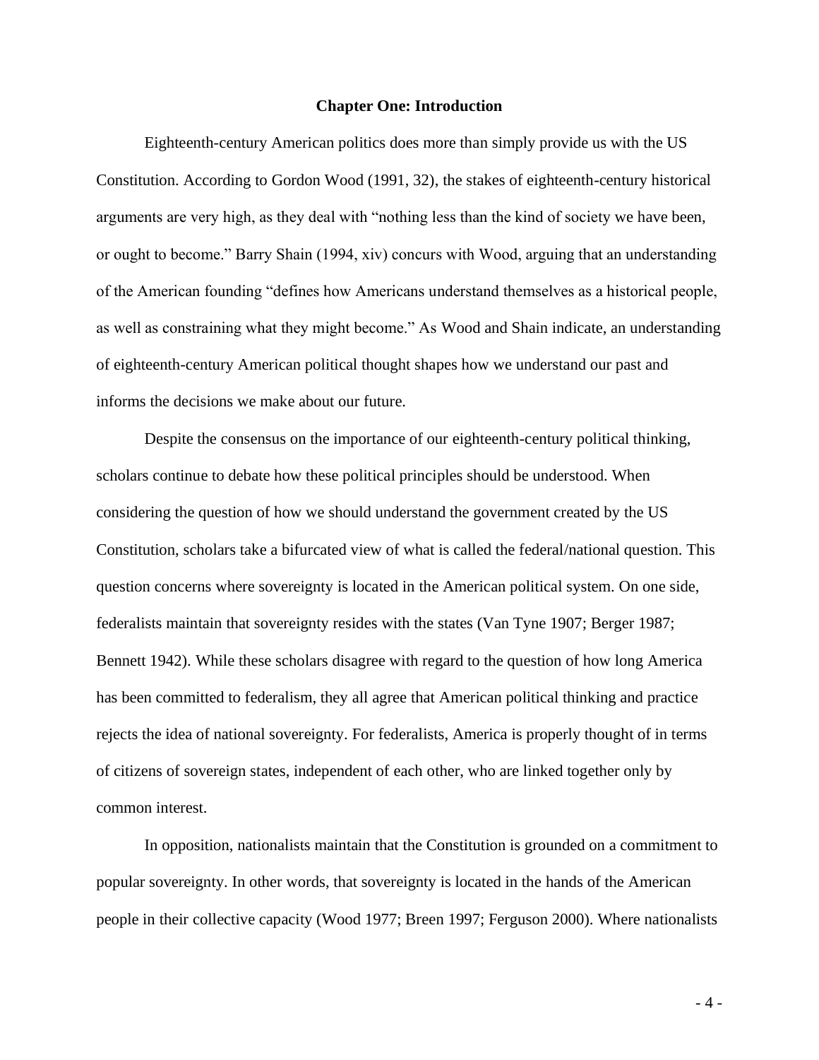# Chapter One: Introduction

Eighteenth-century American politics does more than simply provide us with the US Constitution. According to Gordon Wood (1991, 32), the stakes of eighteenth-century historical arguments are very high, as they deal with "nothing less than the kind of society we have been, or ought to become." Barry Shain (1994, xiv) concurs with Wood, arguing that an understanding of the American founding "defines how Americans understand themselves as a historical people, as well as constraining what they might become." As Wood and Shain indicate, an understanding of eighteenth-century American political thought shapes how we understand our past and informs the decisions we make about our future.

Despite the consensus on the importance of our eighteenth-century political thinking, scholars continue to debate how these political principles should be understood. When considering the question of how we should understand the government created by the US Constitution, scholars take a bifurcated view of what is called the federal/national question. This question concerns where sovereignty is located in the American political system. On one side, federalists maintain that sovereignty resides with the states (Van Tyne 1907; Berger 1987; Bennett 1942). While these scholars disagree with regard to the question of how long America has been committed to federalism, they all agree that American political thinking and practice rejects the idea of national sovereignty. For federalists, America is properly thought of in terms of citizens of sovereign states, independent of each other, who are linked together only by common interest.

In opposition, nationalists maintain that the Constitution is grounded on a commitment to popular sovereignty. In other words, that sovereignty is located in the hands of the American people in their collective capacity (Wood 1977; Breen 1997; Ferguson 2000). Where nationalists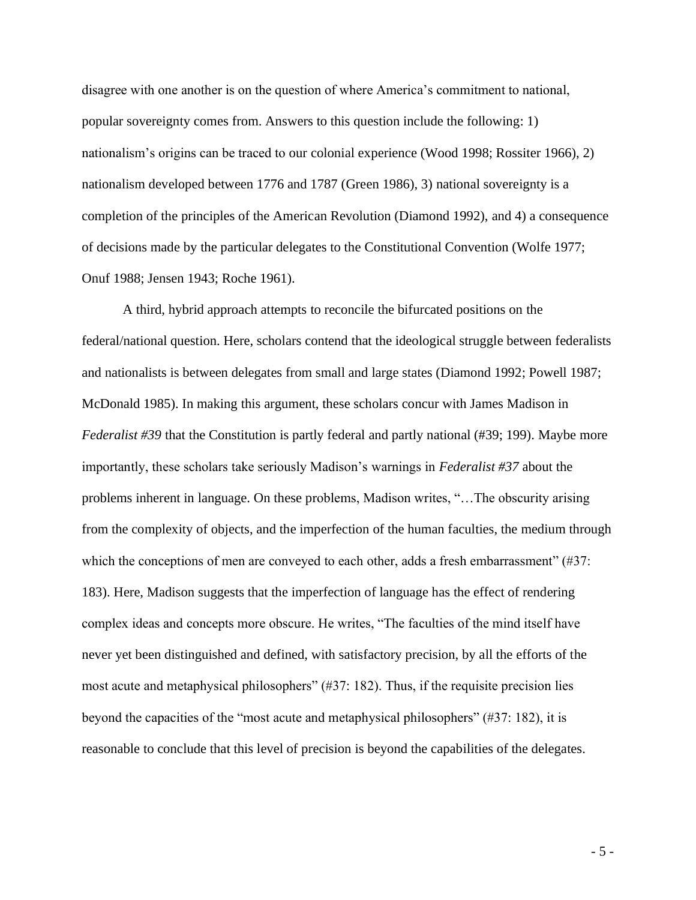disagree with one another is on the question of where America's commitment to national, popular sovereignty comes from. Answers to this question include the following: 1) nationalism's origins can be traced to our colonial experience (Wood 1998; Rossiter 1966), 2) nationalism developed between 1776 and 1787 (Green 1986), 3) national sovereignty is a completion of the principles of the American Revolution (Diamond 1992), and 4) a consequence of decisions made by the particular delegates to the Constitutional Convention (Wolfe 1977; Onuf 1988; Jensen 1943; Roche 1961).

A third, hybrid approach attempts to reconcile the bifurcated positions on the federal/national question. Here, scholars contend that the ideological struggle between federalists and nationalists is between delegates from small and large states (Diamond 1992; Powell 1987; McDonald 1985). In making this argument, these scholars concur with James Madison in *Federalist #39* that the Constitution is partly federal and partly national (#39; 199). Maybe more importantly, these scholars take seriously Madison's warnings in *Federalist #37* about the problems inherent in language. On these problems, Madison writes, "…The obscurity arising from the complexity of objects, and the imperfection of the human faculties, the medium through which the conceptions of men are conveyed to each other, adds a fresh embarrassment" (#37: 183). Here, Madison suggests that the imperfection of language has the effect of rendering complex ideas and concepts more obscure. He writes, "The faculties of the mind itself have never yet been distinguished and defined, with satisfactory precision, by all the efforts of the most acute and metaphysical philosophers" (#37: 182). Thus, if the requisite precision lies beyond the capacities of the "most acute and metaphysical philosophers" (#37: 182), it is reasonable to conclude that this level of precision is beyond the capabilities of the delegates.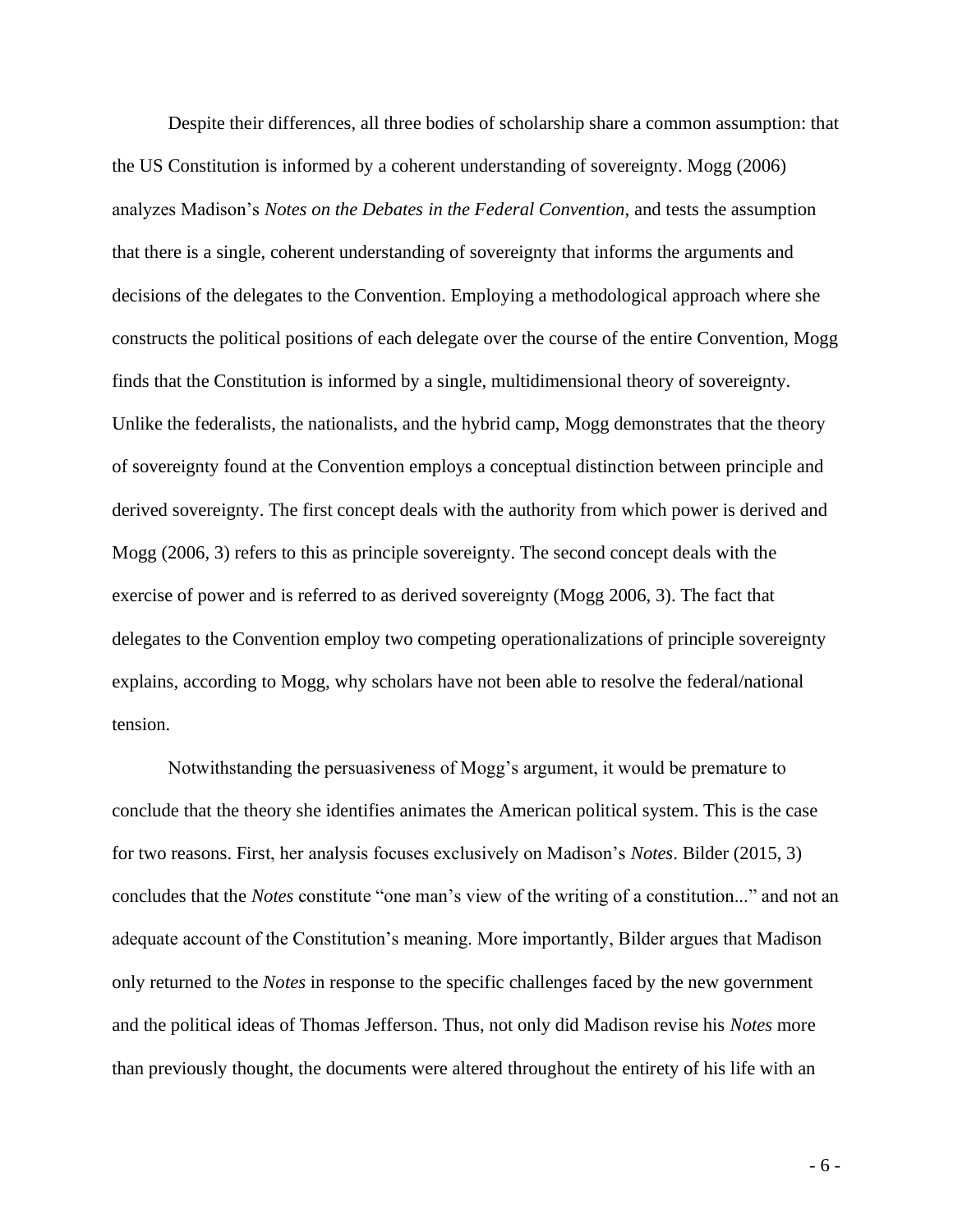Despite their differences, all three bodies of scholarship share a common assumption: that the US Constitution is informed by a coherent understanding of sovereignty. Mogg (2006) analyzes Madison's *Notes on the Debates in the Federal Convention*, and tests the assumption that there is a single, coherent understanding of sovereignty that informs the arguments and decisions of the delegates to the Convention. Employing a methodological approach where she constructs the political positions of each delegate over the course of the entire Convention, Mogg finds that the Constitution is informed by a single, multidimensional theory of sovereignty. Unlike the federalists, the nationalists, and the hybrid camp, Mogg demonstrates that the theory of sovereignty found at the Convention employs a conceptual distinction between principle and derived sovereignty. The first concept deals with the authority from which power is derived and Mogg (2006, 3) refers to this as principle sovereignty. The second concept deals with the exercise of power and is referred to as derived sovereignty (Mogg 2006, 3). The fact that delegates to the Convention employ two competing operationalizations of principle sovereignty explains, according to Mogg, why scholars have not been able to resolve the federal/national tension.

Notwithstanding the persuasiveness of Mogg's argument, it would be premature to conclude that the theory she identifies animates the American political system. This is the case for two reasons. First, her analysis focuses exclusively on Madison's *Notes*. Bilder (2015, 3) concludes that the *Notes* constitute "one man's view of the writing of a constitution..." and not an adequate account of the Constitution's meaning. More importantly, Bilder argues that Madison only returned to the *Notes* in response to the specific challenges faced by the new government and the political ideas of Thomas Jefferson. Thus, not only did Madison revise his *Notes* more than previously thought, the documents were altered throughout the entirety of his life with an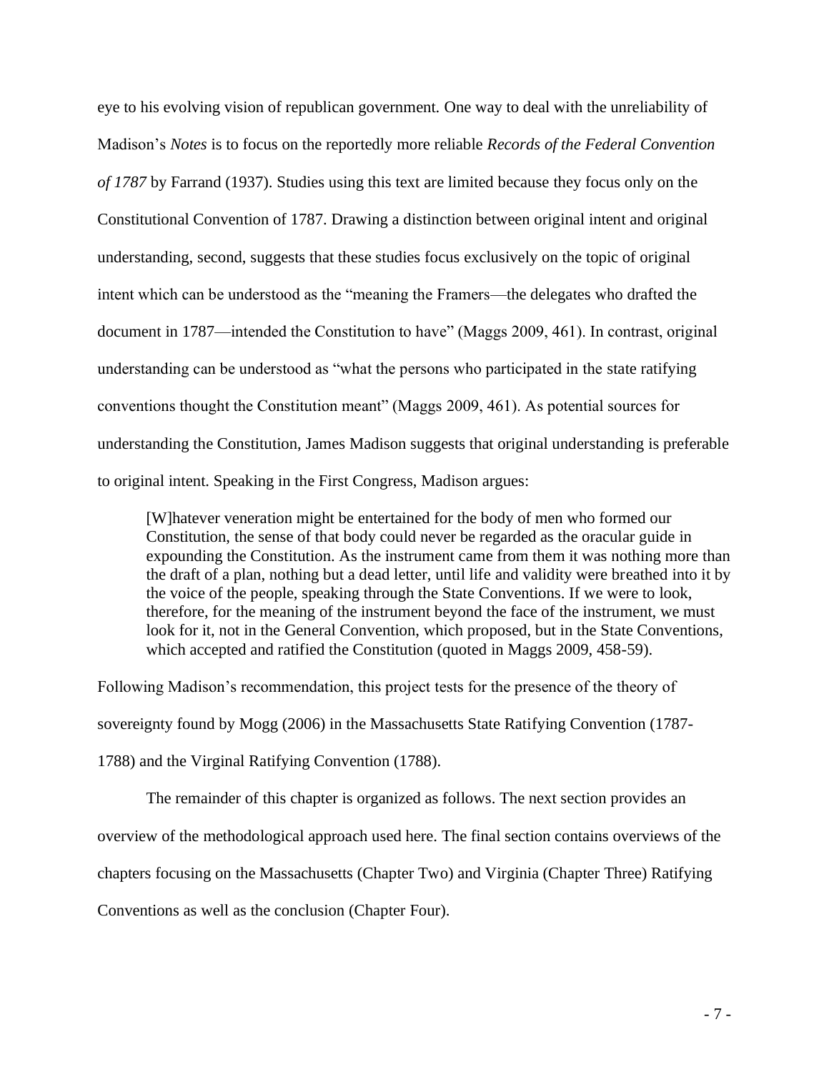eye to his evolving vision of republican government. One way to deal with the unreliability of Madison's *Notes* is to focus on the reportedly more reliable *Records of the Federal Convention of 1787* by Farrand (1937). Studies using this text are limited because they focus only on the Constitutional Convention of 1787. Drawing a distinction between original intent and original understanding, second, suggests that these studies focus exclusively on the topic of original intent which can be understood as the "meaning the Framers—the delegates who drafted the document in 1787—intended the Constitution to have" (Maggs 2009, 461). In contrast, original understanding can be understood as "what the persons who participated in the state ratifying conventions thought the Constitution meant" (Maggs 2009, 461). As potential sources for understanding the Constitution, James Madison suggests that original understanding is preferable to original intent. Speaking in the First Congress, Madison argues:

> [W]hatever veneration might be entertained for the body of men who formed our Constitution, the sense of that body could never be regarded as the oracular guide in expounding the Constitution. As the instrument came from them it was nothing more than the draft of a plan, nothing but a dead letter, until life and validity were breathed into it by the voice of the people, speaking through the State Conventions. If we were to look, therefore, for the meaning of the instrument beyond the face of the instrument, we must look for it, not in the General Convention, which proposed, but in the State Conventions, which accepted and ratified the Constitution (quoted in Maggs 2009, 458-59).

Following Madison's recommendation, this project tests for the presence of the theory of sovereignty found by Mogg (2006) in the Massachusetts State Ratifying Convention (1787-1788) and the Virginal Ratifying Convention (1788).

The remainder of this chapter is organized as follows. The next section provides an overview of the methodological approach used here. The final section contains overviews of the chapters focusing on the Massachusetts (Chapter Two) and Virginia (Chapter Three) Ratifying Conventions as well as the conclusion (Chapter Four).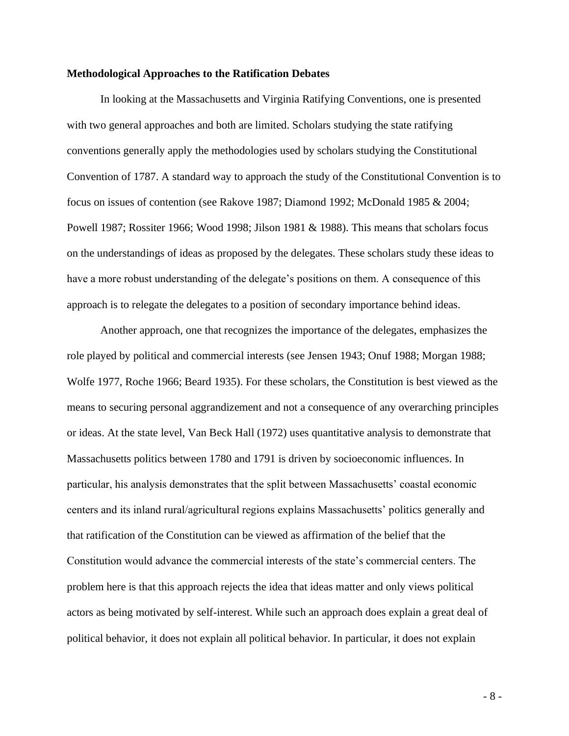**Methodological Approaches to the Ratification Debates**

In looking at the Massachusetts and Virginia Ratifying Conventions, one is presented with two general approaches and both are limited. Scholars studying the state ratifying conventions generally apply the methodologies used by scholars studying the Constitutional Convention of 1787. A standard way to approach the study of the Constitutional Convention is to focus on issues of contention (see Rakove 1987; Diamond 1992; McDonald 1985 & 2004; Powell 1987; Rossiter 1966; Wood 1998; Jilson 1981 & 1988). This means that scholars focus on the understandings of ideas as proposed by the delegates. These scholars study these ideas to have a more robust understanding of the delegate's positions on them. A consequence of this approach is to relegate the delegates to a position of secondary importance behind ideas.

Another approach, one that recognizes the importance of the delegates, emphasizes the role played by political and commercial interests (see Jensen 1943; Onuf 1988; Morgan 1988; Wolfe 1977, Roche 1966; Beard 1935). For these scholars, the Constitution is best viewed as the means to securing personal aggrandizement and not a consequence of any overarching principles or ideas. At the state level, Van Beck Hall (1972) uses quantitative analysis to demonstrate that Massachusetts politics between 1780 and 1791 is driven by socioeconomic influences. In particular, his analysis demonstrates that the split between Massachusetts' coastal economic centers and its inland rural/agricultural regions explains Massachusetts' politics generally and that ratification of the Constitution can be viewed as affirmation of the belief that the Constitution would advance the commercial interests of the state's commercial centers. The problem here is that this approach rejects the idea that ideas matter and only views political actors as being motivated by self-interest. While such an approach does explain a great deal of political behavior, it does not explain all political behavior. In particular, it does not explain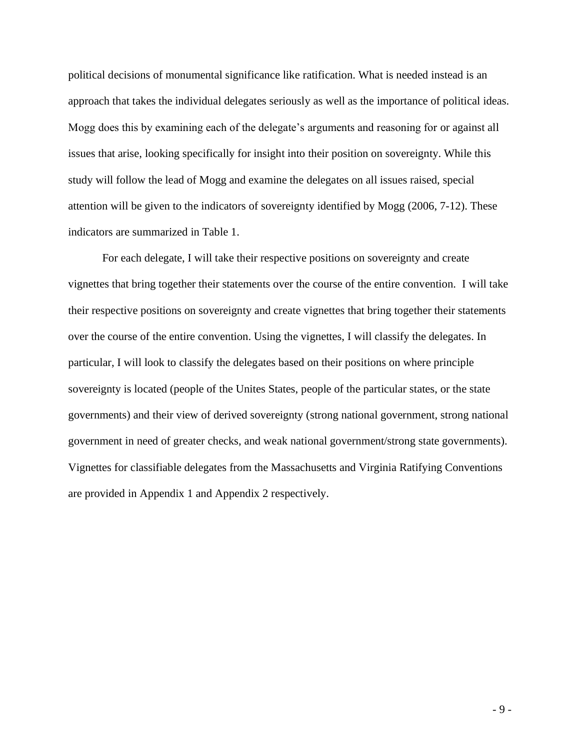political decisions of monumental significance like ratification. What is needed instead is an approach that takes the individual delegates seriously as well as the importance of political ideas. Mogg does this by examining each of the delegate's arguments and reasoning for or against all issues that arise, looking specifically for insight into their position on sovereignty. While this study will follow the lead of Mogg and examine the delegates on all issues raised, special attention will be given to the indicators of sovereignty identified by Mogg (2006, 7-12). These indicators are summarized in Table 1.

For each delegate, I will take their respective positions on sovereignty and create vignettes that bring together their statements over the course of the entire convention.  I will take their respective positions on sovereignty and create vignettes that bring together their statements over the course of the entire convention. Using the vignettes, I will classify the delegates. In particular, I will look to classify the delegates based on their positions on where principle sovereignty is located (people of the Unites States, people of the particular states, or the state governments) and their view of derived sovereignty (strong national government, strong national government in need of greater checks, and weak national government/strong state governments). Vignettes for classifiable delegates from the Massachusetts and Virginia Ratifying Conventions are provided in Appendix 1 and Appendix 2 respectively.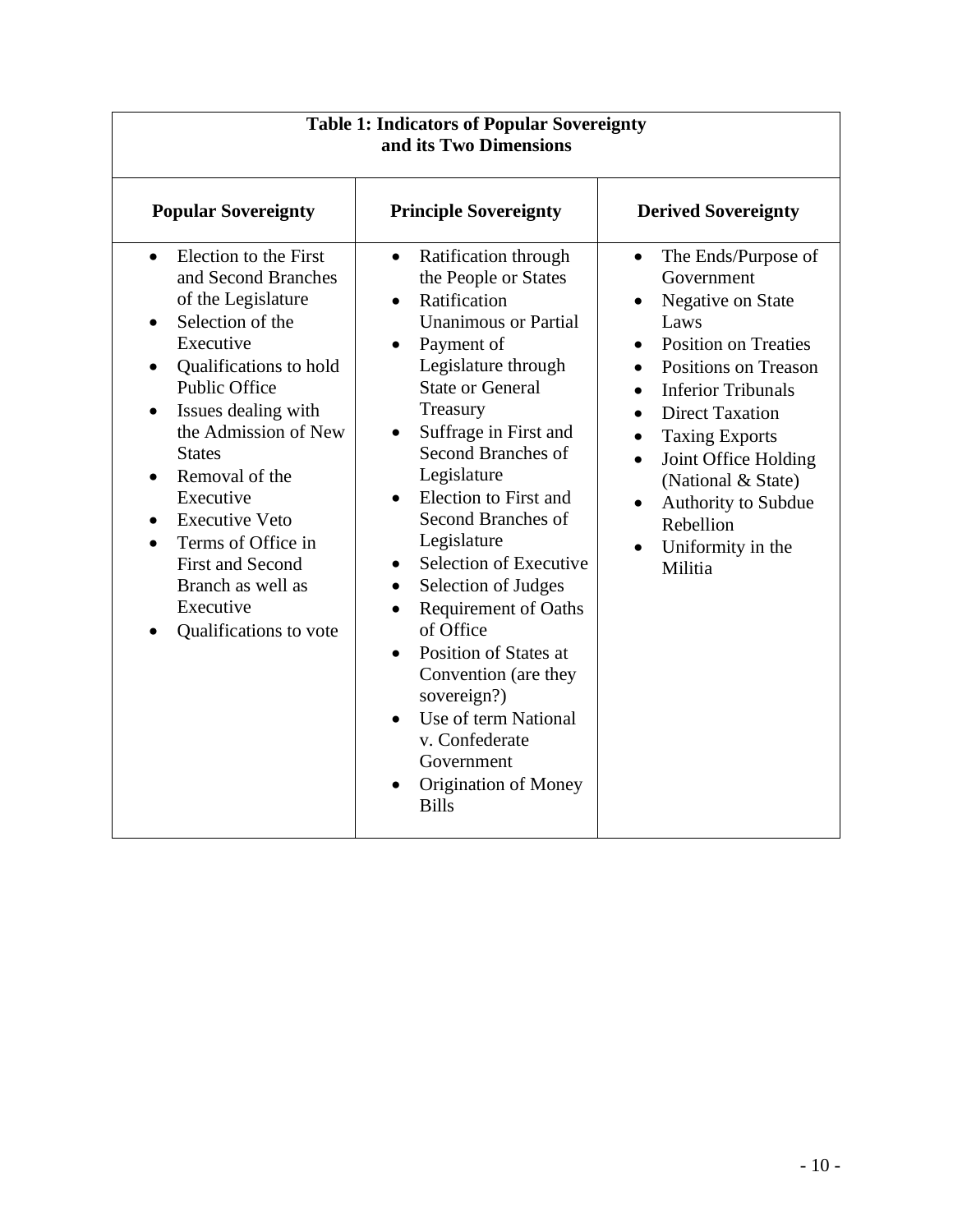**Table 1: Indicators of Popular Sovereignty and its Two Dimensions**

| Popular Sovereignty | Principle Sovereignty | Derived Sovereignty |
|---|---|---|
| • Election to the First and Second Branches of the Legislature<br>• Selection of the Executive<br>• Qualifications to hold Public Office<br>• Issues dealing with the Admission of New States<br>• Removal of the Executive<br>• Executive Veto<br>• Terms of Office in First and Second Branch as well as Executive<br>• Qualifications to vote | • Ratification through the People or States<br>• Ratification Unanimous or Partial<br>• Payment of Legislature through State or General Treasury<br>• Suffrage in First and Second Branches of Legislature<br>• Election to First and Second Branches of Legislature<br>• Selection of Executive<br>• Selection of Judges<br>• Requirement of Oaths of Office<br>• Position of States at Convention (are they sovereign?)<br>• Use of term National v. Confederate Government<br>• Origination of Money Bills | • The Ends/Purpose of Government<br>• Negative on State Laws<br>• Position on Treaties<br>• Positions on Treason<br>• Inferior Tribunals<br>• Direct Taxation<br>• Taxing Exports<br>• Joint Office Holding (National & State)<br>• Authority to Subdue Rebellion<br>• Uniformity in the Militia |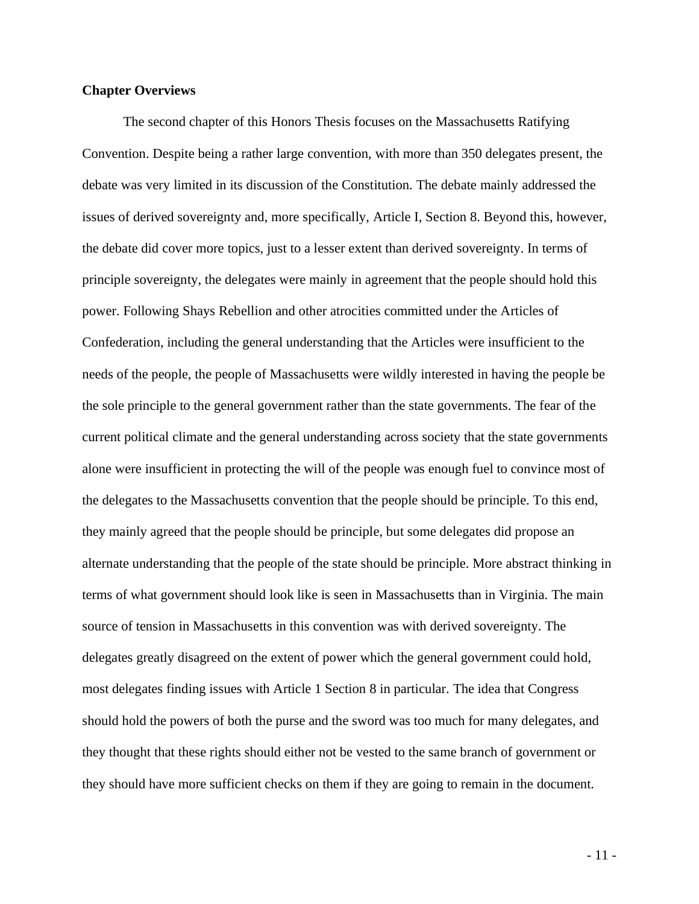**Chapter Overviews**

The second chapter of this Honors Thesis focuses on the Massachusetts Ratifying Convention. Despite being a rather large convention, with more than 350 delegates present, the debate was very limited in its discussion of the Constitution. The debate mainly addressed the issues of derived sovereignty and, more specifically, Article I, Section 8. Beyond this, however, the debate did cover more topics, just to a lesser extent than derived sovereignty. In terms of principle sovereignty, the delegates were mainly in agreement that the people should hold this power. Following Shays Rebellion and other atrocities committed under the Articles of Confederation, including the general understanding that the Articles were insufficient to the needs of the people, the people of Massachusetts were wildly interested in having the people be the sole principle to the general government rather than the state governments. The fear of the current political climate and the general understanding across society that the state governments alone were insufficient in protecting the will of the people was enough fuel to convince most of the delegates to the Massachusetts convention that the people should be principle. To this end, they mainly agreed that the people should be principle, but some delegates did propose an alternate understanding that the people of the state should be principle. More abstract thinking in terms of what government should look like is seen in Massachusetts than in Virginia. The main source of tension in Massachusetts in this convention was with derived sovereignty. The delegates greatly disagreed on the extent of power which the general government could hold, most delegates finding issues with Article 1 Section 8 in particular. The idea that Congress should hold the powers of both the purse and the sword was too much for many delegates, and they thought that these rights should either not be vested to the same branch of government or they should have more sufficient checks on them if they are going to remain in the document.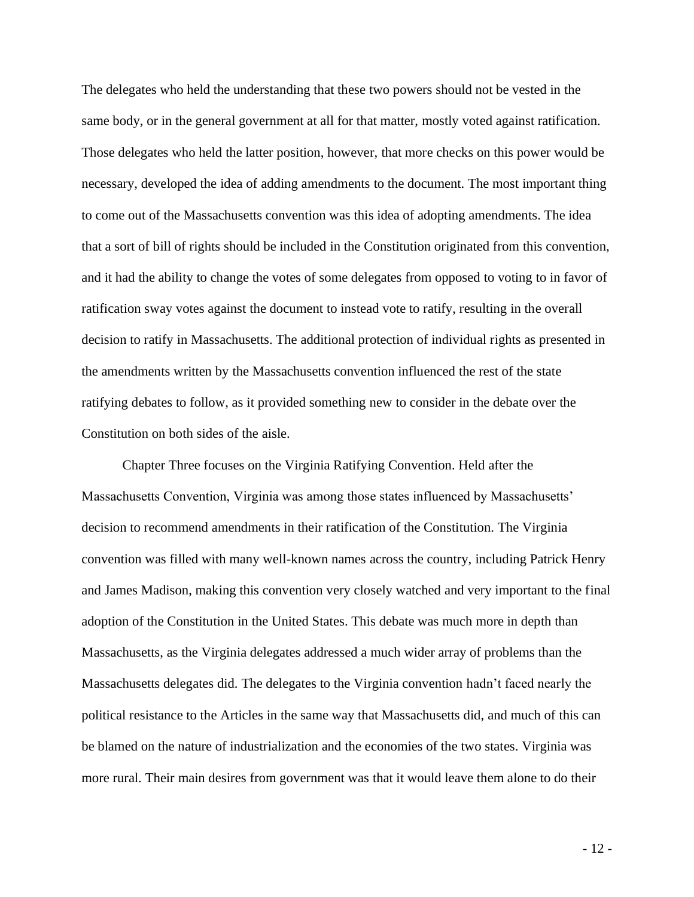The delegates who held the understanding that these two powers should not be vested in the same body, or in the general government at all for that matter, mostly voted against ratification. Those delegates who held the latter position, however, that more checks on this power would be necessary, developed the idea of adding amendments to the document. The most important thing to come out of the Massachusetts convention was this idea of adopting amendments. The idea that a sort of bill of rights should be included in the Constitution originated from this convention, and it had the ability to change the votes of some delegates from opposed to voting to in favor of ratification sway votes against the document to instead vote to ratify, resulting in the overall decision to ratify in Massachusetts. The additional protection of individual rights as presented in the amendments written by the Massachusetts convention influenced the rest of the state ratifying debates to follow, as it provided something new to consider in the debate over the Constitution on both sides of the aisle.

Chapter Three focuses on the Virginia Ratifying Convention. Held after the Massachusetts Convention, Virginia was among those states influenced by Massachusetts' decision to recommend amendments in their ratification of the Constitution. The Virginia convention was filled with many well-known names across the country, including Patrick Henry and James Madison, making this convention very closely watched and very important to the final adoption of the Constitution in the United States. This debate was much more in depth than Massachusetts, as the Virginia delegates addressed a much wider array of problems than the Massachusetts delegates did. The delegates to the Virginia convention hadn't faced nearly the political resistance to the Articles in the same way that Massachusetts did, and much of this can be blamed on the nature of industrialization and the economies of the two states. Virginia was more rural. Their main desires from government was that it would leave them alone to do their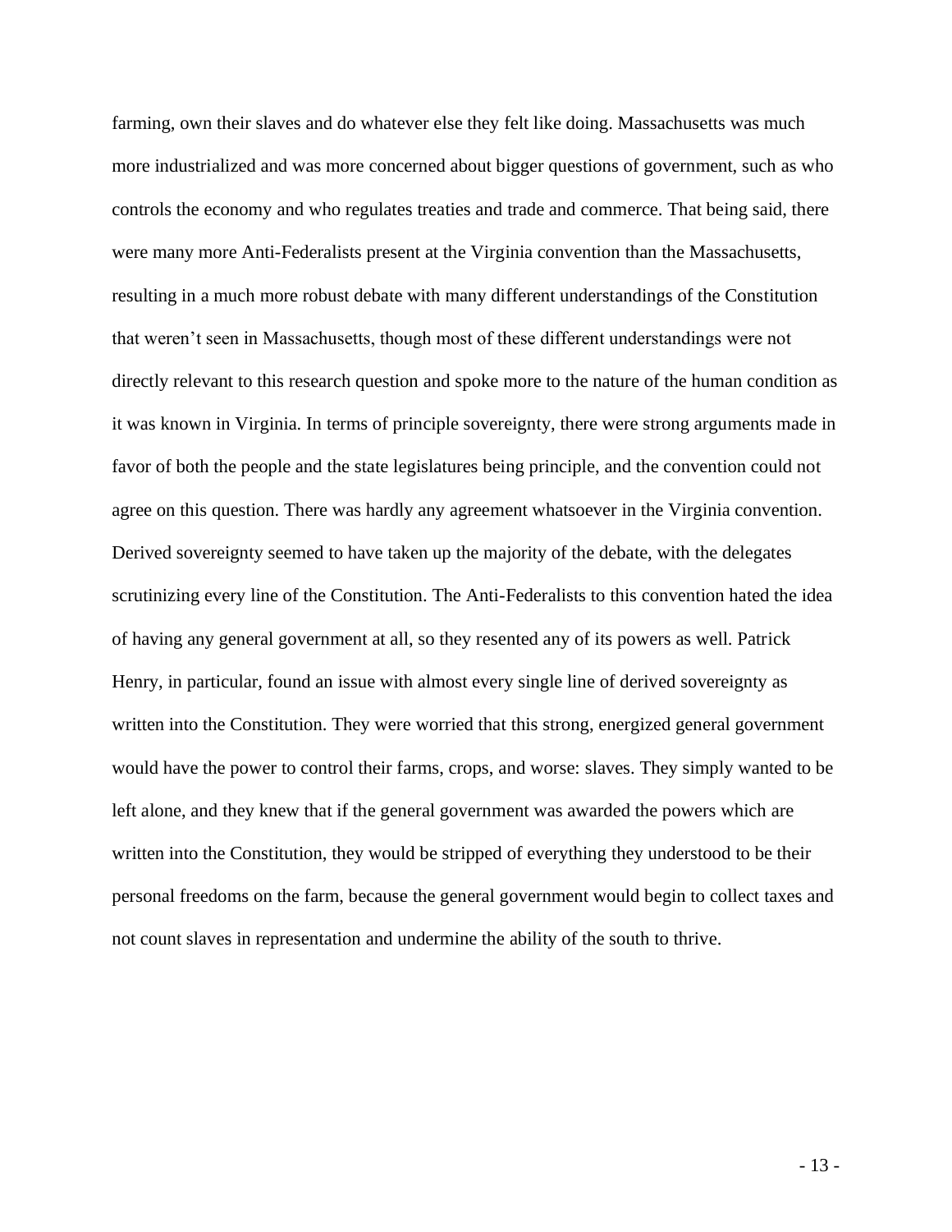farming, own their slaves and do whatever else they felt like doing. Massachusetts was much more industrialized and was more concerned about bigger questions of government, such as who controls the economy and who regulates treaties and trade and commerce. That being said, there were many more Anti-Federalists present at the Virginia convention than the Massachusetts, resulting in a much more robust debate with many different understandings of the Constitution that weren't seen in Massachusetts, though most of these different understandings were not directly relevant to this research question and spoke more to the nature of the human condition as it was known in Virginia. In terms of principle sovereignty, there were strong arguments made in favor of both the people and the state legislatures being principle, and the convention could not agree on this question. There was hardly any agreement whatsoever in the Virginia convention. Derived sovereignty seemed to have taken up the majority of the debate, with the delegates scrutinizing every line of the Constitution. The Anti-Federalists to this convention hated the idea of having any general government at all, so they resented any of its powers as well. Patrick Henry, in particular, found an issue with almost every single line of derived sovereignty as written into the Constitution. They were worried that this strong, energized general government would have the power to control their farms, crops, and worse: slaves. They simply wanted to be left alone, and they knew that if the general government was awarded the powers which are written into the Constitution, they would be stripped of everything they understood to be their personal freedoms on the farm, because the general government would begin to collect taxes and not count slaves in representation and undermine the ability of the south to thrive.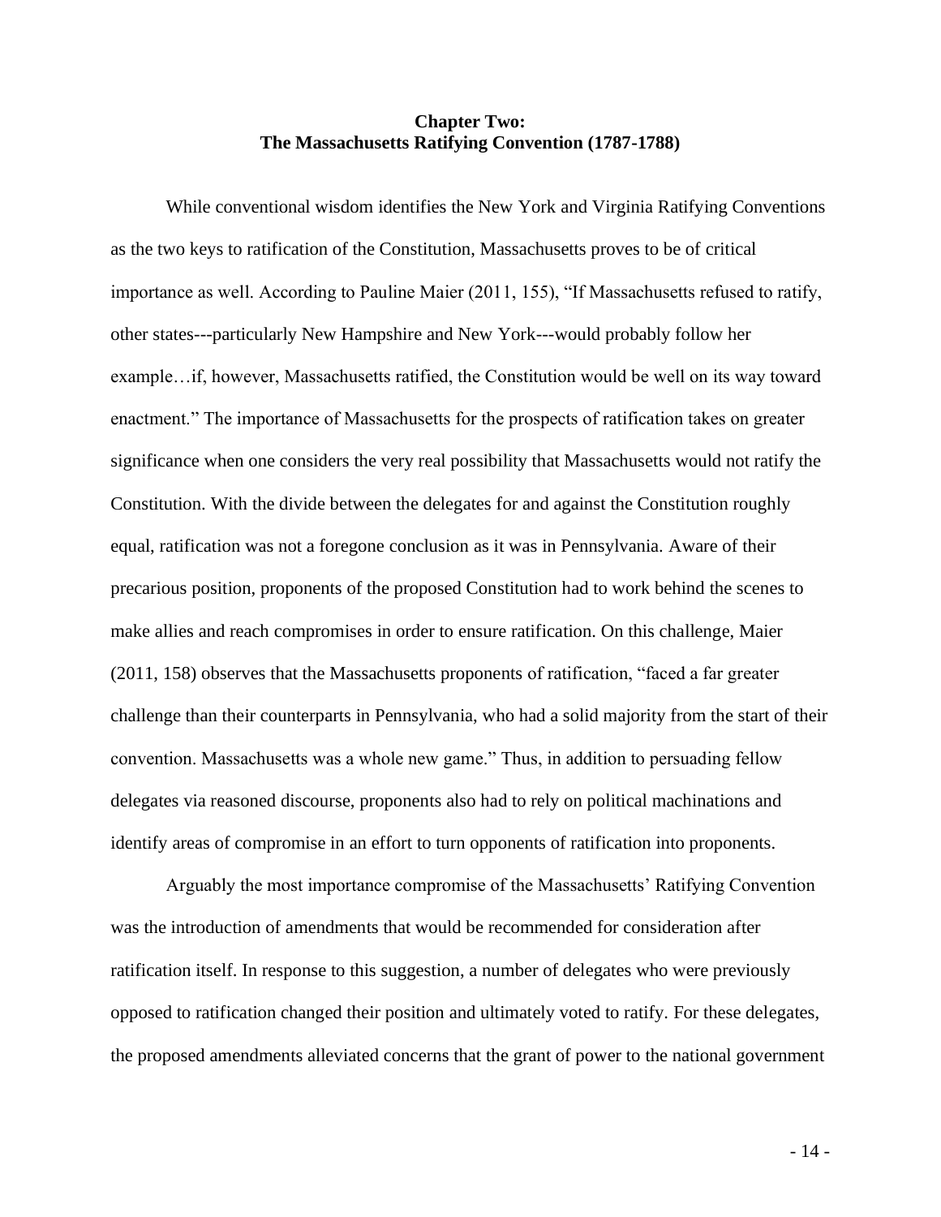**Chapter Two:**
**The Massachusetts Ratifying Convention (1787-1788)**

While conventional wisdom identifies the New York and Virginia Ratifying Conventions as the two keys to ratification of the Constitution, Massachusetts proves to be of critical importance as well. According to Pauline Maier (2011, 155), "If Massachusetts refused to ratify, other states---particularly New Hampshire and New York---would probably follow her example…if, however, Massachusetts ratified, the Constitution would be well on its way toward enactment." The importance of Massachusetts for the prospects of ratification takes on greater significance when one considers the very real possibility that Massachusetts would not ratify the Constitution. With the divide between the delegates for and against the Constitution roughly equal, ratification was not a foregone conclusion as it was in Pennsylvania. Aware of their precarious position, proponents of the proposed Constitution had to work behind the scenes to make allies and reach compromises in order to ensure ratification. On this challenge, Maier (2011, 158) observes that the Massachusetts proponents of ratification, "faced a far greater challenge than their counterparts in Pennsylvania, who had a solid majority from the start of their convention. Massachusetts was a whole new game." Thus, in addition to persuading fellow delegates via reasoned discourse, proponents also had to rely on political machinations and identify areas of compromise in an effort to turn opponents of ratification into proponents.

Arguably the most importance compromise of the Massachusetts' Ratifying Convention was the introduction of amendments that would be recommended for consideration after ratification itself. In response to this suggestion, a number of delegates who were previously opposed to ratification changed their position and ultimately voted to ratify. For these delegates, the proposed amendments alleviated concerns that the grant of power to the national government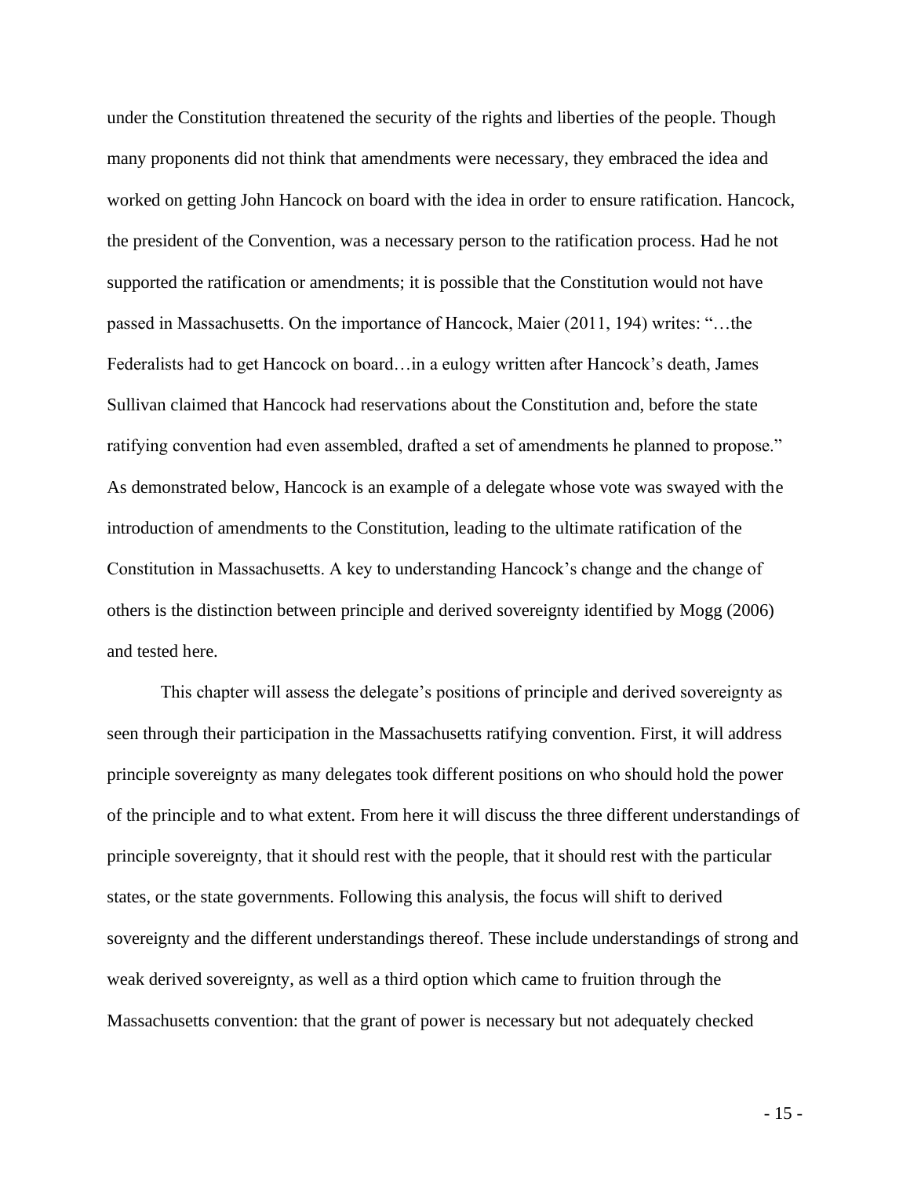under the Constitution threatened the security of the rights and liberties of the people. Though many proponents did not think that amendments were necessary, they embraced the idea and worked on getting John Hancock on board with the idea in order to ensure ratification. Hancock, the president of the Convention, was a necessary person to the ratification process. Had he not supported the ratification or amendments; it is possible that the Constitution would not have passed in Massachusetts. On the importance of Hancock, Maier (2011, 194) writes: "…the Federalists had to get Hancock on board…in a eulogy written after Hancock's death, James Sullivan claimed that Hancock had reservations about the Constitution and, before the state ratifying convention had even assembled, drafted a set of amendments he planned to propose." As demonstrated below, Hancock is an example of a delegate whose vote was swayed with the introduction of amendments to the Constitution, leading to the ultimate ratification of the Constitution in Massachusetts. A key to understanding Hancock's change and the change of others is the distinction between principle and derived sovereignty identified by Mogg (2006) and tested here.

This chapter will assess the delegate's positions of principle and derived sovereignty as seen through their participation in the Massachusetts ratifying convention. First, it will address principle sovereignty as many delegates took different positions on who should hold the power of the principle and to what extent. From here it will discuss the three different understandings of principle sovereignty, that it should rest with the people, that it should rest with the particular states, or the state governments. Following this analysis, the focus will shift to derived sovereignty and the different understandings thereof. These include understandings of strong and weak derived sovereignty, as well as a third option which came to fruition through the Massachusetts convention: that the grant of power is necessary but not adequately checked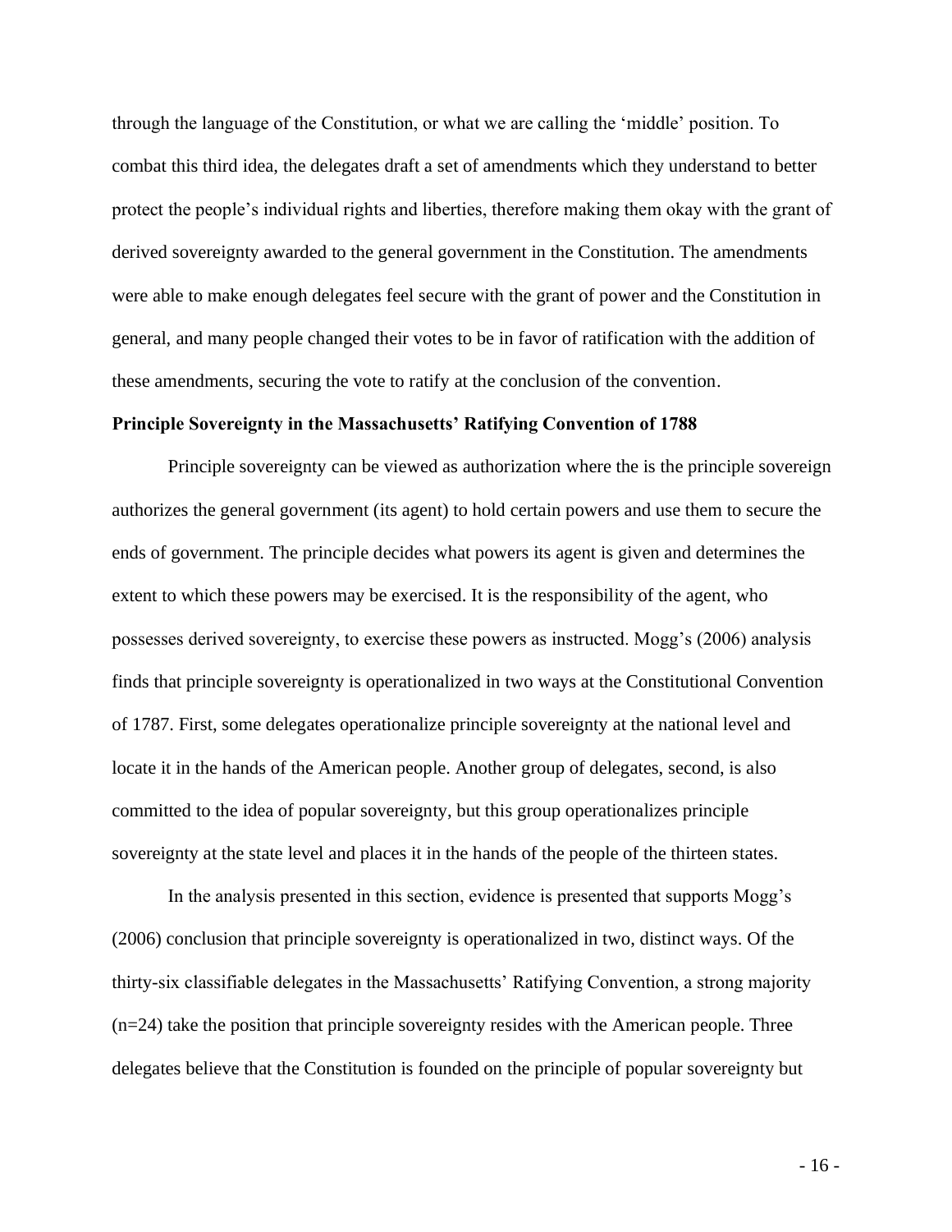through the language of the Constitution, or what we are calling the 'middle' position. To combat this third idea, the delegates draft a set of amendments which they understand to better protect the people's individual rights and liberties, therefore making them okay with the grant of derived sovereignty awarded to the general government in the Constitution. The amendments were able to make enough delegates feel secure with the grant of power and the Constitution in general, and many people changed their votes to be in favor of ratification with the addition of these amendments, securing the vote to ratify at the conclusion of the convention.

**Principle Sovereignty in the Massachusetts' Ratifying Convention of 1788**

Principle sovereignty can be viewed as authorization where the is the principle sovereign authorizes the general government (its agent) to hold certain powers and use them to secure the ends of government. The principle decides what powers its agent is given and determines the extent to which these powers may be exercised. It is the responsibility of the agent, who possesses derived sovereignty, to exercise these powers as instructed. Mogg's (2006) analysis finds that principle sovereignty is operationalized in two ways at the Constitutional Convention of 1787. First, some delegates operationalize principle sovereignty at the national level and locate it in the hands of the American people. Another group of delegates, second, is also committed to the idea of popular sovereignty, but this group operationalizes principle sovereignty at the state level and places it in the hands of the people of the thirteen states.

In the analysis presented in this section, evidence is presented that supports Mogg's (2006) conclusion that principle sovereignty is operationalized in two, distinct ways. Of the thirty-six classifiable delegates in the Massachusetts' Ratifying Convention, a strong majority (n=24) take the position that principle sovereignty resides with the American people. Three delegates believe that the Constitution is founded on the principle of popular sovereignty but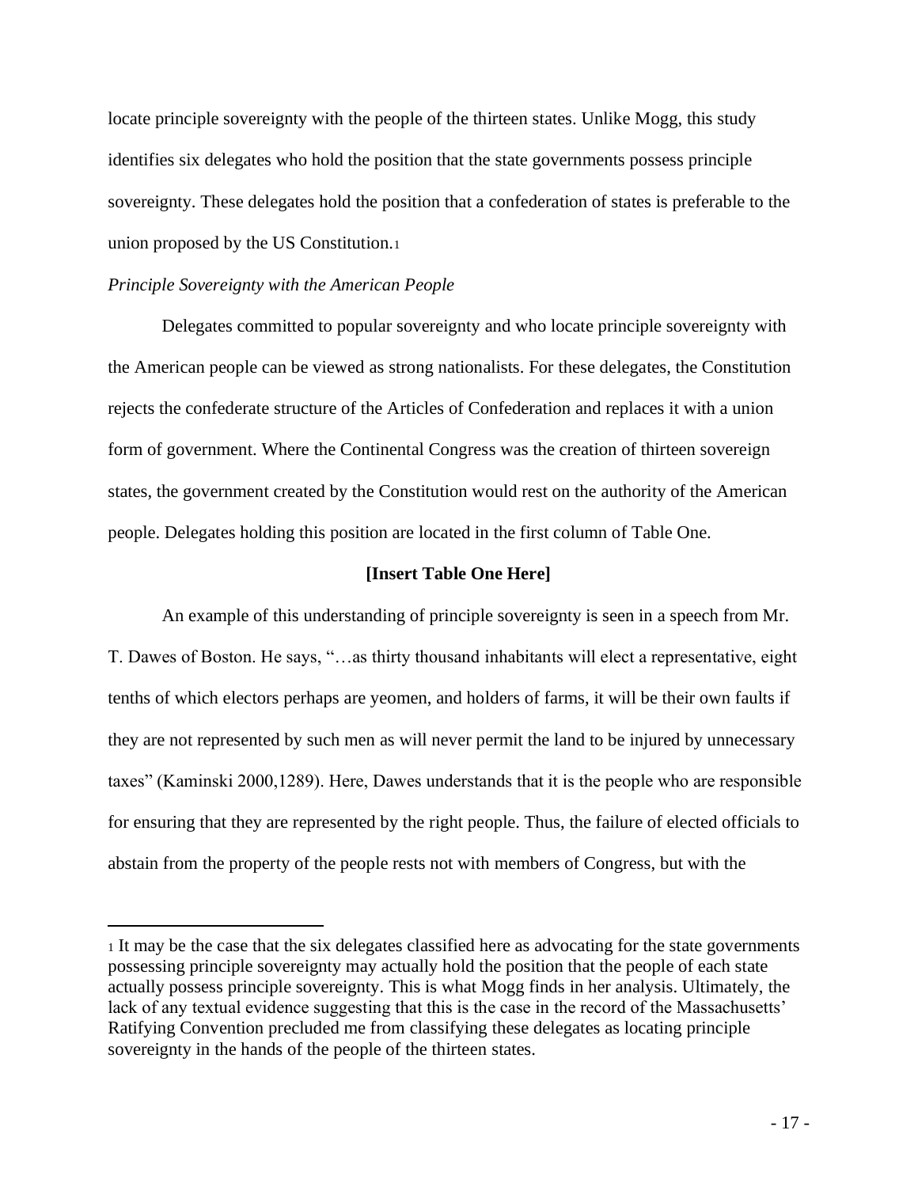locate principle sovereignty with the people of the thirteen states. Unlike Mogg, this study identifies six delegates who hold the position that the state governments possess principle sovereignty. These delegates hold the position that a confederation of states is preferable to the union proposed by the US Constitution.[1]

*Principle Sovereignty with the American People*

Delegates committed to popular sovereignty and who locate principle sovereignty with the American people can be viewed as strong nationalists. For these delegates, the Constitution rejects the confederate structure of the Articles of Confederation and replaces it with a union form of government. Where the Continental Congress was the creation of thirteen sovereign states, the government created by the Constitution would rest on the authority of the American people. Delegates holding this position are located in the first column of Table One.

**[Insert Table One Here]**

An example of this understanding of principle sovereignty is seen in a speech from Mr. T. Dawes of Boston. He says, "…as thirty thousand inhabitants will elect a representative, eight tenths of which electors perhaps are yeomen, and holders of farms, it will be their own faults if they are not represented by such men as will never permit the land to be injured by unnecessary taxes" (Kaminski 2000,1289). Here, Dawes understands that it is the people who are responsible for ensuring that they are represented by the right people. Thus, the failure of elected officials to abstain from the property of the people rests not with members of Congress, but with the

---

[1] It may be the case that the six delegates classified here as advocating for the state governments possessing principle sovereignty may actually hold the position that the people of each state actually possess principle sovereignty. This is what Mogg finds in her analysis. Ultimately, the lack of any textual evidence suggesting that this is the case in the record of the Massachusetts' Ratifying Convention precluded me from classifying these delegates as locating principle sovereignty in the hands of the people of the thirteen states.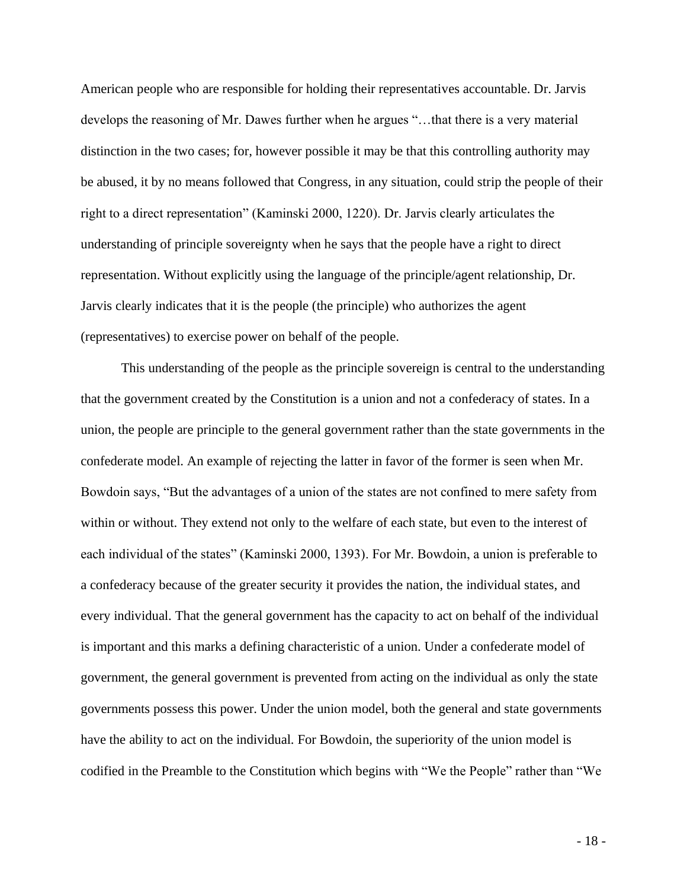American people who are responsible for holding their representatives accountable. Dr. Jarvis develops the reasoning of Mr. Dawes further when he argues "…that there is a very material distinction in the two cases; for, however possible it may be that this controlling authority may be abused, it by no means followed that Congress, in any situation, could strip the people of their right to a direct representation" (Kaminski 2000, 1220). Dr. Jarvis clearly articulates the understanding of principle sovereignty when he says that the people have a right to direct representation. Without explicitly using the language of the principle/agent relationship, Dr. Jarvis clearly indicates that it is the people (the principle) who authorizes the agent (representatives) to exercise power on behalf of the people.

This understanding of the people as the principle sovereign is central to the understanding that the government created by the Constitution is a union and not a confederacy of states. In a union, the people are principle to the general government rather than the state governments in the confederate model. An example of rejecting the latter in favor of the former is seen when Mr. Bowdoin says, "But the advantages of a union of the states are not confined to mere safety from within or without. They extend not only to the welfare of each state, but even to the interest of each individual of the states" (Kaminski 2000, 1393). For Mr. Bowdoin, a union is preferable to a confederacy because of the greater security it provides the nation, the individual states, and every individual. That the general government has the capacity to act on behalf of the individual is important and this marks a defining characteristic of a union. Under a confederate model of government, the general government is prevented from acting on the individual as only the state governments possess this power. Under the union model, both the general and state governments have the ability to act on the individual. For Bowdoin, the superiority of the union model is codified in the Preamble to the Constitution which begins with "We the People" rather than "We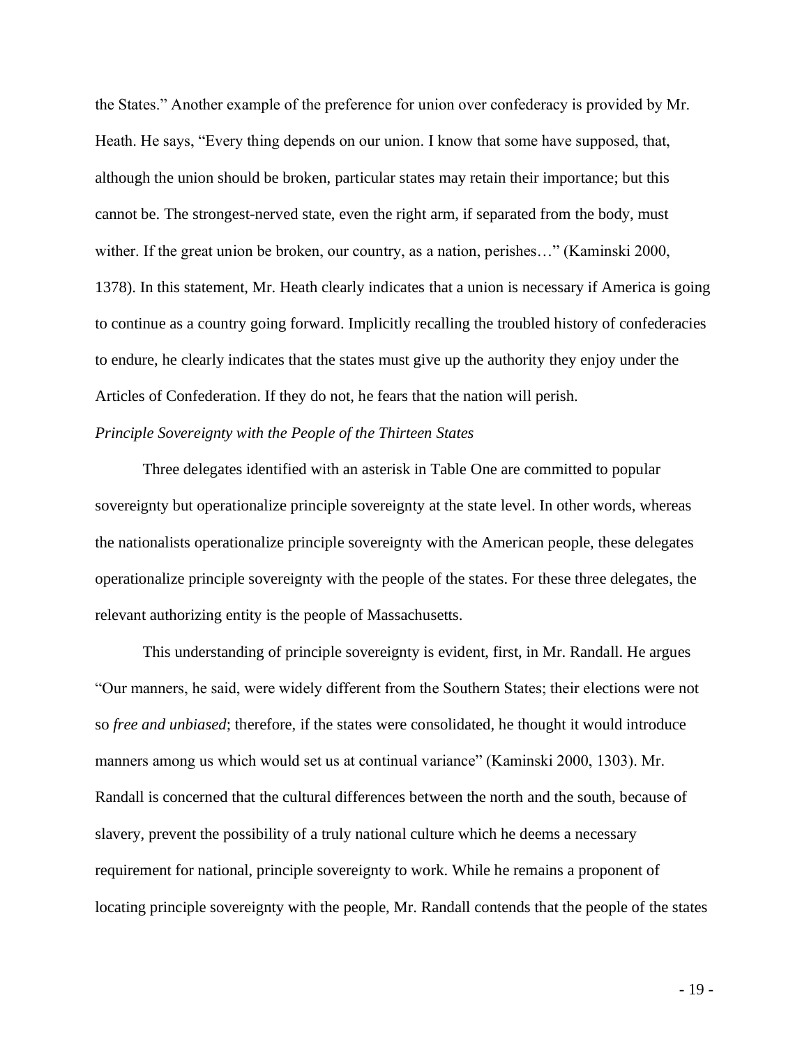the States." Another example of the preference for union over confederacy is provided by Mr. Heath. He says, "Every thing depends on our union. I know that some have supposed, that, although the union should be broken, particular states may retain their importance; but this cannot be. The strongest-nerved state, even the right arm, if separated from the body, must wither. If the great union be broken, our country, as a nation, perishes…" (Kaminski 2000, 1378). In this statement, Mr. Heath clearly indicates that a union is necessary if America is going to continue as a country going forward. Implicitly recalling the troubled history of confederacies to endure, he clearly indicates that the states must give up the authority they enjoy under the Articles of Confederation. If they do not, he fears that the nation will perish.

*Principle Sovereignty with the People of the Thirteen States*

Three delegates identified with an asterisk in Table One are committed to popular sovereignty but operationalize principle sovereignty at the state level. In other words, whereas the nationalists operationalize principle sovereignty with the American people, these delegates operationalize principle sovereignty with the people of the states. For these three delegates, the relevant authorizing entity is the people of Massachusetts.

This understanding of principle sovereignty is evident, first, in Mr. Randall. He argues "Our manners, he said, were widely different from the Southern States; their elections were not so *free and unbiased*; therefore, if the states were consolidated, he thought it would introduce manners among us which would set us at continual variance" (Kaminski 2000, 1303). Mr. Randall is concerned that the cultural differences between the north and the south, because of slavery, prevent the possibility of a truly national culture which he deems a necessary requirement for national, principle sovereignty to work. While he remains a proponent of locating principle sovereignty with the people, Mr. Randall contends that the people of the states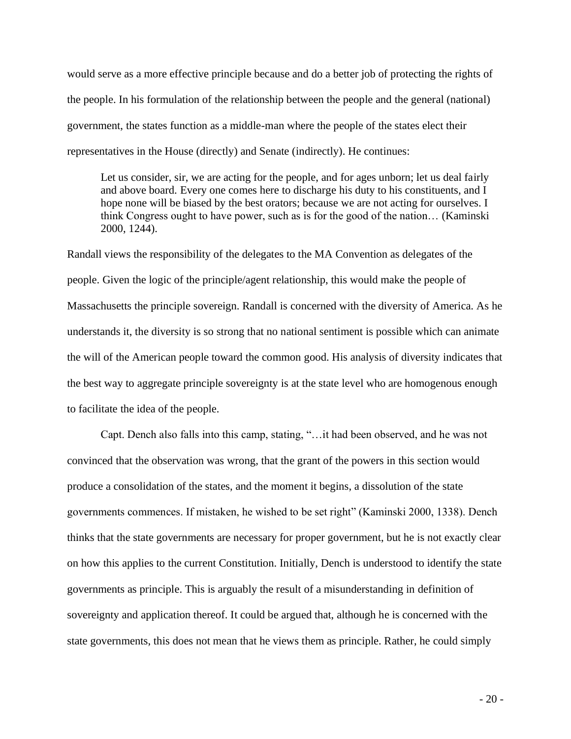would serve as a more effective principle because and do a better job of protecting the rights of the people. In his formulation of the relationship between the people and the general (national) government, the states function as a middle-man where the people of the states elect their representatives in the House (directly) and Senate (indirectly). He continues:

> Let us consider, sir, we are acting for the people, and for ages unborn; let us deal fairly and above board. Every one comes here to discharge his duty to his constituents, and I hope none will be biased by the best orators; because we are not acting for ourselves. I think Congress ought to have power, such as is for the good of the nation… (Kaminski 2000, 1244).

Randall views the responsibility of the delegates to the MA Convention as delegates of the people. Given the logic of the principle/agent relationship, this would make the people of Massachusetts the principle sovereign. Randall is concerned with the diversity of America. As he understands it, the diversity is so strong that no national sentiment is possible which can animate the will of the American people toward the common good. His analysis of diversity indicates that the best way to aggregate principle sovereignty is at the state level who are homogenous enough to facilitate the idea of the people.

Capt. Dench also falls into this camp, stating, "…it had been observed, and he was not convinced that the observation was wrong, that the grant of the powers in this section would produce a consolidation of the states, and the moment it begins, a dissolution of the state governments commences. If mistaken, he wished to be set right" (Kaminski 2000, 1338). Dench thinks that the state governments are necessary for proper government, but he is not exactly clear on how this applies to the current Constitution. Initially, Dench is understood to identify the state governments as principle. This is arguably the result of a misunderstanding in definition of sovereignty and application thereof. It could be argued that, although he is concerned with the state governments, this does not mean that he views them as principle. Rather, he could simply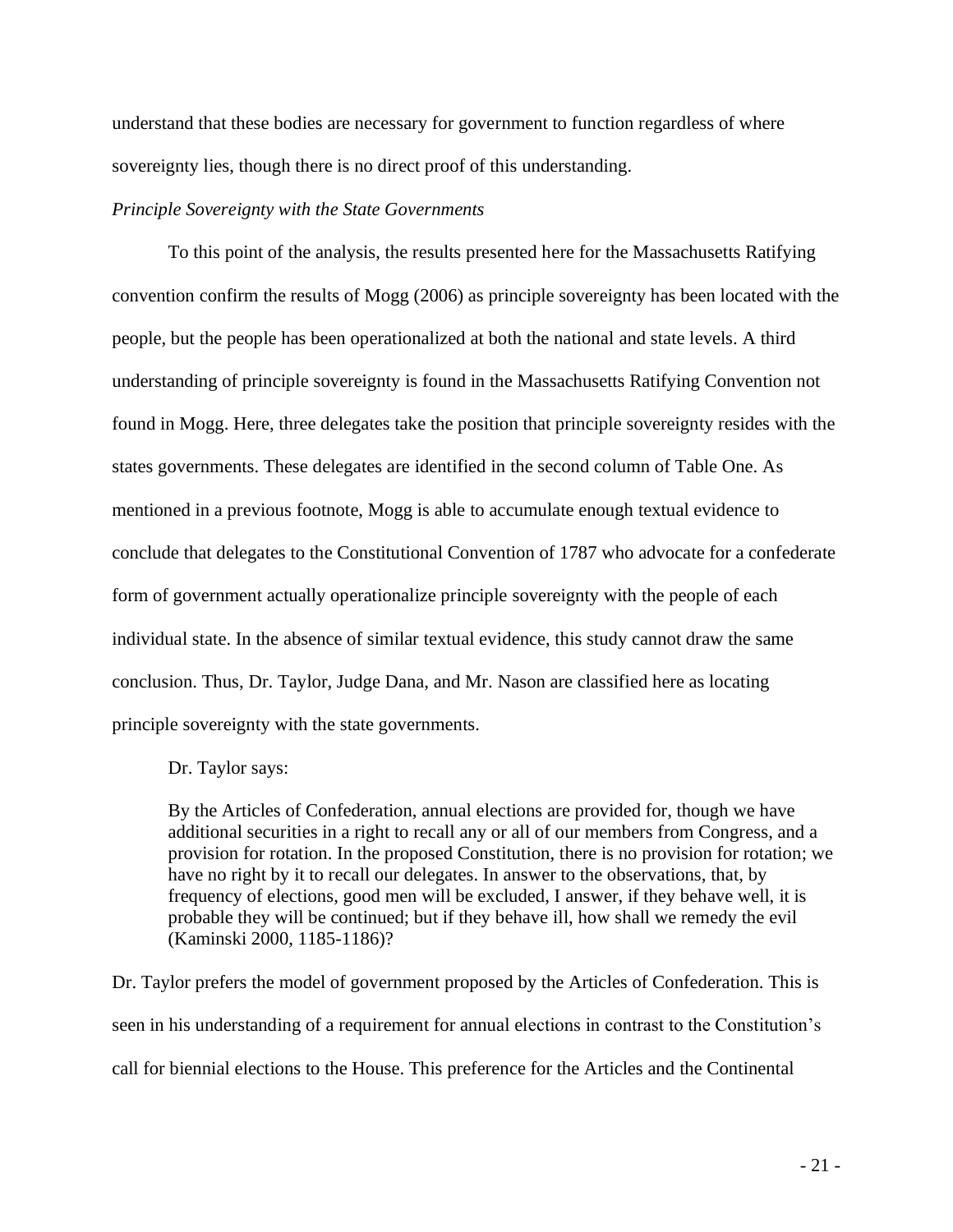understand that these bodies are necessary for government to function regardless of where sovereignty lies, though there is no direct proof of this understanding.

*Principle Sovereignty with the State Governments*

To this point of the analysis, the results presented here for the Massachusetts Ratifying convention confirm the results of Mogg (2006) as principle sovereignty has been located with the people, but the people has been operationalized at both the national and state levels. A third understanding of principle sovereignty is found in the Massachusetts Ratifying Convention not found in Mogg. Here, three delegates take the position that principle sovereignty resides with the states governments. These delegates are identified in the second column of Table One. As mentioned in a previous footnote, Mogg is able to accumulate enough textual evidence to conclude that delegates to the Constitutional Convention of 1787 who advocate for a confederate form of government actually operationalize principle sovereignty with the people of each individual state. In the absence of similar textual evidence, this study cannot draw the same conclusion. Thus, Dr. Taylor, Judge Dana, and Mr. Nason are classified here as locating principle sovereignty with the state governments.

Dr. Taylor says:

> By the Articles of Confederation, annual elections are provided for, though we have additional securities in a right to recall any or all of our members from Congress, and a provision for rotation. In the proposed Constitution, there is no provision for rotation; we have no right by it to recall our delegates. In answer to the observations, that, by frequency of elections, good men will be excluded, I answer, if they behave well, it is probable they will be continued; but if they behave ill, how shall we remedy the evil (Kaminski 2000, 1185-1186)?

Dr. Taylor prefers the model of government proposed by the Articles of Confederation. This is seen in his understanding of a requirement for annual elections in contrast to the Constitution's call for biennial elections to the House. This preference for the Articles and the Continental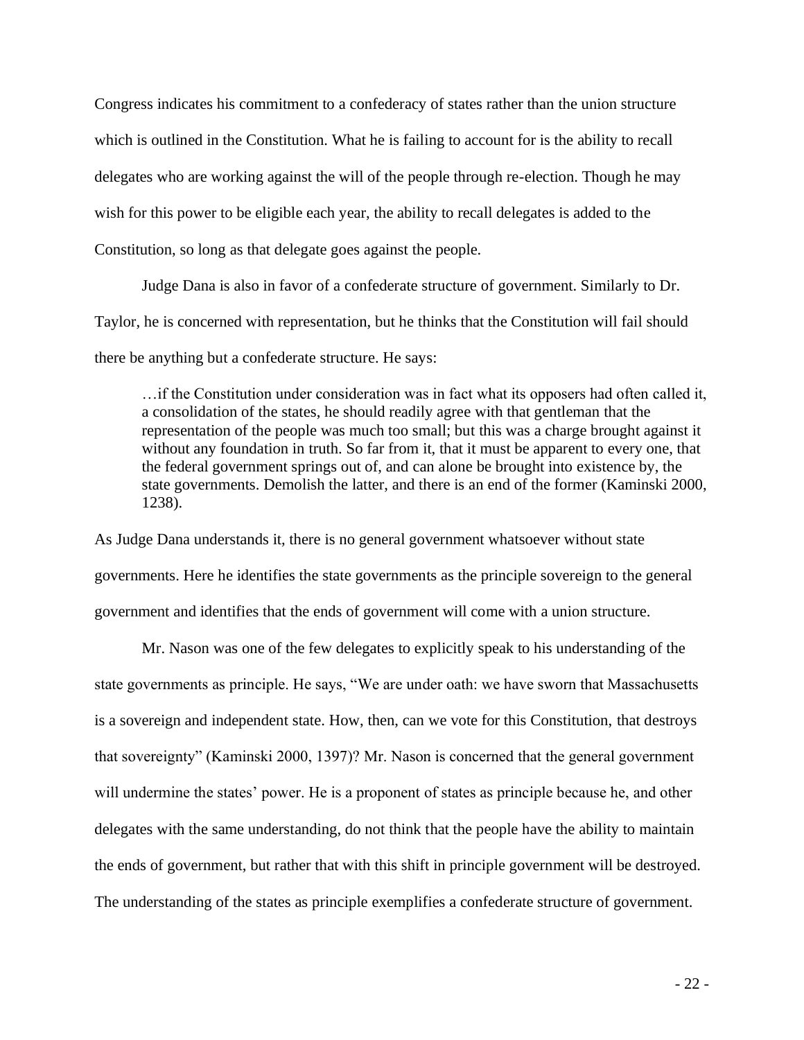Congress indicates his commitment to a confederacy of states rather than the union structure which is outlined in the Constitution. What he is failing to account for is the ability to recall delegates who are working against the will of the people through re-election. Though he may wish for this power to be eligible each year, the ability to recall delegates is added to the Constitution, so long as that delegate goes against the people.

Judge Dana is also in favor of a confederate structure of government. Similarly to Dr. Taylor, he is concerned with representation, but he thinks that the Constitution will fail should there be anything but a confederate structure. He says:

> …if the Constitution under consideration was in fact what its opposers had often called it, a consolidation of the states, he should readily agree with that gentleman that the representation of the people was much too small; but this was a charge brought against it without any foundation in truth. So far from it, that it must be apparent to every one, that the federal government springs out of, and can alone be brought into existence by, the state governments. Demolish the latter, and there is an end of the former (Kaminski 2000, 1238).

As Judge Dana understands it, there is no general government whatsoever without state governments. Here he identifies the state governments as the principle sovereign to the general government and identifies that the ends of government will come with a union structure.

Mr. Nason was one of the few delegates to explicitly speak to his understanding of the state governments as principle. He says, "We are under oath: we have sworn that Massachusetts is a sovereign and independent state. How, then, can we vote for this Constitution, that destroys that sovereignty" (Kaminski 2000, 1397)? Mr. Nason is concerned that the general government will undermine the states' power. He is a proponent of states as principle because he, and other delegates with the same understanding, do not think that the people have the ability to maintain the ends of government, but rather that with this shift in principle government will be destroyed. The understanding of the states as principle exemplifies a confederate structure of government.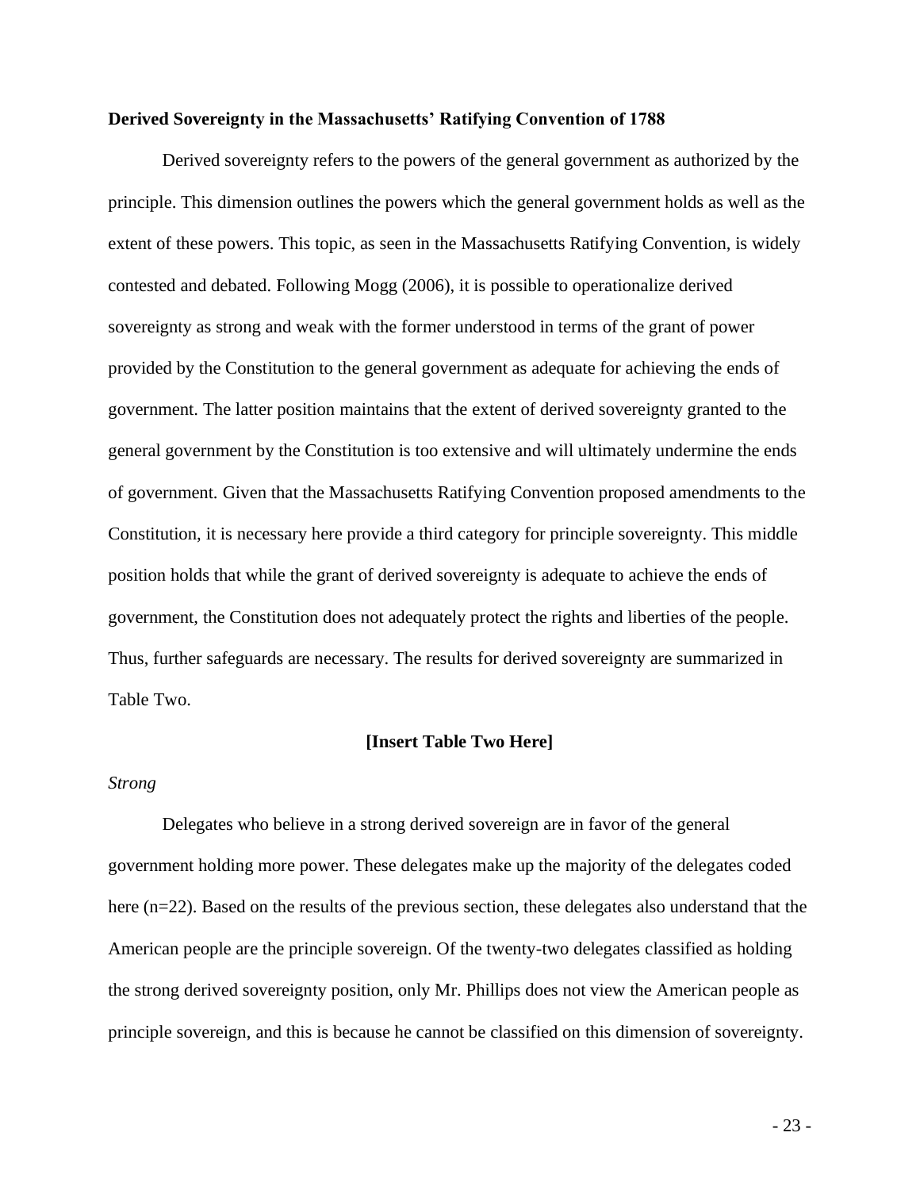**Derived Sovereignty in the Massachusetts' Ratifying Convention of 1788**

Derived sovereignty refers to the powers of the general government as authorized by the principle. This dimension outlines the powers which the general government holds as well as the extent of these powers. This topic, as seen in the Massachusetts Ratifying Convention, is widely contested and debated. Following Mogg (2006), it is possible to operationalize derived sovereignty as strong and weak with the former understood in terms of the grant of power provided by the Constitution to the general government as adequate for achieving the ends of government. The latter position maintains that the extent of derived sovereignty granted to the general government by the Constitution is too extensive and will ultimately undermine the ends of government. Given that the Massachusetts Ratifying Convention proposed amendments to the Constitution, it is necessary here provide a third category for principle sovereignty. This middle position holds that while the grant of derived sovereignty is adequate to achieve the ends of government, the Constitution does not adequately protect the rights and liberties of the people. Thus, further safeguards are necessary. The results for derived sovereignty are summarized in Table Two.

**[Insert Table Two Here]**

*Strong*

Delegates who believe in a strong derived sovereign are in favor of the general government holding more power. These delegates make up the majority of the delegates coded here (n=22). Based on the results of the previous section, these delegates also understand that the American people are the principle sovereign. Of the twenty-two delegates classified as holding the strong derived sovereignty position, only Mr. Phillips does not view the American people as principle sovereign, and this is because he cannot be classified on this dimension of sovereignty.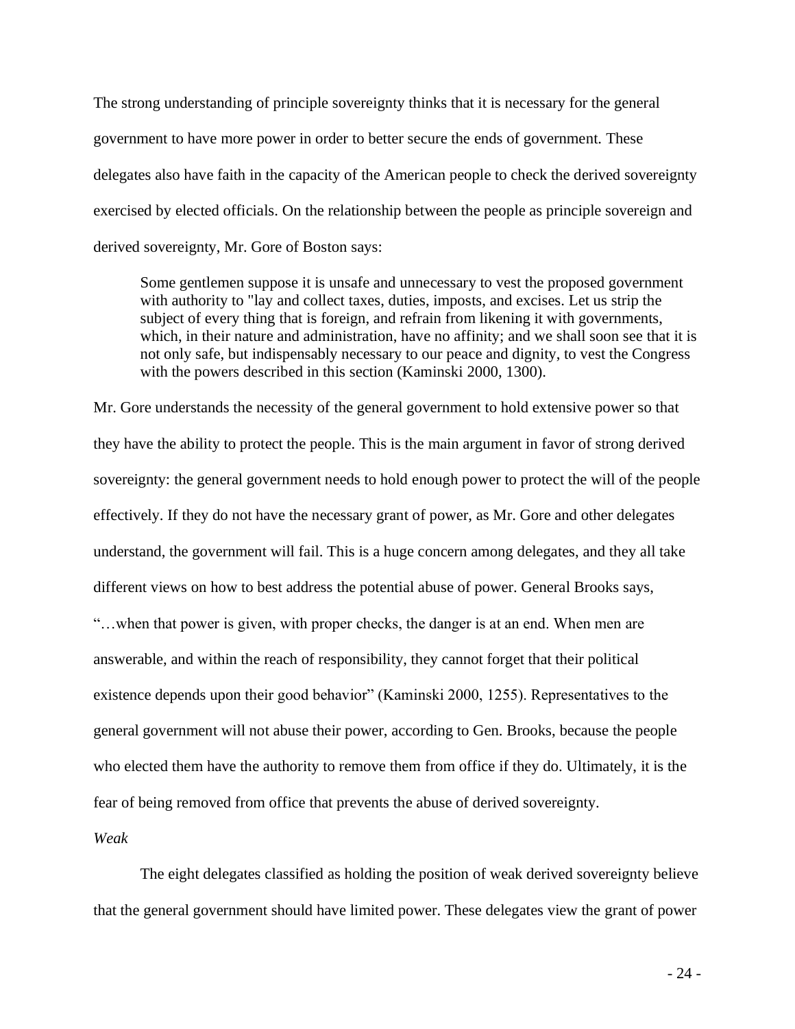The strong understanding of principle sovereignty thinks that it is necessary for the general government to have more power in order to better secure the ends of government. These delegates also have faith in the capacity of the American people to check the derived sovereignty exercised by elected officials. On the relationship between the people as principle sovereign and derived sovereignty, Mr. Gore of Boston says:

> Some gentlemen suppose it is unsafe and unnecessary to vest the proposed government with authority to "lay and collect taxes, duties, imposts, and excises. Let us strip the subject of every thing that is foreign, and refrain from likening it with governments, which, in their nature and administration, have no affinity; and we shall soon see that it is not only safe, but indispensably necessary to our peace and dignity, to vest the Congress with the powers described in this section (Kaminski 2000, 1300).

Mr. Gore understands the necessity of the general government to hold extensive power so that they have the ability to protect the people. This is the main argument in favor of strong derived sovereignty: the general government needs to hold enough power to protect the will of the people effectively. If they do not have the necessary grant of power, as Mr. Gore and other delegates understand, the government will fail. This is a huge concern among delegates, and they all take different views on how to best address the potential abuse of power. General Brooks says, "…when that power is given, with proper checks, the danger is at an end. When men are answerable, and within the reach of responsibility, they cannot forget that their political existence depends upon their good behavior" (Kaminski 2000, 1255). Representatives to the general government will not abuse their power, according to Gen. Brooks, because the people who elected them have the authority to remove them from office if they do. Ultimately, it is the fear of being removed from office that prevents the abuse of derived sovereignty.

*Weak*

The eight delegates classified as holding the position of weak derived sovereignty believe that the general government should have limited power. These delegates view the grant of power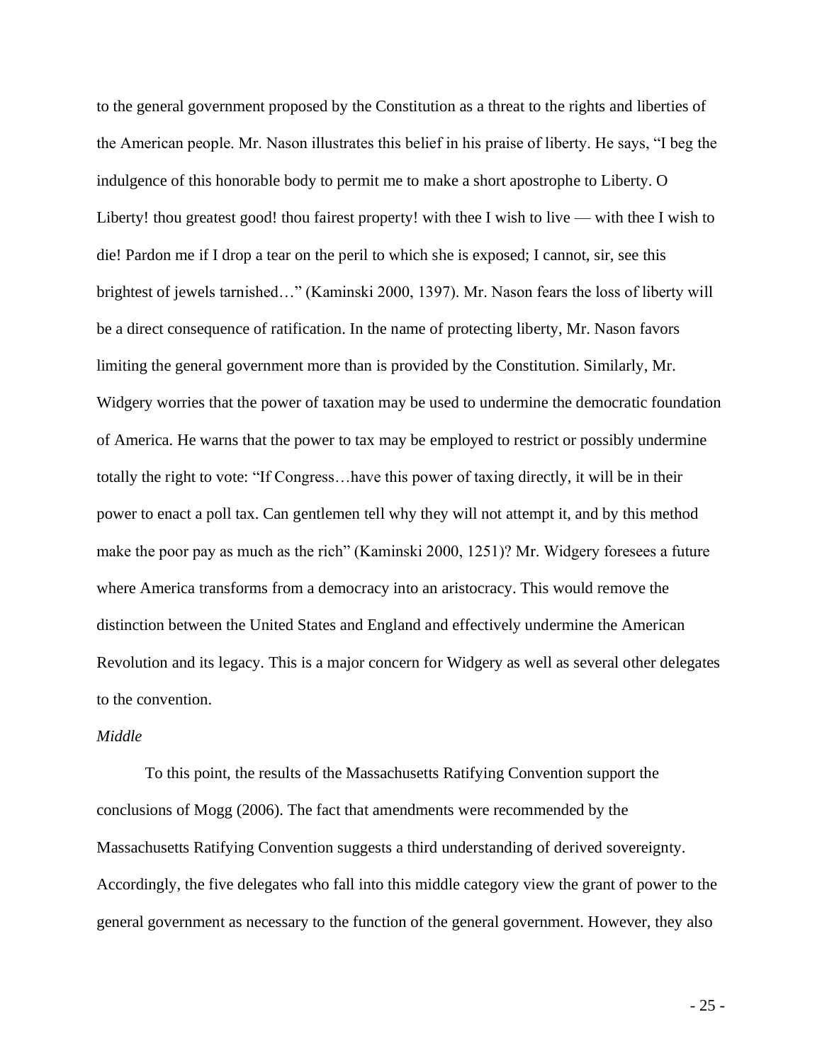to the general government proposed by the Constitution as a threat to the rights and liberties of the American people. Mr. Nason illustrates this belief in his praise of liberty. He says, "I beg the indulgence of this honorable body to permit me to make a short apostrophe to Liberty. O Liberty! thou greatest good! thou fairest property! with thee I wish to live — with thee I wish to die! Pardon me if I drop a tear on the peril to which she is exposed; I cannot, sir, see this brightest of jewels tarnished…" (Kaminski 2000, 1397). Mr. Nason fears the loss of liberty will be a direct consequence of ratification. In the name of protecting liberty, Mr. Nason favors limiting the general government more than is provided by the Constitution. Similarly, Mr. Widgery worries that the power of taxation may be used to undermine the democratic foundation of America. He warns that the power to tax may be employed to restrict or possibly undermine totally the right to vote: "If Congress…have this power of taxing directly, it will be in their power to enact a poll tax. Can gentlemen tell why they will not attempt it, and by this method make the poor pay as much as the rich" (Kaminski 2000, 1251)? Mr. Widgery foresees a future where America transforms from a democracy into an aristocracy. This would remove the distinction between the United States and England and effectively undermine the American Revolution and its legacy. This is a major concern for Widgery as well as several other delegates to the convention.

*Middle*

To this point, the results of the Massachusetts Ratifying Convention support the conclusions of Mogg (2006). The fact that amendments were recommended by the Massachusetts Ratifying Convention suggests a third understanding of derived sovereignty. Accordingly, the five delegates who fall into this middle category view the grant of power to the general government as necessary to the function of the general government. However, they also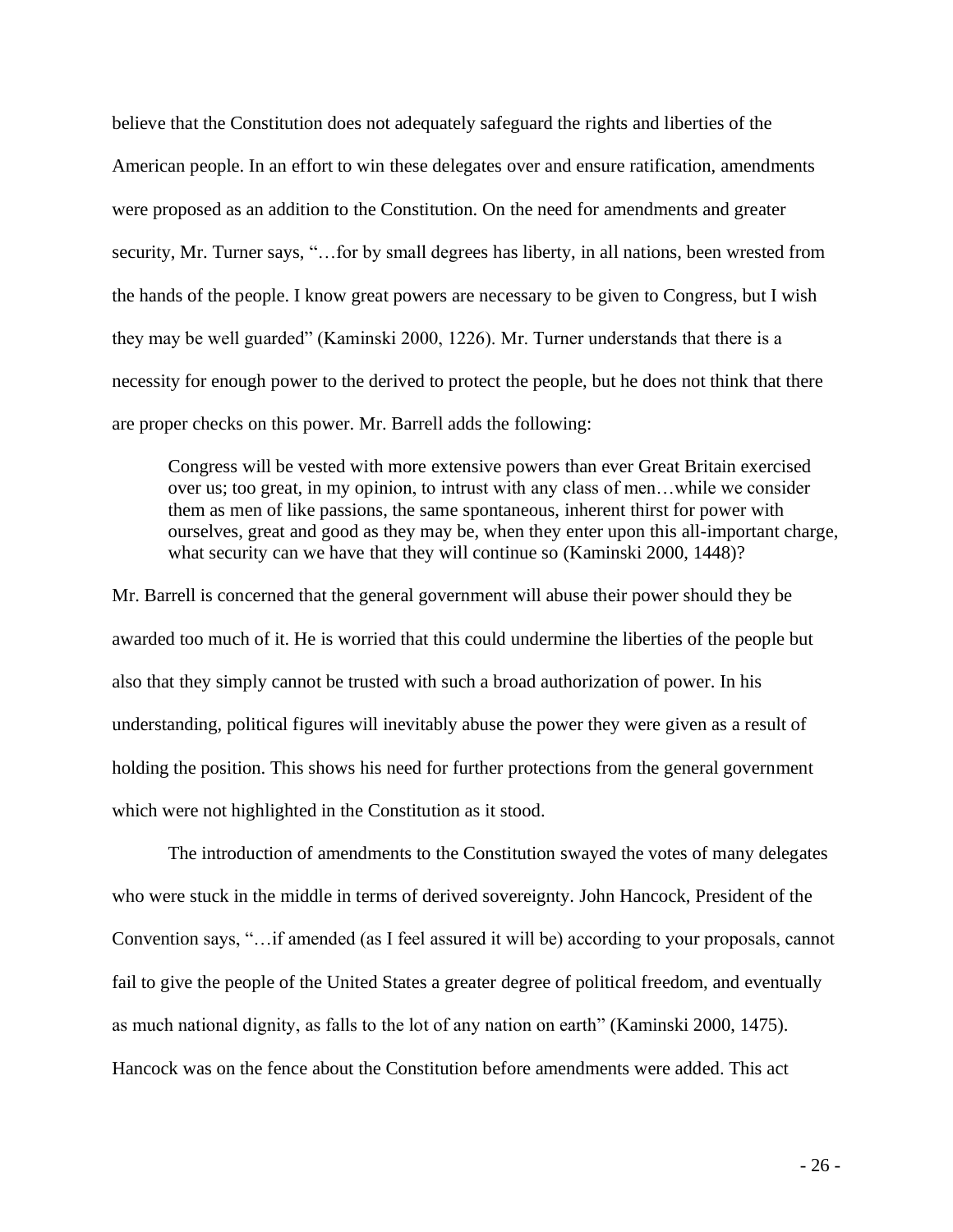believe that the Constitution does not adequately safeguard the rights and liberties of the American people. In an effort to win these delegates over and ensure ratification, amendments were proposed as an addition to the Constitution. On the need for amendments and greater security, Mr. Turner says, "…for by small degrees has liberty, in all nations, been wrested from the hands of the people. I know great powers are necessary to be given to Congress, but I wish they may be well guarded" (Kaminski 2000, 1226). Mr. Turner understands that there is a necessity for enough power to the derived to protect the people, but he does not think that there are proper checks on this power. Mr. Barrell adds the following:

> Congress will be vested with more extensive powers than ever Great Britain exercised over us; too great, in my opinion, to intrust with any class of men…while we consider them as men of like passions, the same spontaneous, inherent thirst for power with ourselves, great and good as they may be, when they enter upon this all-important charge, what security can we have that they will continue so (Kaminski 2000, 1448)?

Mr. Barrell is concerned that the general government will abuse their power should they be awarded too much of it. He is worried that this could undermine the liberties of the people but also that they simply cannot be trusted with such a broad authorization of power. In his understanding, political figures will inevitably abuse the power they were given as a result of holding the position. This shows his need for further protections from the general government which were not highlighted in the Constitution as it stood.

The introduction of amendments to the Constitution swayed the votes of many delegates who were stuck in the middle in terms of derived sovereignty. John Hancock, President of the Convention says, "…if amended (as I feel assured it will be) according to your proposals, cannot fail to give the people of the United States a greater degree of political freedom, and eventually as much national dignity, as falls to the lot of any nation on earth" (Kaminski 2000, 1475). Hancock was on the fence about the Constitution before amendments were added. This act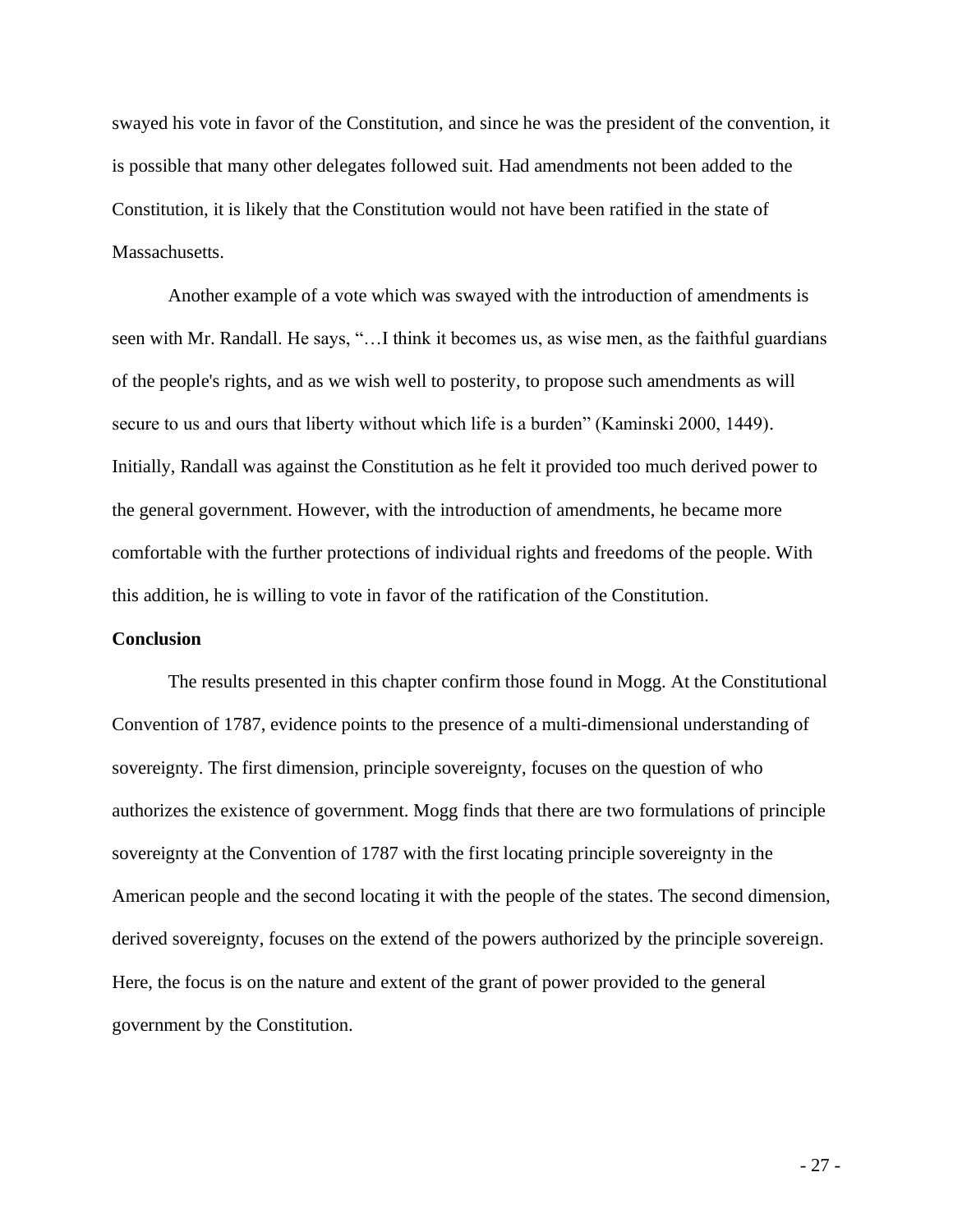swayed his vote in favor of the Constitution, and since he was the president of the convention, it is possible that many other delegates followed suit. Had amendments not been added to the Constitution, it is likely that the Constitution would not have been ratified in the state of Massachusetts.

Another example of a vote which was swayed with the introduction of amendments is seen with Mr. Randall. He says, "…I think it becomes us, as wise men, as the faithful guardians of the people's rights, and as we wish well to posterity, to propose such amendments as will secure to us and ours that liberty without which life is a burden" (Kaminski 2000, 1449). Initially, Randall was against the Constitution as he felt it provided too much derived power to the general government. However, with the introduction of amendments, he became more comfortable with the further protections of individual rights and freedoms of the people. With this addition, he is willing to vote in favor of the ratification of the Constitution.

**Conclusion**

The results presented in this chapter confirm those found in Mogg. At the Constitutional Convention of 1787, evidence points to the presence of a multi-dimensional understanding of sovereignty. The first dimension, principle sovereignty, focuses on the question of who authorizes the existence of government. Mogg finds that there are two formulations of principle sovereignty at the Convention of 1787 with the first locating principle sovereignty in the American people and the second locating it with the people of the states. The second dimension, derived sovereignty, focuses on the extend of the powers authorized by the principle sovereign. Here, the focus is on the nature and extent of the grant of power provided to the general government by the Constitution.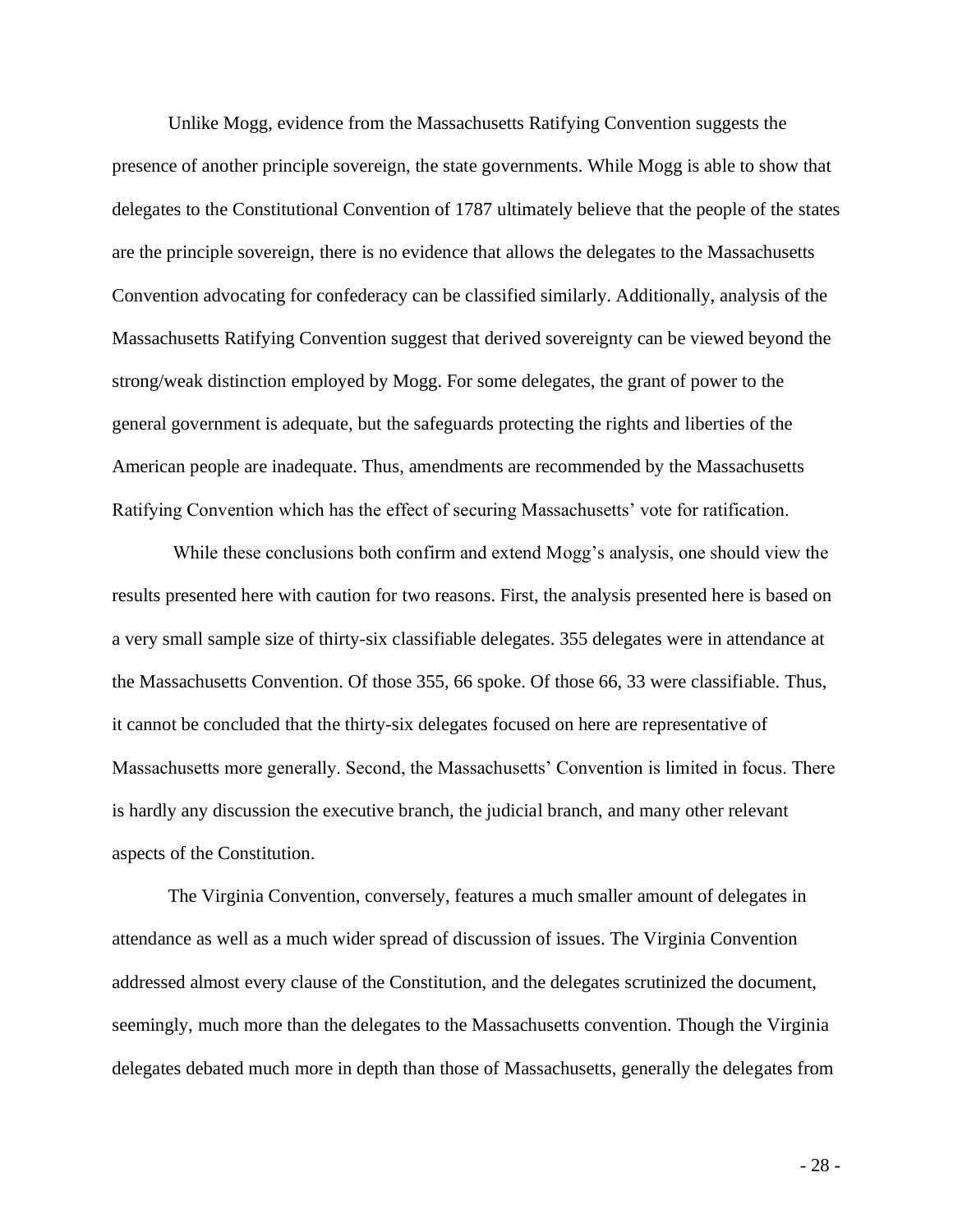Unlike Mogg, evidence from the Massachusetts Ratifying Convention suggests the presence of another principle sovereign, the state governments. While Mogg is able to show that delegates to the Constitutional Convention of 1787 ultimately believe that the people of the states are the principle sovereign, there is no evidence that allows the delegates to the Massachusetts Convention advocating for confederacy can be classified similarly. Additionally, analysis of the Massachusetts Ratifying Convention suggest that derived sovereignty can be viewed beyond the strong/weak distinction employed by Mogg. For some delegates, the grant of power to the general government is adequate, but the safeguards protecting the rights and liberties of the American people are inadequate. Thus, amendments are recommended by the Massachusetts Ratifying Convention which has the effect of securing Massachusetts' vote for ratification.

While these conclusions both confirm and extend Mogg's analysis, one should view the results presented here with caution for two reasons. First, the analysis presented here is based on a very small sample size of thirty-six classifiable delegates. 355 delegates were in attendance at the Massachusetts Convention. Of those 355, 66 spoke. Of those 66, 33 were classifiable. Thus, it cannot be concluded that the thirty-six delegates focused on here are representative of Massachusetts more generally. Second, the Massachusetts' Convention is limited in focus. There is hardly any discussion the executive branch, the judicial branch, and many other relevant aspects of the Constitution.

The Virginia Convention, conversely, features a much smaller amount of delegates in attendance as well as a much wider spread of discussion of issues. The Virginia Convention addressed almost every clause of the Constitution, and the delegates scrutinized the document, seemingly, much more than the delegates to the Massachusetts convention. Though the Virginia delegates debated much more in depth than those of Massachusetts, generally the delegates from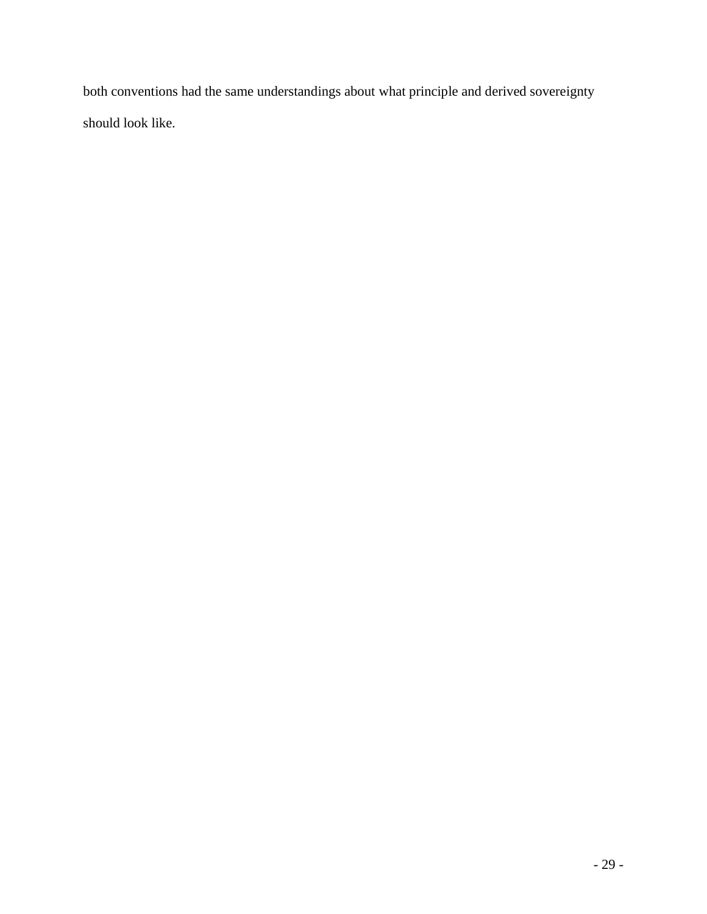both conventions had the same understandings about what principle and derived sovereignty should look like.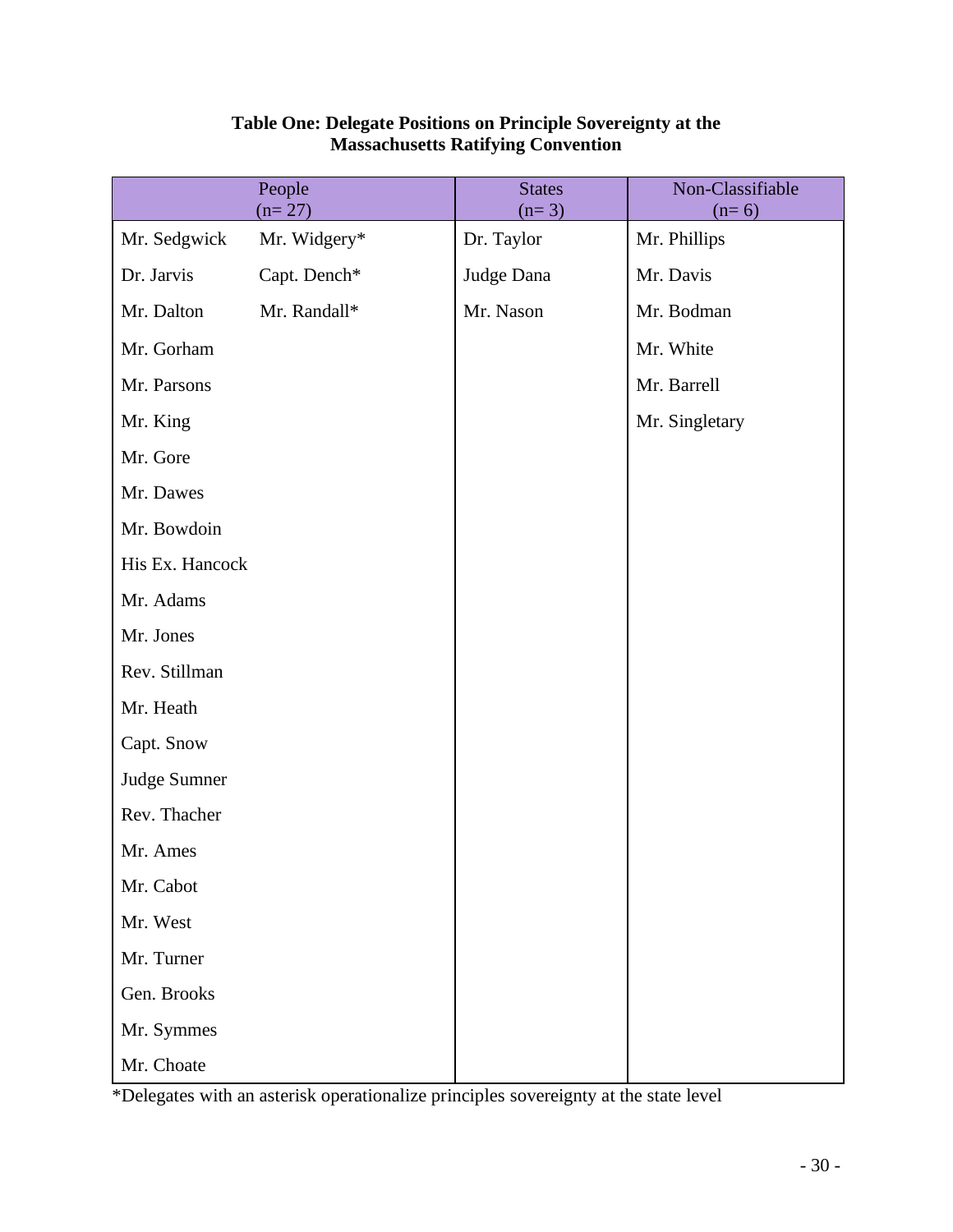**Table One: Delegate Positions on Principle Sovereignty at the Massachusetts Ratifying Convention**

| People (n= 27) | | States (n= 3) | Non-Classifiable (n= 6) |
|---|---|---|---|
| Mr. Sedgwick | Mr. Widgery* | Dr. Taylor | Mr. Phillips |
| Dr. Jarvis | Capt. Dench* | Judge Dana | Mr. Davis |
| Mr. Dalton | Mr. Randall* | Mr. Nason | Mr. Bodman |
| Mr. Gorham | | | Mr. White |
| Mr. Parsons | | | Mr. Barrell |
| Mr. King | | | Mr. Singletary |
| Mr. Gore | | | |
| Mr. Dawes | | | |
| Mr. Bowdoin | | | |
| His Ex. Hancock | | | |
| Mr. Adams | | | |
| Mr. Jones | | | |
| Rev. Stillman | | | |
| Mr. Heath | | | |
| Capt. Snow | | | |
| Judge Sumner | | | |
| Rev. Thacher | | | |
| Mr. Ames | | | |
| Mr. Cabot | | | |
| Mr. West | | | |
| Mr. Turner | | | |
| Gen. Brooks | | | |
| Mr. Symmes | | | |
| Mr. Choate | | | |

*Delegates with an asterisk operationalize principles sovereignty at the state level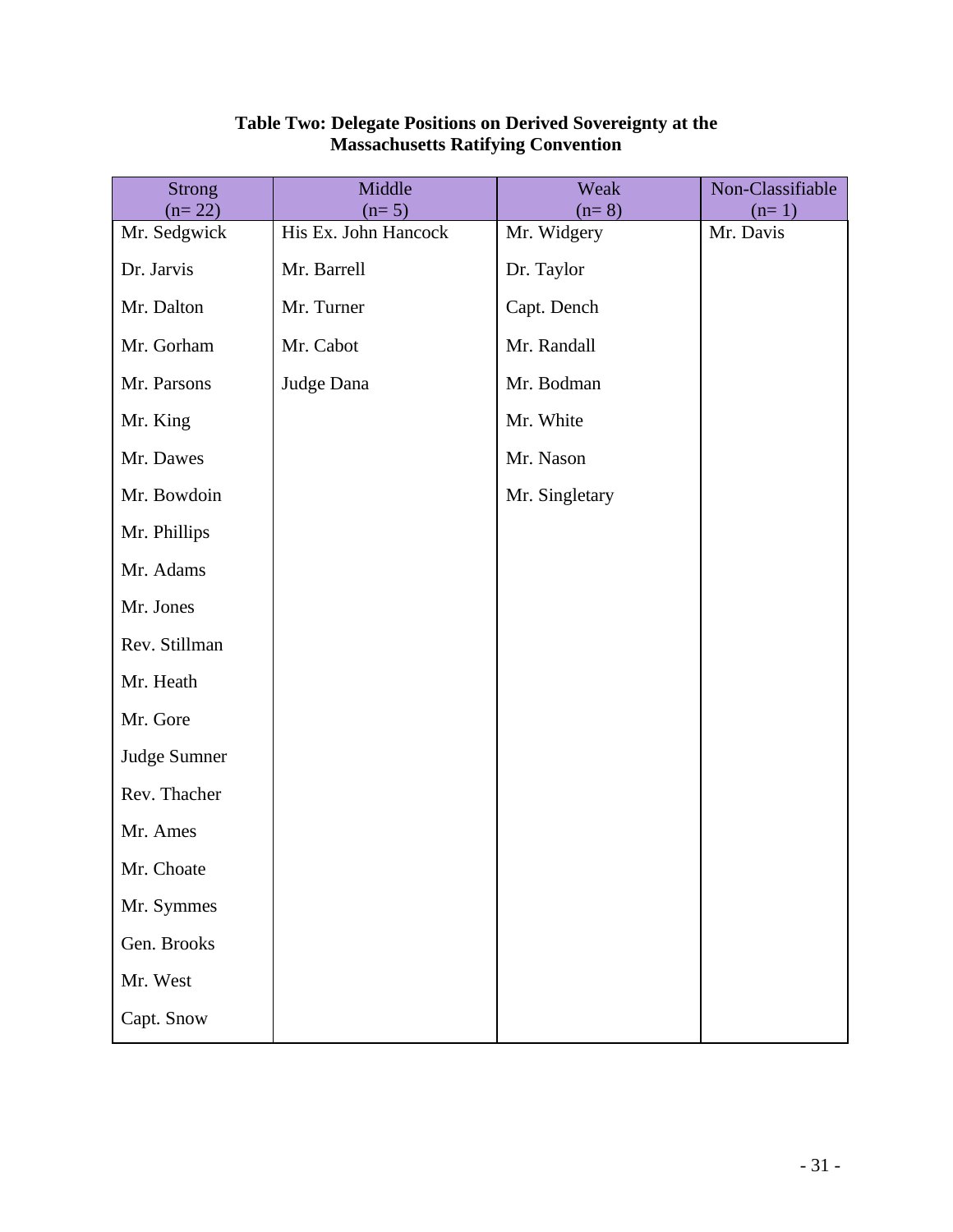**Table Two: Delegate Positions on Derived Sovereignty at the Massachusetts Ratifying Convention**

| Strong (n= 22) | Middle (n= 5) | Weak (n= 8) | Non-Classifiable (n= 1) |
|---|---|---|---|
| Mr. Sedgwick | His Ex. John Hancock | Mr. Widgery | Mr. Davis |
| Dr. Jarvis | Mr. Barrell | Dr. Taylor | |
| Mr. Dalton | Mr. Turner | Capt. Dench | |
| Mr. Gorham | Mr. Cabot | Mr. Randall | |
| Mr. Parsons | Judge Dana | Mr. Bodman | |
| Mr. King | | Mr. White | |
| Mr. Dawes | | Mr. Nason | |
| Mr. Bowdoin | | Mr. Singletary | |
| Mr. Phillips | | | |
| Mr. Adams | | | |
| Mr. Jones | | | |
| Rev. Stillman | | | |
| Mr. Heath | | | |
| Mr. Gore | | | |
| Judge Sumner | | | |
| Rev. Thacher | | | |
| Mr. Ames | | | |
| Mr. Choate | | | |
| Mr. Symmes | | | |
| Gen. Brooks | | | |
| Mr. West | | | |
| Capt. Snow | | | |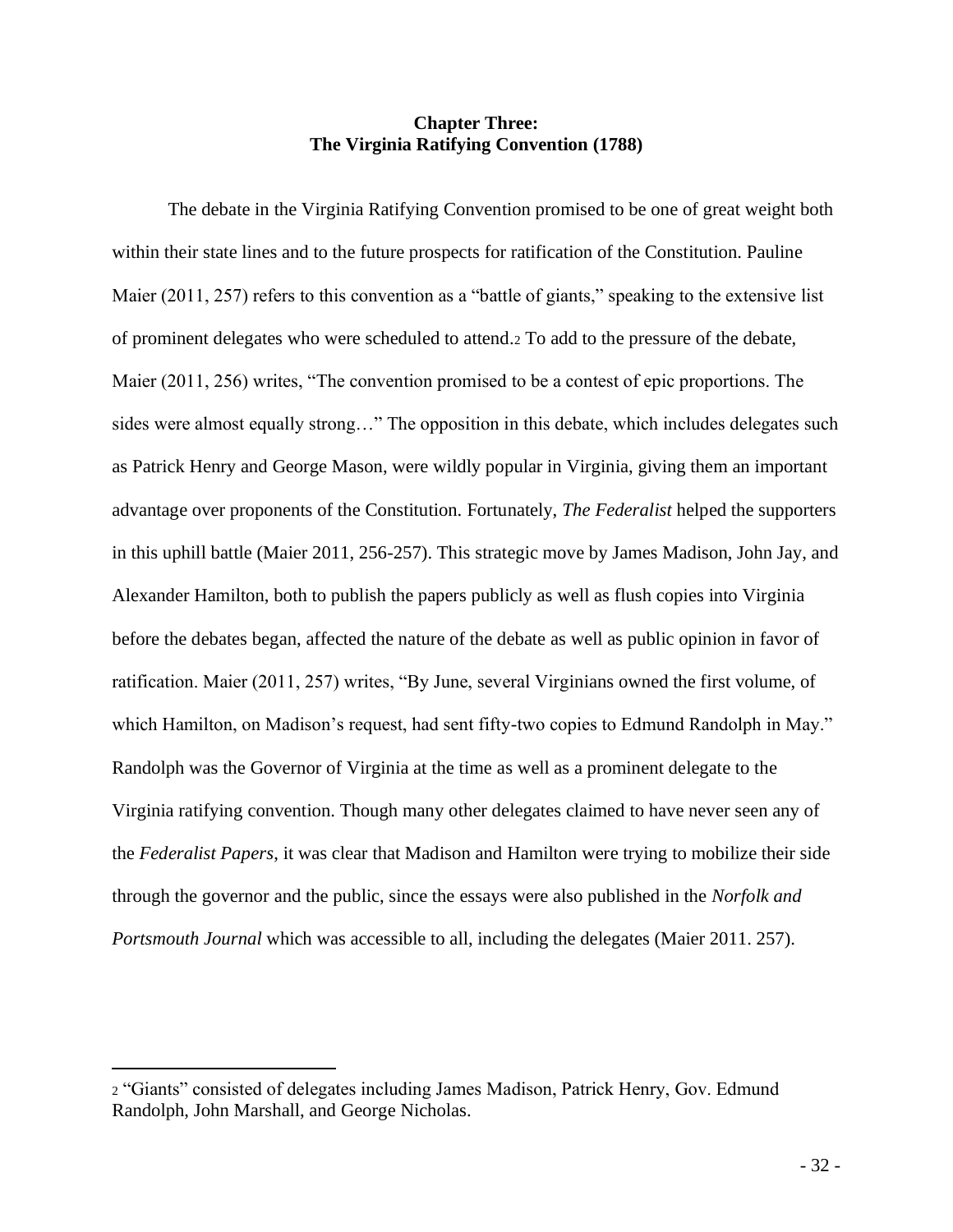## Chapter Three:
## The Virginia Ratifying Convention (1788)

The debate in the Virginia Ratifying Convention promised to be one of great weight both within their state lines and to the future prospects for ratification of the Constitution. Pauline Maier (2011, 257) refers to this convention as a "battle of giants," speaking to the extensive list of prominent delegates who were scheduled to attend.[2] To add to the pressure of the debate, Maier (2011, 256) writes, "The convention promised to be a contest of epic proportions. The sides were almost equally strong…" The opposition in this debate, which includes delegates such as Patrick Henry and George Mason, were wildly popular in Virginia, giving them an important advantage over proponents of the Constitution. Fortunately, *The Federalist* helped the supporters in this uphill battle (Maier 2011, 256-257). This strategic move by James Madison, John Jay, and Alexander Hamilton, both to publish the papers publicly as well as flush copies into Virginia before the debates began, affected the nature of the debate as well as public opinion in favor of ratification. Maier (2011, 257) writes, "By June, several Virginians owned the first volume, of which Hamilton, on Madison's request, had sent fifty-two copies to Edmund Randolph in May." Randolph was the Governor of Virginia at the time as well as a prominent delegate to the Virginia ratifying convention. Though many other delegates claimed to have never seen any of the *Federalist Papers*, it was clear that Madison and Hamilton were trying to mobilize their side through the governor and the public, since the essays were also published in the *Norfolk and Portsmouth Journal* which was accessible to all, including the delegates (Maier 2011. 257).

---

[2] "Giants" consisted of delegates including James Madison, Patrick Henry, Gov. Edmund Randolph, John Marshall, and George Nicholas.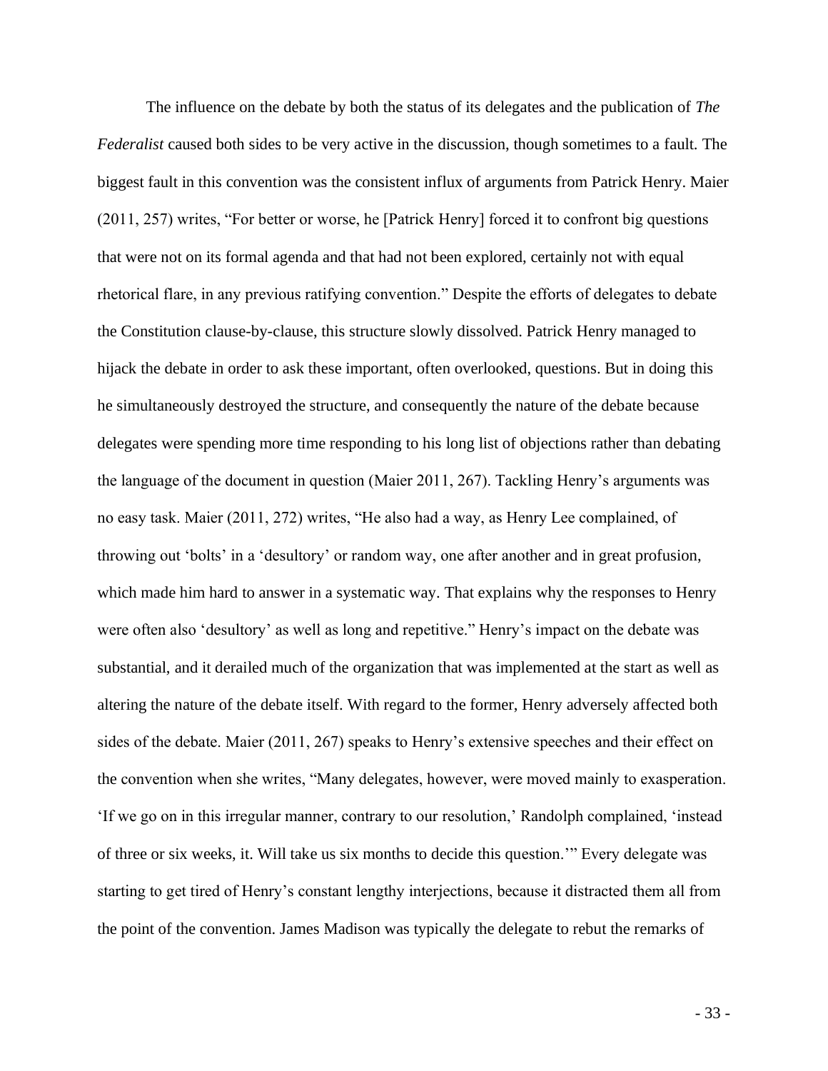The influence on the debate by both the status of its delegates and the publication of *The Federalist* caused both sides to be very active in the discussion, though sometimes to a fault. The biggest fault in this convention was the consistent influx of arguments from Patrick Henry. Maier (2011, 257) writes, "For better or worse, he [Patrick Henry] forced it to confront big questions that were not on its formal agenda and that had not been explored, certainly not with equal rhetorical flare, in any previous ratifying convention." Despite the efforts of delegates to debate the Constitution clause-by-clause, this structure slowly dissolved. Patrick Henry managed to hijack the debate in order to ask these important, often overlooked, questions. But in doing this he simultaneously destroyed the structure, and consequently the nature of the debate because delegates were spending more time responding to his long list of objections rather than debating the language of the document in question (Maier 2011, 267). Tackling Henry's arguments was no easy task. Maier (2011, 272) writes, "He also had a way, as Henry Lee complained, of throwing out 'bolts' in a 'desultory' or random way, one after another and in great profusion, which made him hard to answer in a systematic way. That explains why the responses to Henry were often also 'desultory' as well as long and repetitive." Henry's impact on the debate was substantial, and it derailed much of the organization that was implemented at the start as well as altering the nature of the debate itself. With regard to the former, Henry adversely affected both sides of the debate. Maier (2011, 267) speaks to Henry's extensive speeches and their effect on the convention when she writes, "Many delegates, however, were moved mainly to exasperation. 'If we go on in this irregular manner, contrary to our resolution,' Randolph complained, 'instead of three or six weeks, it. Will take us six months to decide this question.'" Every delegate was starting to get tired of Henry's constant lengthy interjections, because it distracted them all from the point of the convention. James Madison was typically the delegate to rebut the remarks of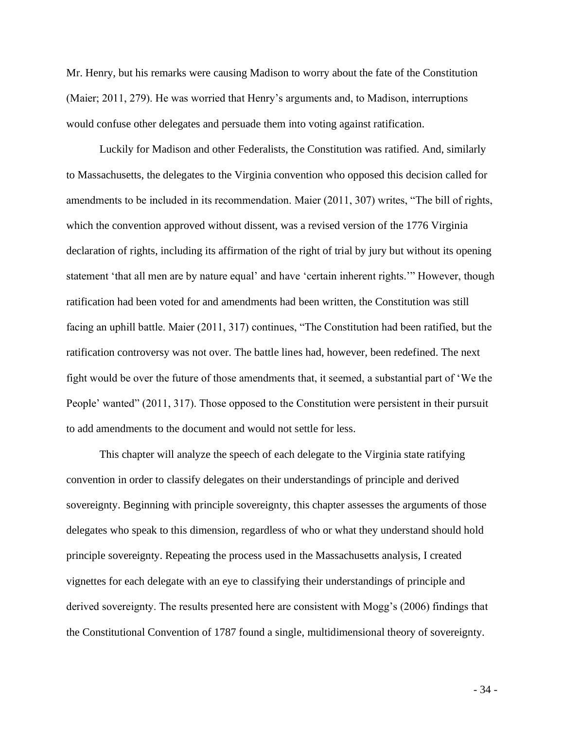Mr. Henry, but his remarks were causing Madison to worry about the fate of the Constitution (Maier; 2011, 279). He was worried that Henry's arguments and, to Madison, interruptions would confuse other delegates and persuade them into voting against ratification.

Luckily for Madison and other Federalists, the Constitution was ratified. And, similarly to Massachusetts, the delegates to the Virginia convention who opposed this decision called for amendments to be included in its recommendation. Maier (2011, 307) writes, "The bill of rights, which the convention approved without dissent, was a revised version of the 1776 Virginia declaration of rights, including its affirmation of the right of trial by jury but without its opening statement 'that all men are by nature equal' and have 'certain inherent rights.'" However, though ratification had been voted for and amendments had been written, the Constitution was still facing an uphill battle. Maier (2011, 317) continues, "The Constitution had been ratified, but the ratification controversy was not over. The battle lines had, however, been redefined. The next fight would be over the future of those amendments that, it seemed, a substantial part of 'We the People' wanted" (2011, 317). Those opposed to the Constitution were persistent in their pursuit to add amendments to the document and would not settle for less.

This chapter will analyze the speech of each delegate to the Virginia state ratifying convention in order to classify delegates on their understandings of principle and derived sovereignty. Beginning with principle sovereignty, this chapter assesses the arguments of those delegates who speak to this dimension, regardless of who or what they understand should hold principle sovereignty. Repeating the process used in the Massachusetts analysis, I created vignettes for each delegate with an eye to classifying their understandings of principle and derived sovereignty. The results presented here are consistent with Mogg's (2006) findings that the Constitutional Convention of 1787 found a single, multidimensional theory of sovereignty.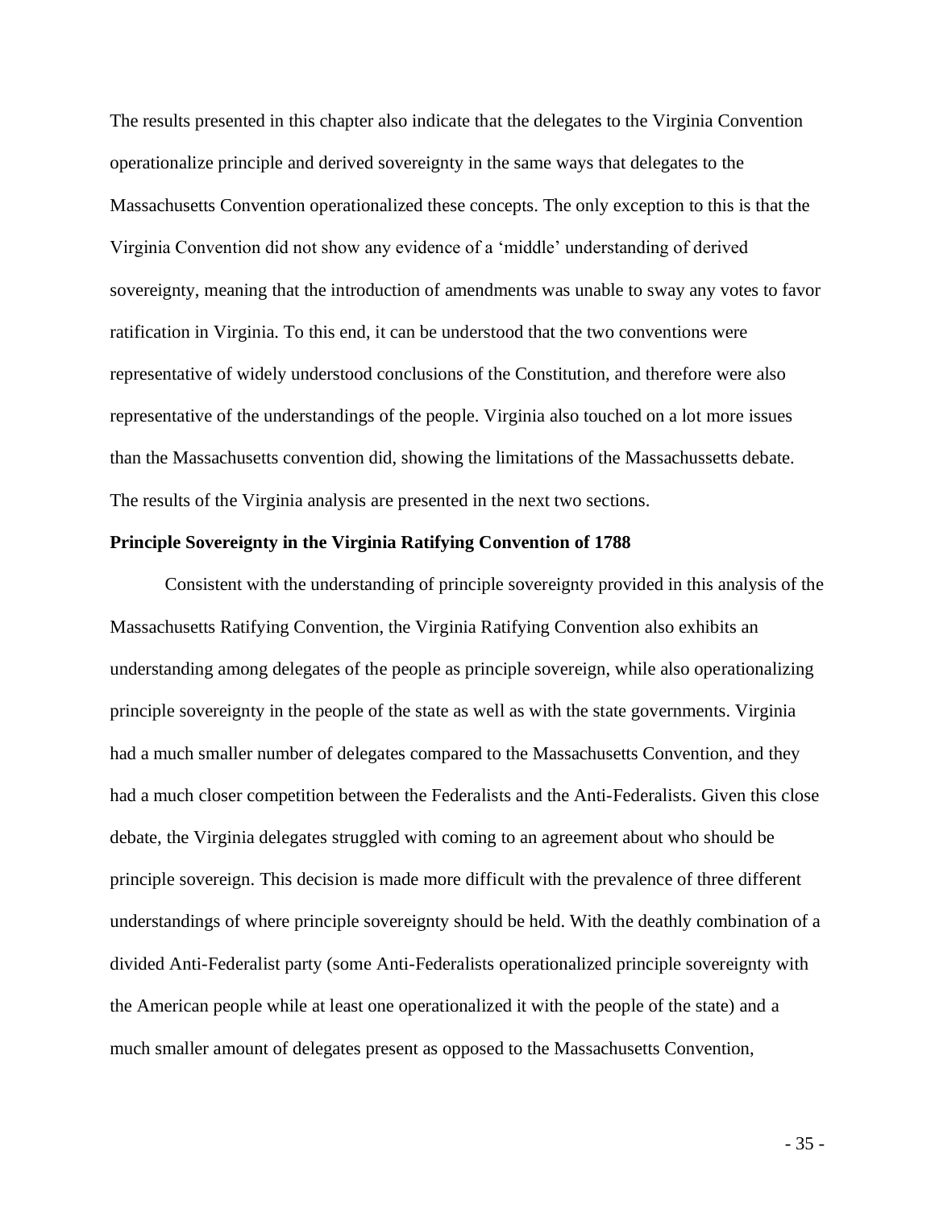The results presented in this chapter also indicate that the delegates to the Virginia Convention operationalize principle and derived sovereignty in the same ways that delegates to the Massachusetts Convention operationalized these concepts. The only exception to this is that the Virginia Convention did not show any evidence of a 'middle' understanding of derived sovereignty, meaning that the introduction of amendments was unable to sway any votes to favor ratification in Virginia. To this end, it can be understood that the two conventions were representative of widely understood conclusions of the Constitution, and therefore were also representative of the understandings of the people. Virginia also touched on a lot more issues than the Massachusetts convention did, showing the limitations of the Massachussetts debate. The results of the Virginia analysis are presented in the next two sections.

**Principle Sovereignty in the Virginia Ratifying Convention of 1788**

Consistent with the understanding of principle sovereignty provided in this analysis of the Massachusetts Ratifying Convention, the Virginia Ratifying Convention also exhibits an understanding among delegates of the people as principle sovereign, while also operationalizing principle sovereignty in the people of the state as well as with the state governments. Virginia had a much smaller number of delegates compared to the Massachusetts Convention, and they had a much closer competition between the Federalists and the Anti-Federalists. Given this close debate, the Virginia delegates struggled with coming to an agreement about who should be principle sovereign. This decision is made more difficult with the prevalence of three different understandings of where principle sovereignty should be held. With the deathly combination of a divided Anti-Federalist party (some Anti-Federalists operationalized principle sovereignty with the American people while at least one operationalized it with the people of the state) and a much smaller amount of delegates present as opposed to the Massachusetts Convention,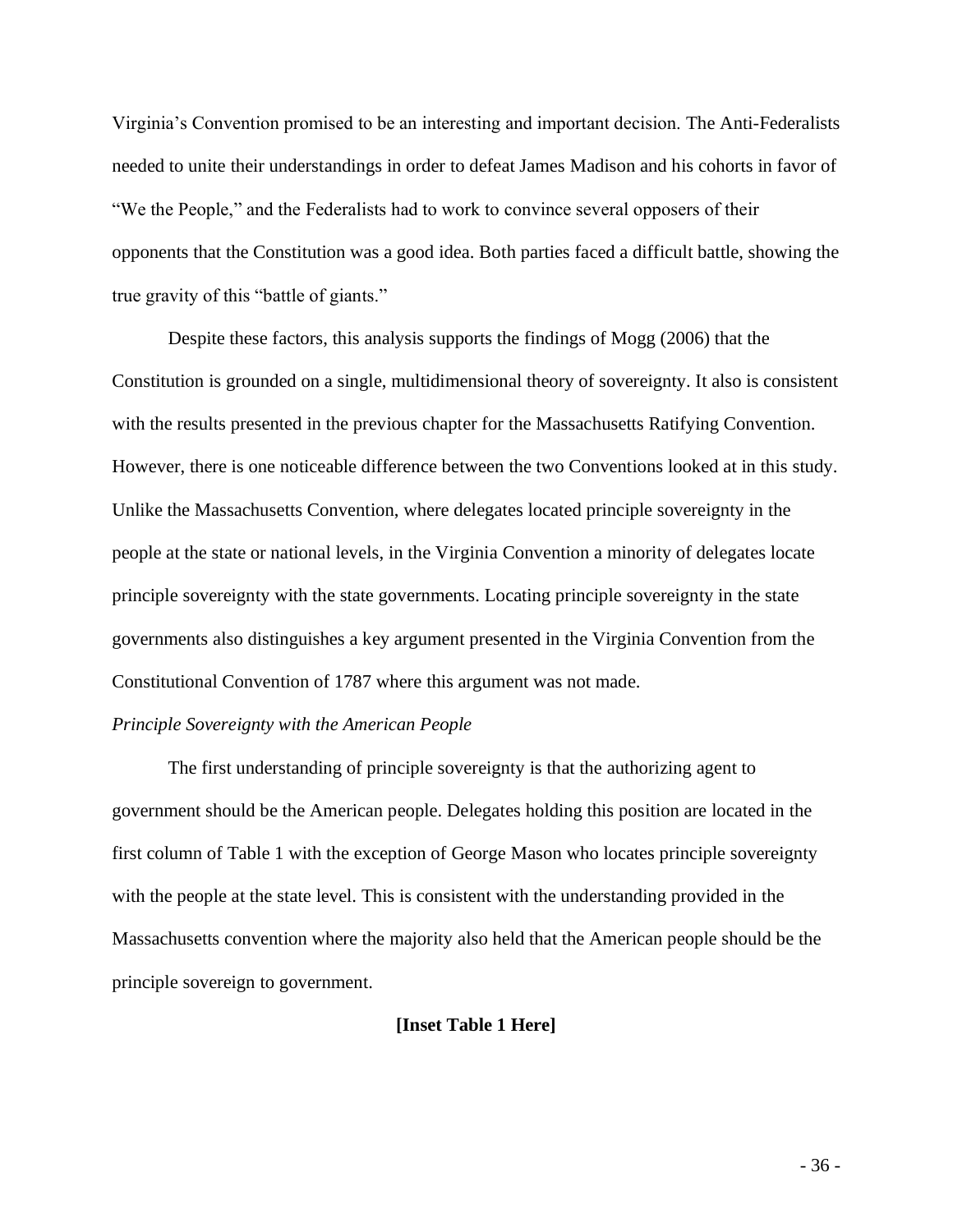Virginia's Convention promised to be an interesting and important decision. The Anti-Federalists needed to unite their understandings in order to defeat James Madison and his cohorts in favor of "We the People," and the Federalists had to work to convince several opposers of their opponents that the Constitution was a good idea. Both parties faced a difficult battle, showing the true gravity of this "battle of giants."

Despite these factors, this analysis supports the findings of Mogg (2006) that the Constitution is grounded on a single, multidimensional theory of sovereignty. It also is consistent with the results presented in the previous chapter for the Massachusetts Ratifying Convention. However, there is one noticeable difference between the two Conventions looked at in this study. Unlike the Massachusetts Convention, where delegates located principle sovereignty in the people at the state or national levels, in the Virginia Convention a minority of delegates locate principle sovereignty with the state governments. Locating principle sovereignty in the state governments also distinguishes a key argument presented in the Virginia Convention from the Constitutional Convention of 1787 where this argument was not made.

*Principle Sovereignty with the American People*

The first understanding of principle sovereignty is that the authorizing agent to government should be the American people. Delegates holding this position are located in the first column of Table 1 with the exception of George Mason who locates principle sovereignty with the people at the state level. This is consistent with the understanding provided in the Massachusetts convention where the majority also held that the American people should be the principle sovereign to government.

**[Inset Table 1 Here]**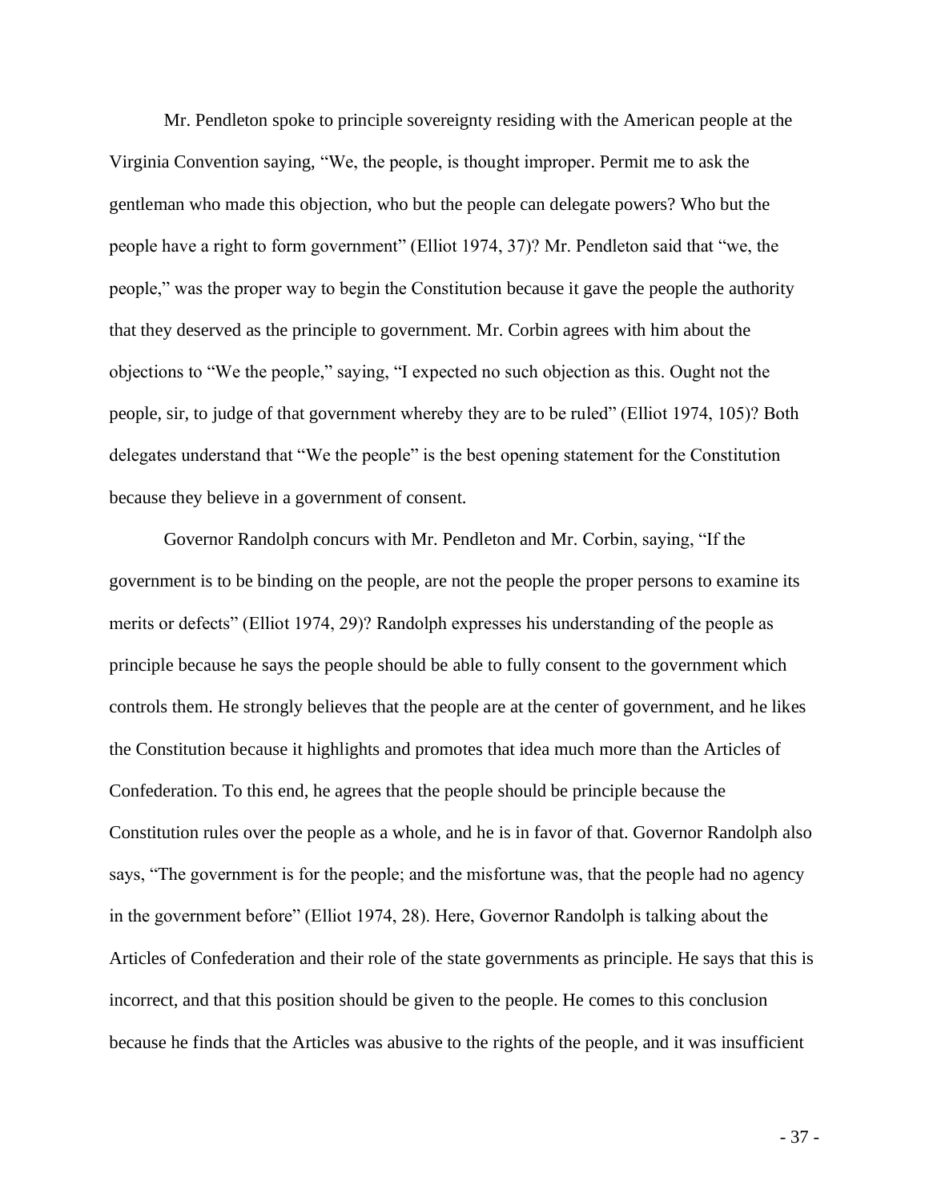Mr. Pendleton spoke to principle sovereignty residing with the American people at the Virginia Convention saying, "We, the people, is thought improper. Permit me to ask the gentleman who made this objection, who but the people can delegate powers? Who but the people have a right to form government" (Elliot 1974, 37)? Mr. Pendleton said that "we, the people," was the proper way to begin the Constitution because it gave the people the authority that they deserved as the principle to government. Mr. Corbin agrees with him about the objections to "We the people," saying, "I expected no such objection as this. Ought not the people, sir, to judge of that government whereby they are to be ruled" (Elliot 1974, 105)? Both delegates understand that "We the people" is the best opening statement for the Constitution because they believe in a government of consent.

Governor Randolph concurs with Mr. Pendleton and Mr. Corbin, saying, "If the government is to be binding on the people, are not the people the proper persons to examine its merits or defects" (Elliot 1974, 29)? Randolph expresses his understanding of the people as principle because he says the people should be able to fully consent to the government which controls them. He strongly believes that the people are at the center of government, and he likes the Constitution because it highlights and promotes that idea much more than the Articles of Confederation. To this end, he agrees that the people should be principle because the Constitution rules over the people as a whole, and he is in favor of that. Governor Randolph also says, "The government is for the people; and the misfortune was, that the people had no agency in the government before" (Elliot 1974, 28). Here, Governor Randolph is talking about the Articles of Confederation and their role of the state governments as principle. He says that this is incorrect, and that this position should be given to the people. He comes to this conclusion because he finds that the Articles was abusive to the rights of the people, and it was insufficient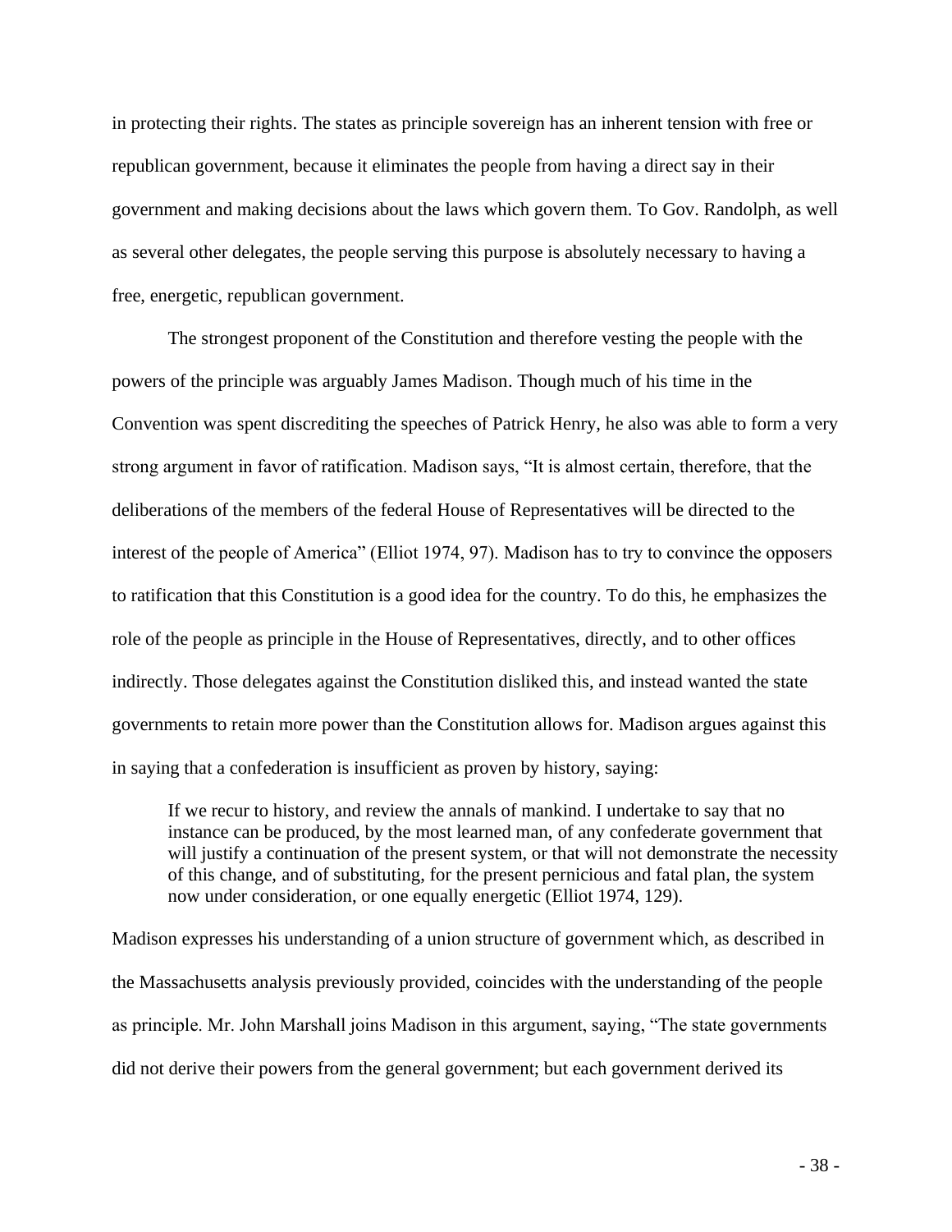in protecting their rights. The states as principle sovereign has an inherent tension with free or republican government, because it eliminates the people from having a direct say in their government and making decisions about the laws which govern them. To Gov. Randolph, as well as several other delegates, the people serving this purpose is absolutely necessary to having a free, energetic, republican government.

The strongest proponent of the Constitution and therefore vesting the people with the powers of the principle was arguably James Madison. Though much of his time in the Convention was spent discrediting the speeches of Patrick Henry, he also was able to form a very strong argument in favor of ratification. Madison says, "It is almost certain, therefore, that the deliberations of the members of the federal House of Representatives will be directed to the interest of the people of America" (Elliot 1974, 97). Madison has to try to convince the opposers to ratification that this Constitution is a good idea for the country. To do this, he emphasizes the role of the people as principle in the House of Representatives, directly, and to other offices indirectly. Those delegates against the Constitution disliked this, and instead wanted the state governments to retain more power than the Constitution allows for. Madison argues against this in saying that a confederation is insufficient as proven by history, saying:

> If we recur to history, and review the annals of mankind. I undertake to say that no instance can be produced, by the most learned man, of any confederate government that will justify a continuation of the present system, or that will not demonstrate the necessity of this change, and of substituting, for the present pernicious and fatal plan, the system now under consideration, or one equally energetic (Elliot 1974, 129).

Madison expresses his understanding of a union structure of government which, as described in the Massachusetts analysis previously provided, coincides with the understanding of the people as principle. Mr. John Marshall joins Madison in this argument, saying, "The state governments did not derive their powers from the general government; but each government derived its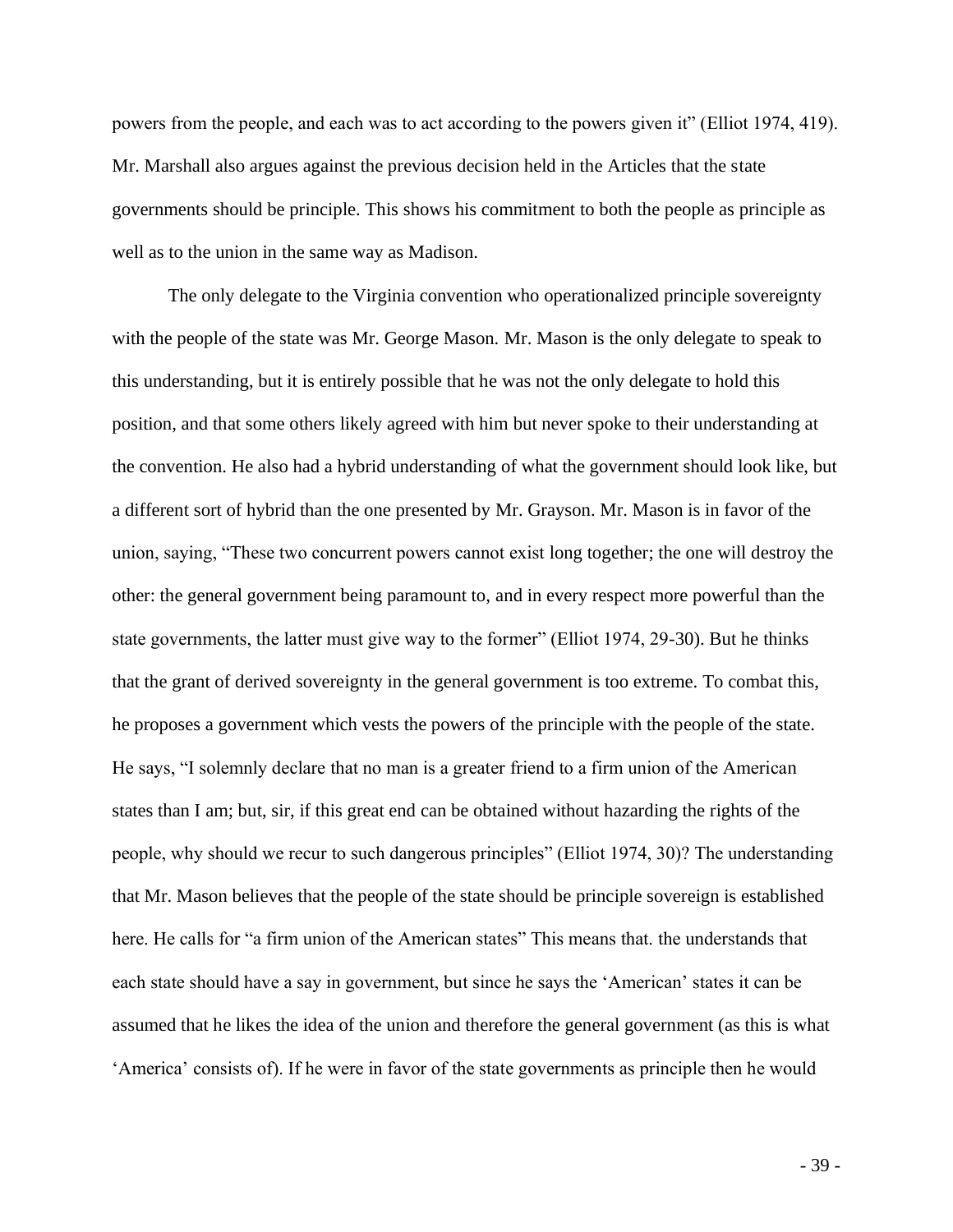powers from the people, and each was to act according to the powers given it" (Elliot 1974, 419). Mr. Marshall also argues against the previous decision held in the Articles that the state governments should be principle. This shows his commitment to both the people as principle as well as to the union in the same way as Madison.

The only delegate to the Virginia convention who operationalized principle sovereignty with the people of the state was Mr. George Mason. Mr. Mason is the only delegate to speak to this understanding, but it is entirely possible that he was not the only delegate to hold this position, and that some others likely agreed with him but never spoke to their understanding at the convention. He also had a hybrid understanding of what the government should look like, but a different sort of hybrid than the one presented by Mr. Grayson. Mr. Mason is in favor of the union, saying, "These two concurrent powers cannot exist long together; the one will destroy the other: the general government being paramount to, and in every respect more powerful than the state governments, the latter must give way to the former" (Elliot 1974, 29-30). But he thinks that the grant of derived sovereignty in the general government is too extreme. To combat this, he proposes a government which vests the powers of the principle with the people of the state. He says, "I solemnly declare that no man is a greater friend to a firm union of the American states than I am; but, sir, if this great end can be obtained without hazarding the rights of the people, why should we recur to such dangerous principles" (Elliot 1974, 30)? The understanding that Mr. Mason believes that the people of the state should be principle sovereign is established here. He calls for "a firm union of the American states" This means that. the understands that each state should have a say in government, but since he says the 'American' states it can be assumed that he likes the idea of the union and therefore the general government (as this is what 'America' consists of). If he were in favor of the state governments as principle then he would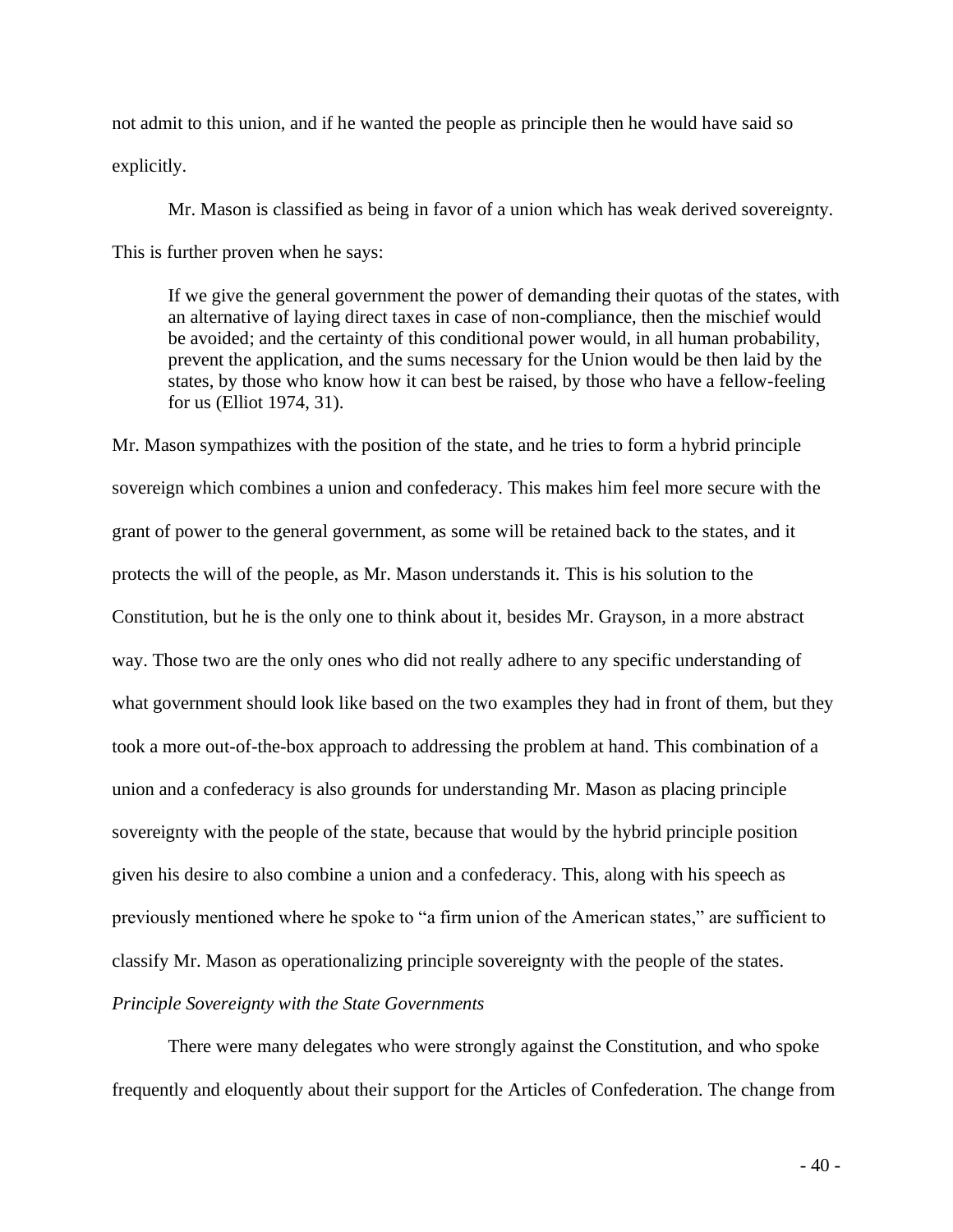not admit to this union, and if he wanted the people as principle then he would have said so explicitly.

Mr. Mason is classified as being in favor of a union which has weak derived sovereignty. This is further proven when he says:

> If we give the general government the power of demanding their quotas of the states, with an alternative of laying direct taxes in case of non-compliance, then the mischief would be avoided; and the certainty of this conditional power would, in all human probability, prevent the application, and the sums necessary for the Union would be then laid by the states, by those who know how it can best be raised, by those who have a fellow-feeling for us (Elliot 1974, 31).

Mr. Mason sympathizes with the position of the state, and he tries to form a hybrid principle sovereign which combines a union and confederacy. This makes him feel more secure with the grant of power to the general government, as some will be retained back to the states, and it protects the will of the people, as Mr. Mason understands it. This is his solution to the Constitution, but he is the only one to think about it, besides Mr. Grayson, in a more abstract way. Those two are the only ones who did not really adhere to any specific understanding of what government should look like based on the two examples they had in front of them, but they took a more out-of-the-box approach to addressing the problem at hand. This combination of a union and a confederacy is also grounds for understanding Mr. Mason as placing principle sovereignty with the people of the state, because that would by the hybrid principle position given his desire to also combine a union and a confederacy. This, along with his speech as previously mentioned where he spoke to "a firm union of the American states," are sufficient to classify Mr. Mason as operationalizing principle sovereignty with the people of the states.

*Principle Sovereignty with the State Governments*

There were many delegates who were strongly against the Constitution, and who spoke frequently and eloquently about their support for the Articles of Confederation. The change from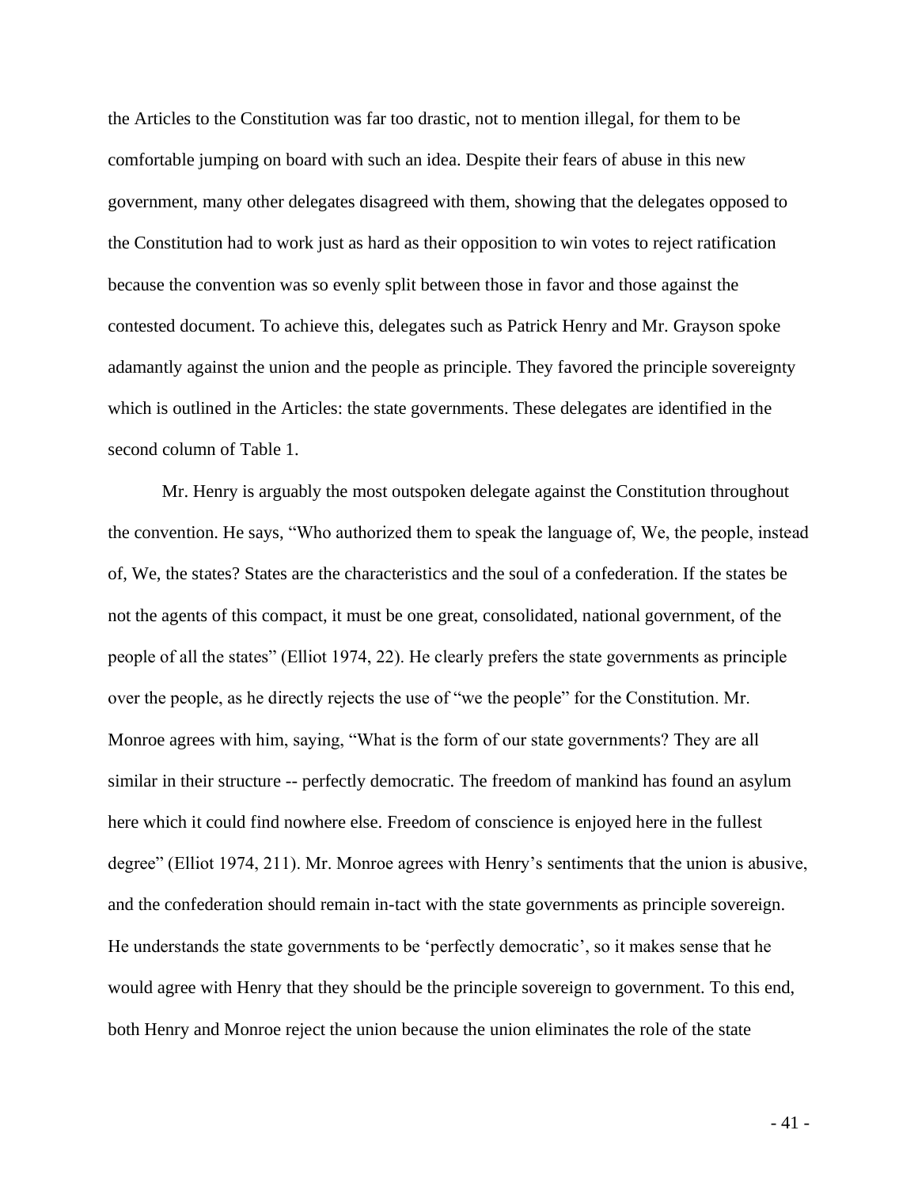the Articles to the Constitution was far too drastic, not to mention illegal, for them to be comfortable jumping on board with such an idea. Despite their fears of abuse in this new government, many other delegates disagreed with them, showing that the delegates opposed to the Constitution had to work just as hard as their opposition to win votes to reject ratification because the convention was so evenly split between those in favor and those against the contested document. To achieve this, delegates such as Patrick Henry and Mr. Grayson spoke adamantly against the union and the people as principle. They favored the principle sovereignty which is outlined in the Articles: the state governments. These delegates are identified in the second column of Table 1.

Mr. Henry is arguably the most outspoken delegate against the Constitution throughout the convention. He says, "Who authorized them to speak the language of, We, the people, instead of, We, the states? States are the characteristics and the soul of a confederation. If the states be not the agents of this compact, it must be one great, consolidated, national government, of the people of all the states" (Elliot 1974, 22). He clearly prefers the state governments as principle over the people, as he directly rejects the use of "we the people" for the Constitution. Mr. Monroe agrees with him, saying, "What is the form of our state governments? They are all similar in their structure -- perfectly democratic. The freedom of mankind has found an asylum here which it could find nowhere else. Freedom of conscience is enjoyed here in the fullest degree" (Elliot 1974, 211). Mr. Monroe agrees with Henry's sentiments that the union is abusive, and the confederation should remain in-tact with the state governments as principle sovereign. He understands the state governments to be 'perfectly democratic', so it makes sense that he would agree with Henry that they should be the principle sovereign to government. To this end, both Henry and Monroe reject the union because the union eliminates the role of the state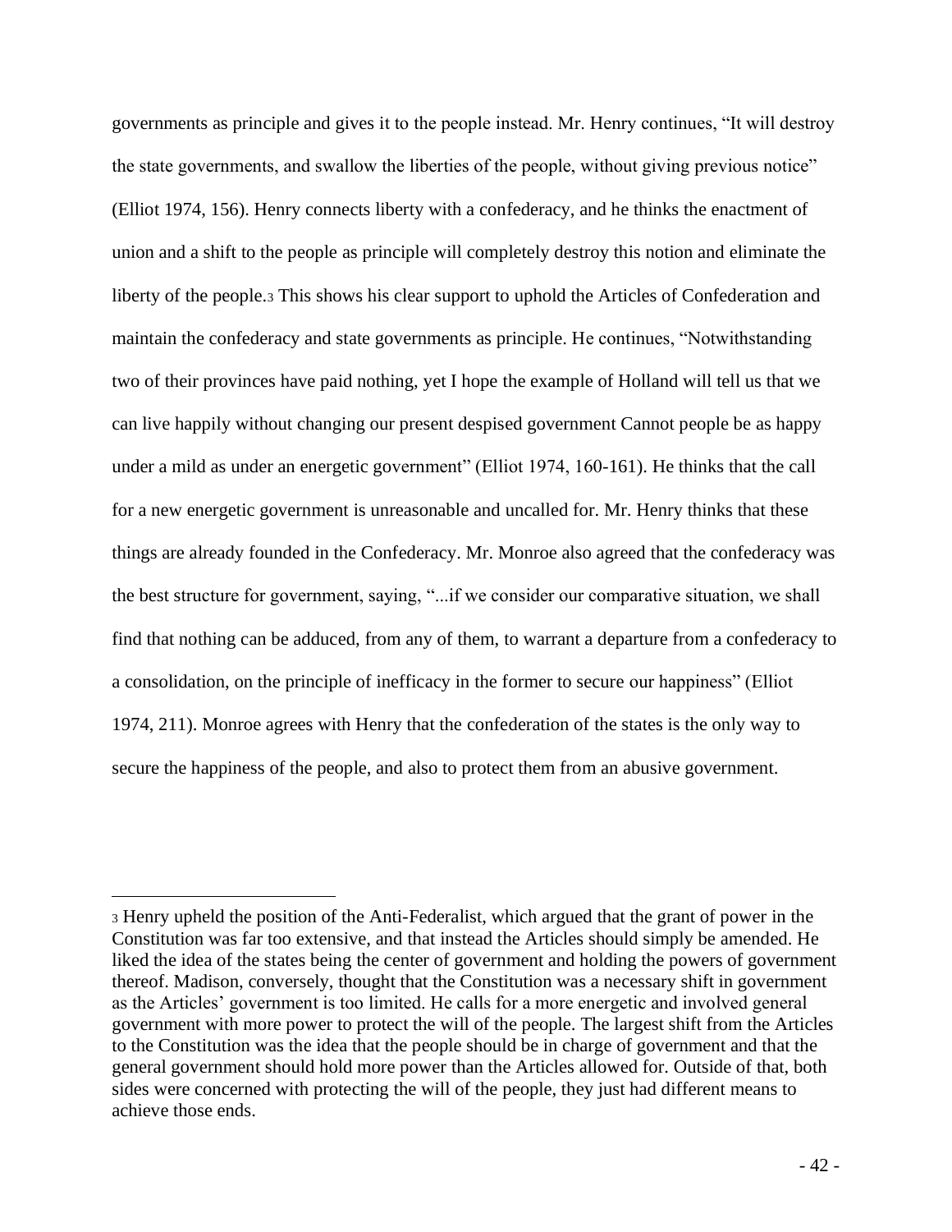governments as principle and gives it to the people instead. Mr. Henry continues, "It will destroy the state governments, and swallow the liberties of the people, without giving previous notice" (Elliot 1974, 156). Henry connects liberty with a confederacy, and he thinks the enactment of union and a shift to the people as principle will completely destroy this notion and eliminate the liberty of the people.[3] This shows his clear support to uphold the Articles of Confederation and maintain the confederacy and state governments as principle. He continues, "Notwithstanding two of their provinces have paid nothing, yet I hope the example of Holland will tell us that we can live happily without changing our present despised government Cannot people be as happy under a mild as under an energetic government" (Elliot 1974, 160-161). He thinks that the call for a new energetic government is unreasonable and uncalled for. Mr. Henry thinks that these things are already founded in the Confederacy. Mr. Monroe also agreed that the confederacy was the best structure for government, saying, "...if we consider our comparative situation, we shall find that nothing can be adduced, from any of them, to warrant a departure from a confederacy to a consolidation, on the principle of inefficacy in the former to secure our happiness" (Elliot 1974, 211). Monroe agrees with Henry that the confederation of the states is the only way to secure the happiness of the people, and also to protect them from an abusive government.

---

[3] Henry upheld the position of the Anti-Federalist, which argued that the grant of power in the Constitution was far too extensive, and that instead the Articles should simply be amended. He liked the idea of the states being the center of government and holding the powers of government thereof. Madison, conversely, thought that the Constitution was a necessary shift in government as the Articles' government is too limited. He calls for a more energetic and involved general government with more power to protect the will of the people. The largest shift from the Articles to the Constitution was the idea that the people should be in charge of government and that the general government should hold more power than the Articles allowed for. Outside of that, both sides were concerned with protecting the will of the people, they just had different means to achieve those ends.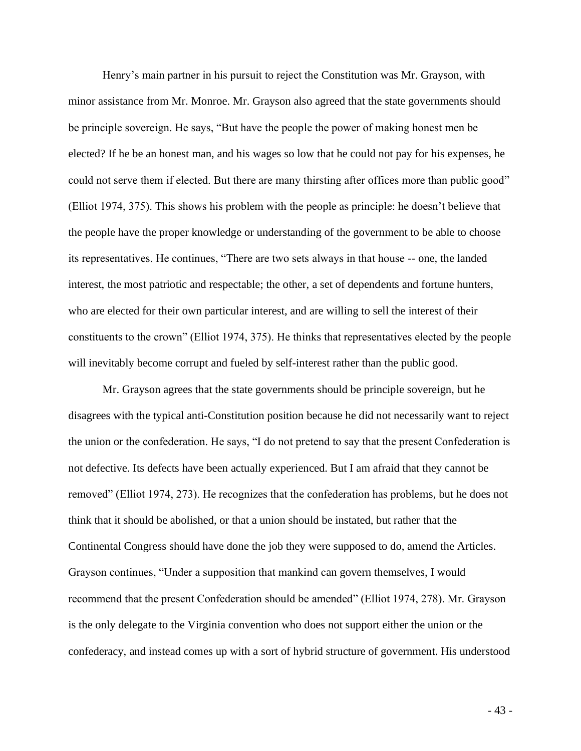Henry's main partner in his pursuit to reject the Constitution was Mr. Grayson, with minor assistance from Mr. Monroe. Mr. Grayson also agreed that the state governments should be principle sovereign. He says, "But have the people the power of making honest men be elected? If he be an honest man, and his wages so low that he could not pay for his expenses, he could not serve them if elected. But there are many thirsting after offices more than public good" (Elliot 1974, 375). This shows his problem with the people as principle: he doesn't believe that the people have the proper knowledge or understanding of the government to be able to choose its representatives. He continues, "There are two sets always in that house -- one, the landed interest, the most patriotic and respectable; the other, a set of dependents and fortune hunters, who are elected for their own particular interest, and are willing to sell the interest of their constituents to the crown" (Elliot 1974, 375). He thinks that representatives elected by the people will inevitably become corrupt and fueled by self-interest rather than the public good.

Mr. Grayson agrees that the state governments should be principle sovereign, but he disagrees with the typical anti-Constitution position because he did not necessarily want to reject the union or the confederation. He says, "I do not pretend to say that the present Confederation is not defective. Its defects have been actually experienced. But I am afraid that they cannot be removed" (Elliot 1974, 273). He recognizes that the confederation has problems, but he does not think that it should be abolished, or that a union should be instated, but rather that the Continental Congress should have done the job they were supposed to do, amend the Articles. Grayson continues, "Under a supposition that mankind can govern themselves, I would recommend that the present Confederation should be amended" (Elliot 1974, 278). Mr. Grayson is the only delegate to the Virginia convention who does not support either the union or the confederacy, and instead comes up with a sort of hybrid structure of government. His understood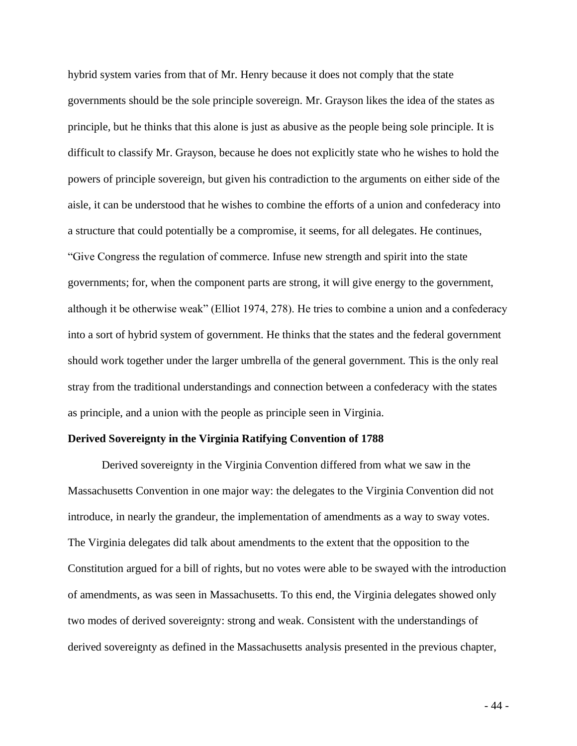hybrid system varies from that of Mr. Henry because it does not comply that the state governments should be the sole principle sovereign. Mr. Grayson likes the idea of the states as principle, but he thinks that this alone is just as abusive as the people being sole principle. It is difficult to classify Mr. Grayson, because he does not explicitly state who he wishes to hold the powers of principle sovereign, but given his contradiction to the arguments on either side of the aisle, it can be understood that he wishes to combine the efforts of a union and confederacy into a structure that could potentially be a compromise, it seems, for all delegates. He continues, "Give Congress the regulation of commerce. Infuse new strength and spirit into the state governments; for, when the component parts are strong, it will give energy to the government, although it be otherwise weak" (Elliot 1974, 278). He tries to combine a union and a confederacy into a sort of hybrid system of government. He thinks that the states and the federal government should work together under the larger umbrella of the general government. This is the only real stray from the traditional understandings and connection between a confederacy with the states as principle, and a union with the people as principle seen in Virginia.

**Derived Sovereignty in the Virginia Ratifying Convention of 1788**

Derived sovereignty in the Virginia Convention differed from what we saw in the Massachusetts Convention in one major way: the delegates to the Virginia Convention did not introduce, in nearly the grandeur, the implementation of amendments as a way to sway votes. The Virginia delegates did talk about amendments to the extent that the opposition to the Constitution argued for a bill of rights, but no votes were able to be swayed with the introduction of amendments, as was seen in Massachusetts. To this end, the Virginia delegates showed only two modes of derived sovereignty: strong and weak. Consistent with the understandings of derived sovereignty as defined in the Massachusetts analysis presented in the previous chapter,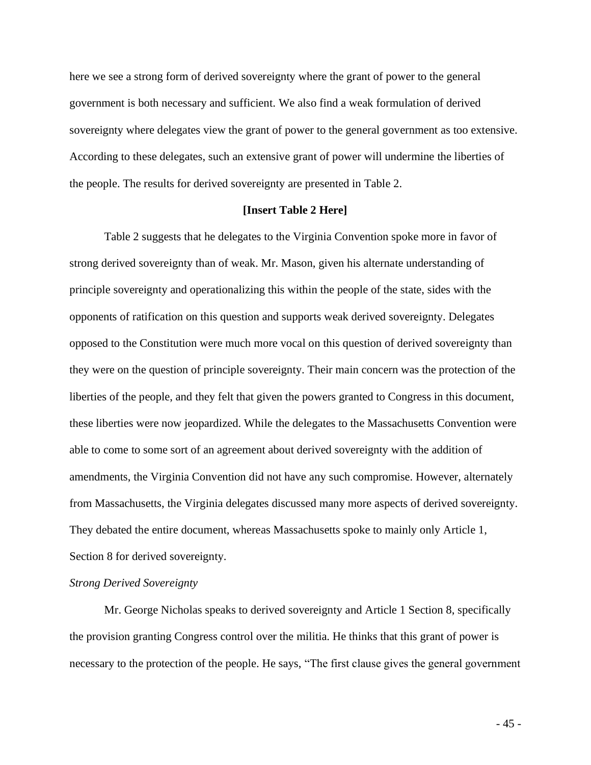here we see a strong form of derived sovereignty where the grant of power to the general government is both necessary and sufficient. We also find a weak formulation of derived sovereignty where delegates view the grant of power to the general government as too extensive. According to these delegates, such an extensive grant of power will undermine the liberties of the people. The results for derived sovereignty are presented in Table 2.

**[Insert Table 2 Here]**

Table 2 suggests that he delegates to the Virginia Convention spoke more in favor of strong derived sovereignty than of weak. Mr. Mason, given his alternate understanding of principle sovereignty and operationalizing this within the people of the state, sides with the opponents of ratification on this question and supports weak derived sovereignty. Delegates opposed to the Constitution were much more vocal on this question of derived sovereignty than they were on the question of principle sovereignty. Their main concern was the protection of the liberties of the people, and they felt that given the powers granted to Congress in this document, these liberties were now jeopardized. While the delegates to the Massachusetts Convention were able to come to some sort of an agreement about derived sovereignty with the addition of amendments, the Virginia Convention did not have any such compromise. However, alternately from Massachusetts, the Virginia delegates discussed many more aspects of derived sovereignty. They debated the entire document, whereas Massachusetts spoke to mainly only Article 1, Section 8 for derived sovereignty.

*Strong Derived Sovereignty*

Mr. George Nicholas speaks to derived sovereignty and Article 1 Section 8, specifically the provision granting Congress control over the militia. He thinks that this grant of power is necessary to the protection of the people. He says, "The first clause gives the general government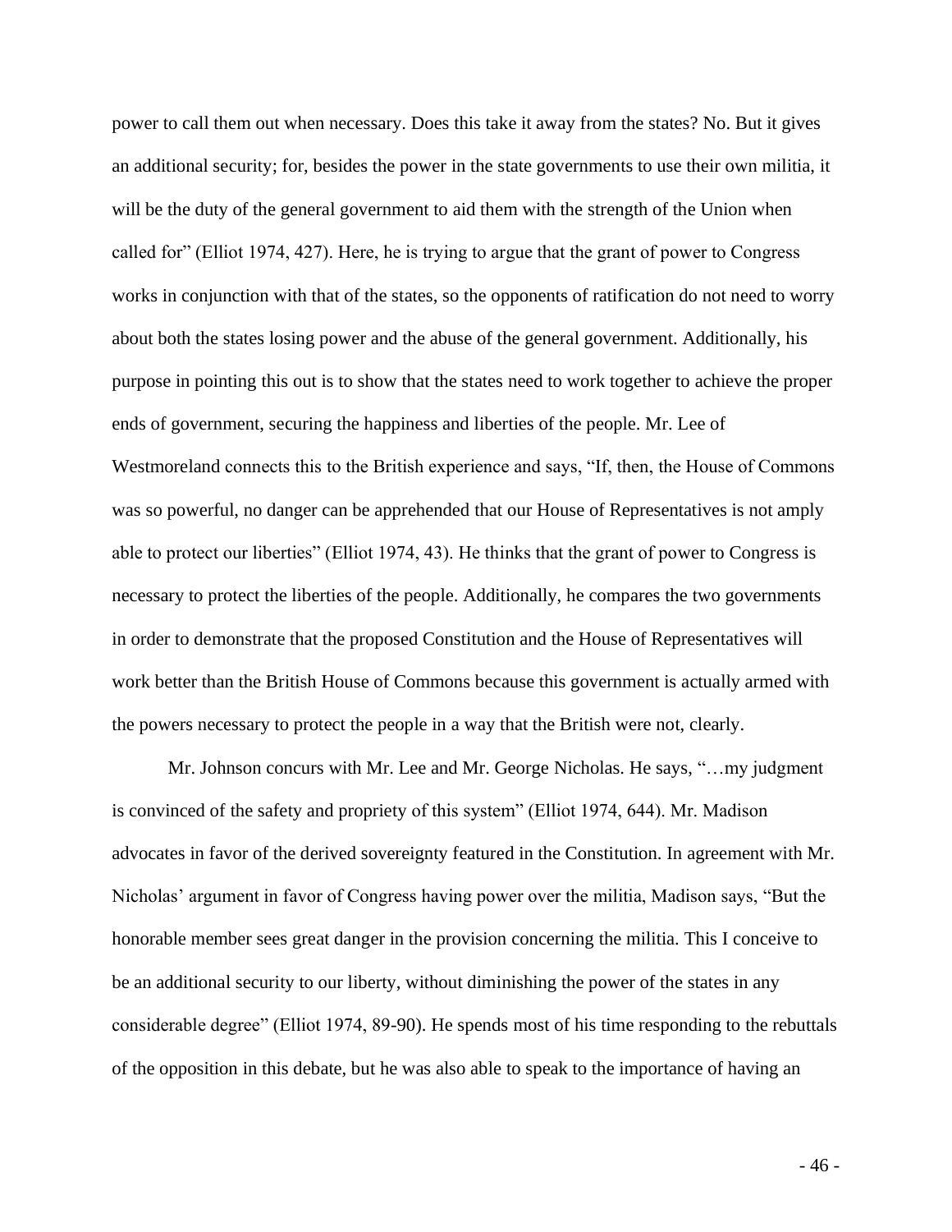power to call them out when necessary. Does this take it away from the states? No. But it gives an additional security; for, besides the power in the state governments to use their own militia, it will be the duty of the general government to aid them with the strength of the Union when called for" (Elliot 1974, 427). Here, he is trying to argue that the grant of power to Congress works in conjunction with that of the states, so the opponents of ratification do not need to worry about both the states losing power and the abuse of the general government. Additionally, his purpose in pointing this out is to show that the states need to work together to achieve the proper ends of government, securing the happiness and liberties of the people. Mr. Lee of Westmoreland connects this to the British experience and says, "If, then, the House of Commons was so powerful, no danger can be apprehended that our House of Representatives is not amply able to protect our liberties" (Elliot 1974, 43). He thinks that the grant of power to Congress is necessary to protect the liberties of the people. Additionally, he compares the two governments in order to demonstrate that the proposed Constitution and the House of Representatives will work better than the British House of Commons because this government is actually armed with the powers necessary to protect the people in a way that the British were not, clearly.

Mr. Johnson concurs with Mr. Lee and Mr. George Nicholas. He says, "…my judgment is convinced of the safety and propriety of this system" (Elliot 1974, 644). Mr. Madison advocates in favor of the derived sovereignty featured in the Constitution. In agreement with Mr. Nicholas' argument in favor of Congress having power over the militia, Madison says, "But the honorable member sees great danger in the provision concerning the militia. This I conceive to be an additional security to our liberty, without diminishing the power of the states in any considerable degree" (Elliot 1974, 89-90). He spends most of his time responding to the rebuttals of the opposition in this debate, but he was also able to speak to the importance of having an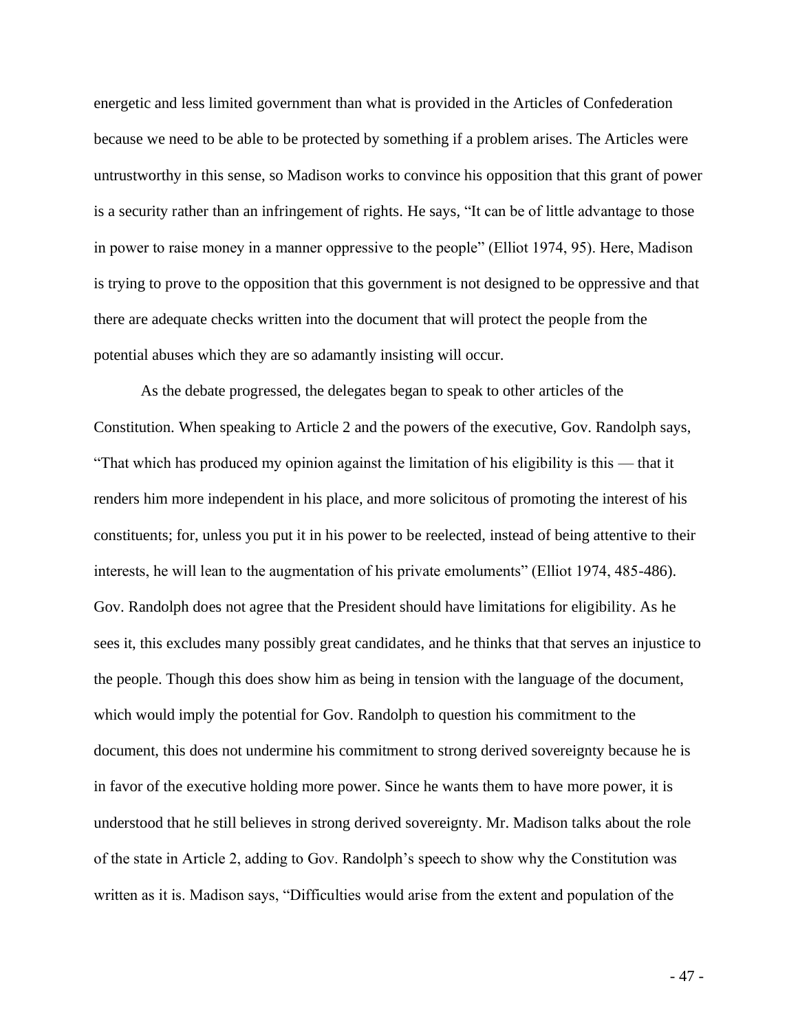energetic and less limited government than what is provided in the Articles of Confederation because we need to be able to be protected by something if a problem arises. The Articles were untrustworthy in this sense, so Madison works to convince his opposition that this grant of power is a security rather than an infringement of rights. He says, "It can be of little advantage to those in power to raise money in a manner oppressive to the people" (Elliot 1974, 95). Here, Madison is trying to prove to the opposition that this government is not designed to be oppressive and that there are adequate checks written into the document that will protect the people from the potential abuses which they are so adamantly insisting will occur.

As the debate progressed, the delegates began to speak to other articles of the Constitution. When speaking to Article 2 and the powers of the executive, Gov. Randolph says, "That which has produced my opinion against the limitation of his eligibility is this — that it renders him more independent in his place, and more solicitous of promoting the interest of his constituents; for, unless you put it in his power to be reelected, instead of being attentive to their interests, he will lean to the augmentation of his private emoluments" (Elliot 1974, 485-486). Gov. Randolph does not agree that the President should have limitations for eligibility. As he sees it, this excludes many possibly great candidates, and he thinks that that serves an injustice to the people. Though this does show him as being in tension with the language of the document, which would imply the potential for Gov. Randolph to question his commitment to the document, this does not undermine his commitment to strong derived sovereignty because he is in favor of the executive holding more power. Since he wants them to have more power, it is understood that he still believes in strong derived sovereignty. Mr. Madison talks about the role of the state in Article 2, adding to Gov. Randolph's speech to show why the Constitution was written as it is. Madison says, "Difficulties would arise from the extent and population of the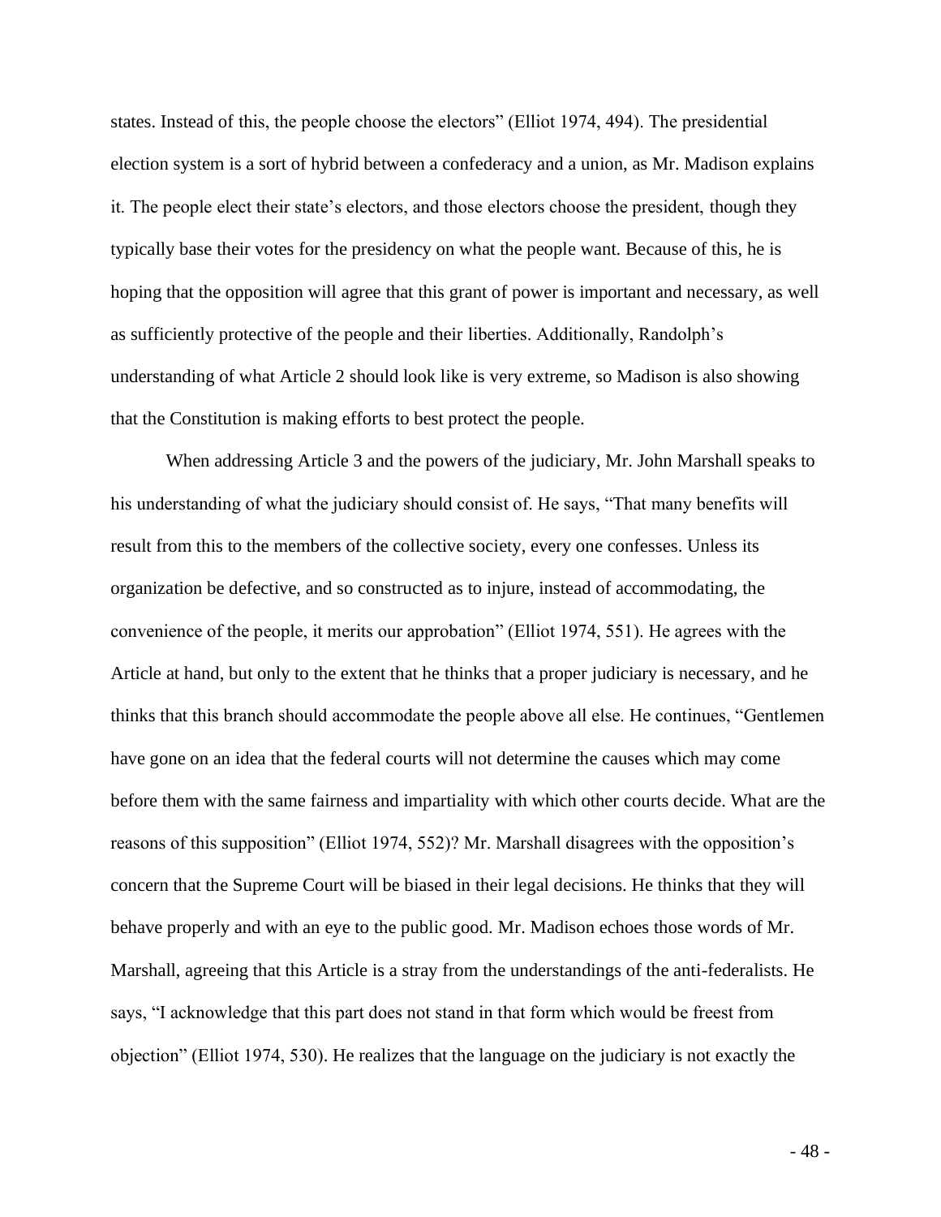states. Instead of this, the people choose the electors" (Elliot 1974, 494). The presidential election system is a sort of hybrid between a confederacy and a union, as Mr. Madison explains it. The people elect their state's electors, and those electors choose the president, though they typically base their votes for the presidency on what the people want. Because of this, he is hoping that the opposition will agree that this grant of power is important and necessary, as well as sufficiently protective of the people and their liberties. Additionally, Randolph's understanding of what Article 2 should look like is very extreme, so Madison is also showing that the Constitution is making efforts to best protect the people.

When addressing Article 3 and the powers of the judiciary, Mr. John Marshall speaks to his understanding of what the judiciary should consist of. He says, "That many benefits will result from this to the members of the collective society, every one confesses. Unless its organization be defective, and so constructed as to injure, instead of accommodating, the convenience of the people, it merits our approbation" (Elliot 1974, 551). He agrees with the Article at hand, but only to the extent that he thinks that a proper judiciary is necessary, and he thinks that this branch should accommodate the people above all else. He continues, "Gentlemen have gone on an idea that the federal courts will not determine the causes which may come before them with the same fairness and impartiality with which other courts decide. What are the reasons of this supposition" (Elliot 1974, 552)? Mr. Marshall disagrees with the opposition's concern that the Supreme Court will be biased in their legal decisions. He thinks that they will behave properly and with an eye to the public good. Mr. Madison echoes those words of Mr. Marshall, agreeing that this Article is a stray from the understandings of the anti-federalists. He says, "I acknowledge that this part does not stand in that form which would be freest from objection" (Elliot 1974, 530). He realizes that the language on the judiciary is not exactly the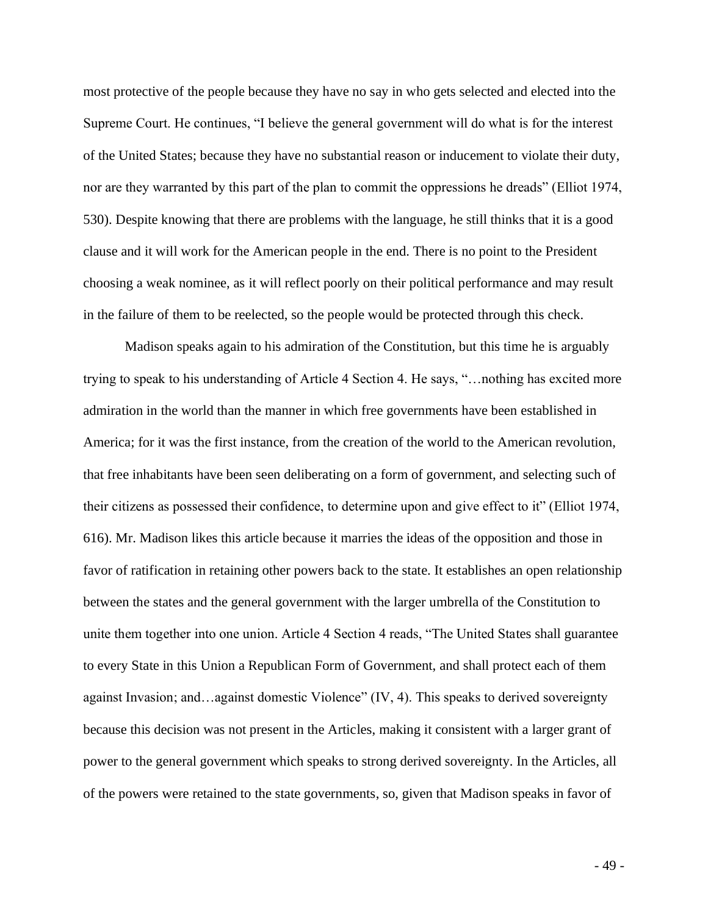most protective of the people because they have no say in who gets selected and elected into the Supreme Court. He continues, "I believe the general government will do what is for the interest of the United States; because they have no substantial reason or inducement to violate their duty, nor are they warranted by this part of the plan to commit the oppressions he dreads" (Elliot 1974, 530). Despite knowing that there are problems with the language, he still thinks that it is a good clause and it will work for the American people in the end. There is no point to the President choosing a weak nominee, as it will reflect poorly on their political performance and may result in the failure of them to be reelected, so the people would be protected through this check.

Madison speaks again to his admiration of the Constitution, but this time he is arguably trying to speak to his understanding of Article 4 Section 4. He says, "…nothing has excited more admiration in the world than the manner in which free governments have been established in America; for it was the first instance, from the creation of the world to the American revolution, that free inhabitants have been seen deliberating on a form of government, and selecting such of their citizens as possessed their confidence, to determine upon and give effect to it" (Elliot 1974, 616). Mr. Madison likes this article because it marries the ideas of the opposition and those in favor of ratification in retaining other powers back to the state. It establishes an open relationship between the states and the general government with the larger umbrella of the Constitution to unite them together into one union. Article 4 Section 4 reads, "The United States shall guarantee to every State in this Union a Republican Form of Government, and shall protect each of them against Invasion; and…against domestic Violence" (IV, 4). This speaks to derived sovereignty because this decision was not present in the Articles, making it consistent with a larger grant of power to the general government which speaks to strong derived sovereignty. In the Articles, all of the powers were retained to the state governments, so, given that Madison speaks in favor of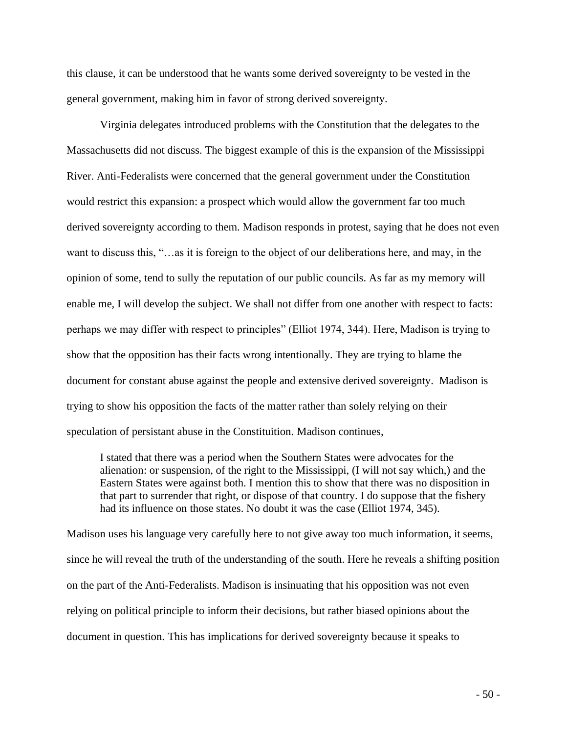this clause, it can be understood that he wants some derived sovereignty to be vested in the general government, making him in favor of strong derived sovereignty.

Virginia delegates introduced problems with the Constitution that the delegates to the Massachusetts did not discuss. The biggest example of this is the expansion of the Mississippi River. Anti-Federalists were concerned that the general government under the Constitution would restrict this expansion: a prospect which would allow the government far too much derived sovereignty according to them. Madison responds in protest, saying that he does not even want to discuss this, "…as it is foreign to the object of our deliberations here, and may, in the opinion of some, tend to sully the reputation of our public councils. As far as my memory will enable me, I will develop the subject. We shall not differ from one another with respect to facts: perhaps we may differ with respect to principles" (Elliot 1974, 344). Here, Madison is trying to show that the opposition has their facts wrong intentionally. They are trying to blame the document for constant abuse against the people and extensive derived sovereignty. Madison is trying to show his opposition the facts of the matter rather than solely relying on their speculation of persistant abuse in the Constituition. Madison continues,

> I stated that there was a period when the Southern States were advocates for the alienation: or suspension, of the right to the Mississippi, (I will not say which,) and the Eastern States were against both. I mention this to show that there was no disposition in that part to surrender that right, or dispose of that country. I do suppose that the fishery had its influence on those states. No doubt it was the case (Elliot 1974, 345).

Madison uses his language very carefully here to not give away too much information, it seems, since he will reveal the truth of the understanding of the south. Here he reveals a shifting position on the part of the Anti-Federalists. Madison is insinuating that his opposition was not even relying on political principle to inform their decisions, but rather biased opinions about the document in question. This has implications for derived sovereignty because it speaks to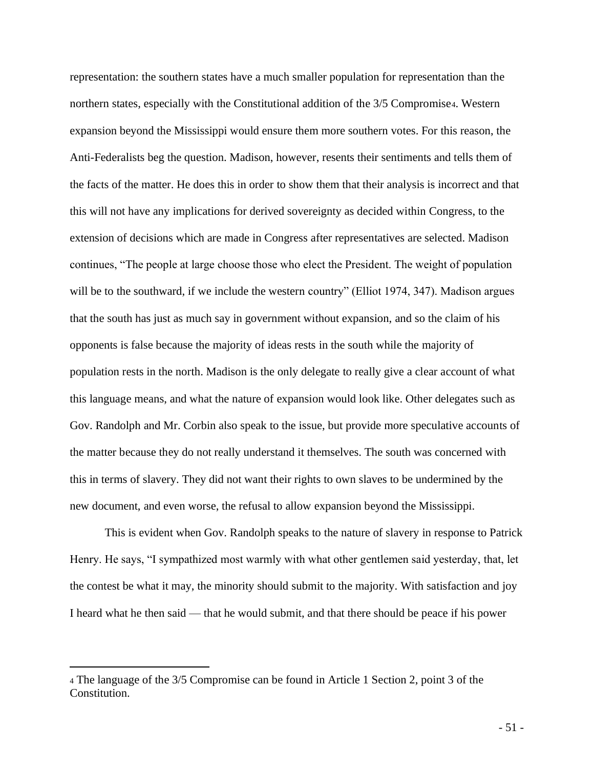representation: the southern states have a much smaller population for representation than the northern states, especially with the Constitutional addition of the 3/5 Compromise[4]. Western expansion beyond the Mississippi would ensure them more southern votes. For this reason, the Anti-Federalists beg the question. Madison, however, resents their sentiments and tells them of the facts of the matter. He does this in order to show them that their analysis is incorrect and that this will not have any implications for derived sovereignty as decided within Congress, to the extension of decisions which are made in Congress after representatives are selected. Madison continues, "The people at large choose those who elect the President. The weight of population will be to the southward, if we include the western country" (Elliot 1974, 347). Madison argues that the south has just as much say in government without expansion, and so the claim of his opponents is false because the majority of ideas rests in the south while the majority of population rests in the north. Madison is the only delegate to really give a clear account of what this language means, and what the nature of expansion would look like. Other delegates such as Gov. Randolph and Mr. Corbin also speak to the issue, but provide more speculative accounts of the matter because they do not really understand it themselves. The south was concerned with this in terms of slavery. They did not want their rights to own slaves to be undermined by the new document, and even worse, the refusal to allow expansion beyond the Mississippi.

This is evident when Gov. Randolph speaks to the nature of slavery in response to Patrick Henry. He says, "I sympathized most warmly with what other gentlemen said yesterday, that, let the contest be what it may, the minority should submit to the majority. With satisfaction and joy I heard what he then said — that he would submit, and that there should be peace if his power

[4] The language of the 3/5 Compromise can be found in Article 1 Section 2, point 3 of the Constitution.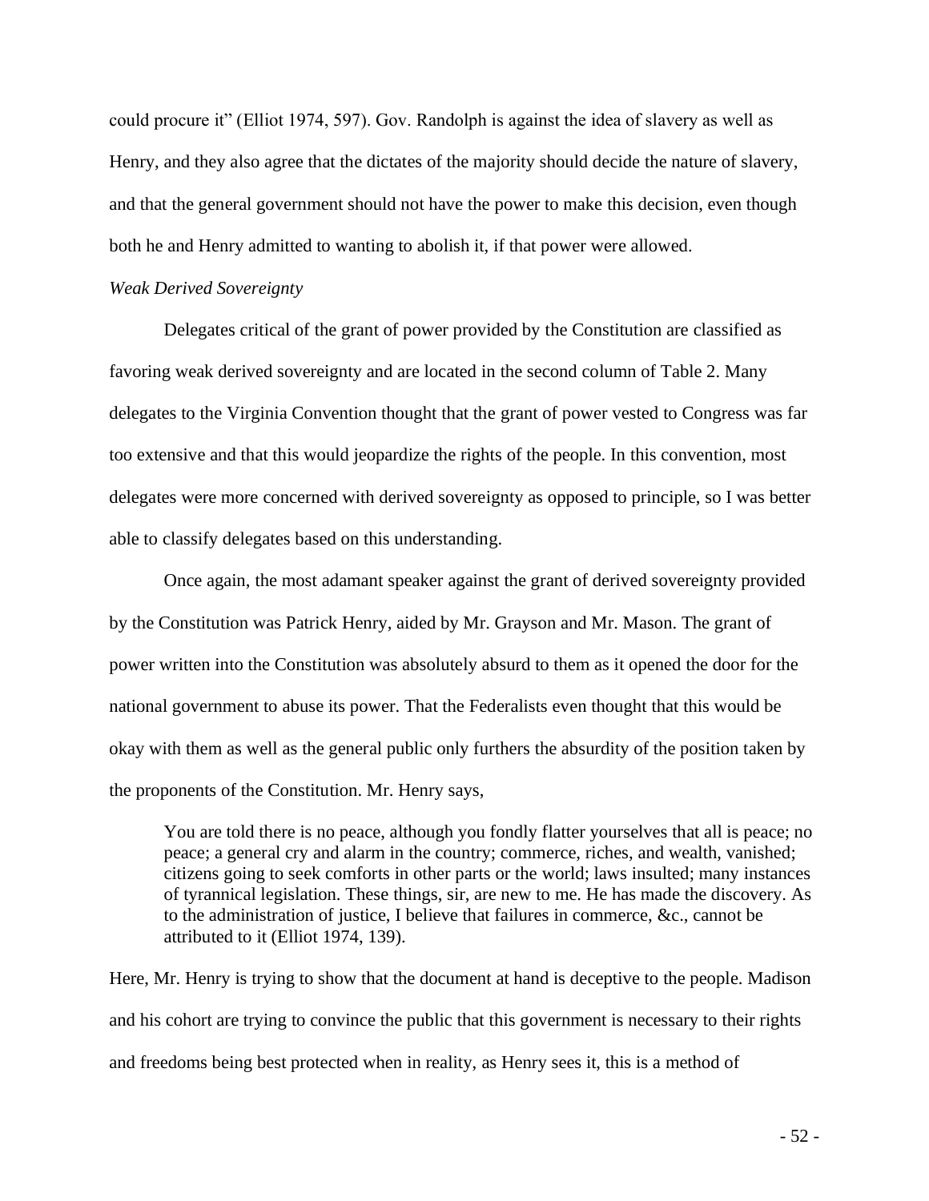could procure it" (Elliot 1974, 597). Gov. Randolph is against the idea of slavery as well as Henry, and they also agree that the dictates of the majority should decide the nature of slavery, and that the general government should not have the power to make this decision, even though both he and Henry admitted to wanting to abolish it, if that power were allowed.

*Weak Derived Sovereignty*

Delegates critical of the grant of power provided by the Constitution are classified as favoring weak derived sovereignty and are located in the second column of Table 2. Many delegates to the Virginia Convention thought that the grant of power vested to Congress was far too extensive and that this would jeopardize the rights of the people. In this convention, most delegates were more concerned with derived sovereignty as opposed to principle, so I was better able to classify delegates based on this understanding.

Once again, the most adamant speaker against the grant of derived sovereignty provided by the Constitution was Patrick Henry, aided by Mr. Grayson and Mr. Mason. The grant of power written into the Constitution was absolutely absurd to them as it opened the door for the national government to abuse its power. That the Federalists even thought that this would be okay with them as well as the general public only furthers the absurdity of the position taken by the proponents of the Constitution. Mr. Henry says,

> You are told there is no peace, although you fondly flatter yourselves that all is peace; no peace; a general cry and alarm in the country; commerce, riches, and wealth, vanished; citizens going to seek comforts in other parts or the world; laws insulted; many instances of tyrannical legislation. These things, sir, are new to me. He has made the discovery. As to the administration of justice, I believe that failures in commerce, &c., cannot be attributed to it (Elliot 1974, 139).

Here, Mr. Henry is trying to show that the document at hand is deceptive to the people. Madison and his cohort are trying to convince the public that this government is necessary to their rights and freedoms being best protected when in reality, as Henry sees it, this is a method of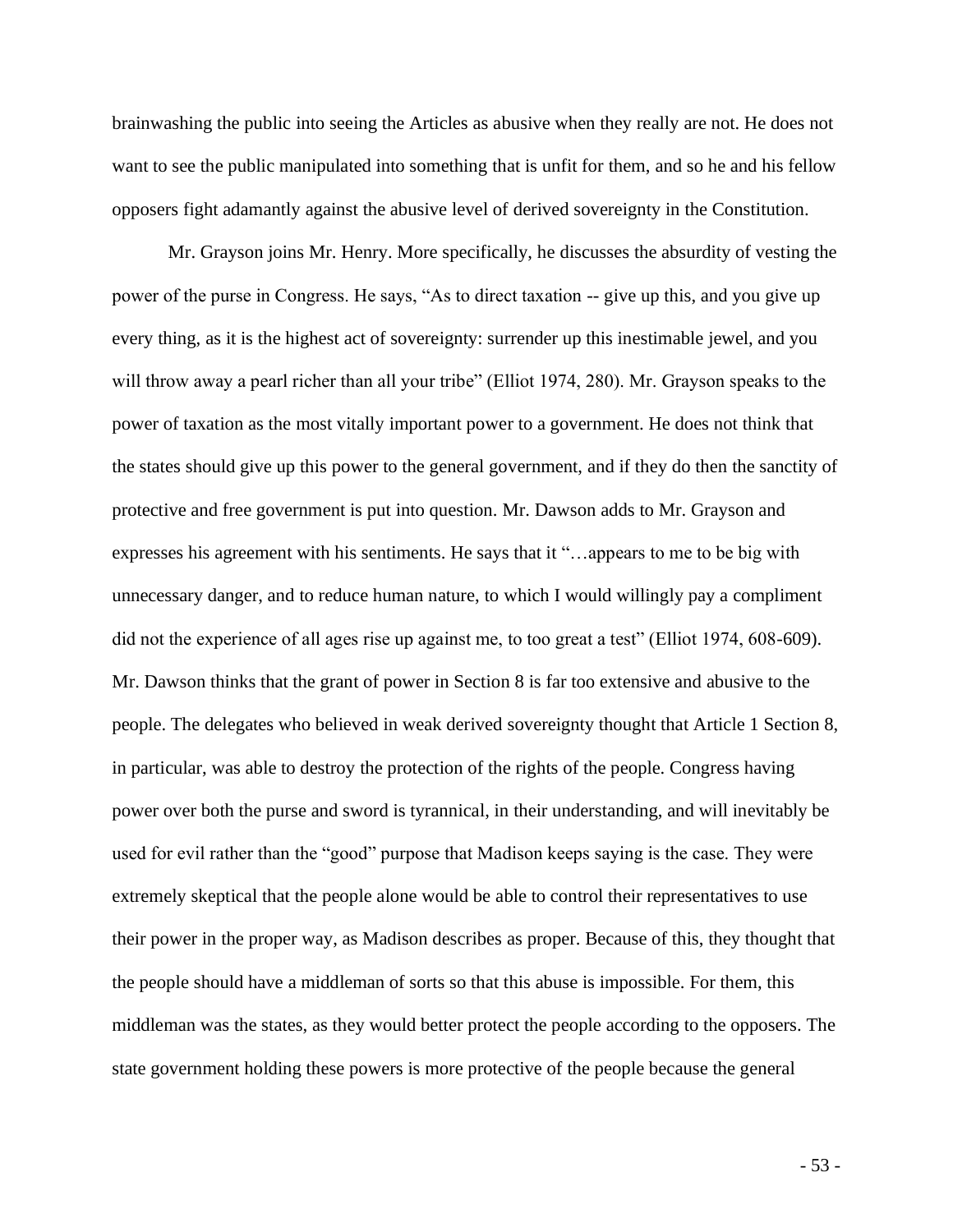brainwashing the public into seeing the Articles as abusive when they really are not. He does not want to see the public manipulated into something that is unfit for them, and so he and his fellow opposers fight adamantly against the abusive level of derived sovereignty in the Constitution.

Mr. Grayson joins Mr. Henry. More specifically, he discusses the absurdity of vesting the power of the purse in Congress. He says, "As to direct taxation -- give up this, and you give up every thing, as it is the highest act of sovereignty: surrender up this inestimable jewel, and you will throw away a pearl richer than all your tribe" (Elliot 1974, 280). Mr. Grayson speaks to the power of taxation as the most vitally important power to a government. He does not think that the states should give up this power to the general government, and if they do then the sanctity of protective and free government is put into question. Mr. Dawson adds to Mr. Grayson and expresses his agreement with his sentiments. He says that it "…appears to me to be big with unnecessary danger, and to reduce human nature, to which I would willingly pay a compliment did not the experience of all ages rise up against me, to too great a test" (Elliot 1974, 608-609). Mr. Dawson thinks that the grant of power in Section 8 is far too extensive and abusive to the people. The delegates who believed in weak derived sovereignty thought that Article 1 Section 8, in particular, was able to destroy the protection of the rights of the people. Congress having power over both the purse and sword is tyrannical, in their understanding, and will inevitably be used for evil rather than the "good" purpose that Madison keeps saying is the case. They were extremely skeptical that the people alone would be able to control their representatives to use their power in the proper way, as Madison describes as proper. Because of this, they thought that the people should have a middleman of sorts so that this abuse is impossible. For them, this middleman was the states, as they would better protect the people according to the opposers. The state government holding these powers is more protective of the people because the general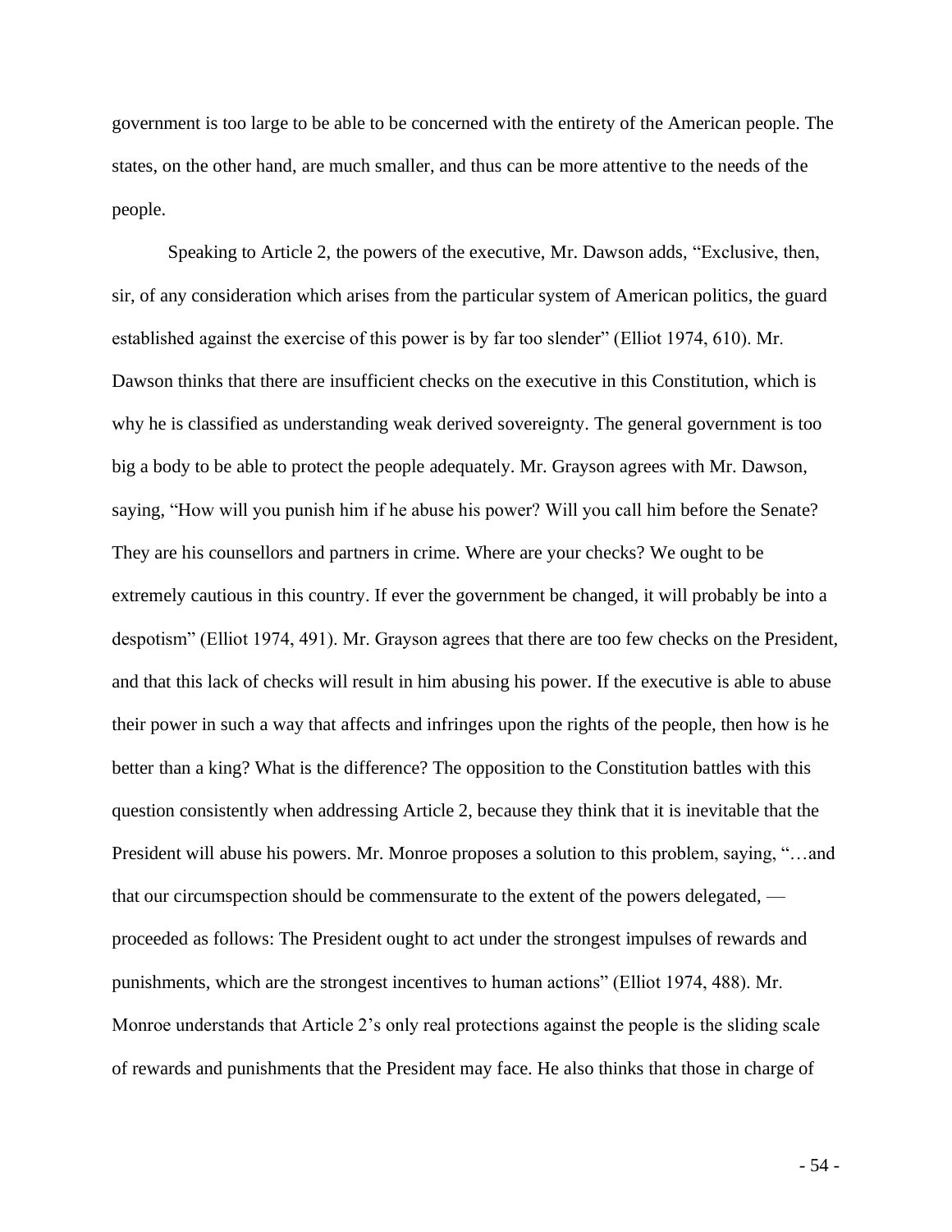government is too large to be able to be concerned with the entirety of the American people. The states, on the other hand, are much smaller, and thus can be more attentive to the needs of the people.

Speaking to Article 2, the powers of the executive, Mr. Dawson adds, "Exclusive, then, sir, of any consideration which arises from the particular system of American politics, the guard established against the exercise of this power is by far too slender" (Elliot 1974, 610). Mr. Dawson thinks that there are insufficient checks on the executive in this Constitution, which is why he is classified as understanding weak derived sovereignty. The general government is too big a body to be able to protect the people adequately. Mr. Grayson agrees with Mr. Dawson, saying, "How will you punish him if he abuse his power? Will you call him before the Senate? They are his counsellors and partners in crime. Where are your checks? We ought to be extremely cautious in this country. If ever the government be changed, it will probably be into a despotism" (Elliot 1974, 491). Mr. Grayson agrees that there are too few checks on the President, and that this lack of checks will result in him abusing his power. If the executive is able to abuse their power in such a way that affects and infringes upon the rights of the people, then how is he better than a king? What is the difference? The opposition to the Constitution battles with this question consistently when addressing Article 2, because they think that it is inevitable that the President will abuse his powers. Mr. Monroe proposes a solution to this problem, saying, "…and that our circumspection should be commensurate to the extent of the powers delegated, — proceeded as follows: The President ought to act under the strongest impulses of rewards and punishments, which are the strongest incentives to human actions" (Elliot 1974, 488). Mr. Monroe understands that Article 2's only real protections against the people is the sliding scale of rewards and punishments that the President may face. He also thinks that those in charge of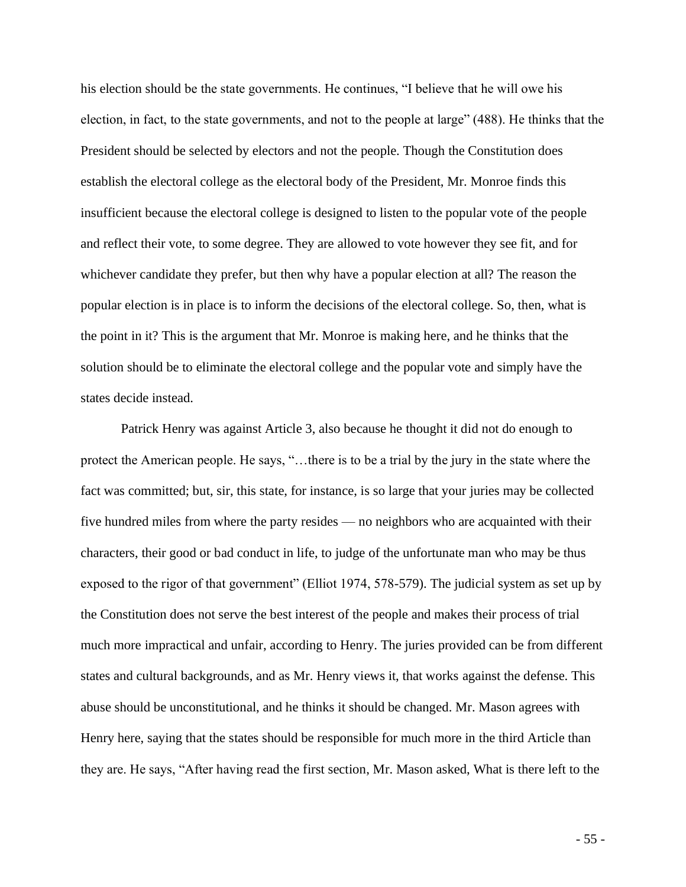his election should be the state governments. He continues, "I believe that he will owe his election, in fact, to the state governments, and not to the people at large" (488). He thinks that the President should be selected by electors and not the people. Though the Constitution does establish the electoral college as the electoral body of the President, Mr. Monroe finds this insufficient because the electoral college is designed to listen to the popular vote of the people and reflect their vote, to some degree. They are allowed to vote however they see fit, and for whichever candidate they prefer, but then why have a popular election at all? The reason the popular election is in place is to inform the decisions of the electoral college. So, then, what is the point in it? This is the argument that Mr. Monroe is making here, and he thinks that the solution should be to eliminate the electoral college and the popular vote and simply have the states decide instead.

Patrick Henry was against Article 3, also because he thought it did not do enough to protect the American people. He says, "…there is to be a trial by the jury in the state where the fact was committed; but, sir, this state, for instance, is so large that your juries may be collected five hundred miles from where the party resides — no neighbors who are acquainted with their characters, their good or bad conduct in life, to judge of the unfortunate man who may be thus exposed to the rigor of that government" (Elliot 1974, 578-579). The judicial system as set up by the Constitution does not serve the best interest of the people and makes their process of trial much more impractical and unfair, according to Henry. The juries provided can be from different states and cultural backgrounds, and as Mr. Henry views it, that works against the defense. This abuse should be unconstitutional, and he thinks it should be changed. Mr. Mason agrees with Henry here, saying that the states should be responsible for much more in the third Article than they are. He says, "After having read the first section, Mr. Mason asked, What is there left to the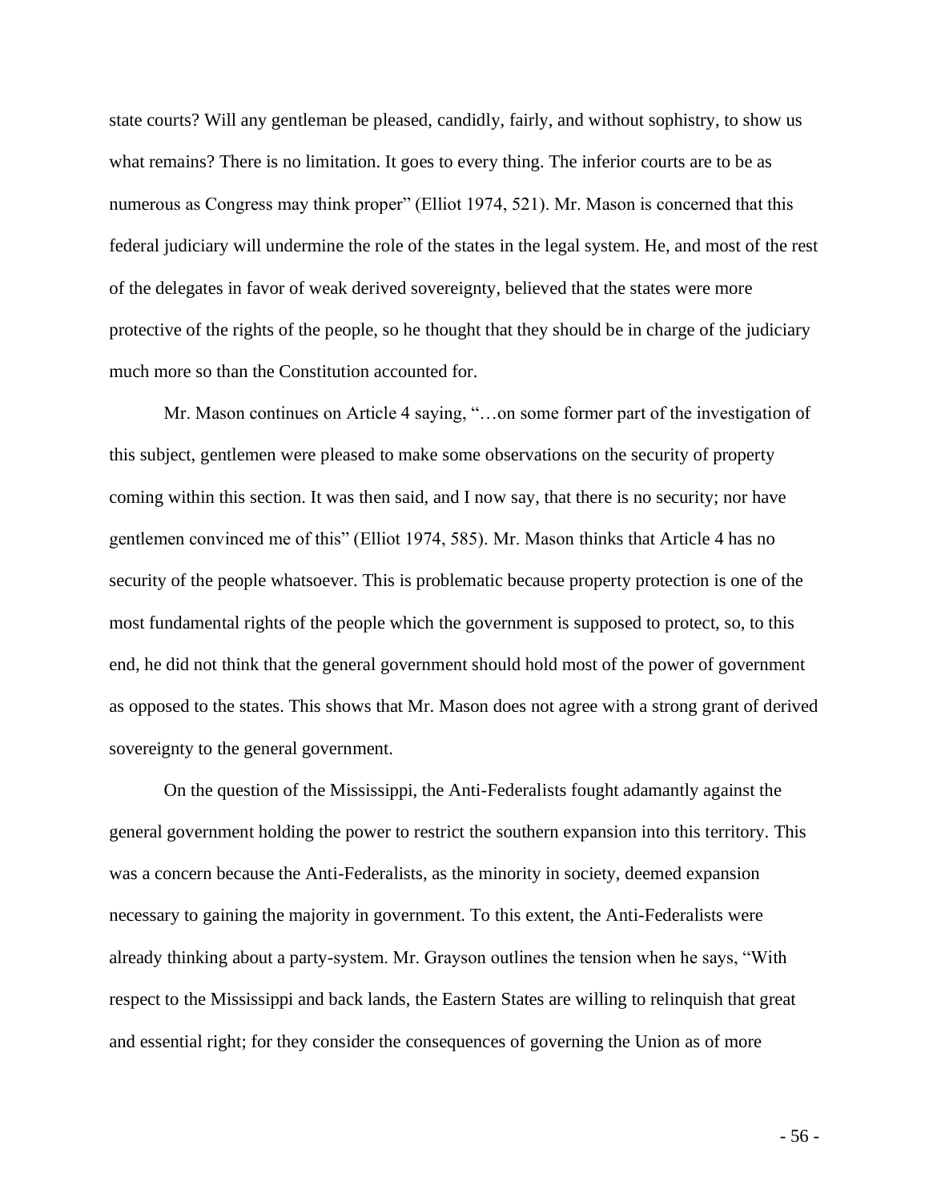state courts? Will any gentleman be pleased, candidly, fairly, and without sophistry, to show us what remains? There is no limitation. It goes to every thing. The inferior courts are to be as numerous as Congress may think proper" (Elliot 1974, 521). Mr. Mason is concerned that this federal judiciary will undermine the role of the states in the legal system. He, and most of the rest of the delegates in favor of weak derived sovereignty, believed that the states were more protective of the rights of the people, so he thought that they should be in charge of the judiciary much more so than the Constitution accounted for.

Mr. Mason continues on Article 4 saying, "…on some former part of the investigation of this subject, gentlemen were pleased to make some observations on the security of property coming within this section. It was then said, and I now say, that there is no security; nor have gentlemen convinced me of this" (Elliot 1974, 585). Mr. Mason thinks that Article 4 has no security of the people whatsoever. This is problematic because property protection is one of the most fundamental rights of the people which the government is supposed to protect, so, to this end, he did not think that the general government should hold most of the power of government as opposed to the states. This shows that Mr. Mason does not agree with a strong grant of derived sovereignty to the general government.

On the question of the Mississippi, the Anti-Federalists fought adamantly against the general government holding the power to restrict the southern expansion into this territory. This was a concern because the Anti-Federalists, as the minority in society, deemed expansion necessary to gaining the majority in government. To this extent, the Anti-Federalists were already thinking about a party-system. Mr. Grayson outlines the tension when he says, "With respect to the Mississippi and back lands, the Eastern States are willing to relinquish that great and essential right; for they consider the consequences of governing the Union as of more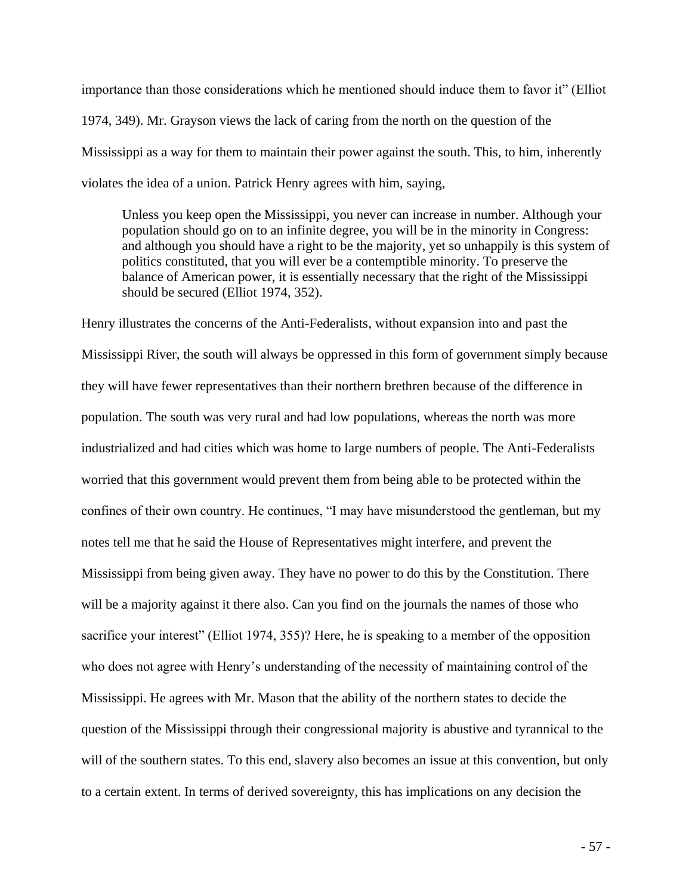importance than those considerations which he mentioned should induce them to favor it" (Elliot 1974, 349). Mr. Grayson views the lack of caring from the north on the question of the Mississippi as a way for them to maintain their power against the south. This, to him, inherently violates the idea of a union. Patrick Henry agrees with him, saying,

> Unless you keep open the Mississippi, you never can increase in number. Although your population should go on to an infinite degree, you will be in the minority in Congress: and although you should have a right to be the majority, yet so unhappily is this system of politics constituted, that you will ever be a contemptible minority. To preserve the balance of American power, it is essentially necessary that the right of the Mississippi should be secured (Elliot 1974, 352).

Henry illustrates the concerns of the Anti-Federalists, without expansion into and past the Mississippi River, the south will always be oppressed in this form of government simply because they will have fewer representatives than their northern brethren because of the difference in population. The south was very rural and had low populations, whereas the north was more industrialized and had cities which was home to large numbers of people. The Anti-Federalists worried that this government would prevent them from being able to be protected within the confines of their own country. He continues, "I may have misunderstood the gentleman, but my notes tell me that he said the House of Representatives might interfere, and prevent the Mississippi from being given away. They have no power to do this by the Constitution. There will be a majority against it there also. Can you find on the journals the names of those who sacrifice your interest" (Elliot 1974, 355)? Here, he is speaking to a member of the opposition who does not agree with Henry's understanding of the necessity of maintaining control of the Mississippi. He agrees with Mr. Mason that the ability of the northern states to decide the question of the Mississippi through their congressional majority is abustive and tyrannical to the will of the southern states. To this end, slavery also becomes an issue at this convention, but only to a certain extent. In terms of derived sovereignty, this has implications on any decision the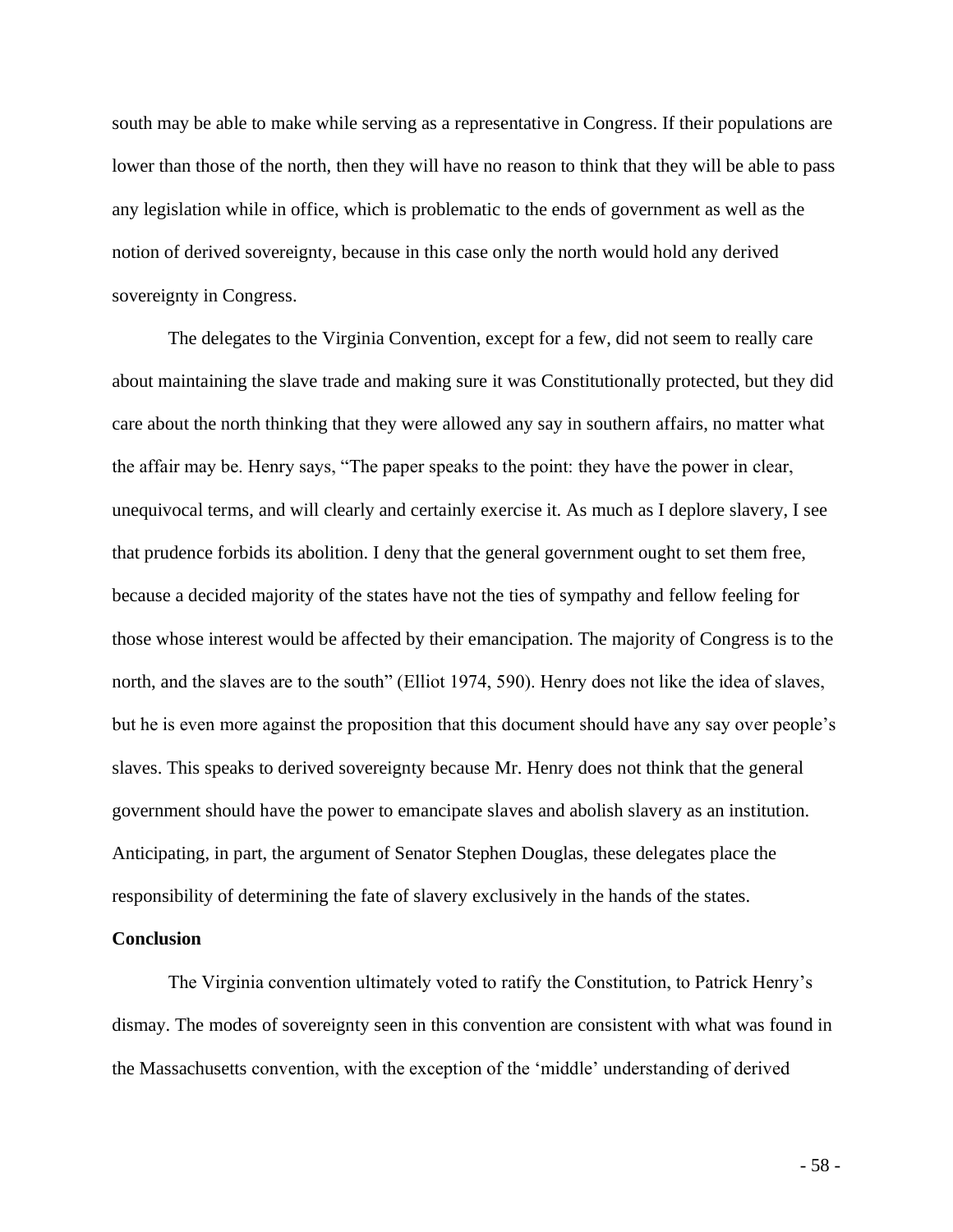south may be able to make while serving as a representative in Congress. If their populations are lower than those of the north, then they will have no reason to think that they will be able to pass any legislation while in office, which is problematic to the ends of government as well as the notion of derived sovereignty, because in this case only the north would hold any derived sovereignty in Congress.

The delegates to the Virginia Convention, except for a few, did not seem to really care about maintaining the slave trade and making sure it was Constitutionally protected, but they did care about the north thinking that they were allowed any say in southern affairs, no matter what the affair may be. Henry says, "The paper speaks to the point: they have the power in clear, unequivocal terms, and will clearly and certainly exercise it. As much as I deplore slavery, I see that prudence forbids its abolition. I deny that the general government ought to set them free, because a decided majority of the states have not the ties of sympathy and fellow feeling for those whose interest would be affected by their emancipation. The majority of Congress is to the north, and the slaves are to the south" (Elliot 1974, 590). Henry does not like the idea of slaves, but he is even more against the proposition that this document should have any say over people's slaves. This speaks to derived sovereignty because Mr. Henry does not think that the general government should have the power to emancipate slaves and abolish slavery as an institution. Anticipating, in part, the argument of Senator Stephen Douglas, these delegates place the responsibility of determining the fate of slavery exclusively in the hands of the states.

**Conclusion**

The Virginia convention ultimately voted to ratify the Constitution, to Patrick Henry's dismay. The modes of sovereignty seen in this convention are consistent with what was found in the Massachusetts convention, with the exception of the 'middle' understanding of derived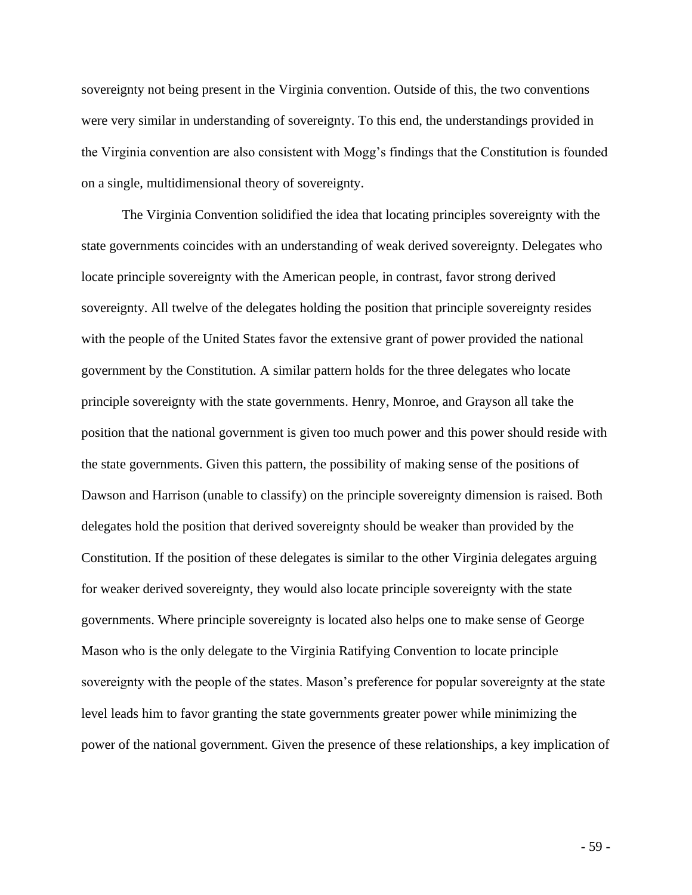sovereignty not being present in the Virginia convention. Outside of this, the two conventions were very similar in understanding of sovereignty. To this end, the understandings provided in the Virginia convention are also consistent with Mogg's findings that the Constitution is founded on a single, multidimensional theory of sovereignty.

The Virginia Convention solidified the idea that locating principles sovereignty with the state governments coincides with an understanding of weak derived sovereignty. Delegates who locate principle sovereignty with the American people, in contrast, favor strong derived sovereignty. All twelve of the delegates holding the position that principle sovereignty resides with the people of the United States favor the extensive grant of power provided the national government by the Constitution. A similar pattern holds for the three delegates who locate principle sovereignty with the state governments. Henry, Monroe, and Grayson all take the position that the national government is given too much power and this power should reside with the state governments. Given this pattern, the possibility of making sense of the positions of Dawson and Harrison (unable to classify) on the principle sovereignty dimension is raised. Both delegates hold the position that derived sovereignty should be weaker than provided by the Constitution. If the position of these delegates is similar to the other Virginia delegates arguing for weaker derived sovereignty, they would also locate principle sovereignty with the state governments. Where principle sovereignty is located also helps one to make sense of George Mason who is the only delegate to the Virginia Ratifying Convention to locate principle sovereignty with the people of the states. Mason's preference for popular sovereignty at the state level leads him to favor granting the state governments greater power while minimizing the power of the national government. Given the presence of these relationships, a key implication of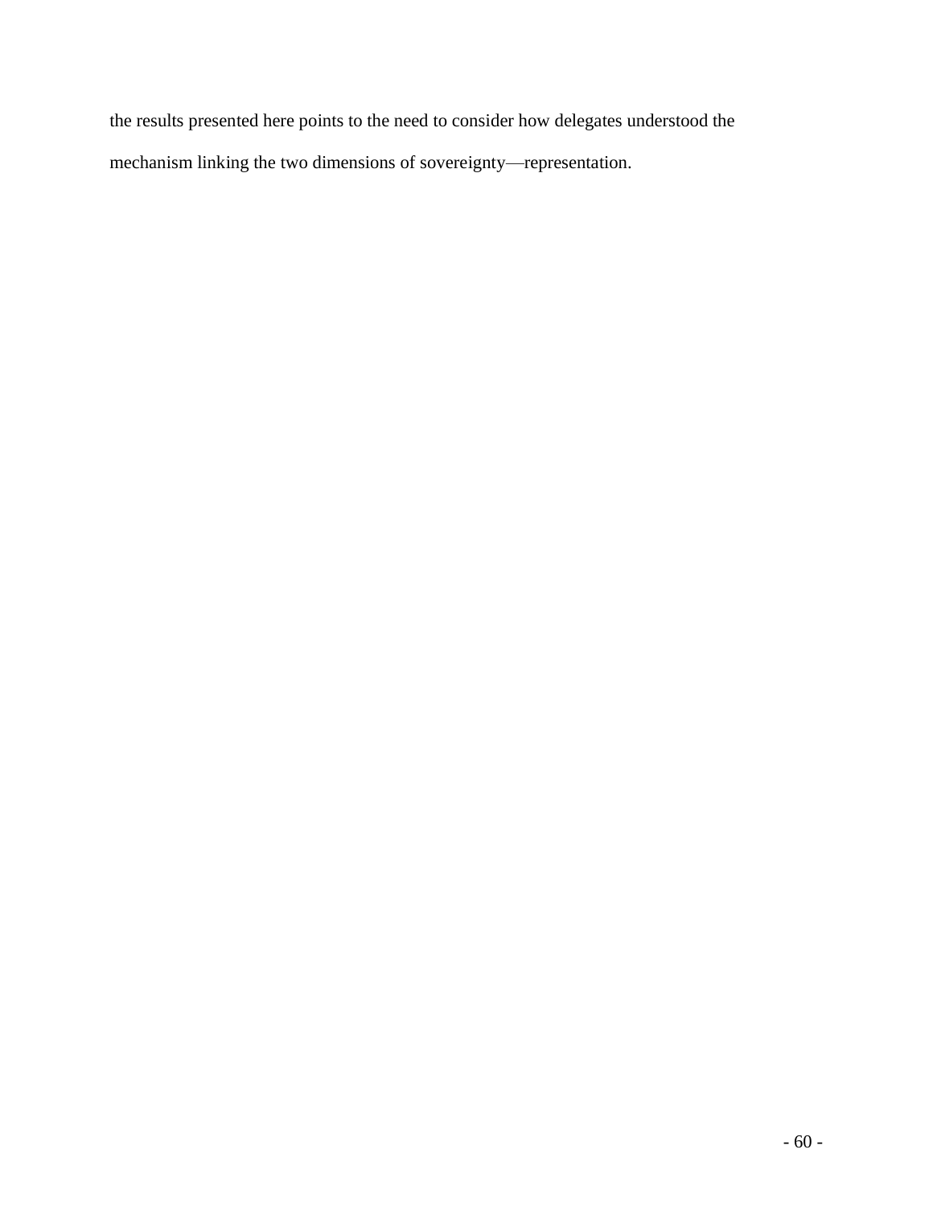the results presented here points to the need to consider how delegates understood the mechanism linking the two dimensions of sovereignty—representation.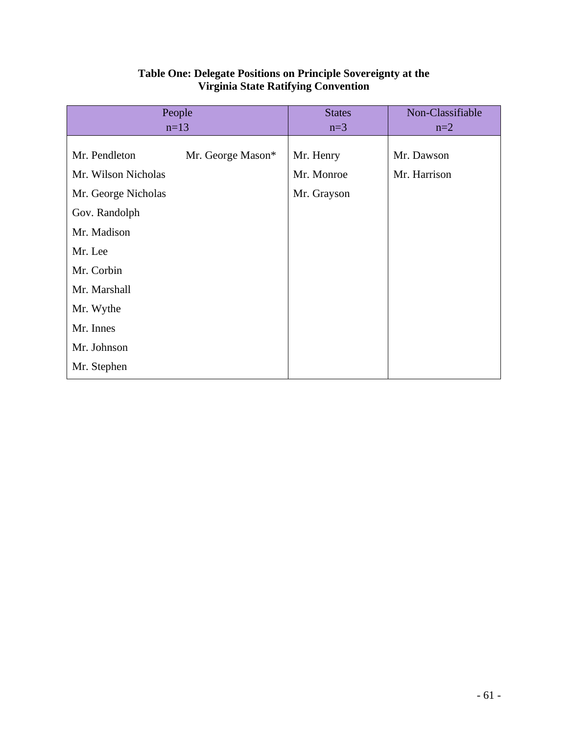**Table One: Delegate Positions on Principle Sovereignty at the Virginia State Ratifying Convention**

| People n=13 | | States n=3 | Non-Classifiable n=2 |
|---|---|---|---|
| Mr. Pendleton | Mr. George Mason* | Mr. Henry | Mr. Dawson |
| Mr. Wilson Nicholas | | Mr. Monroe | Mr. Harrison |
| Mr. George Nicholas | | Mr. Grayson | |
| Gov. Randolph | | | |
| Mr. Madison | | | |
| Mr. Lee | | | |
| Mr. Corbin | | | |
| Mr. Marshall | | | |
| Mr. Wythe | | | |
| Mr. Innes | | | |
| Mr. Johnson | | | |
| Mr. Stephen | | | |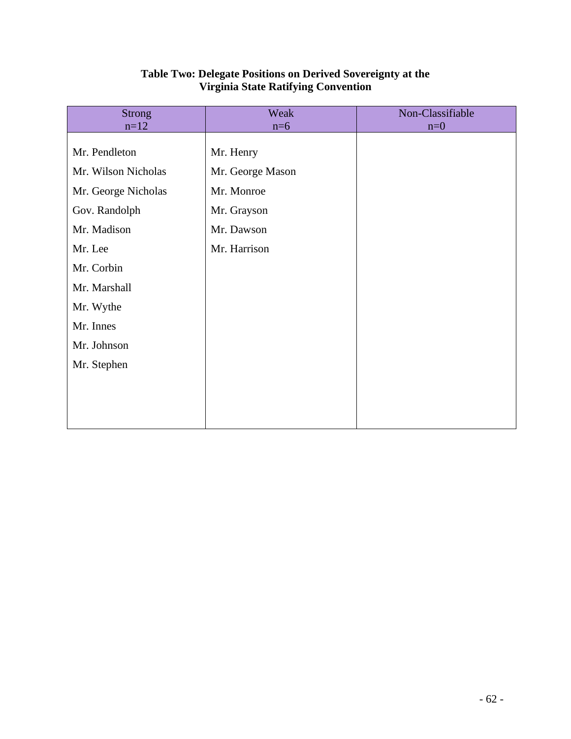**Table Two: Delegate Positions on Derived Sovereignty at the Virginia State Ratifying Convention**

| Strong n=12 | Weak n=6 | Non-Classifiable n=0 |
| --- | --- | --- |
| Mr. Pendleton | Mr. Henry | |
| Mr. Wilson Nicholas | Mr. George Mason | |
| Mr. George Nicholas | Mr. Monroe | |
| Gov. Randolph | Mr. Grayson | |
| Mr. Madison | Mr. Dawson | |
| Mr. Lee | Mr. Harrison | |
| Mr. Corbin | | |
| Mr. Marshall | | |
| Mr. Wythe | | |
| Mr. Innes | | |
| Mr. Johnson | | |
| Mr. Stephen | | |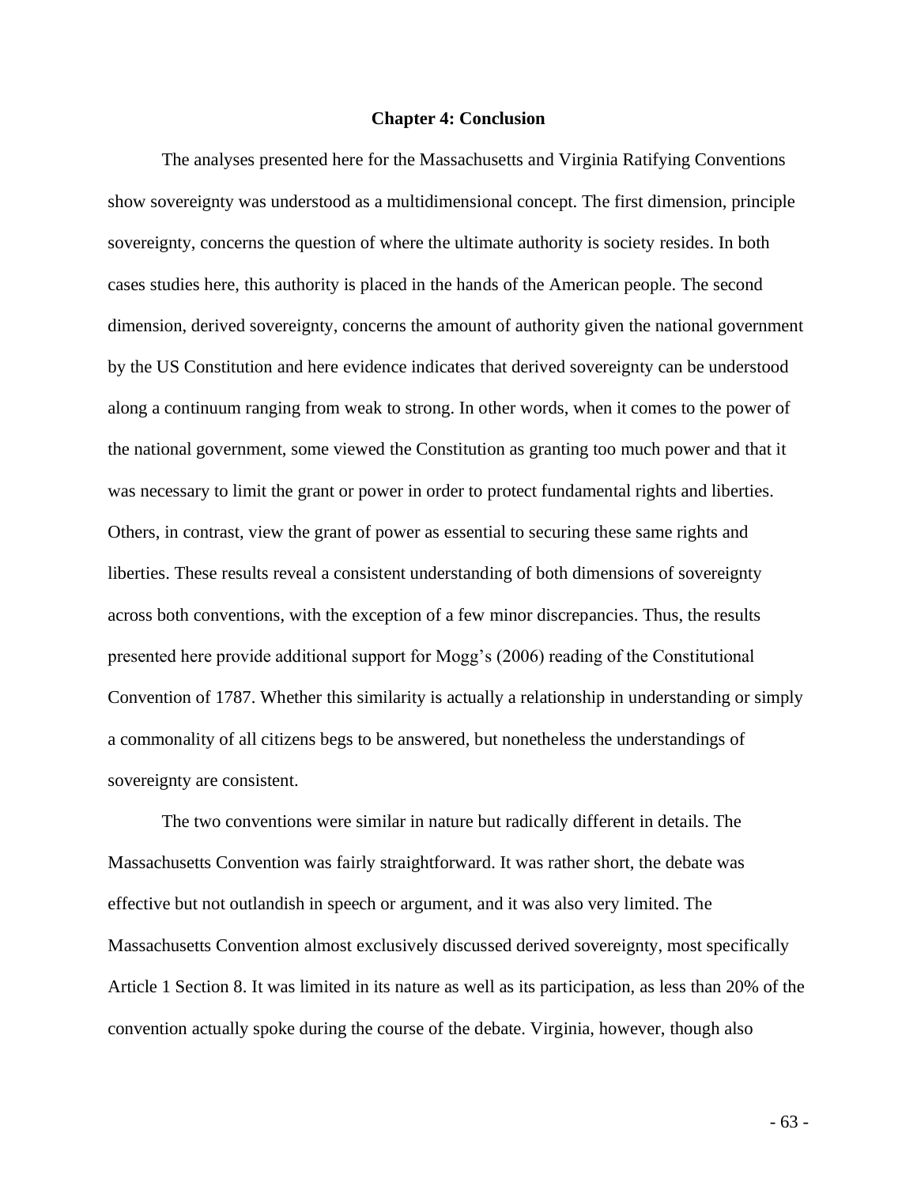# Chapter 4: Conclusion

The analyses presented here for the Massachusetts and Virginia Ratifying Conventions show sovereignty was understood as a multidimensional concept. The first dimension, principle sovereignty, concerns the question of where the ultimate authority is society resides. In both cases studies here, this authority is placed in the hands of the American people. The second dimension, derived sovereignty, concerns the amount of authority given the national government by the US Constitution and here evidence indicates that derived sovereignty can be understood along a continuum ranging from weak to strong. In other words, when it comes to the power of the national government, some viewed the Constitution as granting too much power and that it was necessary to limit the grant or power in order to protect fundamental rights and liberties. Others, in contrast, view the grant of power as essential to securing these same rights and liberties. These results reveal a consistent understanding of both dimensions of sovereignty across both conventions, with the exception of a few minor discrepancies. Thus, the results presented here provide additional support for Mogg's (2006) reading of the Constitutional Convention of 1787. Whether this similarity is actually a relationship in understanding or simply a commonality of all citizens begs to be answered, but nonetheless the understandings of sovereignty are consistent.

The two conventions were similar in nature but radically different in details. The Massachusetts Convention was fairly straightforward. It was rather short, the debate was effective but not outlandish in speech or argument, and it was also very limited. The Massachusetts Convention almost exclusively discussed derived sovereignty, most specifically Article 1 Section 8. It was limited in its nature as well as its participation, as less than 20% of the convention actually spoke during the course of the debate. Virginia, however, though also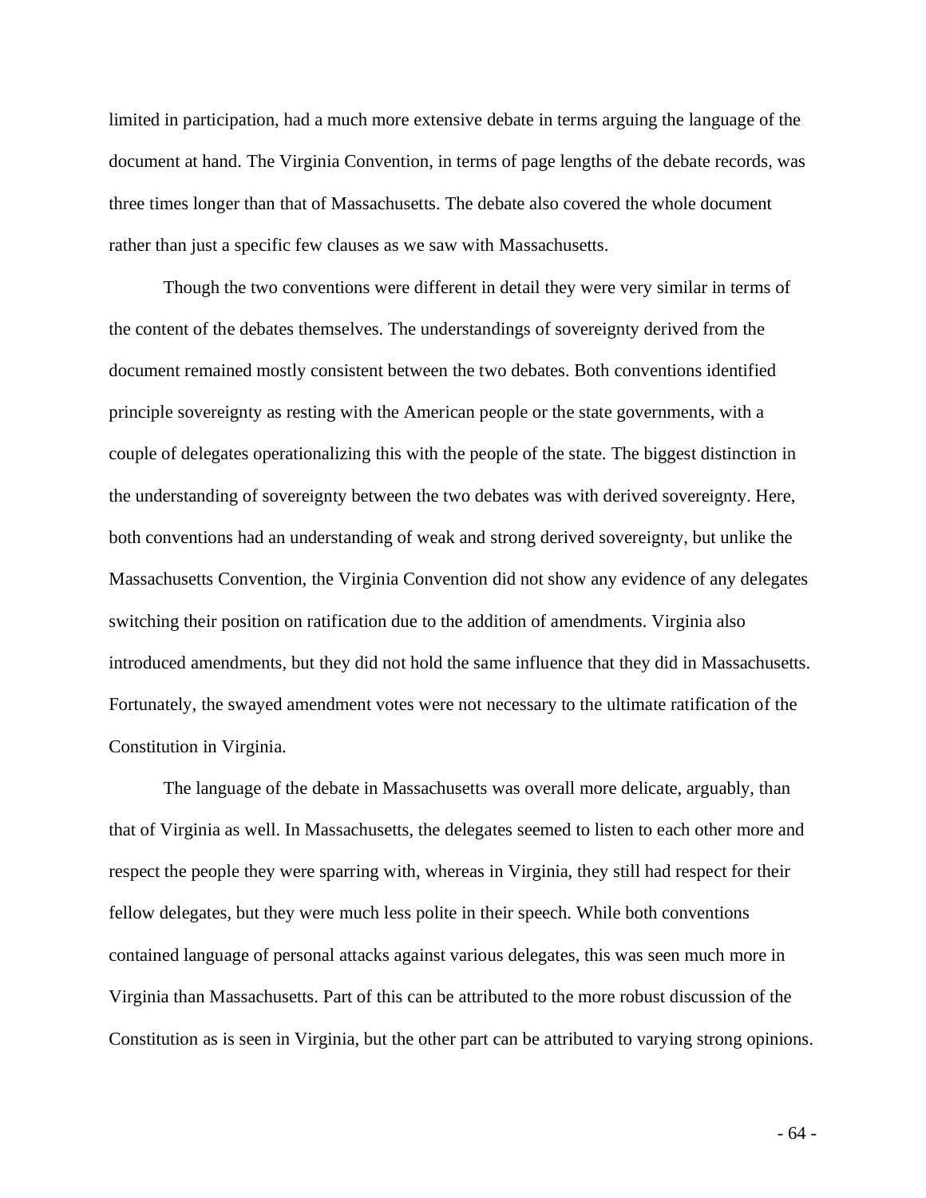limited in participation, had a much more extensive debate in terms arguing the language of the document at hand. The Virginia Convention, in terms of page lengths of the debate records, was three times longer than that of Massachusetts. The debate also covered the whole document rather than just a specific few clauses as we saw with Massachusetts.

Though the two conventions were different in detail they were very similar in terms of the content of the debates themselves. The understandings of sovereignty derived from the document remained mostly consistent between the two debates. Both conventions identified principle sovereignty as resting with the American people or the state governments, with a couple of delegates operationalizing this with the people of the state. The biggest distinction in the understanding of sovereignty between the two debates was with derived sovereignty. Here, both conventions had an understanding of weak and strong derived sovereignty, but unlike the Massachusetts Convention, the Virginia Convention did not show any evidence of any delegates switching their position on ratification due to the addition of amendments. Virginia also introduced amendments, but they did not hold the same influence that they did in Massachusetts. Fortunately, the swayed amendment votes were not necessary to the ultimate ratification of the Constitution in Virginia.

The language of the debate in Massachusetts was overall more delicate, arguably, than that of Virginia as well. In Massachusetts, the delegates seemed to listen to each other more and respect the people they were sparring with, whereas in Virginia, they still had respect for their fellow delegates, but they were much less polite in their speech. While both conventions contained language of personal attacks against various delegates, this was seen much more in Virginia than Massachusetts. Part of this can be attributed to the more robust discussion of the Constitution as is seen in Virginia, but the other part can be attributed to varying strong opinions.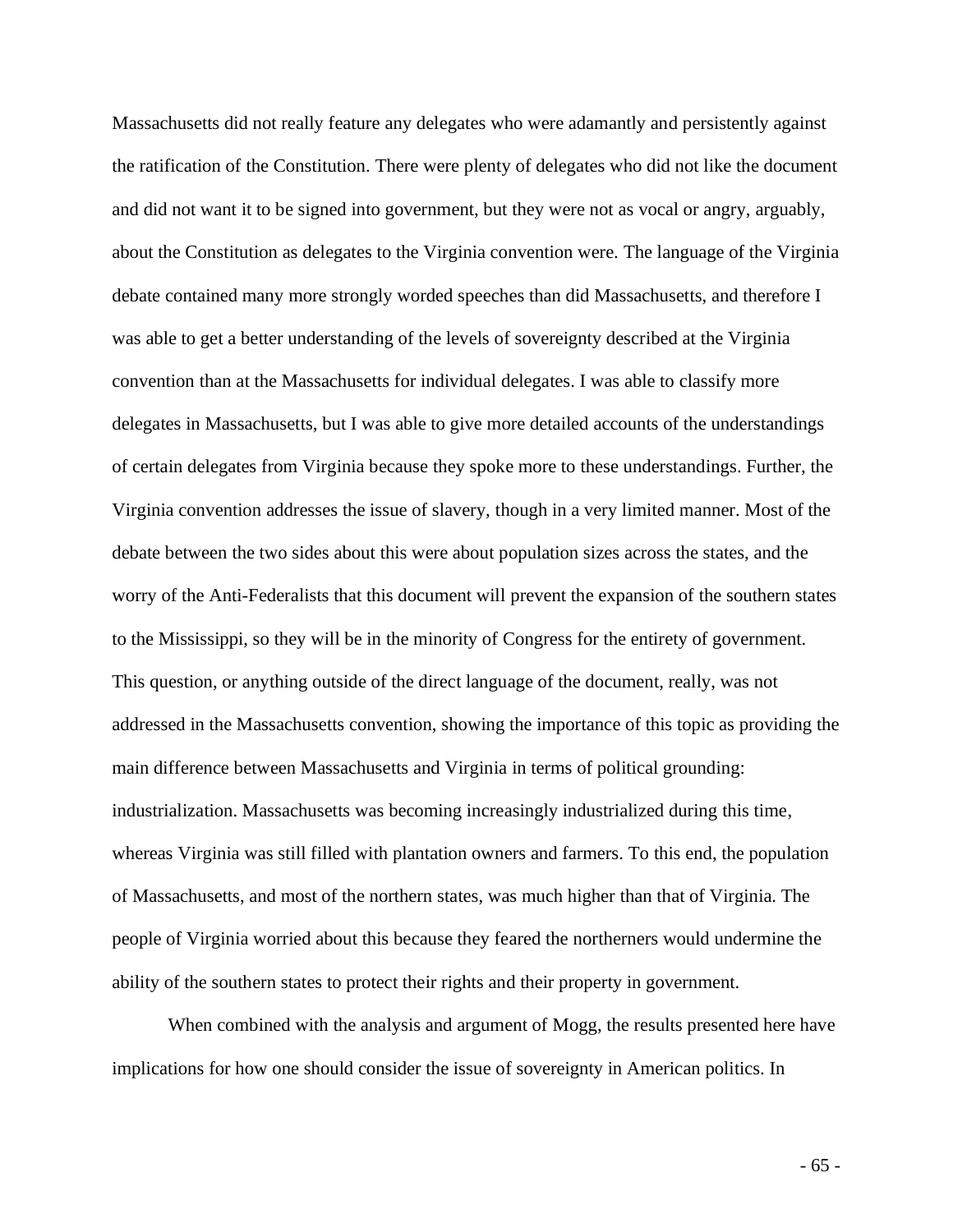Massachusetts did not really feature any delegates who were adamantly and persistently against the ratification of the Constitution. There were plenty of delegates who did not like the document and did not want it to be signed into government, but they were not as vocal or angry, arguably, about the Constitution as delegates to the Virginia convention were. The language of the Virginia debate contained many more strongly worded speeches than did Massachusetts, and therefore I was able to get a better understanding of the levels of sovereignty described at the Virginia convention than at the Massachusetts for individual delegates. I was able to classify more delegates in Massachusetts, but I was able to give more detailed accounts of the understandings of certain delegates from Virginia because they spoke more to these understandings. Further, the Virginia convention addresses the issue of slavery, though in a very limited manner. Most of the debate between the two sides about this were about population sizes across the states, and the worry of the Anti-Federalists that this document will prevent the expansion of the southern states to the Mississippi, so they will be in the minority of Congress for the entirety of government. This question, or anything outside of the direct language of the document, really, was not addressed in the Massachusetts convention, showing the importance of this topic as providing the main difference between Massachusetts and Virginia in terms of political grounding: industrialization. Massachusetts was becoming increasingly industrialized during this time, whereas Virginia was still filled with plantation owners and farmers. To this end, the population of Massachusetts, and most of the northern states, was much higher than that of Virginia. The people of Virginia worried about this because they feared the northerners would undermine the ability of the southern states to protect their rights and their property in government.

When combined with the analysis and argument of Mogg, the results presented here have implications for how one should consider the issue of sovereignty in American politics. In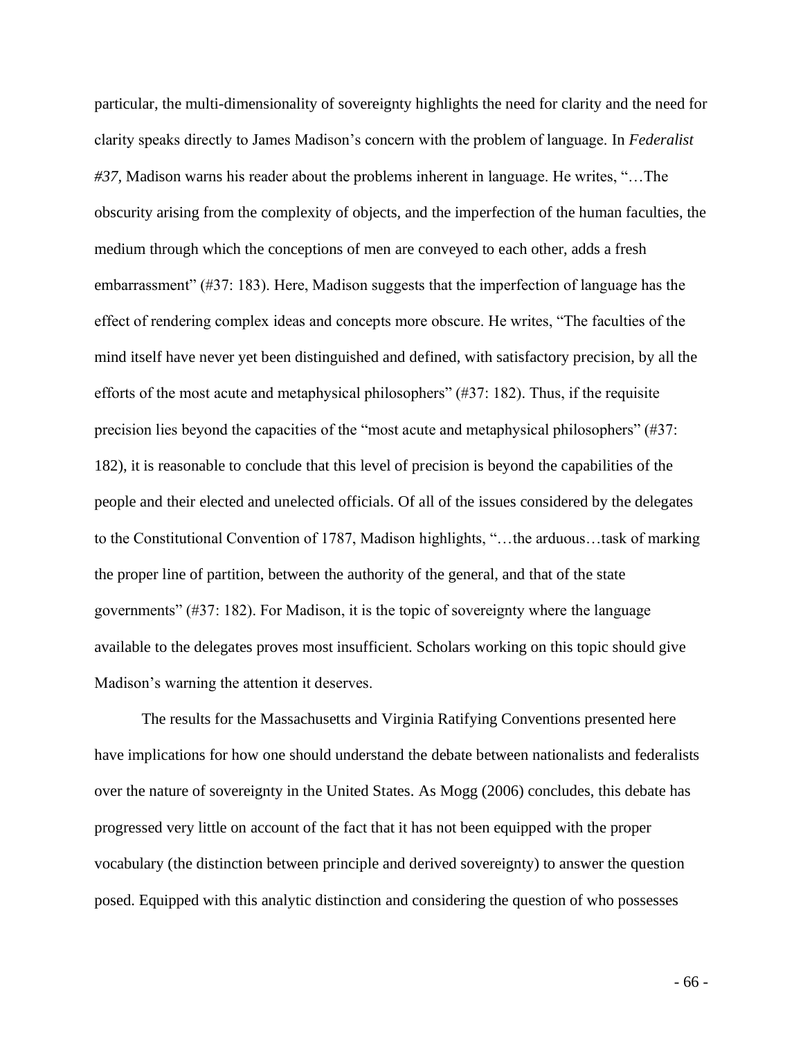particular, the multi-dimensionality of sovereignty highlights the need for clarity and the need for clarity speaks directly to James Madison's concern with the problem of language. In *Federalist #37*, Madison warns his reader about the problems inherent in language. He writes, "…The obscurity arising from the complexity of objects, and the imperfection of the human faculties, the medium through which the conceptions of men are conveyed to each other, adds a fresh embarrassment" (#37: 183). Here, Madison suggests that the imperfection of language has the effect of rendering complex ideas and concepts more obscure. He writes, "The faculties of the mind itself have never yet been distinguished and defined, with satisfactory precision, by all the efforts of the most acute and metaphysical philosophers" (#37: 182). Thus, if the requisite precision lies beyond the capacities of the "most acute and metaphysical philosophers" (#37: 182), it is reasonable to conclude that this level of precision is beyond the capabilities of the people and their elected and unelected officials. Of all of the issues considered by the delegates to the Constitutional Convention of 1787, Madison highlights, "…the arduous…task of marking the proper line of partition, between the authority of the general, and that of the state governments" (#37: 182). For Madison, it is the topic of sovereignty where the language available to the delegates proves most insufficient. Scholars working on this topic should give Madison's warning the attention it deserves.

The results for the Massachusetts and Virginia Ratifying Conventions presented here have implications for how one should understand the debate between nationalists and federalists over the nature of sovereignty in the United States. As Mogg (2006) concludes, this debate has progressed very little on account of the fact that it has not been equipped with the proper vocabulary (the distinction between principle and derived sovereignty) to answer the question posed. Equipped with this analytic distinction and considering the question of who possesses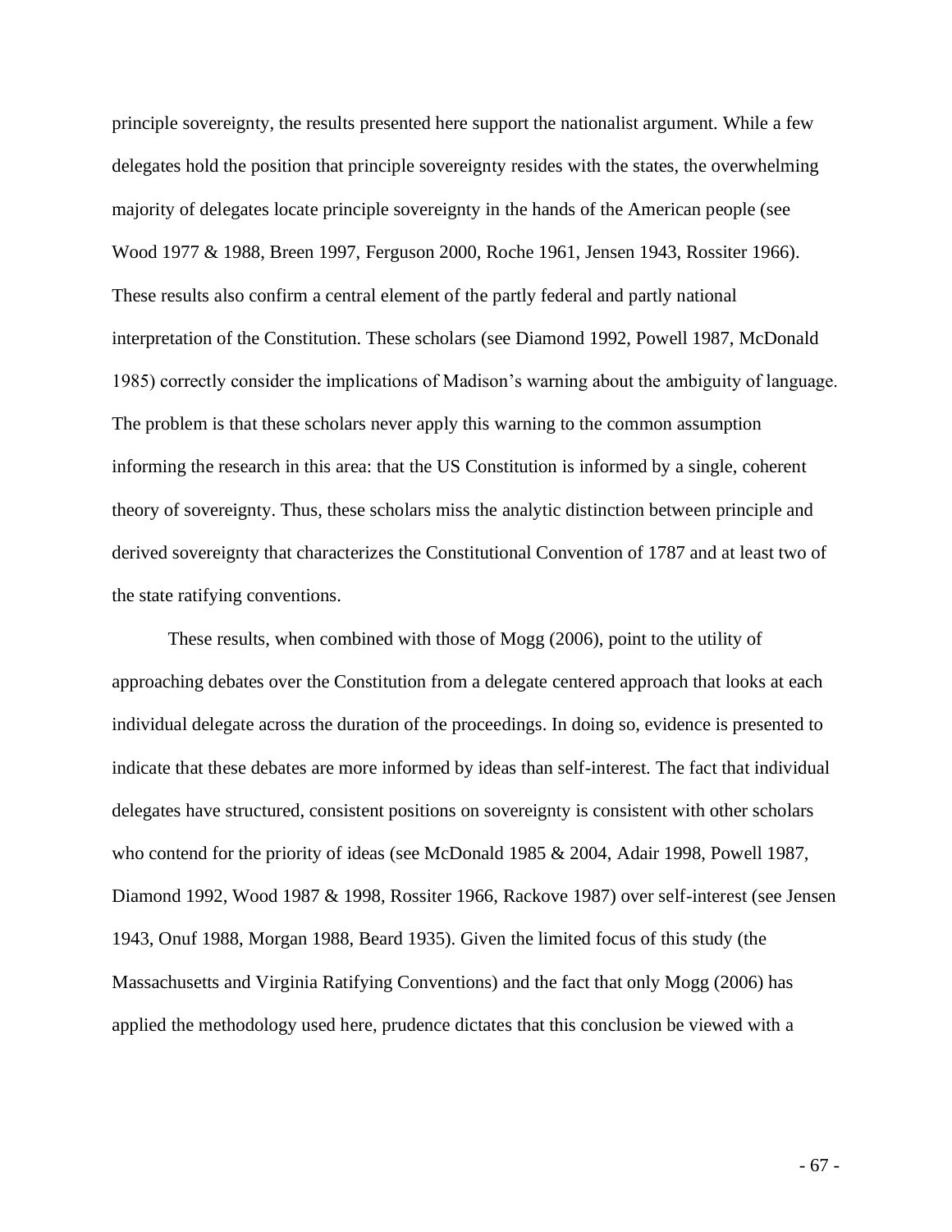principle sovereignty, the results presented here support the nationalist argument. While a few delegates hold the position that principle sovereignty resides with the states, the overwhelming majority of delegates locate principle sovereignty in the hands of the American people (see Wood 1977 & 1988, Breen 1997, Ferguson 2000, Roche 1961, Jensen 1943, Rossiter 1966). These results also confirm a central element of the partly federal and partly national interpretation of the Constitution. These scholars (see Diamond 1992, Powell 1987, McDonald 1985) correctly consider the implications of Madison's warning about the ambiguity of language. The problem is that these scholars never apply this warning to the common assumption informing the research in this area: that the US Constitution is informed by a single, coherent theory of sovereignty. Thus, these scholars miss the analytic distinction between principle and derived sovereignty that characterizes the Constitutional Convention of 1787 and at least two of the state ratifying conventions.

These results, when combined with those of Mogg (2006), point to the utility of approaching debates over the Constitution from a delegate centered approach that looks at each individual delegate across the duration of the proceedings. In doing so, evidence is presented to indicate that these debates are more informed by ideas than self-interest. The fact that individual delegates have structured, consistent positions on sovereignty is consistent with other scholars who contend for the priority of ideas (see McDonald 1985 & 2004, Adair 1998, Powell 1987, Diamond 1992, Wood 1987 & 1998, Rossiter 1966, Rackove 1987) over self-interest (see Jensen 1943, Onuf 1988, Morgan 1988, Beard 1935). Given the limited focus of this study (the Massachusetts and Virginia Ratifying Conventions) and the fact that only Mogg (2006) has applied the methodology used here, prudence dictates that this conclusion be viewed with a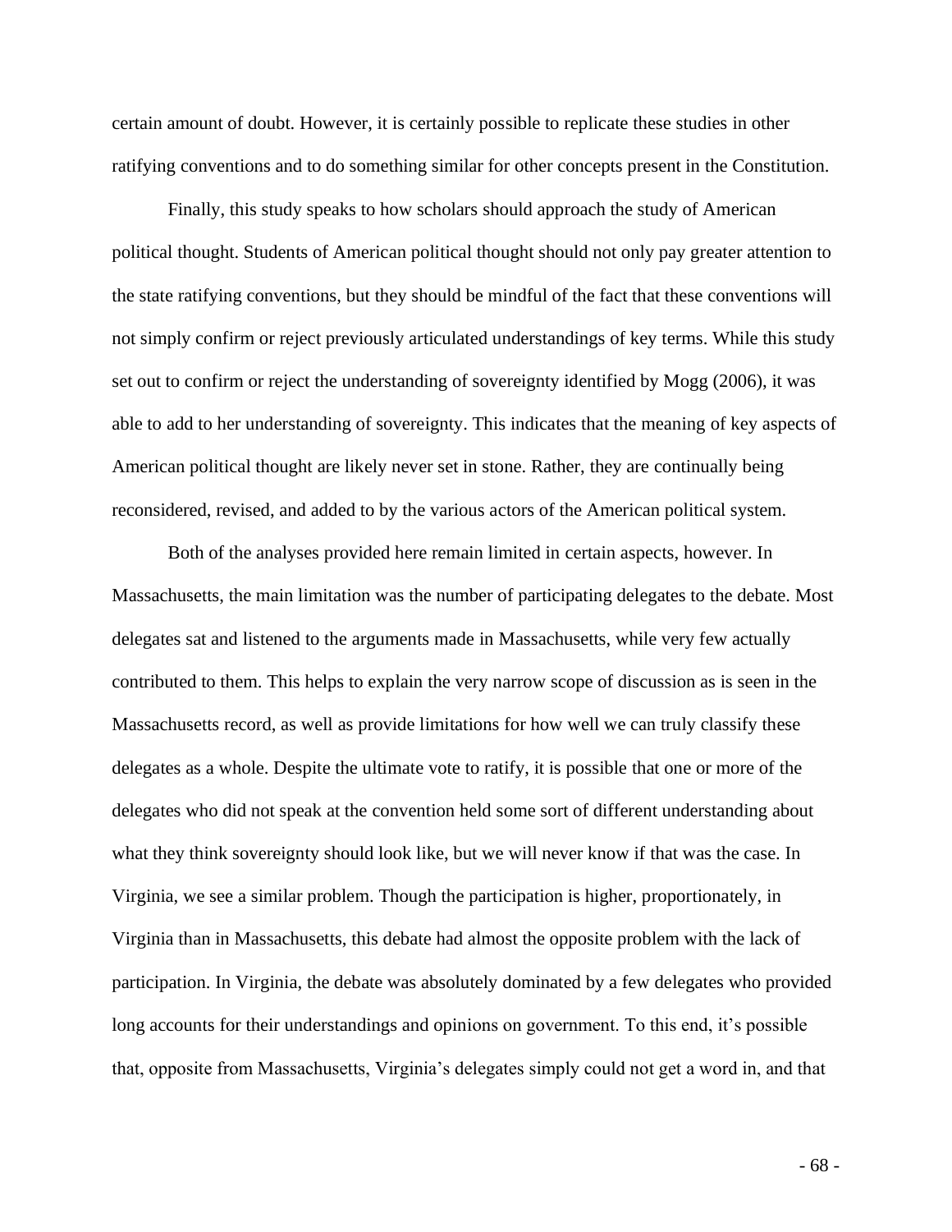certain amount of doubt. However, it is certainly possible to replicate these studies in other ratifying conventions and to do something similar for other concepts present in the Constitution.

Finally, this study speaks to how scholars should approach the study of American political thought. Students of American political thought should not only pay greater attention to the state ratifying conventions, but they should be mindful of the fact that these conventions will not simply confirm or reject previously articulated understandings of key terms. While this study set out to confirm or reject the understanding of sovereignty identified by Mogg (2006), it was able to add to her understanding of sovereignty. This indicates that the meaning of key aspects of American political thought are likely never set in stone. Rather, they are continually being reconsidered, revised, and added to by the various actors of the American political system.

Both of the analyses provided here remain limited in certain aspects, however. In Massachusetts, the main limitation was the number of participating delegates to the debate. Most delegates sat and listened to the arguments made in Massachusetts, while very few actually contributed to them. This helps to explain the very narrow scope of discussion as is seen in the Massachusetts record, as well as provide limitations for how well we can truly classify these delegates as a whole. Despite the ultimate vote to ratify, it is possible that one or more of the delegates who did not speak at the convention held some sort of different understanding about what they think sovereignty should look like, but we will never know if that was the case. In Virginia, we see a similar problem. Though the participation is higher, proportionately, in Virginia than in Massachusetts, this debate had almost the opposite problem with the lack of participation. In Virginia, the debate was absolutely dominated by a few delegates who provided long accounts for their understandings and opinions on government. To this end, it's possible that, opposite from Massachusetts, Virginia's delegates simply could not get a word in, and that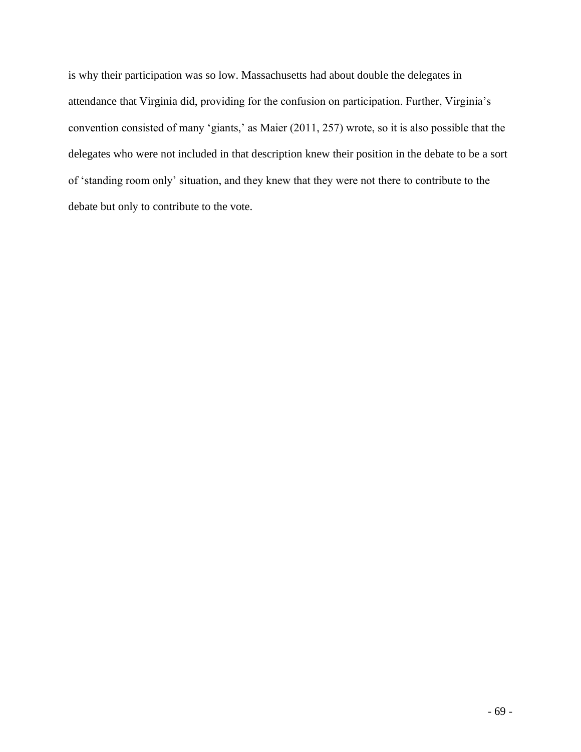is why their participation was so low. Massachusetts had about double the delegates in attendance that Virginia did, providing for the confusion on participation. Further, Virginia's convention consisted of many 'giants,' as Maier (2011, 257) wrote, so it is also possible that the delegates who were not included in that description knew their position in the debate to be a sort of 'standing room only' situation, and they knew that they were not there to contribute to the debate but only to contribute to the vote.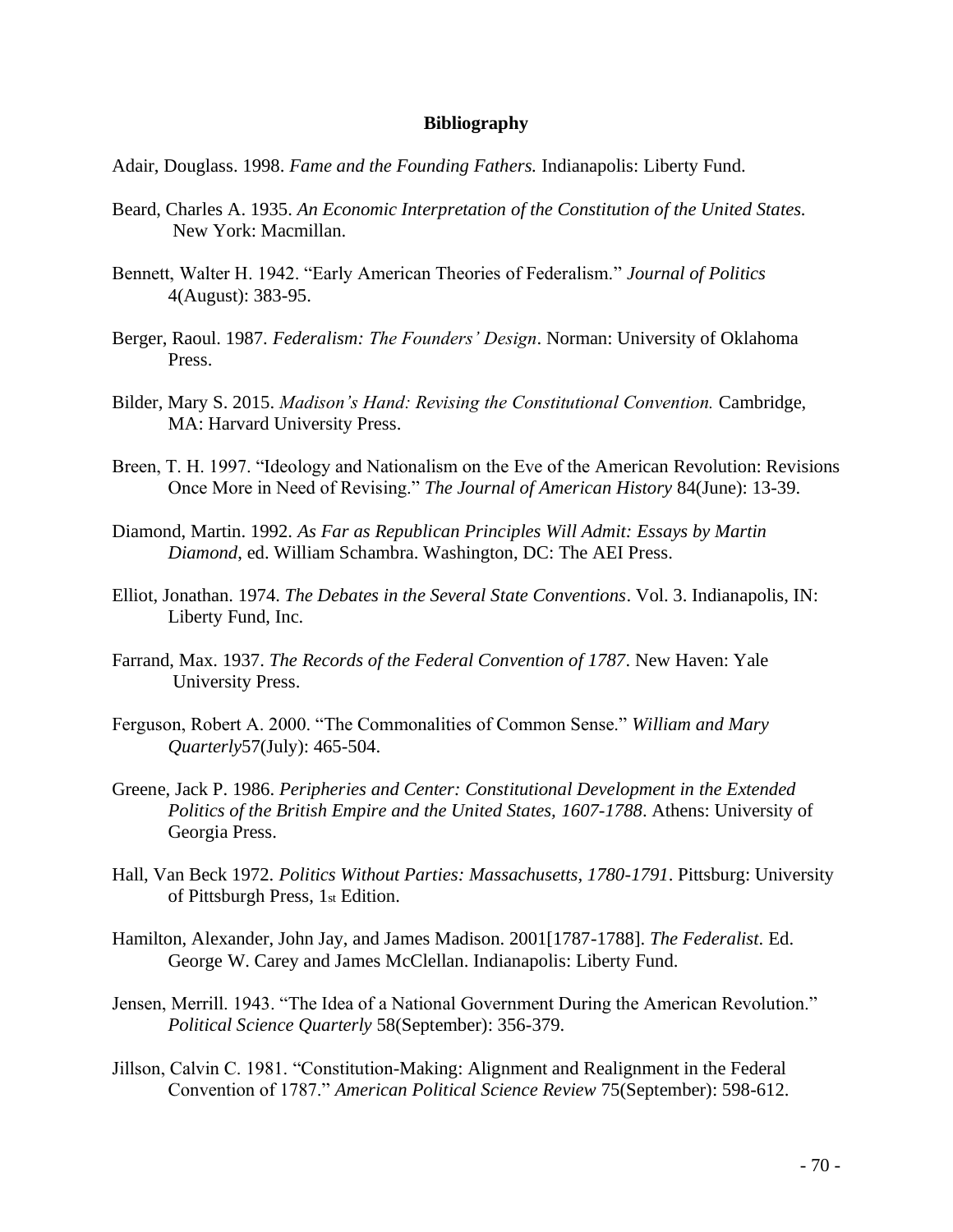**Bibliography**

Adair, Douglass. 1998. *Fame and the Founding Fathers.* Indianapolis: Liberty Fund.

Beard, Charles A. 1935. *An Economic Interpretation of the Constitution of the United States.* New York: Macmillan.

Bennett, Walter H. 1942. "Early American Theories of Federalism." *Journal of Politics* 4(August): 383-95.

Berger, Raoul. 1987. *Federalism: The Founders' Design*. Norman: University of Oklahoma Press.

Bilder, Mary S. 2015. *Madison's Hand: Revising the Constitutional Convention.* Cambridge, MA: Harvard University Press.

Breen, T. H. 1997. "Ideology and Nationalism on the Eve of the American Revolution: Revisions Once More in Need of Revising." *The Journal of American History* 84(June): 13-39.

Diamond, Martin. 1992. *As Far as Republican Principles Will Admit: Essays by Martin Diamond*, ed. William Schambra. Washington, DC: The AEI Press.

Elliot, Jonathan. 1974. *The Debates in the Several State Conventions*. Vol. 3. Indianapolis, IN: Liberty Fund, Inc.

Farrand, Max. 1937. *The Records of the Federal Convention of 1787*. New Haven: Yale University Press.

Ferguson, Robert A. 2000. "The Commonalities of Common Sense." *William and Mary Quarterly*57(July): 465-504.

Greene, Jack P. 1986. *Peripheries and Center: Constitutional Development in the Extended Politics of the British Empire and the United States, 1607-1788*. Athens: University of Georgia Press.

Hall, Van Beck 1972. *Politics Without Parties: Massachusetts, 1780-1791*. Pittsburg: University of Pittsburgh Press, 1st Edition.

Hamilton, Alexander, John Jay, and James Madison. 2001[1787-1788]. *The Federalist*. Ed. George W. Carey and James McClellan. Indianapolis: Liberty Fund.

Jensen, Merrill. 1943. "The Idea of a National Government During the American Revolution." *Political Science Quarterly* 58(September): 356-379.

Jillson, Calvin C. 1981. "Constitution-Making: Alignment and Realignment in the Federal Convention of 1787." *American Political Science Review* 75(September): 598-612.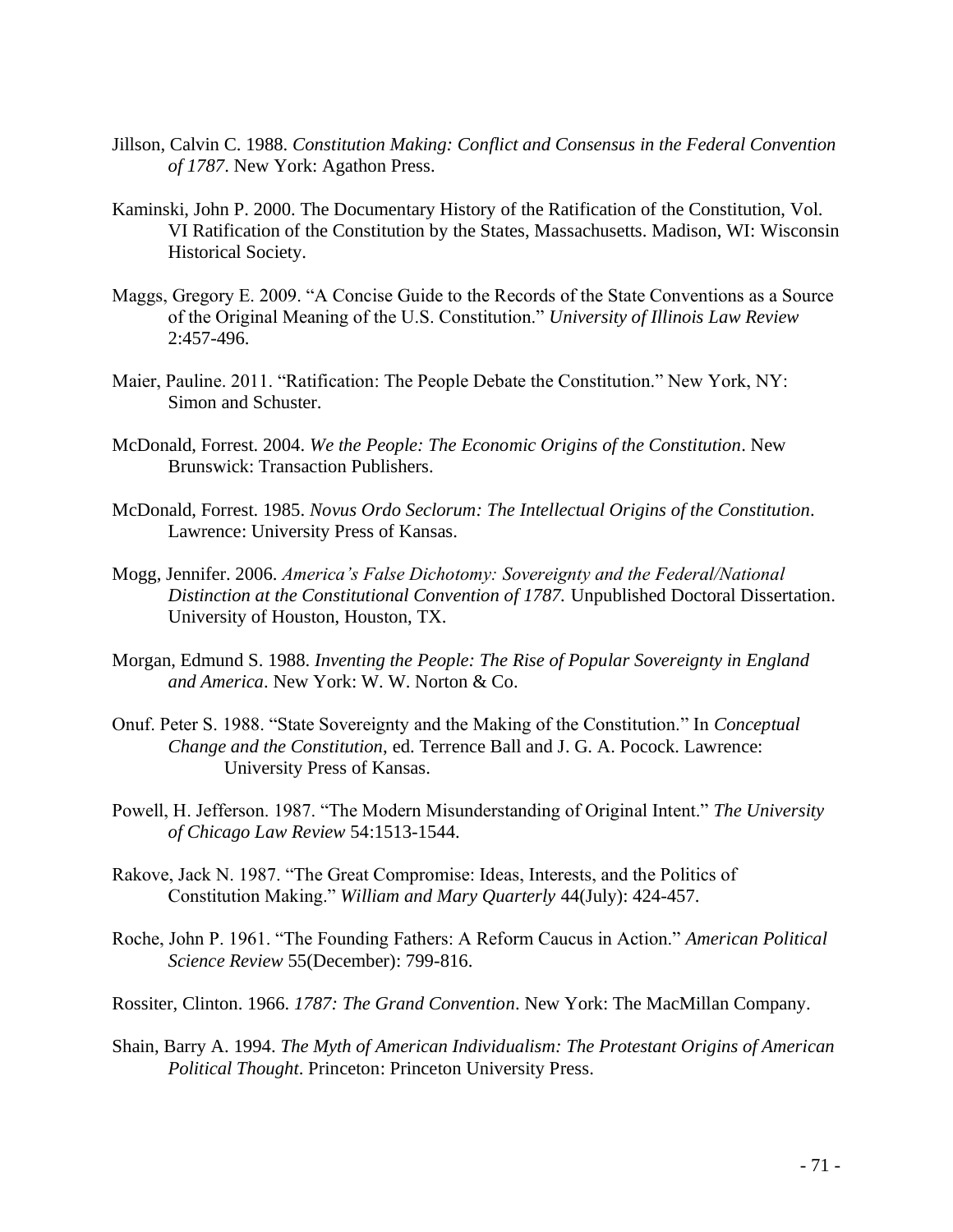Jillson, Calvin C. 1988. *Constitution Making: Conflict and Consensus in the Federal Convention of 1787*. New York: Agathon Press.

Kaminski, John P. 2000. The Documentary History of the Ratification of the Constitution, Vol. VI Ratification of the Constitution by the States, Massachusetts. Madison, WI: Wisconsin Historical Society.

Maggs, Gregory E. 2009. "A Concise Guide to the Records of the State Conventions as a Source of the Original Meaning of the U.S. Constitution." *University of Illinois Law Review* 2:457-496.

Maier, Pauline. 2011. "Ratification: The People Debate the Constitution." New York, NY: Simon and Schuster.

McDonald, Forrest. 2004. *We the People: The Economic Origins of the Constitution*. New Brunswick: Transaction Publishers.

McDonald, Forrest. 1985. *Novus Ordo Seclorum: The Intellectual Origins of the Constitution*. Lawrence: University Press of Kansas.

Mogg, Jennifer. 2006. *America's False Dichotomy: Sovereignty and the Federal/National Distinction at the Constitutional Convention of 1787.* Unpublished Doctoral Dissertation. University of Houston, Houston, TX.

Morgan, Edmund S. 1988. *Inventing the People: The Rise of Popular Sovereignty in England and America*. New York: W. W. Norton & Co.

Onuf. Peter S. 1988. "State Sovereignty and the Making of the Constitution." In *Conceptual Change and the Constitution*, ed. Terrence Ball and J. G. A. Pocock. Lawrence: University Press of Kansas.

Powell, H. Jefferson. 1987. "The Modern Misunderstanding of Original Intent." *The University of Chicago Law Review* 54:1513-1544.

Rakove, Jack N. 1987. "The Great Compromise: Ideas, Interests, and the Politics of Constitution Making." *William and Mary Quarterly* 44(July): 424-457.

Roche, John P. 1961. "The Founding Fathers: A Reform Caucus in Action." *American Political Science Review* 55(December): 799-816.

Rossiter, Clinton. 1966. *1787: The Grand Convention*. New York: The MacMillan Company.

Shain, Barry A. 1994. *The Myth of American Individualism: The Protestant Origins of American Political Thought*. Princeton: Princeton University Press.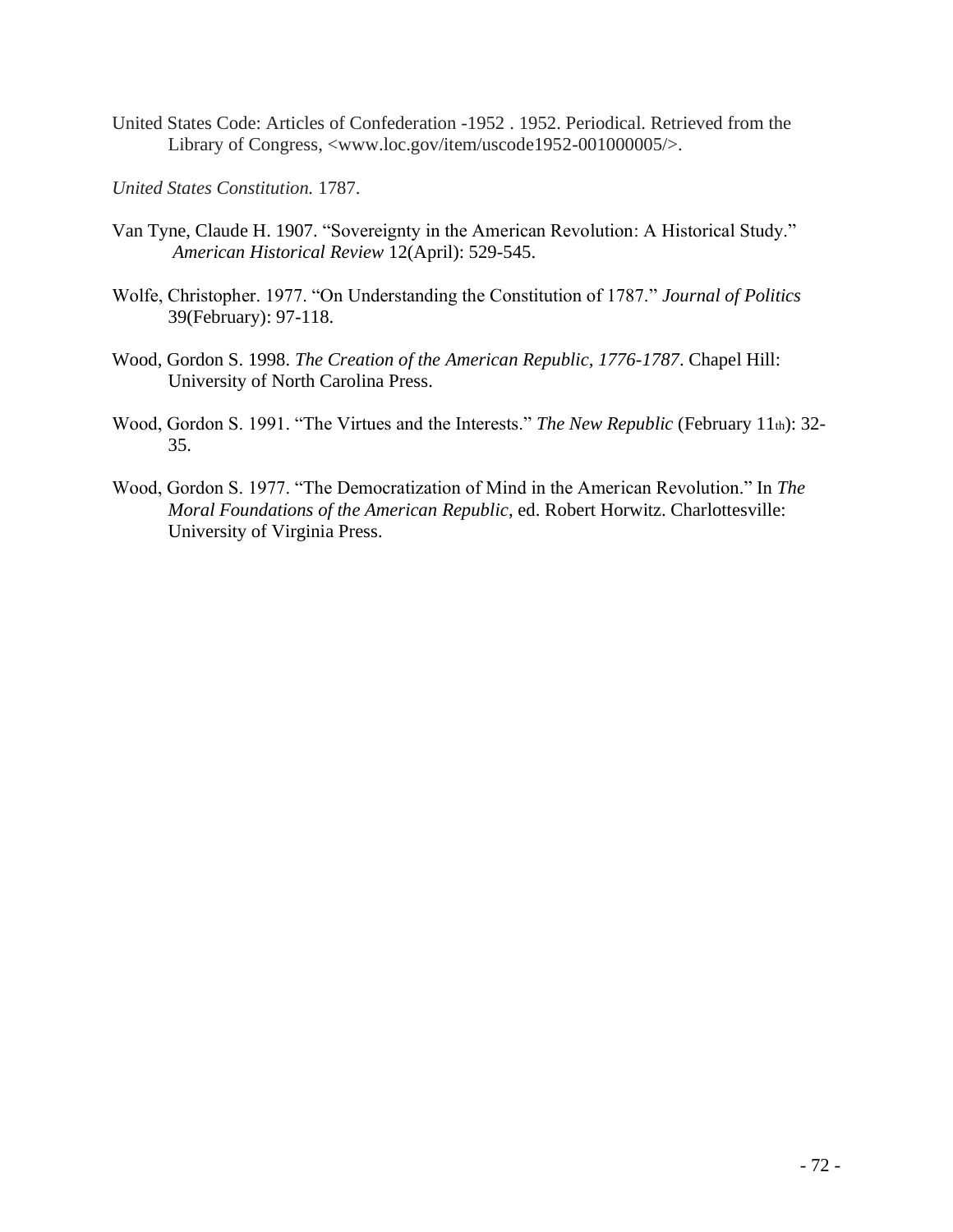United States Code: Articles of Confederation -1952 . 1952. Periodical. Retrieved from the Library of Congress, <www.loc.gov/item/uscode1952-001000005/>.

*United States Constitution.* 1787.

Van Tyne, Claude H. 1907. "Sovereignty in the American Revolution: A Historical Study." *American Historical Review* 12(April): 529-545.

Wolfe, Christopher. 1977. "On Understanding the Constitution of 1787." *Journal of Politics* 39(February): 97-118.

Wood, Gordon S. 1998. *The Creation of the American Republic, 1776-1787*. Chapel Hill: University of North Carolina Press.

Wood, Gordon S. 1991. "The Virtues and the Interests." *The New Republic* (February 11th): 32-35.

Wood, Gordon S. 1977. "The Democratization of Mind in the American Revolution." In *The Moral Foundations of the American Republic*, ed. Robert Horwitz. Charlottesville: University of Virginia Press.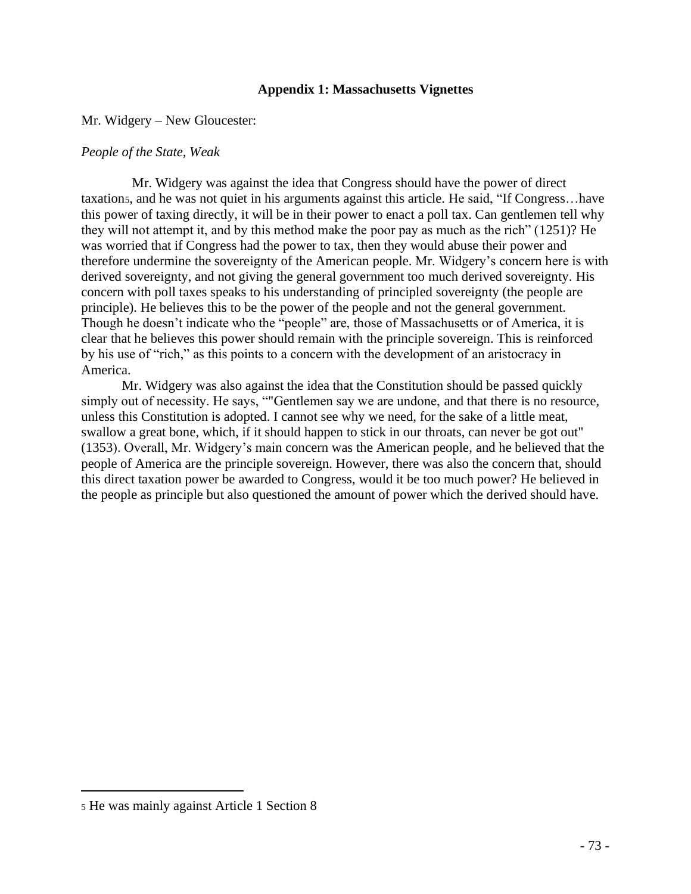### Appendix 1: Massachusetts Vignettes

Mr. Widgery – New Gloucester:

*People of the State, Weak*

Mr. Widgery was against the idea that Congress should have the power of direct taxation[5], and he was not quiet in his arguments against this article. He said, "If Congress…have this power of taxing directly, it will be in their power to enact a poll tax. Can gentlemen tell why they will not attempt it, and by this method make the poor pay as much as the rich" (1251)? He was worried that if Congress had the power to tax, then they would abuse their power and therefore undermine the sovereignty of the American people. Mr. Widgery's concern here is with derived sovereignty, and not giving the general government too much derived sovereignty. His concern with poll taxes speaks to his understanding of principled sovereignty (the people are principle). He believes this to be the power of the people and not the general government. Though he doesn't indicate who the "people" are, those of Massachusetts or of America, it is clear that he believes this power should remain with the principle sovereign. This is reinforced by his use of "rich," as this points to a concern with the development of an aristocracy in America.

Mr. Widgery was also against the idea that the Constitution should be passed quickly simply out of necessity. He says, ""Gentlemen say we are undone, and that there is no resource, unless this Constitution is adopted. I cannot see why we need, for the sake of a little meat, swallow a great bone, which, if it should happen to stick in our throats, can never be got out" (1353). Overall, Mr. Widgery's main concern was the American people, and he believed that the people of America are the principle sovereign. However, there was also the concern that, should this direct taxation power be awarded to Congress, would it be too much power? He believed in the people as principle but also questioned the amount of power which the derived should have.

---

[5] He was mainly against Article 1 Section 8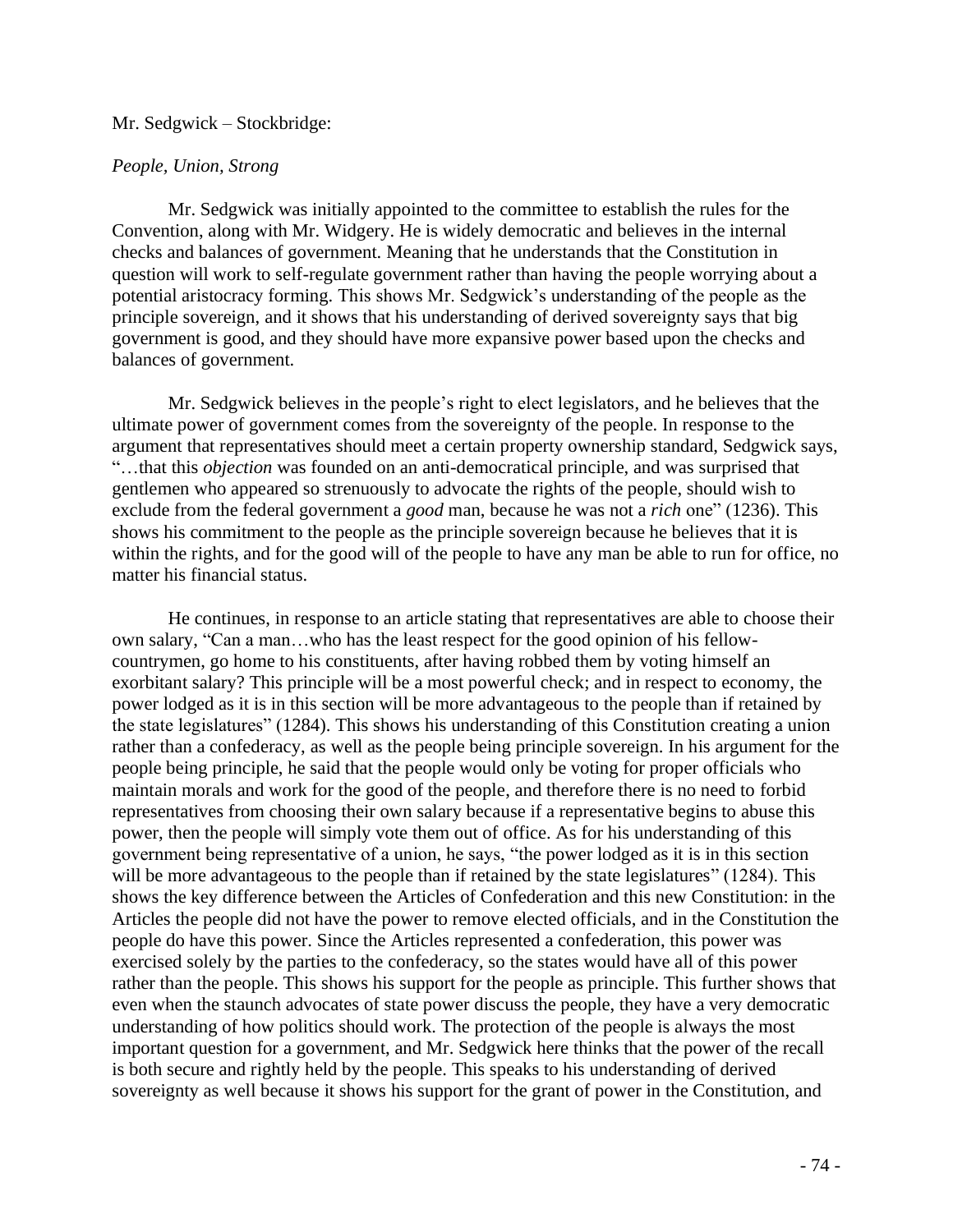Mr. Sedgwick – Stockbridge:

*People, Union, Strong*

Mr. Sedgwick was initially appointed to the committee to establish the rules for the Convention, along with Mr. Widgery. He is widely democratic and believes in the internal checks and balances of government. Meaning that he understands that the Constitution in question will work to self-regulate government rather than having the people worrying about a potential aristocracy forming. This shows Mr. Sedgwick's understanding of the people as the principle sovereign, and it shows that his understanding of derived sovereignty says that big government is good, and they should have more expansive power based upon the checks and balances of government.

Mr. Sedgwick believes in the people's right to elect legislators, and he believes that the ultimate power of government comes from the sovereignty of the people. In response to the argument that representatives should meet a certain property ownership standard, Sedgwick says, "…that this *objection* was founded on an anti-democratical principle, and was surprised that gentlemen who appeared so strenuously to advocate the rights of the people, should wish to exclude from the federal government a *good* man, because he was not a *rich* one" (1236). This shows his commitment to the people as the principle sovereign because he believes that it is within the rights, and for the good will of the people to have any man be able to run for office, no matter his financial status.

He continues, in response to an article stating that representatives are able to choose their own salary, "Can a man…who has the least respect for the good opinion of his fellow-countrymen, go home to his constituents, after having robbed them by voting himself an exorbitant salary? This principle will be a most powerful check; and in respect to economy, the power lodged as it is in this section will be more advantageous to the people than if retained by the state legislatures" (1284). This shows his understanding of this Constitution creating a union rather than a confederacy, as well as the people being principle sovereign. In his argument for the people being principle, he said that the people would only be voting for proper officials who maintain morals and work for the good of the people, and therefore there is no need to forbid representatives from choosing their own salary because if a representative begins to abuse this power, then the people will simply vote them out of office. As for his understanding of this government being representative of a union, he says, "the power lodged as it is in this section will be more advantageous to the people than if retained by the state legislatures" (1284). This shows the key difference between the Articles of Confederation and this new Constitution: in the Articles the people did not have the power to remove elected officials, and in the Constitution the people do have this power. Since the Articles represented a confederation, this power was exercised solely by the parties to the confederacy, so the states would have all of this power rather than the people. This shows his support for the people as principle. This further shows that even when the staunch advocates of state power discuss the people, they have a very democratic understanding of how politics should work. The protection of the people is always the most important question for a government, and Mr. Sedgwick here thinks that the power of the recall is both secure and rightly held by the people. This speaks to his understanding of derived sovereignty as well because it shows his support for the grant of power in the Constitution, and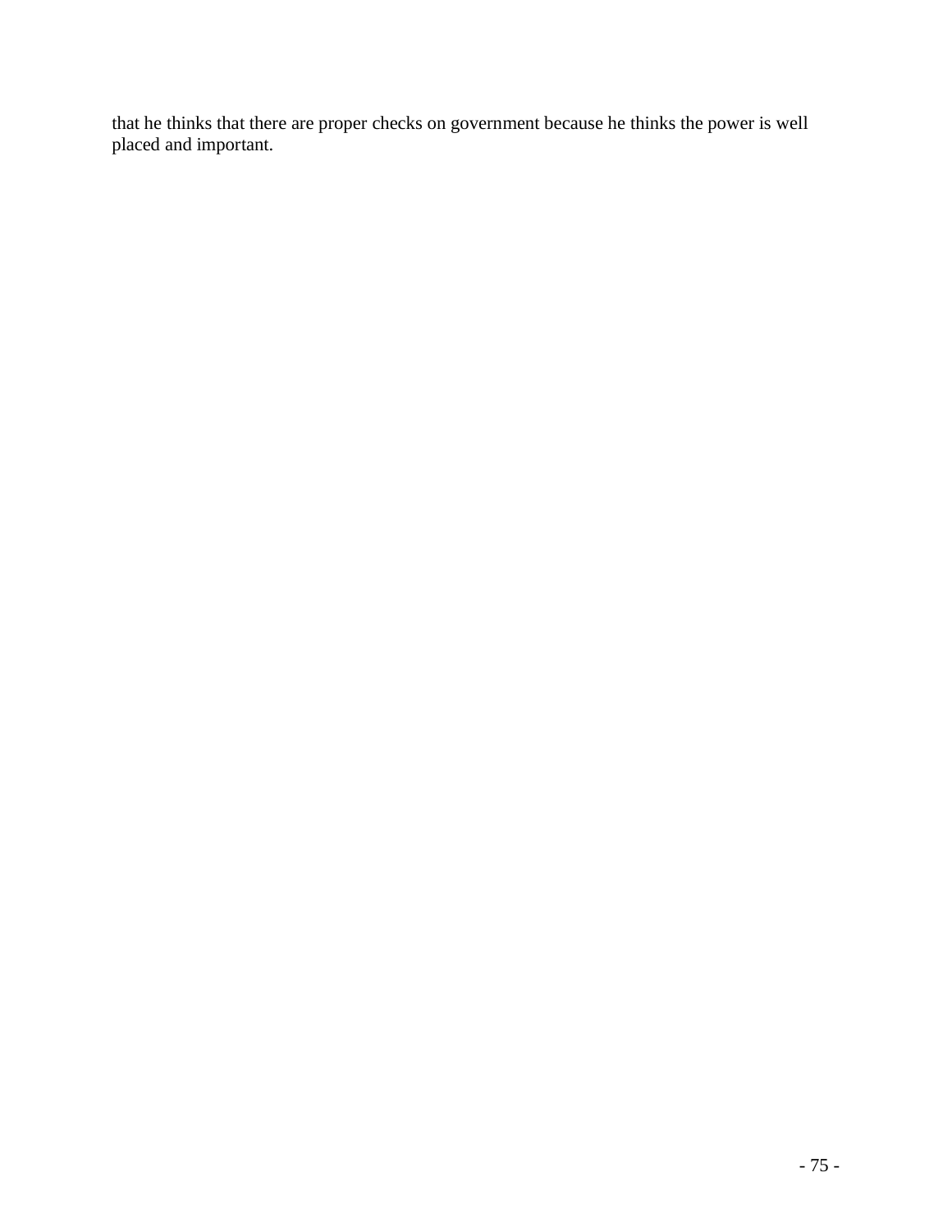that he thinks that there are proper checks on government because he thinks the power is well placed and important.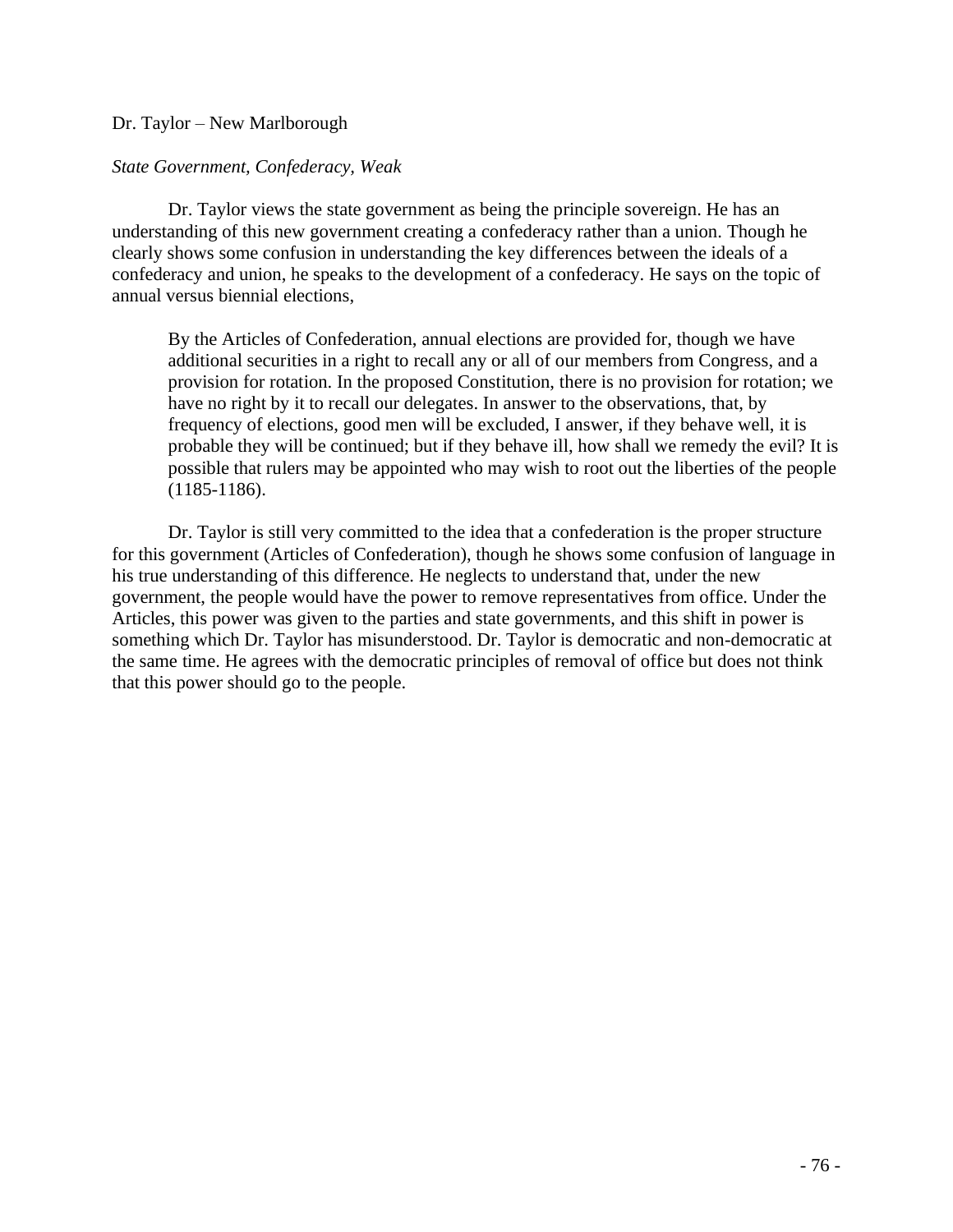Dr. Taylor – New Marlborough

*State Government, Confederacy, Weak*

Dr. Taylor views the state government as being the principle sovereign. He has an understanding of this new government creating a confederacy rather than a union. Though he clearly shows some confusion in understanding the key differences between the ideals of a confederacy and union, he speaks to the development of a confederacy. He says on the topic of annual versus biennial elections,

> By the Articles of Confederation, annual elections are provided for, though we have additional securities in a right to recall any or all of our members from Congress, and a provision for rotation. In the proposed Constitution, there is no provision for rotation; we have no right by it to recall our delegates. In answer to the observations, that, by frequency of elections, good men will be excluded, I answer, if they behave well, it is probable they will be continued; but if they behave ill, how shall we remedy the evil? It is possible that rulers may be appointed who may wish to root out the liberties of the people (1185-1186).

Dr. Taylor is still very committed to the idea that a confederation is the proper structure for this government (Articles of Confederation), though he shows some confusion of language in his true understanding of this difference. He neglects to understand that, under the new government, the people would have the power to remove representatives from office. Under the Articles, this power was given to the parties and state governments, and this shift in power is something which Dr. Taylor has misunderstood. Dr. Taylor is democratic and non-democratic at the same time. He agrees with the democratic principles of removal of office but does not think that this power should go to the people.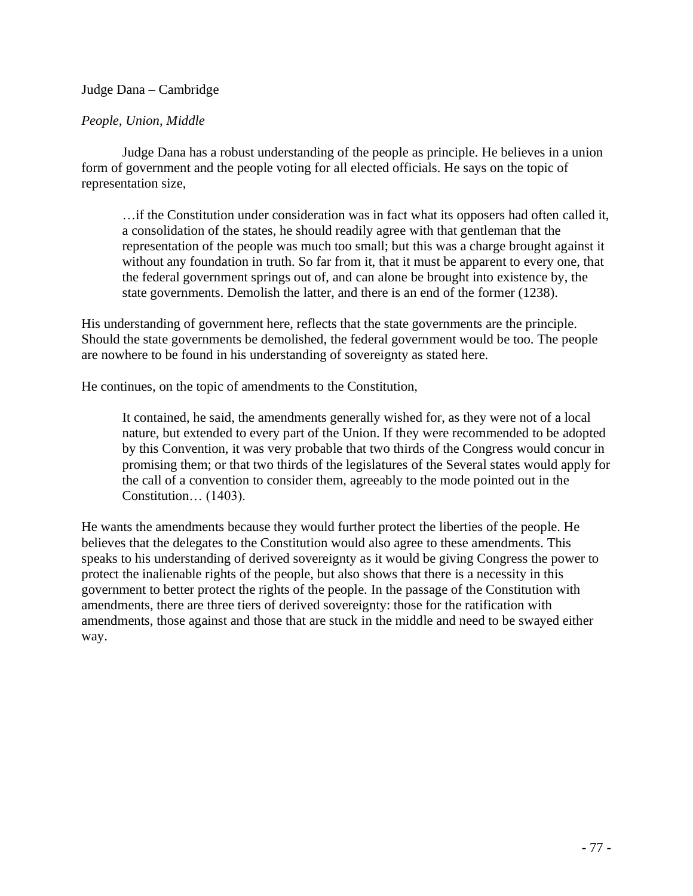Judge Dana – Cambridge

*People, Union, Middle*

Judge Dana has a robust understanding of the people as principle. He believes in a union form of government and the people voting for all elected officials. He says on the topic of representation size,

> …if the Constitution under consideration was in fact what its opposers had often called it, a consolidation of the states, he should readily agree with that gentleman that the representation of the people was much too small; but this was a charge brought against it without any foundation in truth. So far from it, that it must be apparent to every one, that the federal government springs out of, and can alone be brought into existence by, the state governments. Demolish the latter, and there is an end of the former (1238).

His understanding of government here, reflects that the state governments are the principle. Should the state governments be demolished, the federal government would be too. The people are nowhere to be found in his understanding of sovereignty as stated here.

He continues, on the topic of amendments to the Constitution,

> It contained, he said, the amendments generally wished for, as they were not of a local nature, but extended to every part of the Union. If they were recommended to be adopted by this Convention, it was very probable that two thirds of the Congress would concur in promising them; or that two thirds of the legislatures of the Several states would apply for the call of a convention to consider them, agreeably to the mode pointed out in the Constitution… (1403).

He wants the amendments because they would further protect the liberties of the people. He believes that the delegates to the Constitution would also agree to these amendments. This speaks to his understanding of derived sovereignty as it would be giving Congress the power to protect the inalienable rights of the people, but also shows that there is a necessity in this government to better protect the rights of the people. In the passage of the Constitution with amendments, there are three tiers of derived sovereignty: those for the ratification with amendments, those against and those that are stuck in the middle and need to be swayed either way.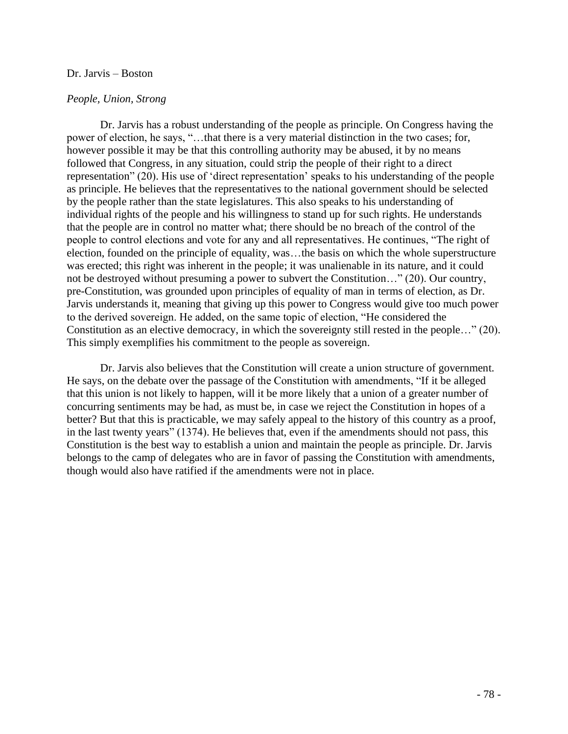Dr. Jarvis – Boston

*People, Union, Strong*

Dr. Jarvis has a robust understanding of the people as principle. On Congress having the power of election, he says, "…that there is a very material distinction in the two cases; for, however possible it may be that this controlling authority may be abused, it by no means followed that Congress, in any situation, could strip the people of their right to a direct representation" (20). His use of 'direct representation' speaks to his understanding of the people as principle. He believes that the representatives to the national government should be selected by the people rather than the state legislatures. This also speaks to his understanding of individual rights of the people and his willingness to stand up for such rights. He understands that the people are in control no matter what; there should be no breach of the control of the people to control elections and vote for any and all representatives. He continues, "The right of election, founded on the principle of equality, was…the basis on which the whole superstructure was erected; this right was inherent in the people; it was unalienable in its nature, and it could not be destroyed without presuming a power to subvert the Constitution…" (20). Our country, pre-Constitution, was grounded upon principles of equality of man in terms of election, as Dr. Jarvis understands it, meaning that giving up this power to Congress would give too much power to the derived sovereign. He added, on the same topic of election, "He considered the Constitution as an elective democracy, in which the sovereignty still rested in the people…" (20). This simply exemplifies his commitment to the people as sovereign.

Dr. Jarvis also believes that the Constitution will create a union structure of government. He says, on the debate over the passage of the Constitution with amendments, "If it be alleged that this union is not likely to happen, will it be more likely that a union of a greater number of concurring sentiments may be had, as must be, in case we reject the Constitution in hopes of a better? But that this is practicable, we may safely appeal to the history of this country as a proof, in the last twenty years" (1374). He believes that, even if the amendments should not pass, this Constitution is the best way to establish a union and maintain the people as principle. Dr. Jarvis belongs to the camp of delegates who are in favor of passing the Constitution with amendments, though would also have ratified if the amendments were not in place.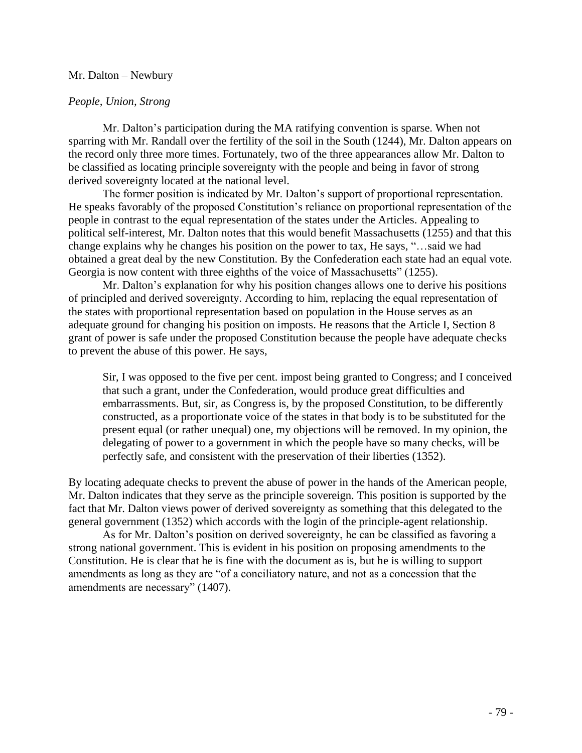Mr. Dalton – Newbury

*People, Union, Strong*

Mr. Dalton's participation during the MA ratifying convention is sparse. When not sparring with Mr. Randall over the fertility of the soil in the South (1244), Mr. Dalton appears on the record only three more times. Fortunately, two of the three appearances allow Mr. Dalton to be classified as locating principle sovereignty with the people and being in favor of strong derived sovereignty located at the national level.

The former position is indicated by Mr. Dalton's support of proportional representation. He speaks favorably of the proposed Constitution's reliance on proportional representation of the people in contrast to the equal representation of the states under the Articles. Appealing to political self-interest, Mr. Dalton notes that this would benefit Massachusetts (1255) and that this change explains why he changes his position on the power to tax, He says, "…said we had obtained a great deal by the new Constitution. By the Confederation each state had an equal vote. Georgia is now content with three eighths of the voice of Massachusetts" (1255).

Mr. Dalton's explanation for why his position changes allows one to derive his positions of principled and derived sovereignty. According to him, replacing the equal representation of the states with proportional representation based on population in the House serves as an adequate ground for changing his position on imposts. He reasons that the Article I, Section 8 grant of power is safe under the proposed Constitution because the people have adequate checks to prevent the abuse of this power. He says,

> Sir, I was opposed to the five per cent. impost being granted to Congress; and I conceived that such a grant, under the Confederation, would produce great difficulties and embarrassments. But, sir, as Congress is, by the proposed Constitution, to be differently constructed, as a proportionate voice of the states in that body is to be substituted for the present equal (or rather unequal) one, my objections will be removed. In my opinion, the delegating of power to a government in which the people have so many checks, will be perfectly safe, and consistent with the preservation of their liberties (1352).

By locating adequate checks to prevent the abuse of power in the hands of the American people, Mr. Dalton indicates that they serve as the principle sovereign. This position is supported by the fact that Mr. Dalton views power of derived sovereignty as something that this delegated to the general government (1352) which accords with the login of the principle-agent relationship.

As for Mr. Dalton's position on derived sovereignty, he can be classified as favoring a strong national government. This is evident in his position on proposing amendments to the Constitution. He is clear that he is fine with the document as is, but he is willing to support amendments as long as they are "of a conciliatory nature, and not as a concession that the amendments are necessary" (1407).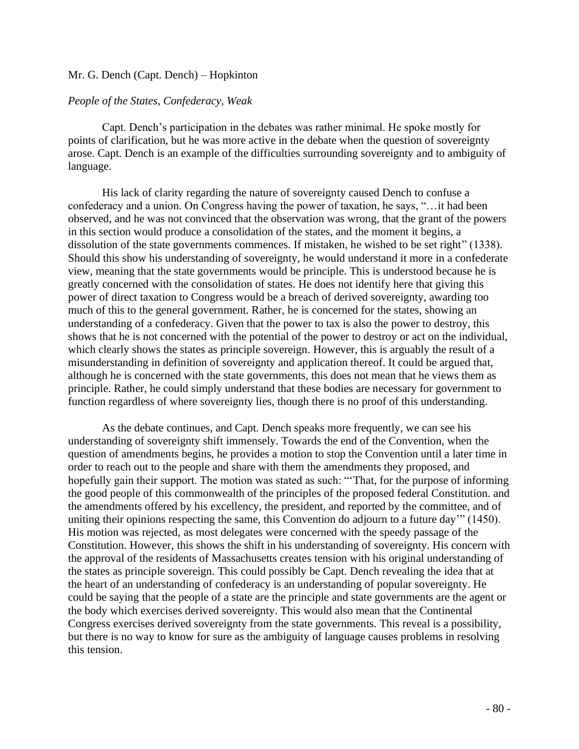Mr. G. Dench (Capt. Dench) – Hopkinton

*People of the States, Confederacy, Weak*

Capt. Dench's participation in the debates was rather minimal. He spoke mostly for points of clarification, but he was more active in the debate when the question of sovereignty arose. Capt. Dench is an example of the difficulties surrounding sovereignty and to ambiguity of language.

His lack of clarity regarding the nature of sovereignty caused Dench to confuse a confederacy and a union. On Congress having the power of taxation, he says, "…it had been observed, and he was not convinced that the observation was wrong, that the grant of the powers in this section would produce a consolidation of the states, and the moment it begins, a dissolution of the state governments commences. If mistaken, he wished to be set right" (1338). Should this show his understanding of sovereignty, he would understand it more in a confederate view, meaning that the state governments would be principle. This is understood because he is greatly concerned with the consolidation of states. He does not identify here that giving this power of direct taxation to Congress would be a breach of derived sovereignty, awarding too much of this to the general government. Rather, he is concerned for the states, showing an understanding of a confederacy. Given that the power to tax is also the power to destroy, this shows that he is not concerned with the potential of the power to destroy or act on the individual, which clearly shows the states as principle sovereign. However, this is arguably the result of a misunderstanding in definition of sovereignty and application thereof. It could be argued that, although he is concerned with the state governments, this does not mean that he views them as principle. Rather, he could simply understand that these bodies are necessary for government to function regardless of where sovereignty lies, though there is no proof of this understanding.

As the debate continues, and Capt. Dench speaks more frequently, we can see his understanding of sovereignty shift immensely. Towards the end of the Convention, when the question of amendments begins, he provides a motion to stop the Convention until a later time in order to reach out to the people and share with them the amendments they proposed, and hopefully gain their support. The motion was stated as such: "'That, for the purpose of informing the good people of this commonwealth of the principles of the proposed federal Constitution. and the amendments offered by his excellency, the president, and reported by the committee, and of uniting their opinions respecting the same, this Convention do adjourn to a future day'" (1450). His motion was rejected, as most delegates were concerned with the speedy passage of the Constitution. However, this shows the shift in his understanding of sovereignty. His concern with the approval of the residents of Massachusetts creates tension with his original understanding of the states as principle sovereign. This could possibly be Capt. Dench revealing the idea that at the heart of an understanding of confederacy is an understanding of popular sovereignty. He could be saying that the people of a state are the principle and state governments are the agent or the body which exercises derived sovereignty. This would also mean that the Continental Congress exercises derived sovereignty from the state governments. This reveal is a possibility, but there is no way to know for sure as the ambiguity of language causes problems in resolving this tension.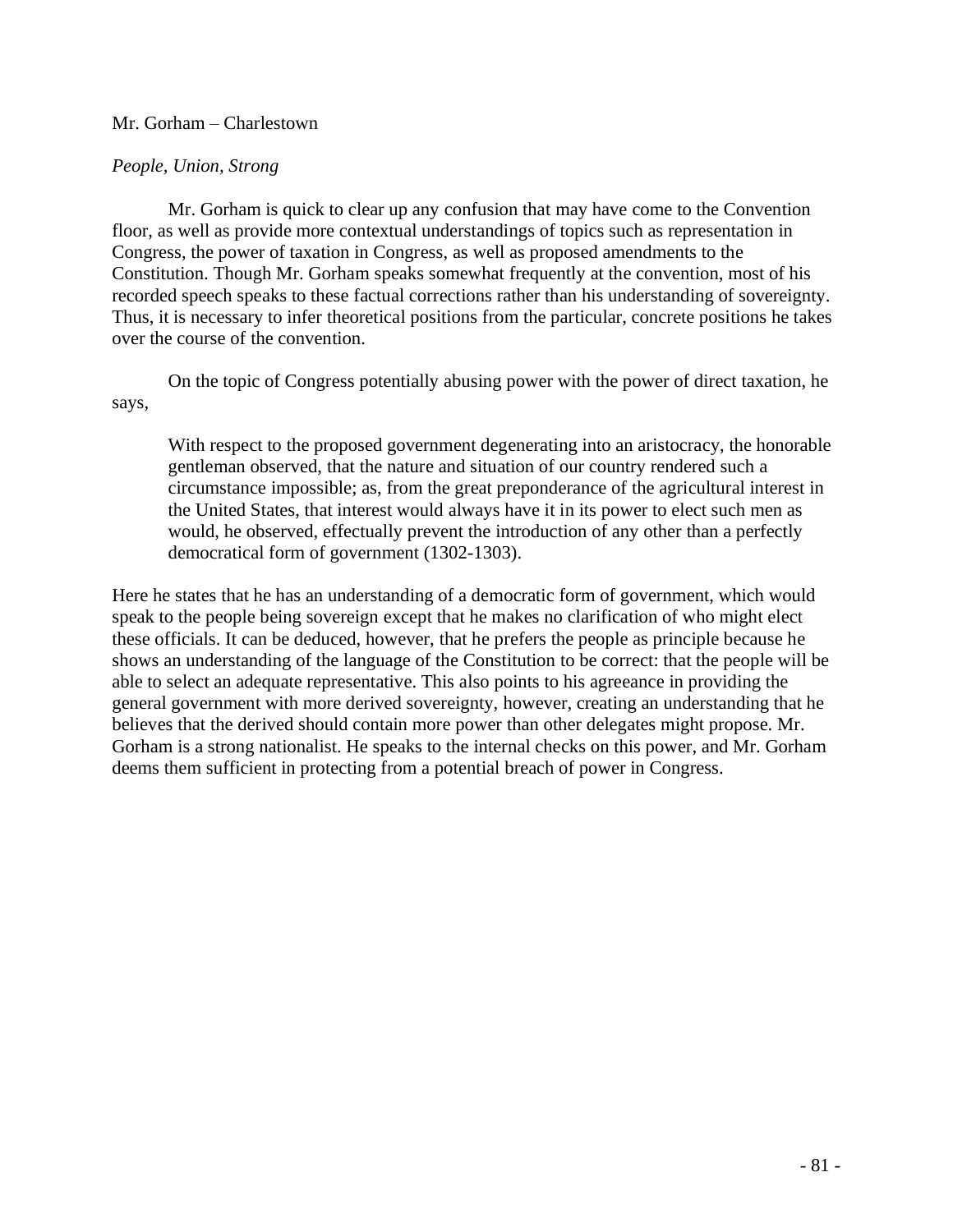Mr. Gorham – Charlestown

*People, Union, Strong*

Mr. Gorham is quick to clear up any confusion that may have come to the Convention floor, as well as provide more contextual understandings of topics such as representation in Congress, the power of taxation in Congress, as well as proposed amendments to the Constitution. Though Mr. Gorham speaks somewhat frequently at the convention, most of his recorded speech speaks to these factual corrections rather than his understanding of sovereignty. Thus, it is necessary to infer theoretical positions from the particular, concrete positions he takes over the course of the convention.

On the topic of Congress potentially abusing power with the power of direct taxation, he says,

> With respect to the proposed government degenerating into an aristocracy, the honorable gentleman observed, that the nature and situation of our country rendered such a circumstance impossible; as, from the great preponderance of the agricultural interest in the United States, that interest would always have it in its power to elect such men as would, he observed, effectually prevent the introduction of any other than a perfectly democratical form of government (1302-1303).

Here he states that he has an understanding of a democratic form of government, which would speak to the people being sovereign except that he makes no clarification of who might elect these officials. It can be deduced, however, that he prefers the people as principle because he shows an understanding of the language of the Constitution to be correct: that the people will be able to select an adequate representative. This also points to his agreeance in providing the general government with more derived sovereignty, however, creating an understanding that he believes that the derived should contain more power than other delegates might propose. Mr. Gorham is a strong nationalist. He speaks to the internal checks on this power, and Mr. Gorham deems them sufficient in protecting from a potential breach of power in Congress.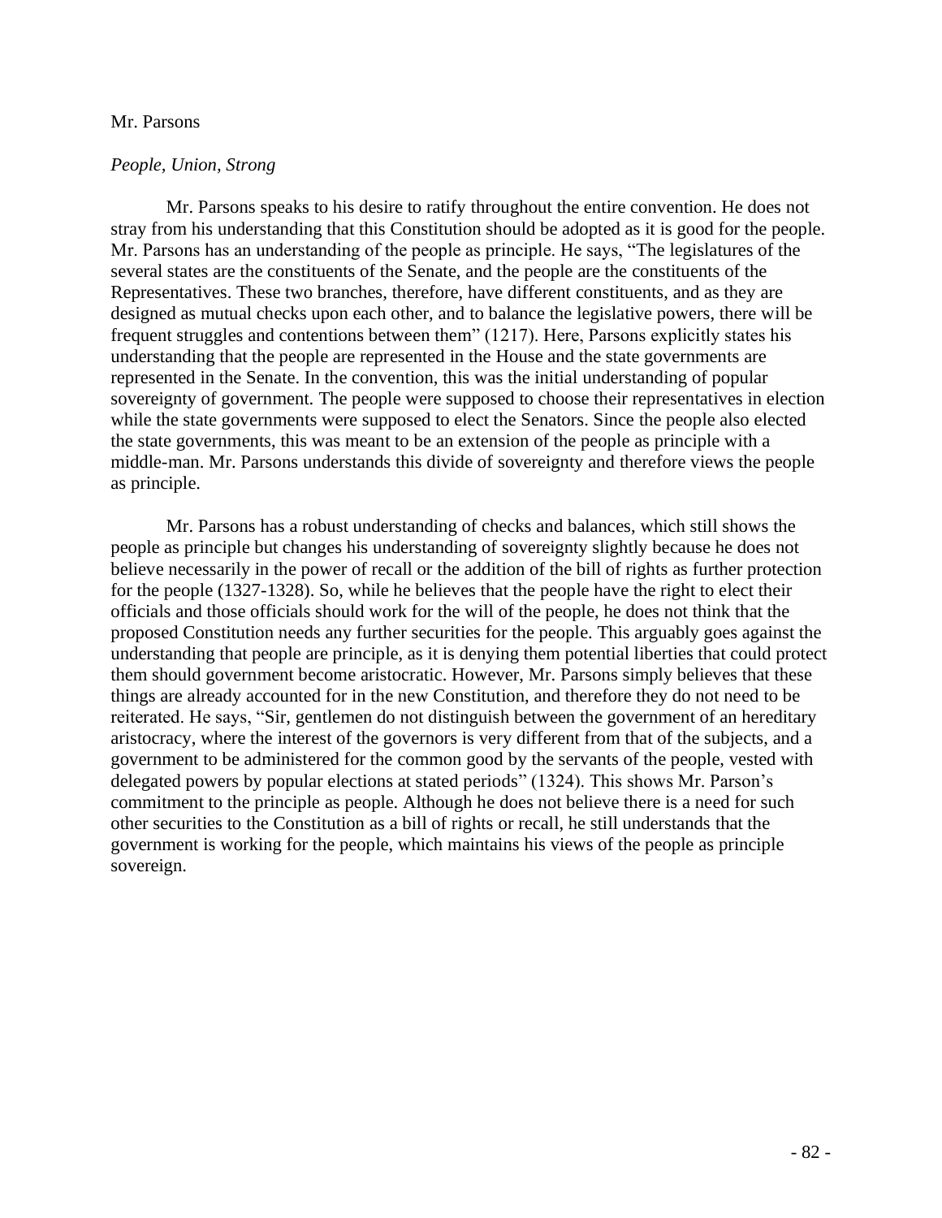Mr. Parsons

*People, Union, Strong*

Mr. Parsons speaks to his desire to ratify throughout the entire convention. He does not stray from his understanding that this Constitution should be adopted as it is good for the people. Mr. Parsons has an understanding of the people as principle. He says, "The legislatures of the several states are the constituents of the Senate, and the people are the constituents of the Representatives. These two branches, therefore, have different constituents, and as they are designed as mutual checks upon each other, and to balance the legislative powers, there will be frequent struggles and contentions between them" (1217). Here, Parsons explicitly states his understanding that the people are represented in the House and the state governments are represented in the Senate. In the convention, this was the initial understanding of popular sovereignty of government. The people were supposed to choose their representatives in election while the state governments were supposed to elect the Senators. Since the people also elected the state governments, this was meant to be an extension of the people as principle with a middle-man. Mr. Parsons understands this divide of sovereignty and therefore views the people as principle.

Mr. Parsons has a robust understanding of checks and balances, which still shows the people as principle but changes his understanding of sovereignty slightly because he does not believe necessarily in the power of recall or the addition of the bill of rights as further protection for the people (1327-1328). So, while he believes that the people have the right to elect their officials and those officials should work for the will of the people, he does not think that the proposed Constitution needs any further securities for the people. This arguably goes against the understanding that people are principle, as it is denying them potential liberties that could protect them should government become aristocratic. However, Mr. Parsons simply believes that these things are already accounted for in the new Constitution, and therefore they do not need to be reiterated. He says, "Sir, gentlemen do not distinguish between the government of an hereditary aristocracy, where the interest of the governors is very different from that of the subjects, and a government to be administered for the common good by the servants of the people, vested with delegated powers by popular elections at stated periods" (1324). This shows Mr. Parson's commitment to the principle as people. Although he does not believe there is a need for such other securities to the Constitution as a bill of rights or recall, he still understands that the government is working for the people, which maintains his views of the people as principle sovereign.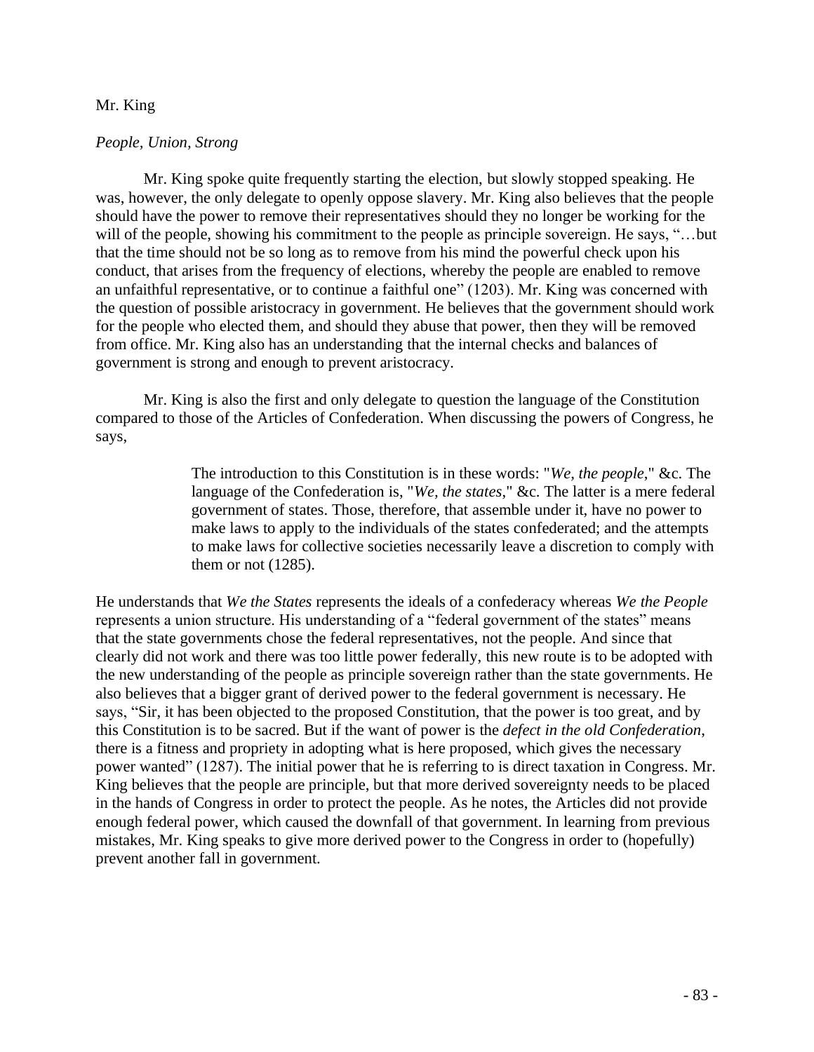Mr. King

*People, Union, Strong*

Mr. King spoke quite frequently starting the election, but slowly stopped speaking. He was, however, the only delegate to openly oppose slavery. Mr. King also believes that the people should have the power to remove their representatives should they no longer be working for the will of the people, showing his commitment to the people as principle sovereign. He says, "…but that the time should not be so long as to remove from his mind the powerful check upon his conduct, that arises from the frequency of elections, whereby the people are enabled to remove an unfaithful representative, or to continue a faithful one" (1203). Mr. King was concerned with the question of possible aristocracy in government. He believes that the government should work for the people who elected them, and should they abuse that power, then they will be removed from office. Mr. King also has an understanding that the internal checks and balances of government is strong and enough to prevent aristocracy.

Mr. King is also the first and only delegate to question the language of the Constitution compared to those of the Articles of Confederation. When discussing the powers of Congress, he says,

> The introduction to this Constitution is in these words: "*We, the people*," &c. The language of the Confederation is, "*We, the states*," &c. The latter is a mere federal government of states. Those, therefore, that assemble under it, have no power to make laws to apply to the individuals of the states confederated; and the attempts to make laws for collective societies necessarily leave a discretion to comply with them or not (1285).

He understands that *We the States* represents the ideals of a confederacy whereas *We the People* represents a union structure. His understanding of a "federal government of the states" means that the state governments chose the federal representatives, not the people. And since that clearly did not work and there was too little power federally, this new route is to be adopted with the new understanding of the people as principle sovereign rather than the state governments. He also believes that a bigger grant of derived power to the federal government is necessary. He says, "Sir, it has been objected to the proposed Constitution, that the power is too great, and by this Constitution is to be sacred. But if the want of power is the *defect in the old Confederation*, there is a fitness and propriety in adopting what is here proposed, which gives the necessary power wanted" (1287). The initial power that he is referring to is direct taxation in Congress. Mr. King believes that the people are principle, but that more derived sovereignty needs to be placed in the hands of Congress in order to protect the people. As he notes, the Articles did not provide enough federal power, which caused the downfall of that government. In learning from previous mistakes, Mr. King speaks to give more derived power to the Congress in order to (hopefully) prevent another fall in government.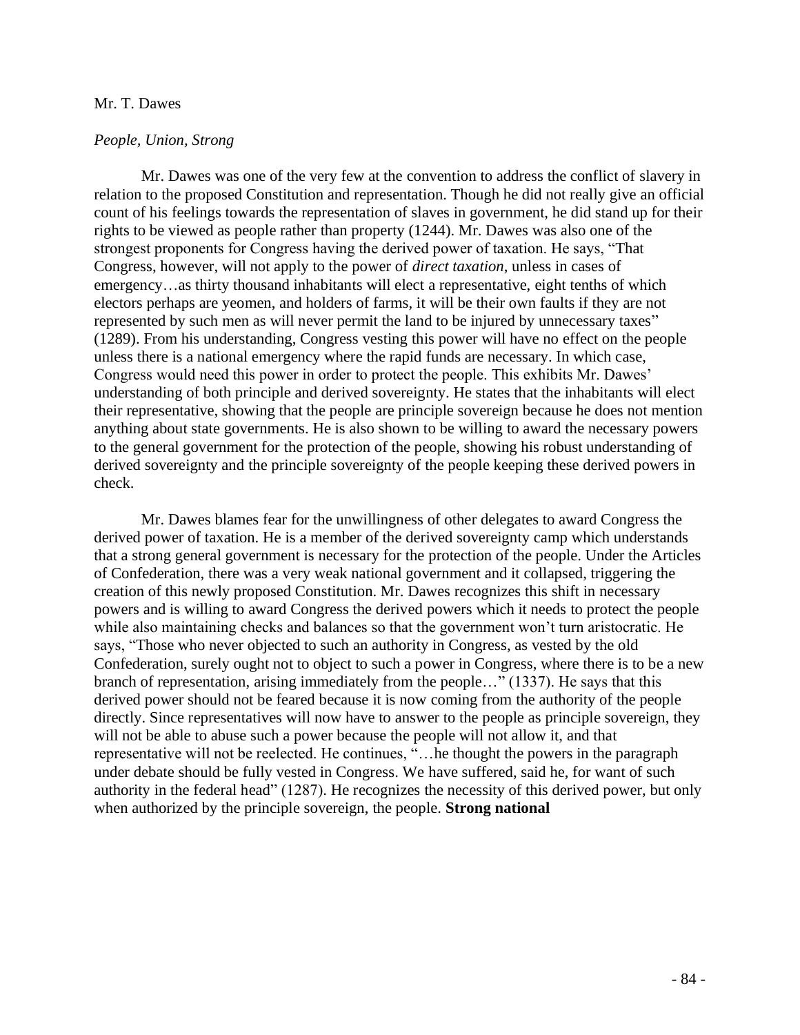Mr. T. Dawes

*People, Union, Strong*

Mr. Dawes was one of the very few at the convention to address the conflict of slavery in relation to the proposed Constitution and representation. Though he did not really give an official count of his feelings towards the representation of slaves in government, he did stand up for their rights to be viewed as people rather than property (1244). Mr. Dawes was also one of the strongest proponents for Congress having the derived power of taxation. He says, "That Congress, however, will not apply to the power of *direct taxation*, unless in cases of emergency…as thirty thousand inhabitants will elect a representative, eight tenths of which electors perhaps are yeomen, and holders of farms, it will be their own faults if they are not represented by such men as will never permit the land to be injured by unnecessary taxes" (1289). From his understanding, Congress vesting this power will have no effect on the people unless there is a national emergency where the rapid funds are necessary. In which case, Congress would need this power in order to protect the people. This exhibits Mr. Dawes' understanding of both principle and derived sovereignty. He states that the inhabitants will elect their representative, showing that the people are principle sovereign because he does not mention anything about state governments. He is also shown to be willing to award the necessary powers to the general government for the protection of the people, showing his robust understanding of derived sovereignty and the principle sovereignty of the people keeping these derived powers in check.

Mr. Dawes blames fear for the unwillingness of other delegates to award Congress the derived power of taxation. He is a member of the derived sovereignty camp which understands that a strong general government is necessary for the protection of the people. Under the Articles of Confederation, there was a very weak national government and it collapsed, triggering the creation of this newly proposed Constitution. Mr. Dawes recognizes this shift in necessary powers and is willing to award Congress the derived powers which it needs to protect the people while also maintaining checks and balances so that the government won't turn aristocratic. He says, "Those who never objected to such an authority in Congress, as vested by the old Confederation, surely ought not to object to such a power in Congress, where there is to be a new branch of representation, arising immediately from the people…" (1337). He says that this derived power should not be feared because it is now coming from the authority of the people directly. Since representatives will now have to answer to the people as principle sovereign, they will not be able to abuse such a power because the people will not allow it, and that representative will not be reelected. He continues, "…he thought the powers in the paragraph under debate should be fully vested in Congress. We have suffered, said he, for want of such authority in the federal head" (1287). He recognizes the necessity of this derived power, but only when authorized by the principle sovereign, the people. **Strong national**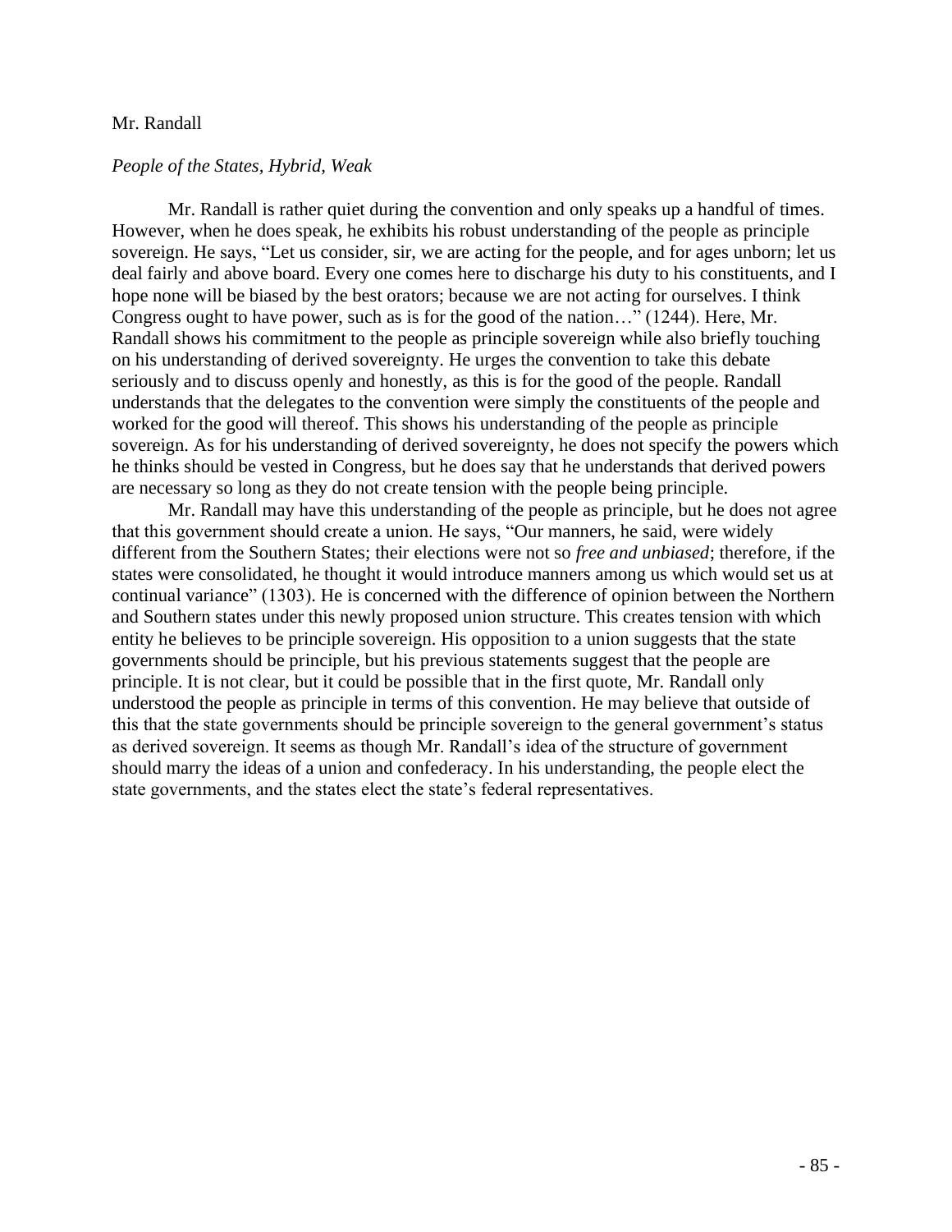Mr. Randall

*People of the States, Hybrid, Weak*

Mr. Randall is rather quiet during the convention and only speaks up a handful of times. However, when he does speak, he exhibits his robust understanding of the people as principle sovereign. He says, "Let us consider, sir, we are acting for the people, and for ages unborn; let us deal fairly and above board. Every one comes here to discharge his duty to his constituents, and I hope none will be biased by the best orators; because we are not acting for ourselves. I think Congress ought to have power, such as is for the good of the nation…" (1244). Here, Mr. Randall shows his commitment to the people as principle sovereign while also briefly touching on his understanding of derived sovereignty. He urges the convention to take this debate seriously and to discuss openly and honestly, as this is for the good of the people. Randall understands that the delegates to the convention were simply the constituents of the people and worked for the good will thereof. This shows his understanding of the people as principle sovereign. As for his understanding of derived sovereignty, he does not specify the powers which he thinks should be vested in Congress, but he does say that he understands that derived powers are necessary so long as they do not create tension with the people being principle.

Mr. Randall may have this understanding of the people as principle, but he does not agree that this government should create a union. He says, "Our manners, he said, were widely different from the Southern States; their elections were not so *free and unbiased*; therefore, if the states were consolidated, he thought it would introduce manners among us which would set us at continual variance" (1303). He is concerned with the difference of opinion between the Northern and Southern states under this newly proposed union structure. This creates tension with which entity he believes to be principle sovereign. His opposition to a union suggests that the state governments should be principle, but his previous statements suggest that the people are principle. It is not clear, but it could be possible that in the first quote, Mr. Randall only understood the people as principle in terms of this convention. He may believe that outside of this that the state governments should be principle sovereign to the general government's status as derived sovereign. It seems as though Mr. Randall's idea of the structure of government should marry the ideas of a union and confederacy. In his understanding, the people elect the state governments, and the states elect the state's federal representatives.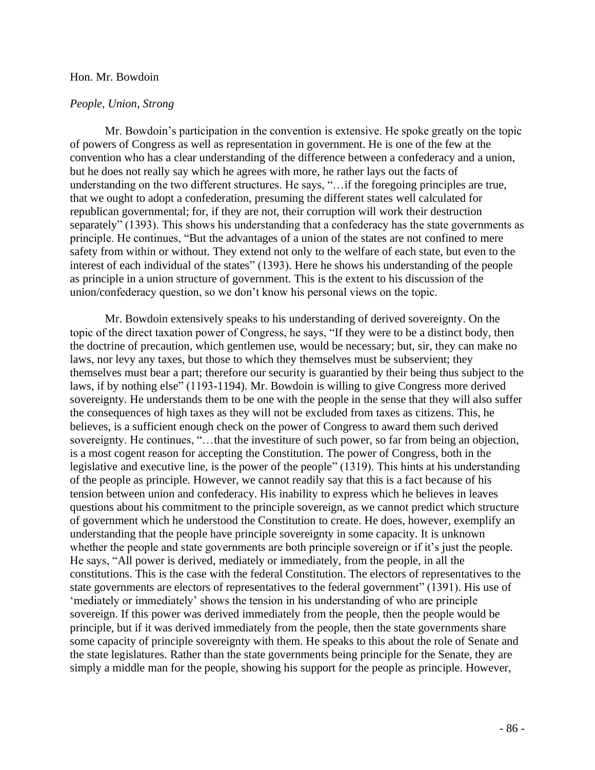Hon. Mr. Bowdoin

*People, Union, Strong*

Mr. Bowdoin's participation in the convention is extensive. He spoke greatly on the topic of powers of Congress as well as representation in government. He is one of the few at the convention who has a clear understanding of the difference between a confederacy and a union, but he does not really say which he agrees with more, he rather lays out the facts of understanding on the two different structures. He says, "…if the foregoing principles are true, that we ought to adopt a confederation, presuming the different states well calculated for republican governmental; for, if they are not, their corruption will work their destruction separately" (1393). This shows his understanding that a confederacy has the state governments as principle. He continues, "But the advantages of a union of the states are not confined to mere safety from within or without. They extend not only to the welfare of each state, but even to the interest of each individual of the states" (1393). Here he shows his understanding of the people as principle in a union structure of government. This is the extent to his discussion of the union/confederacy question, so we don't know his personal views on the topic.

Mr. Bowdoin extensively speaks to his understanding of derived sovereignty. On the topic of the direct taxation power of Congress, he says, "If they were to be a distinct body, then the doctrine of precaution, which gentlemen use, would be necessary; but, sir, they can make no laws, nor levy any taxes, but those to which they themselves must be subservient; they themselves must bear a part; therefore our security is guarantied by their being thus subject to the laws, if by nothing else" (1193-1194). Mr. Bowdoin is willing to give Congress more derived sovereignty. He understands them to be one with the people in the sense that they will also suffer the consequences of high taxes as they will not be excluded from taxes as citizens. This, he believes, is a sufficient enough check on the power of Congress to award them such derived sovereignty. He continues, "…that the investiture of such power, so far from being an objection, is a most cogent reason for accepting the Constitution. The power of Congress, both in the legislative and executive line, is the power of the people" (1319). This hints at his understanding of the people as principle. However, we cannot readily say that this is a fact because of his tension between union and confederacy. His inability to express which he believes in leaves questions about his commitment to the principle sovereign, as we cannot predict which structure of government which he understood the Constitution to create. He does, however, exemplify an understanding that the people have principle sovereignty in some capacity. It is unknown whether the people and state governments are both principle sovereign or if it's just the people. He says, "All power is derived, mediately or immediately, from the people, in all the constitutions. This is the case with the federal Constitution. The electors of representatives to the state governments are electors of representatives to the federal government" (1391). His use of 'mediately or immediately' shows the tension in his understanding of who are principle sovereign. If this power was derived immediately from the people, then the people would be principle, but if it was derived immediately from the people, then the state governments share some capacity of principle sovereignty with them. He speaks to this about the role of Senate and the state legislatures. Rather than the state governments being principle for the Senate, they are simply a middle man for the people, showing his support for the people as principle. However,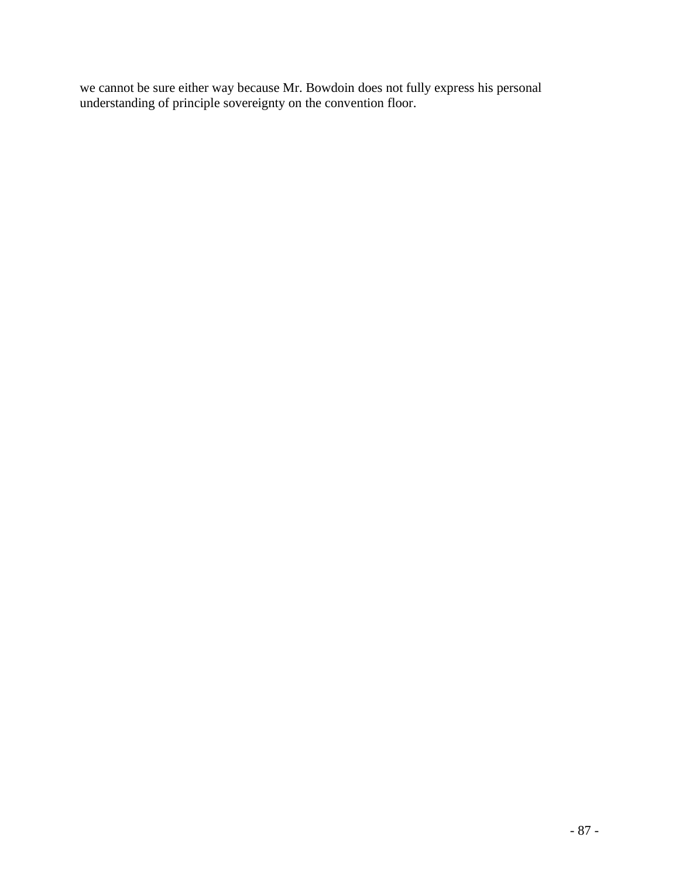we cannot be sure either way because Mr. Bowdoin does not fully express his personal understanding of principle sovereignty on the convention floor.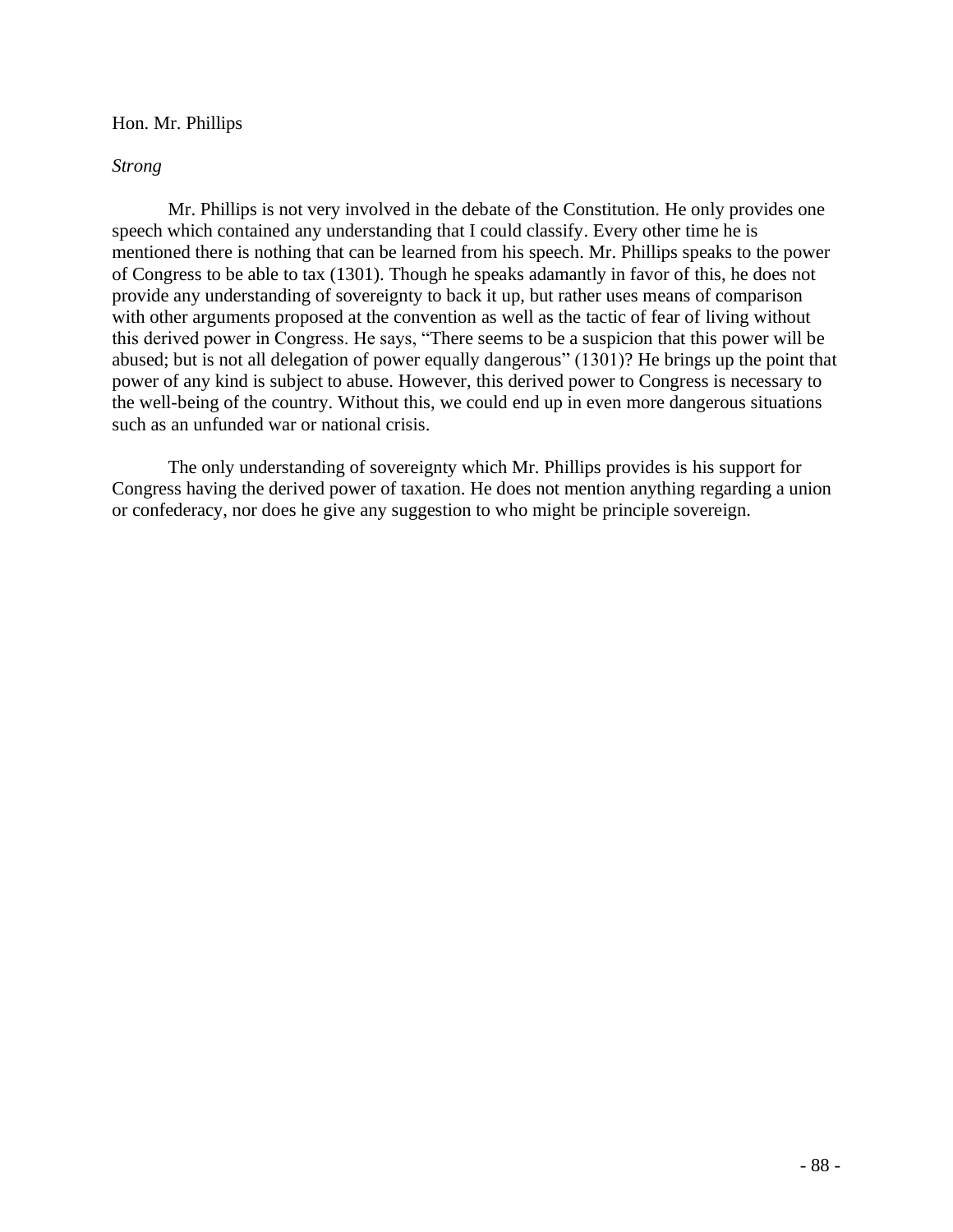Hon. Mr. Phillips

*Strong*

Mr. Phillips is not very involved in the debate of the Constitution. He only provides one speech which contained any understanding that I could classify. Every other time he is mentioned there is nothing that can be learned from his speech. Mr. Phillips speaks to the power of Congress to be able to tax (1301). Though he speaks adamantly in favor of this, he does not provide any understanding of sovereignty to back it up, but rather uses means of comparison with other arguments proposed at the convention as well as the tactic of fear of living without this derived power in Congress. He says, "There seems to be a suspicion that this power will be abused; but is not all delegation of power equally dangerous" (1301)? He brings up the point that power of any kind is subject to abuse. However, this derived power to Congress is necessary to the well-being of the country. Without this, we could end up in even more dangerous situations such as an unfunded war or national crisis.

The only understanding of sovereignty which Mr. Phillips provides is his support for Congress having the derived power of taxation. He does not mention anything regarding a union or confederacy, nor does he give any suggestion to who might be principle sovereign.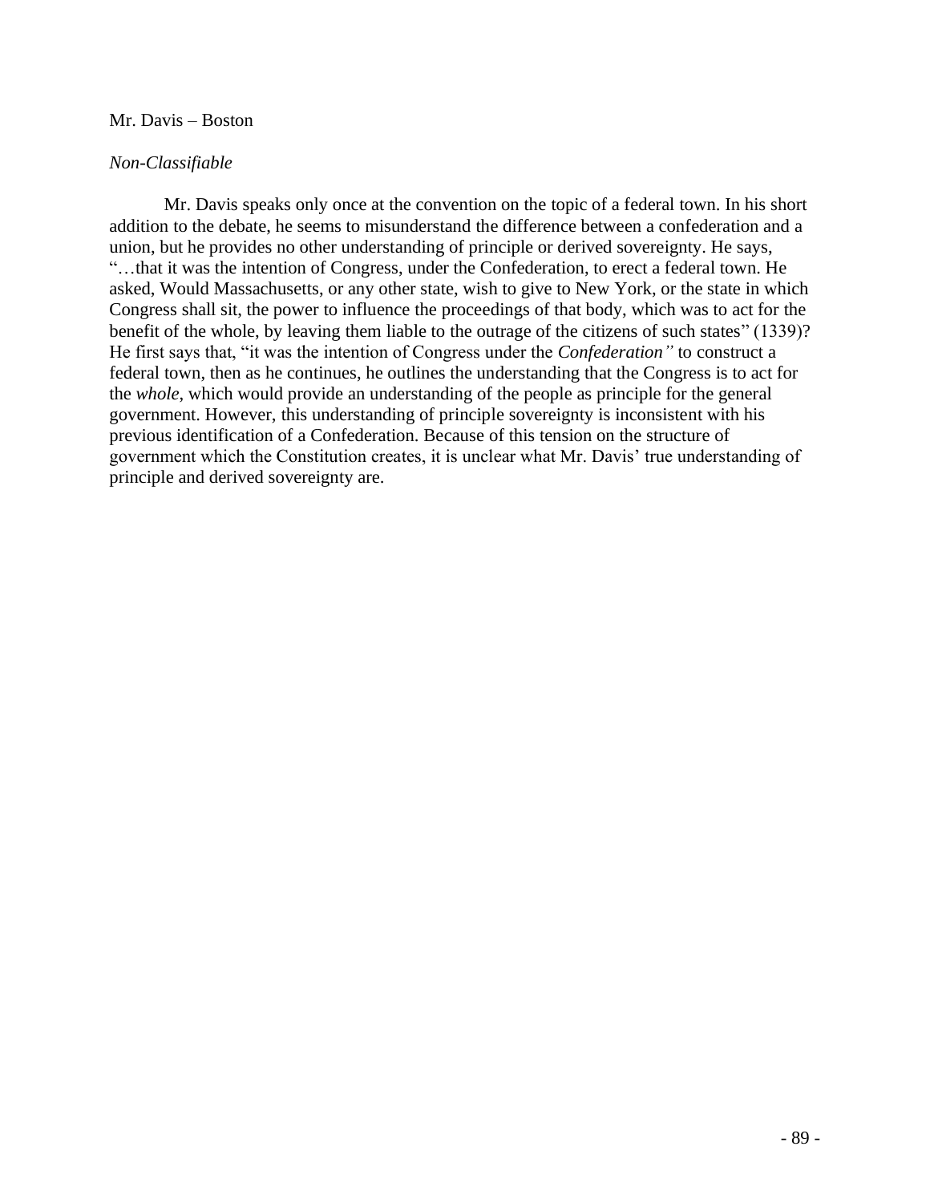Mr. Davis – Boston

*Non-Classifiable*

Mr. Davis speaks only once at the convention on the topic of a federal town. In his short addition to the debate, he seems to misunderstand the difference between a confederation and a union, but he provides no other understanding of principle or derived sovereignty. He says, "…that it was the intention of Congress, under the Confederation, to erect a federal town. He asked, Would Massachusetts, or any other state, wish to give to New York, or the state in which Congress shall sit, the power to influence the proceedings of that body, which was to act for the benefit of the whole, by leaving them liable to the outrage of the citizens of such states" (1339)? He first says that, "it was the intention of Congress under the *Confederation"* to construct a federal town, then as he continues, he outlines the understanding that the Congress is to act for the *whole*, which would provide an understanding of the people as principle for the general government. However, this understanding of principle sovereignty is inconsistent with his previous identification of a Confederation. Because of this tension on the structure of government which the Constitution creates, it is unclear what Mr. Davis' true understanding of principle and derived sovereignty are.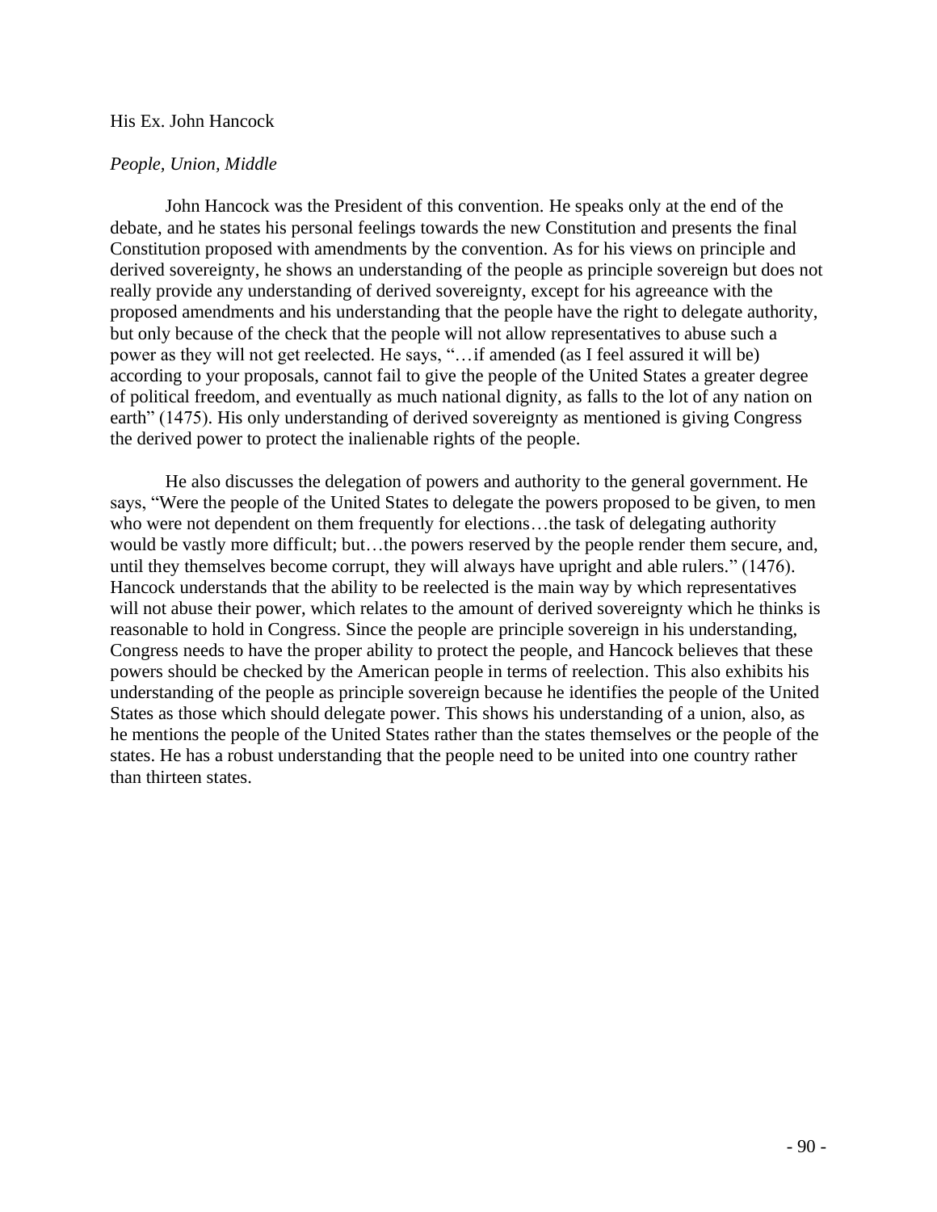His Ex. John Hancock

*People, Union, Middle*

John Hancock was the President of this convention. He speaks only at the end of the debate, and he states his personal feelings towards the new Constitution and presents the final Constitution proposed with amendments by the convention. As for his views on principle and derived sovereignty, he shows an understanding of the people as principle sovereign but does not really provide any understanding of derived sovereignty, except for his agreeance with the proposed amendments and his understanding that the people have the right to delegate authority, but only because of the check that the people will not allow representatives to abuse such a power as they will not get reelected. He says, "…if amended (as I feel assured it will be) according to your proposals, cannot fail to give the people of the United States a greater degree of political freedom, and eventually as much national dignity, as falls to the lot of any nation on earth" (1475). His only understanding of derived sovereignty as mentioned is giving Congress the derived power to protect the inalienable rights of the people.

He also discusses the delegation of powers and authority to the general government. He says, "Were the people of the United States to delegate the powers proposed to be given, to men who were not dependent on them frequently for elections…the task of delegating authority would be vastly more difficult; but…the powers reserved by the people render them secure, and, until they themselves become corrupt, they will always have upright and able rulers." (1476). Hancock understands that the ability to be reelected is the main way by which representatives will not abuse their power, which relates to the amount of derived sovereignty which he thinks is reasonable to hold in Congress. Since the people are principle sovereign in his understanding, Congress needs to have the proper ability to protect the people, and Hancock believes that these powers should be checked by the American people in terms of reelection. This also exhibits his understanding of the people as principle sovereign because he identifies the people of the United States as those which should delegate power. This shows his understanding of a union, also, as he mentions the people of the United States rather than the states themselves or the people of the states. He has a robust understanding that the people need to be united into one country rather than thirteen states.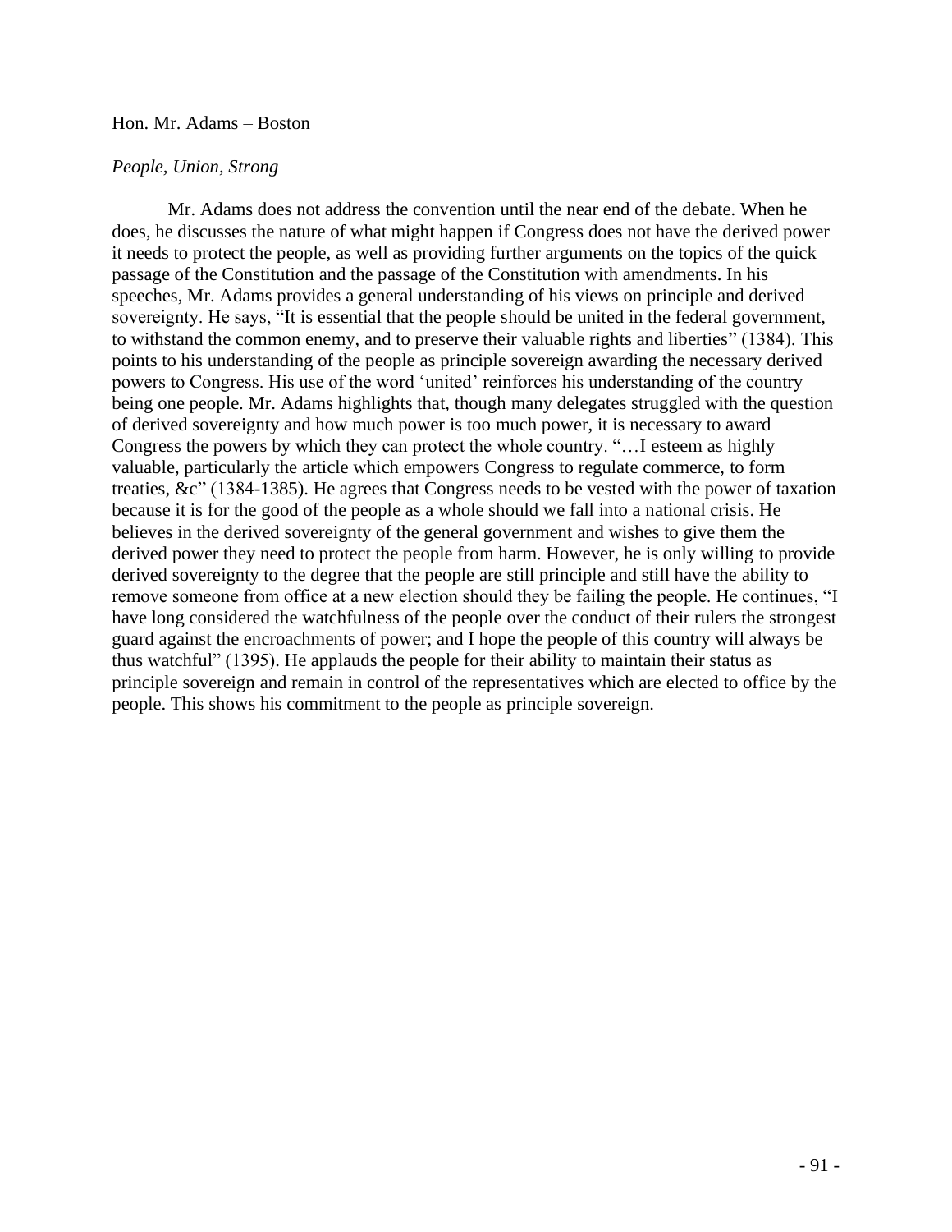Hon. Mr. Adams – Boston

*People, Union, Strong*

Mr. Adams does not address the convention until the near end of the debate. When he does, he discusses the nature of what might happen if Congress does not have the derived power it needs to protect the people, as well as providing further arguments on the topics of the quick passage of the Constitution and the passage of the Constitution with amendments. In his speeches, Mr. Adams provides a general understanding of his views on principle and derived sovereignty. He says, "It is essential that the people should be united in the federal government, to withstand the common enemy, and to preserve their valuable rights and liberties" (1384). This points to his understanding of the people as principle sovereign awarding the necessary derived powers to Congress. His use of the word 'united' reinforces his understanding of the country being one people. Mr. Adams highlights that, though many delegates struggled with the question of derived sovereignty and how much power is too much power, it is necessary to award Congress the powers by which they can protect the whole country. "…I esteem as highly valuable, particularly the article which empowers Congress to regulate commerce, to form treaties, &c" (1384-1385). He agrees that Congress needs to be vested with the power of taxation because it is for the good of the people as a whole should we fall into a national crisis. He believes in the derived sovereignty of the general government and wishes to give them the derived power they need to protect the people from harm. However, he is only willing to provide derived sovereignty to the degree that the people are still principle and still have the ability to remove someone from office at a new election should they be failing the people. He continues, "I have long considered the watchfulness of the people over the conduct of their rulers the strongest guard against the encroachments of power; and I hope the people of this country will always be thus watchful" (1395). He applauds the people for their ability to maintain their status as principle sovereign and remain in control of the representatives which are elected to office by the people. This shows his commitment to the people as principle sovereign.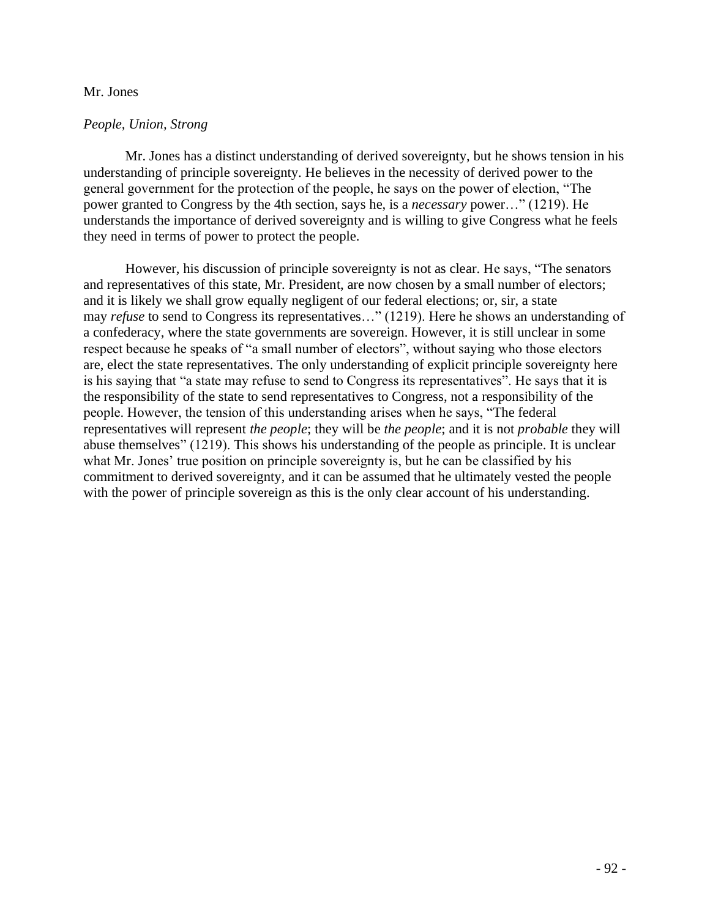Mr. Jones

*People, Union, Strong*

Mr. Jones has a distinct understanding of derived sovereignty, but he shows tension in his understanding of principle sovereignty. He believes in the necessity of derived power to the general government for the protection of the people, he says on the power of election, “The power granted to Congress by the 4th section, says he, is a *necessary* power…” (1219). He understands the importance of derived sovereignty and is willing to give Congress what he feels they need in terms of power to protect the people.

However, his discussion of principle sovereignty is not as clear. He says, “The senators and representatives of this state, Mr. President, are now chosen by a small number of electors; and it is likely we shall grow equally negligent of our federal elections; or, sir, a state may *refuse* to send to Congress its representatives…” (1219). Here he shows an understanding of a confederacy, where the state governments are sovereign. However, it is still unclear in some respect because he speaks of “a small number of electors”, without saying who those electors are, elect the state representatives. The only understanding of explicit principle sovereignty here is his saying that “a state may refuse to send to Congress its representatives”. He says that it is the responsibility of the state to send representatives to Congress, not a responsibility of the people. However, the tension of this understanding arises when he says, “The federal representatives will represent *the people*; they will be *the people*; and it is not *probable* they will abuse themselves” (1219). This shows his understanding of the people as principle. It is unclear what Mr. Jones’ true position on principle sovereignty is, but he can be classified by his commitment to derived sovereignty, and it can be assumed that he ultimately vested the people with the power of principle sovereign as this is the only clear account of his understanding.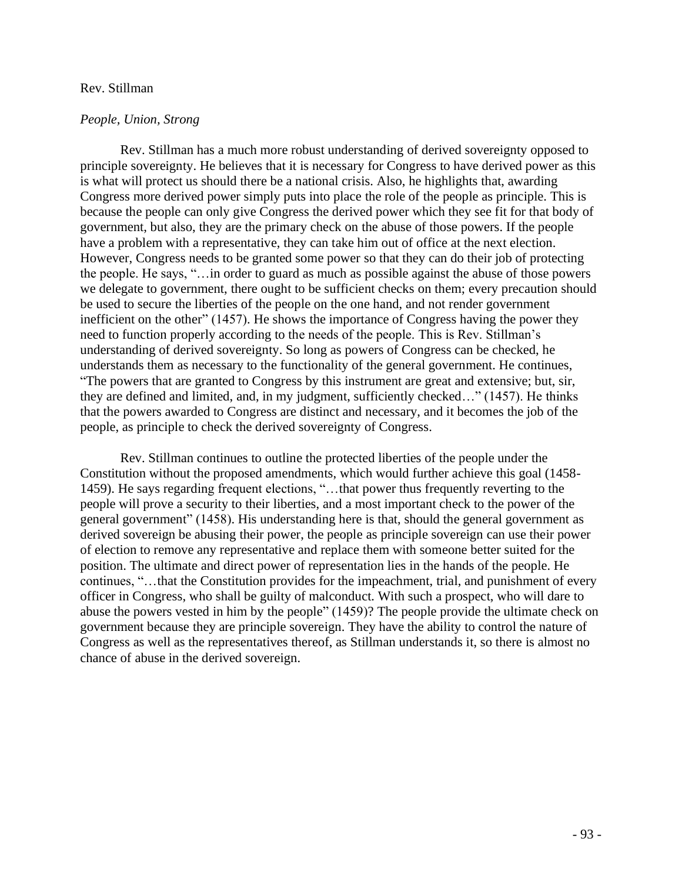Rev. Stillman

*People, Union, Strong*

Rev. Stillman has a much more robust understanding of derived sovereignty opposed to principle sovereignty. He believes that it is necessary for Congress to have derived power as this is what will protect us should there be a national crisis. Also, he highlights that, awarding Congress more derived power simply puts into place the role of the people as principle. This is because the people can only give Congress the derived power which they see fit for that body of government, but also, they are the primary check on the abuse of those powers. If the people have a problem with a representative, they can take him out of office at the next election. However, Congress needs to be granted some power so that they can do their job of protecting the people. He says, "…in order to guard as much as possible against the abuse of those powers we delegate to government, there ought to be sufficient checks on them; every precaution should be used to secure the liberties of the people on the one hand, and not render government inefficient on the other" (1457). He shows the importance of Congress having the power they need to function properly according to the needs of the people. This is Rev. Stillman's understanding of derived sovereignty. So long as powers of Congress can be checked, he understands them as necessary to the functionality of the general government. He continues, "The powers that are granted to Congress by this instrument are great and extensive; but, sir, they are defined and limited, and, in my judgment, sufficiently checked…" (1457). He thinks that the powers awarded to Congress are distinct and necessary, and it becomes the job of the people, as principle to check the derived sovereignty of Congress.

Rev. Stillman continues to outline the protected liberties of the people under the Constitution without the proposed amendments, which would further achieve this goal (1458-1459). He says regarding frequent elections, "…that power thus frequently reverting to the people will prove a security to their liberties, and a most important check to the power of the general government" (1458). His understanding here is that, should the general government as derived sovereign be abusing their power, the people as principle sovereign can use their power of election to remove any representative and replace them with someone better suited for the position. The ultimate and direct power of representation lies in the hands of the people. He continues, "…that the Constitution provides for the impeachment, trial, and punishment of every officer in Congress, who shall be guilty of malconduct. With such a prospect, who will dare to abuse the powers vested in him by the people" (1459)? The people provide the ultimate check on government because they are principle sovereign. They have the ability to control the nature of Congress as well as the representatives thereof, as Stillman understands it, so there is almost no chance of abuse in the derived sovereign.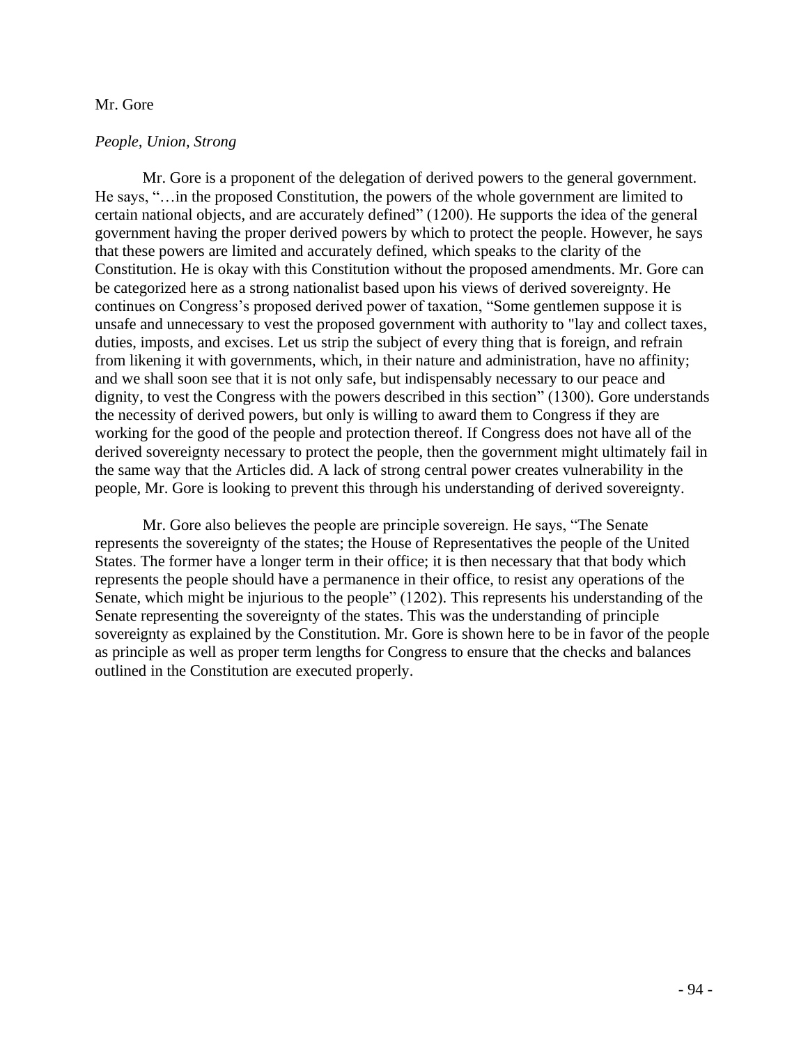Mr. Gore

*People, Union, Strong*

Mr. Gore is a proponent of the delegation of derived powers to the general government. He says, "…in the proposed Constitution, the powers of the whole government are limited to certain national objects, and are accurately defined" (1200). He supports the idea of the general government having the proper derived powers by which to protect the people. However, he says that these powers are limited and accurately defined, which speaks to the clarity of the Constitution. He is okay with this Constitution without the proposed amendments. Mr. Gore can be categorized here as a strong nationalist based upon his views of derived sovereignty. He continues on Congress's proposed derived power of taxation, "Some gentlemen suppose it is unsafe and unnecessary to vest the proposed government with authority to "lay and collect taxes, duties, imposts, and excises. Let us strip the subject of every thing that is foreign, and refrain from likening it with governments, which, in their nature and administration, have no affinity; and we shall soon see that it is not only safe, but indispensably necessary to our peace and dignity, to vest the Congress with the powers described in this section" (1300). Gore understands the necessity of derived powers, but only is willing to award them to Congress if they are working for the good of the people and protection thereof. If Congress does not have all of the derived sovereignty necessary to protect the people, then the government might ultimately fail in the same way that the Articles did. A lack of strong central power creates vulnerability in the people, Mr. Gore is looking to prevent this through his understanding of derived sovereignty.

Mr. Gore also believes the people are principle sovereign. He says, "The Senate represents the sovereignty of the states; the House of Representatives the people of the United States. The former have a longer term in their office; it is then necessary that that body which represents the people should have a permanence in their office, to resist any operations of the Senate, which might be injurious to the people" (1202). This represents his understanding of the Senate representing the sovereignty of the states. This was the understanding of principle sovereignty as explained by the Constitution. Mr. Gore is shown here to be in favor of the people as principle as well as proper term lengths for Congress to ensure that the checks and balances outlined in the Constitution are executed properly.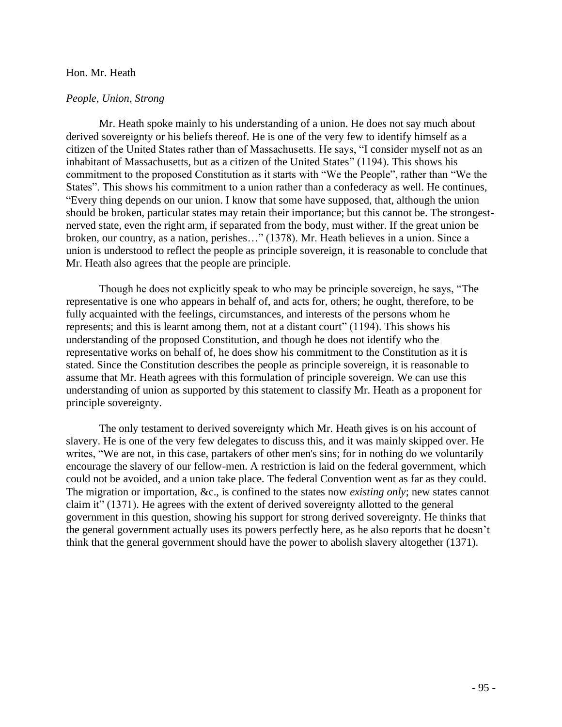Hon. Mr. Heath

*People, Union, Strong*

Mr. Heath spoke mainly to his understanding of a union. He does not say much about derived sovereignty or his beliefs thereof. He is one of the very few to identify himself as a citizen of the United States rather than of Massachusetts. He says, "I consider myself not as an inhabitant of Massachusetts, but as a citizen of the United States" (1194). This shows his commitment to the proposed Constitution as it starts with "We the People", rather than "We the States". This shows his commitment to a union rather than a confederacy as well. He continues, "Every thing depends on our union. I know that some have supposed, that, although the union should be broken, particular states may retain their importance; but this cannot be. The strongest-nerved state, even the right arm, if separated from the body, must wither. If the great union be broken, our country, as a nation, perishes…" (1378). Mr. Heath believes in a union. Since a union is understood to reflect the people as principle sovereign, it is reasonable to conclude that Mr. Heath also agrees that the people are principle.

Though he does not explicitly speak to who may be principle sovereign, he says, "The representative is one who appears in behalf of, and acts for, others; he ought, therefore, to be fully acquainted with the feelings, circumstances, and interests of the persons whom he represents; and this is learnt among them, not at a distant court" (1194). This shows his understanding of the proposed Constitution, and though he does not identify who the representative works on behalf of, he does show his commitment to the Constitution as it is stated. Since the Constitution describes the people as principle sovereign, it is reasonable to assume that Mr. Heath agrees with this formulation of principle sovereign. We can use this understanding of union as supported by this statement to classify Mr. Heath as a proponent for principle sovereignty.

The only testament to derived sovereignty which Mr. Heath gives is on his account of slavery. He is one of the very few delegates to discuss this, and it was mainly skipped over. He writes, "We are not, in this case, partakers of other men's sins; for in nothing do we voluntarily encourage the slavery of our fellow-men. A restriction is laid on the federal government, which could not be avoided, and a union take place. The federal Convention went as far as they could. The migration or importation, &c., is confined to the states now *existing only*; new states cannot claim it" (1371). He agrees with the extent of derived sovereignty allotted to the general government in this question, showing his support for strong derived sovereignty. He thinks that the general government actually uses its powers perfectly here, as he also reports that he doesn't think that the general government should have the power to abolish slavery altogether (1371).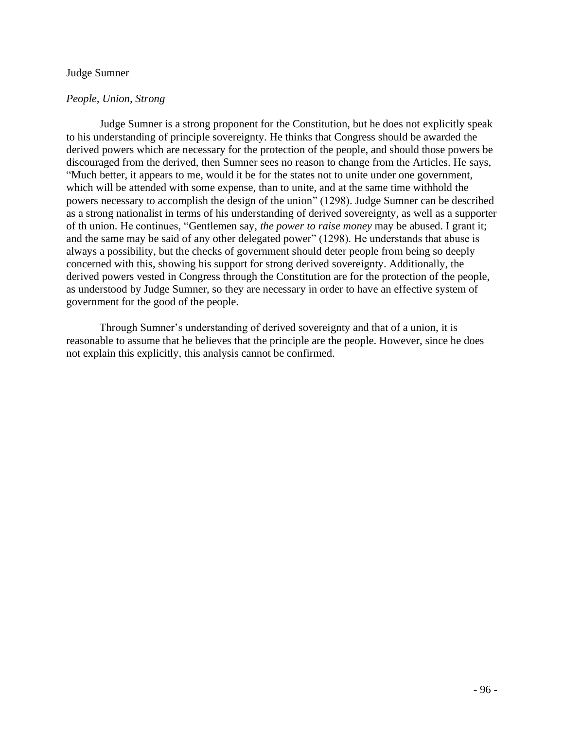Judge Sumner

*People, Union, Strong*

Judge Sumner is a strong proponent for the Constitution, but he does not explicitly speak to his understanding of principle sovereignty. He thinks that Congress should be awarded the derived powers which are necessary for the protection of the people, and should those powers be discouraged from the derived, then Sumner sees no reason to change from the Articles. He says, "Much better, it appears to me, would it be for the states not to unite under one government, which will be attended with some expense, than to unite, and at the same time withhold the powers necessary to accomplish the design of the union" (1298). Judge Sumner can be described as a strong nationalist in terms of his understanding of derived sovereignty, as well as a supporter of th union. He continues, "Gentlemen say, *the power to raise money* may be abused. I grant it; and the same may be said of any other delegated power" (1298). He understands that abuse is always a possibility, but the checks of government should deter people from being so deeply concerned with this, showing his support for strong derived sovereignty. Additionally, the derived powers vested in Congress through the Constitution are for the protection of the people, as understood by Judge Sumner, so they are necessary in order to have an effective system of government for the good of the people.

Through Sumner's understanding of derived sovereignty and that of a union, it is reasonable to assume that he believes that the principle are the people. However, since he does not explain this explicitly, this analysis cannot be confirmed.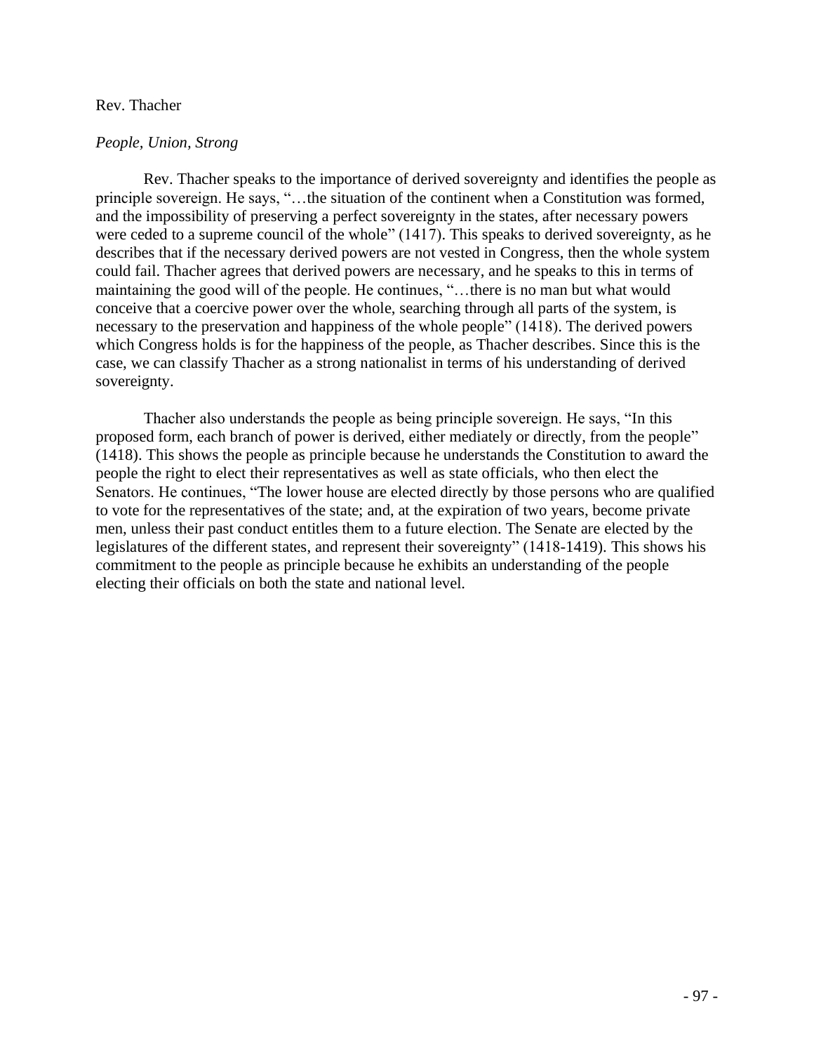Rev. Thacher

*People, Union, Strong*

Rev. Thacher speaks to the importance of derived sovereignty and identifies the people as principle sovereign. He says, "…the situation of the continent when a Constitution was formed, and the impossibility of preserving a perfect sovereignty in the states, after necessary powers were ceded to a supreme council of the whole" (1417). This speaks to derived sovereignty, as he describes that if the necessary derived powers are not vested in Congress, then the whole system could fail. Thacher agrees that derived powers are necessary, and he speaks to this in terms of maintaining the good will of the people. He continues, "…there is no man but what would conceive that a coercive power over the whole, searching through all parts of the system, is necessary to the preservation and happiness of the whole people" (1418). The derived powers which Congress holds is for the happiness of the people, as Thacher describes. Since this is the case, we can classify Thacher as a strong nationalist in terms of his understanding of derived sovereignty.

Thacher also understands the people as being principle sovereign. He says, "In this proposed form, each branch of power is derived, either mediately or directly, from the people" (1418). This shows the people as principle because he understands the Constitution to award the people the right to elect their representatives as well as state officials, who then elect the Senators. He continues, "The lower house are elected directly by those persons who are qualified to vote for the representatives of the state; and, at the expiration of two years, become private men, unless their past conduct entitles them to a future election. The Senate are elected by the legislatures of the different states, and represent their sovereignty" (1418-1419). This shows his commitment to the people as principle because he exhibits an understanding of the people electing their officials on both the state and national level.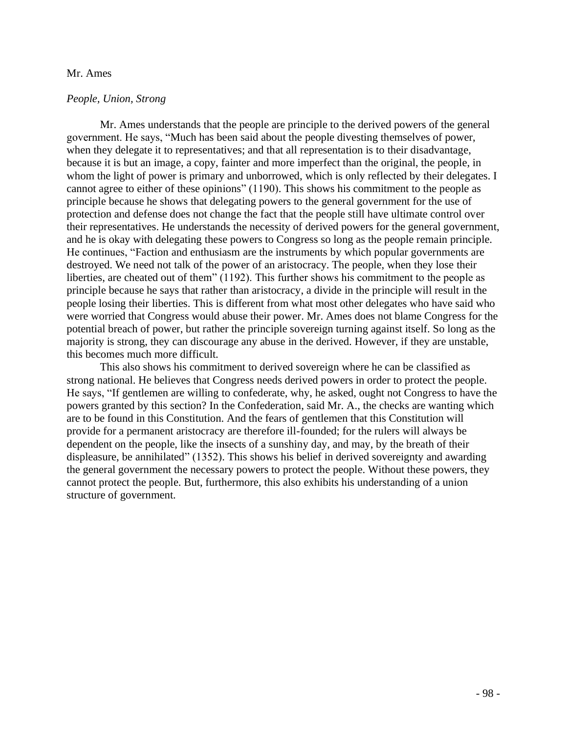Mr. Ames

*People, Union, Strong*

Mr. Ames understands that the people are principle to the derived powers of the general government. He says, "Much has been said about the people divesting themselves of power, when they delegate it to representatives; and that all representation is to their disadvantage, because it is but an image, a copy, fainter and more imperfect than the original, the people, in whom the light of power is primary and unborrowed, which is only reflected by their delegates. I cannot agree to either of these opinions" (1190). This shows his commitment to the people as principle because he shows that delegating powers to the general government for the use of protection and defense does not change the fact that the people still have ultimate control over their representatives. He understands the necessity of derived powers for the general government, and he is okay with delegating these powers to Congress so long as the people remain principle. He continues, "Faction and enthusiasm are the instruments by which popular governments are destroyed. We need not talk of the power of an aristocracy. The people, when they lose their liberties, are cheated out of them" (1192). This further shows his commitment to the people as principle because he says that rather than aristocracy, a divide in the principle will result in the people losing their liberties. This is different from what most other delegates who have said who were worried that Congress would abuse their power. Mr. Ames does not blame Congress for the potential breach of power, but rather the principle sovereign turning against itself. So long as the majority is strong, they can discourage any abuse in the derived. However, if they are unstable, this becomes much more difficult.

This also shows his commitment to derived sovereign where he can be classified as strong national. He believes that Congress needs derived powers in order to protect the people. He says, "If gentlemen are willing to confederate, why, he asked, ought not Congress to have the powers granted by this section? In the Confederation, said Mr. A., the checks are wanting which are to be found in this Constitution. And the fears of gentlemen that this Constitution will provide for a permanent aristocracy are therefore ill-founded; for the rulers will always be dependent on the people, like the insects of a sunshiny day, and may, by the breath of their displeasure, be annihilated" (1352). This shows his belief in derived sovereignty and awarding the general government the necessary powers to protect the people. Without these powers, they cannot protect the people. But, furthermore, this also exhibits his understanding of a union structure of government.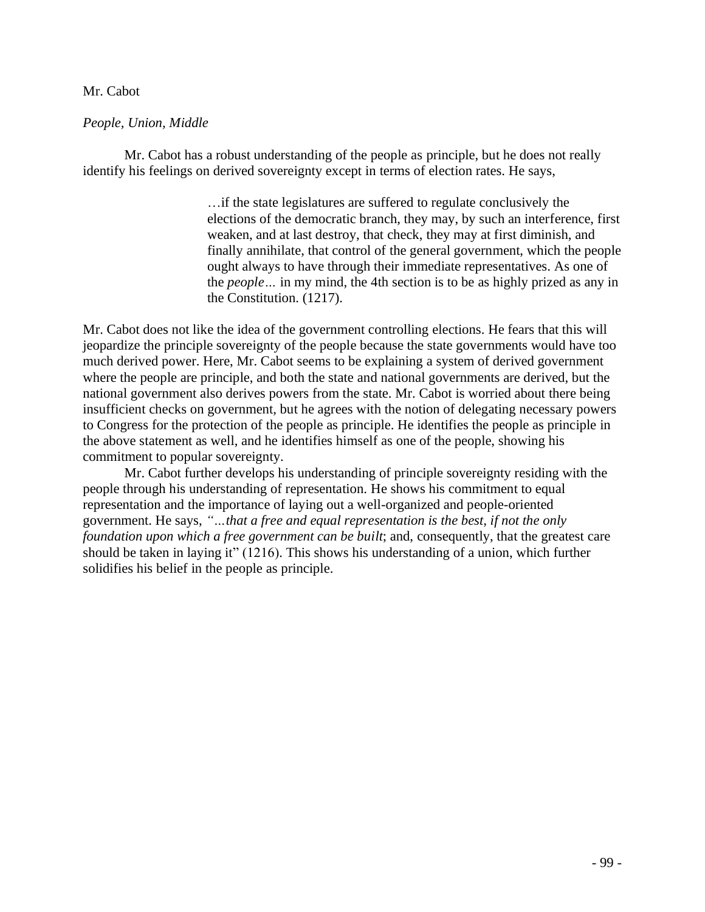Mr. Cabot

*People, Union, Middle*

Mr. Cabot has a robust understanding of the people as principle, but he does not really identify his feelings on derived sovereignty except in terms of election rates. He says,

> …if the state legislatures are suffered to regulate conclusively the elections of the democratic branch, they may, by such an interference, first weaken, and at last destroy, that check, they may at first diminish, and finally annihilate, that control of the general government, which the people ought always to have through their immediate representatives. As one of the *people…* in my mind, the 4th section is to be as highly prized as any in the Constitution. (1217).

Mr. Cabot does not like the idea of the government controlling elections. He fears that this will jeopardize the principle sovereignty of the people because the state governments would have too much derived power. Here, Mr. Cabot seems to be explaining a system of derived government where the people are principle, and both the state and national governments are derived, but the national government also derives powers from the state. Mr. Cabot is worried about there being insufficient checks on government, but he agrees with the notion of delegating necessary powers to Congress for the protection of the people as principle. He identifies the people as principle in the above statement as well, and he identifies himself as one of the people, showing his commitment to popular sovereignty.

Mr. Cabot further develops his understanding of principle sovereignty residing with the people through his understanding of representation. He shows his commitment to equal representation and the importance of laying out a well-organized and people-oriented government. He says, *"…that a free and equal representation is the best, if not the only foundation upon which a free government can be built*; and, consequently, that the greatest care should be taken in laying it" (1216). This shows his understanding of a union, which further solidifies his belief in the people as principle.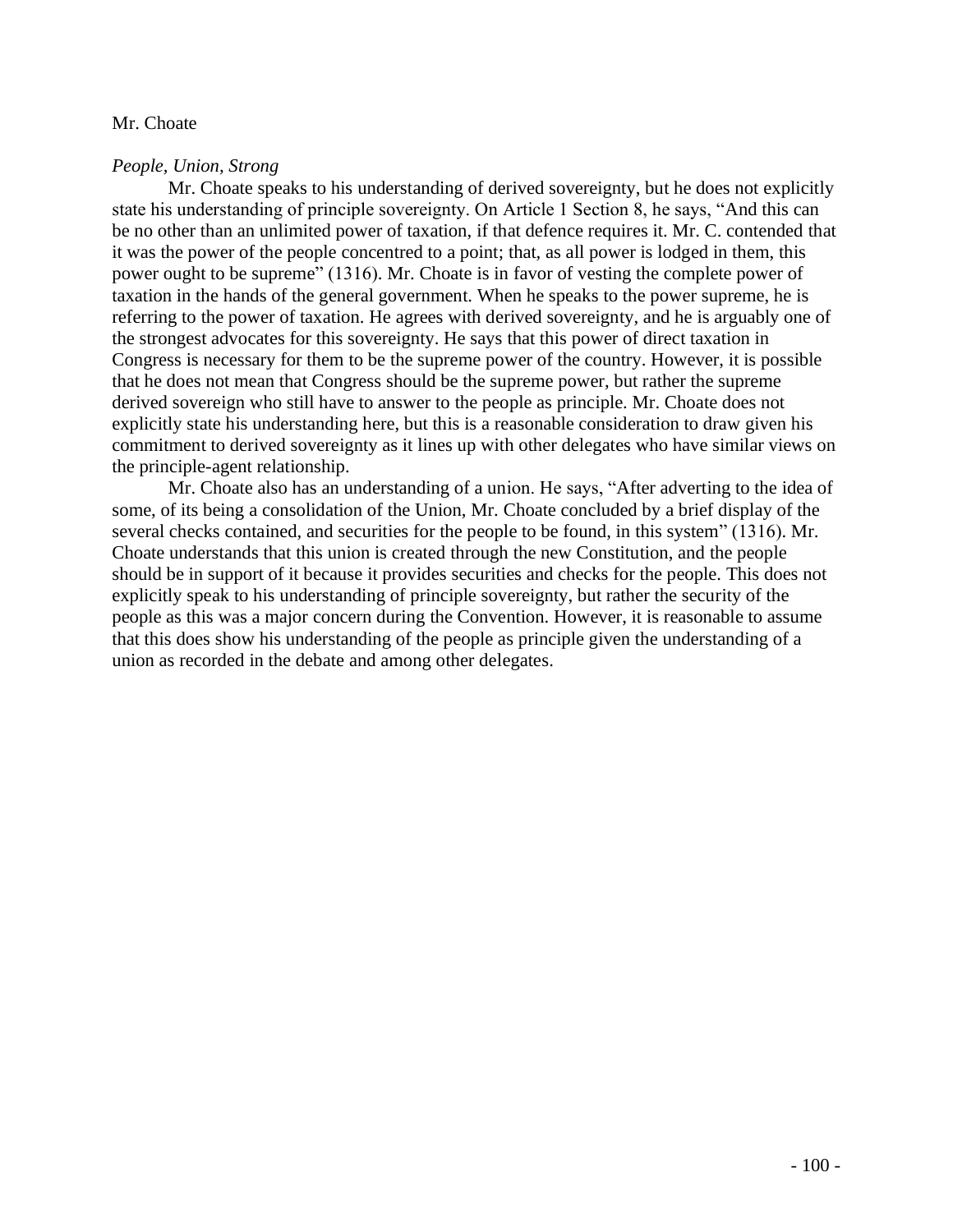Mr. Choate

*People, Union, Strong*

Mr. Choate speaks to his understanding of derived sovereignty, but he does not explicitly state his understanding of principle sovereignty. On Article 1 Section 8, he says, "And this can be no other than an unlimited power of taxation, if that defence requires it. Mr. C. contended that it was the power of the people concentred to a point; that, as all power is lodged in them, this power ought to be supreme" (1316). Mr. Choate is in favor of vesting the complete power of taxation in the hands of the general government. When he speaks to the power supreme, he is referring to the power of taxation. He agrees with derived sovereignty, and he is arguably one of the strongest advocates for this sovereignty. He says that this power of direct taxation in Congress is necessary for them to be the supreme power of the country. However, it is possible that he does not mean that Congress should be the supreme power, but rather the supreme derived sovereign who still have to answer to the people as principle. Mr. Choate does not explicitly state his understanding here, but this is a reasonable consideration to draw given his commitment to derived sovereignty as it lines up with other delegates who have similar views on the principle-agent relationship.

Mr. Choate also has an understanding of a union. He says, "After adverting to the idea of some, of its being a consolidation of the Union, Mr. Choate concluded by a brief display of the several checks contained, and securities for the people to be found, in this system" (1316). Mr. Choate understands that this union is created through the new Constitution, and the people should be in support of it because it provides securities and checks for the people. This does not explicitly speak to his understanding of principle sovereignty, but rather the security of the people as this was a major concern during the Convention. However, it is reasonable to assume that this does show his understanding of the people as principle given the understanding of a union as recorded in the debate and among other delegates.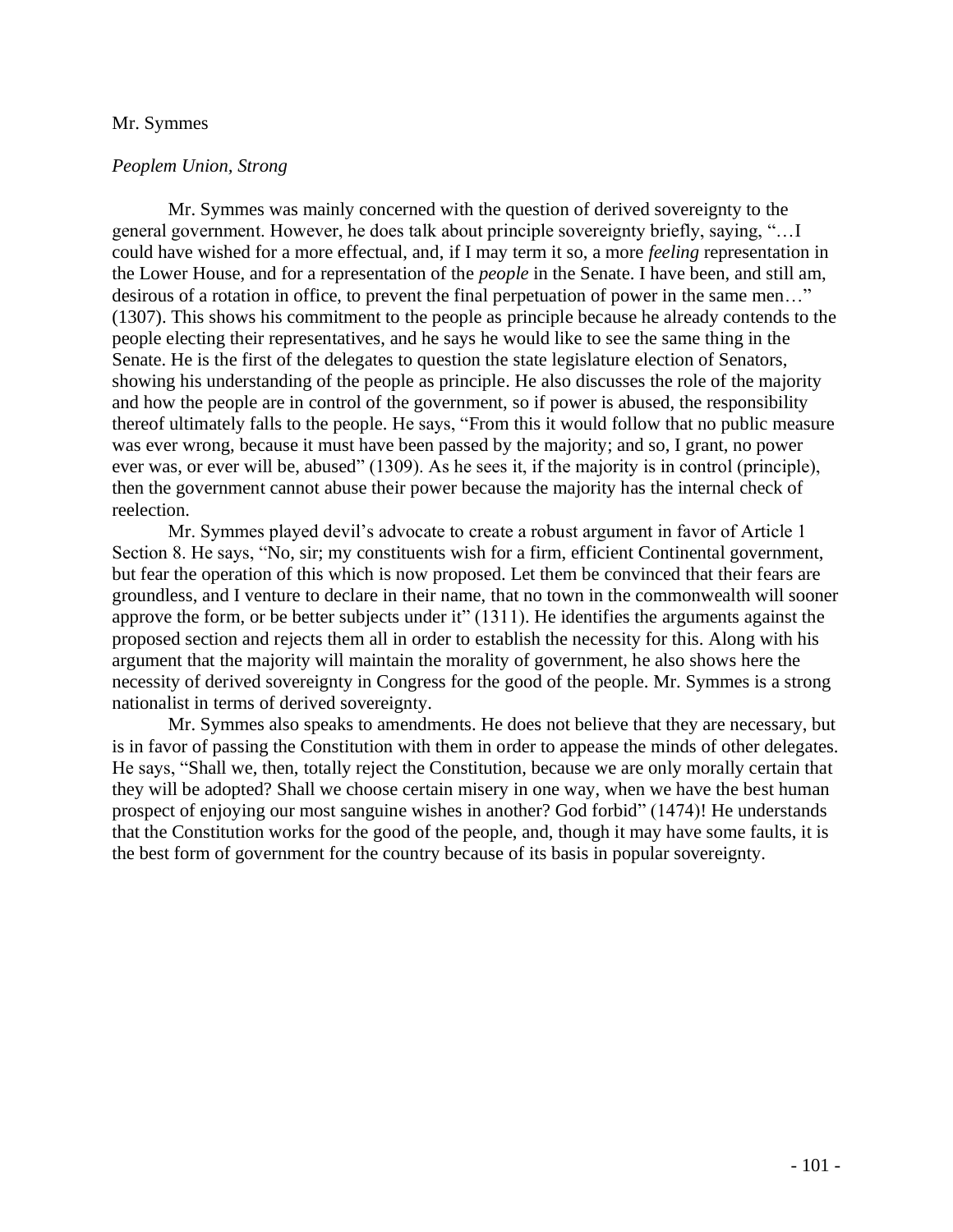Mr. Symmes

*Peoplem Union, Strong*

Mr. Symmes was mainly concerned with the question of derived sovereignty to the general government. However, he does talk about principle sovereignty briefly, saying, "…I could have wished for a more effectual, and, if I may term it so, a more *feeling* representation in the Lower House, and for a representation of the *people* in the Senate. I have been, and still am, desirous of a rotation in office, to prevent the final perpetuation of power in the same men…" (1307). This shows his commitment to the people as principle because he already contends to the people electing their representatives, and he says he would like to see the same thing in the Senate. He is the first of the delegates to question the state legislature election of Senators, showing his understanding of the people as principle. He also discusses the role of the majority and how the people are in control of the government, so if power is abused, the responsibility thereof ultimately falls to the people. He says, "From this it would follow that no public measure was ever wrong, because it must have been passed by the majority; and so, I grant, no power ever was, or ever will be, abused" (1309). As he sees it, if the majority is in control (principle), then the government cannot abuse their power because the majority has the internal check of reelection.

Mr. Symmes played devil's advocate to create a robust argument in favor of Article 1 Section 8. He says, "No, sir; my constituents wish for a firm, efficient Continental government, but fear the operation of this which is now proposed. Let them be convinced that their fears are groundless, and I venture to declare in their name, that no town in the commonwealth will sooner approve the form, or be better subjects under it" (1311). He identifies the arguments against the proposed section and rejects them all in order to establish the necessity for this. Along with his argument that the majority will maintain the morality of government, he also shows here the necessity of derived sovereignty in Congress for the good of the people. Mr. Symmes is a strong nationalist in terms of derived sovereignty.

Mr. Symmes also speaks to amendments. He does not believe that they are necessary, but is in favor of passing the Constitution with them in order to appease the minds of other delegates. He says, "Shall we, then, totally reject the Constitution, because we are only morally certain that they will be adopted? Shall we choose certain misery in one way, when we have the best human prospect of enjoying our most sanguine wishes in another? God forbid" (1474)! He understands that the Constitution works for the good of the people, and, though it may have some faults, it is the best form of government for the country because of its basis in popular sovereignty.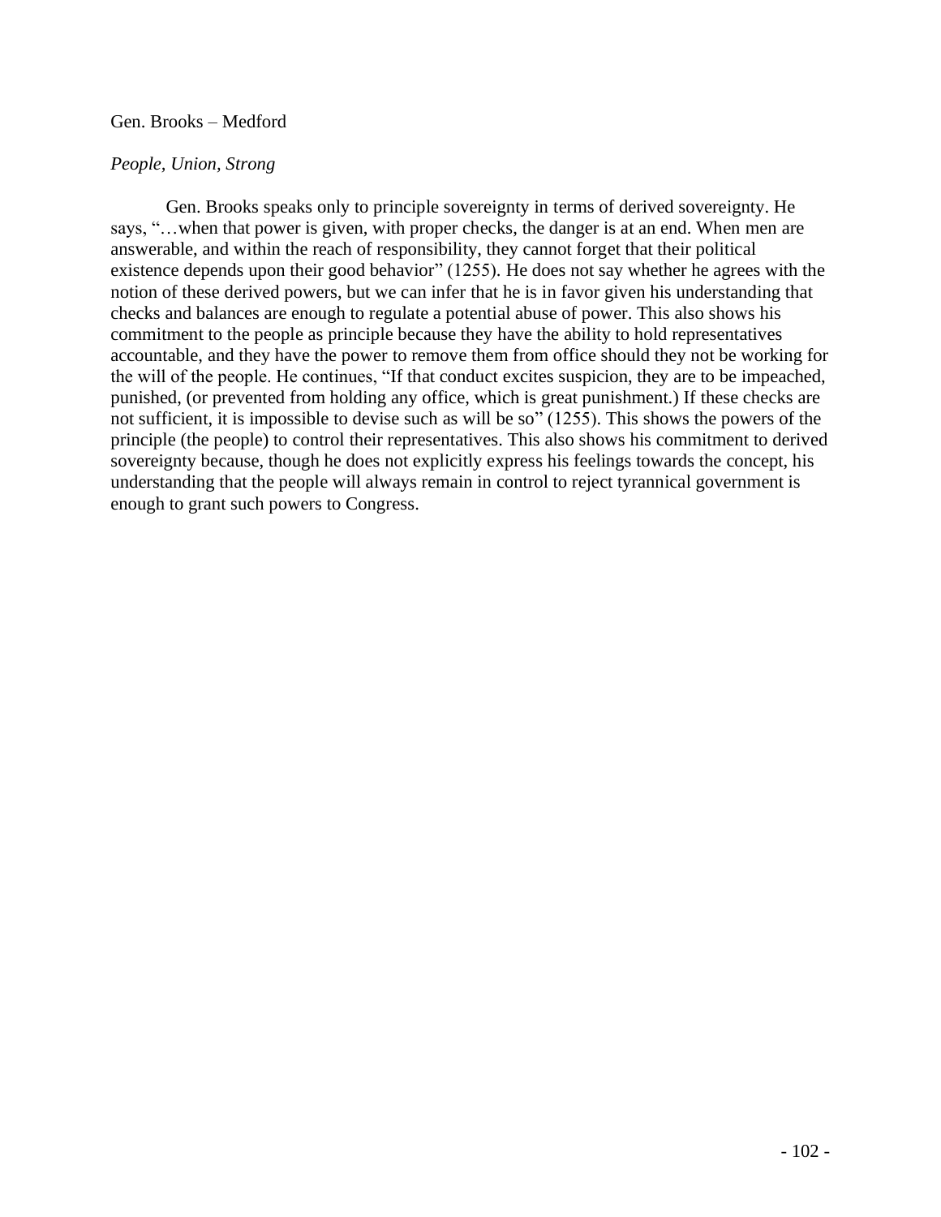Gen. Brooks – Medford

*People, Union, Strong*

Gen. Brooks speaks only to principle sovereignty in terms of derived sovereignty. He says, "…when that power is given, with proper checks, the danger is at an end. When men are answerable, and within the reach of responsibility, they cannot forget that their political existence depends upon their good behavior" (1255). He does not say whether he agrees with the notion of these derived powers, but we can infer that he is in favor given his understanding that checks and balances are enough to regulate a potential abuse of power. This also shows his commitment to the people as principle because they have the ability to hold representatives accountable, and they have the power to remove them from office should they not be working for the will of the people. He continues, "If that conduct excites suspicion, they are to be impeached, punished, (or prevented from holding any office, which is great punishment.) If these checks are not sufficient, it is impossible to devise such as will be so" (1255). This shows the powers of the principle (the people) to control their representatives. This also shows his commitment to derived sovereignty because, though he does not explicitly express his feelings towards the concept, his understanding that the people will always remain in control to reject tyrannical government is enough to grant such powers to Congress.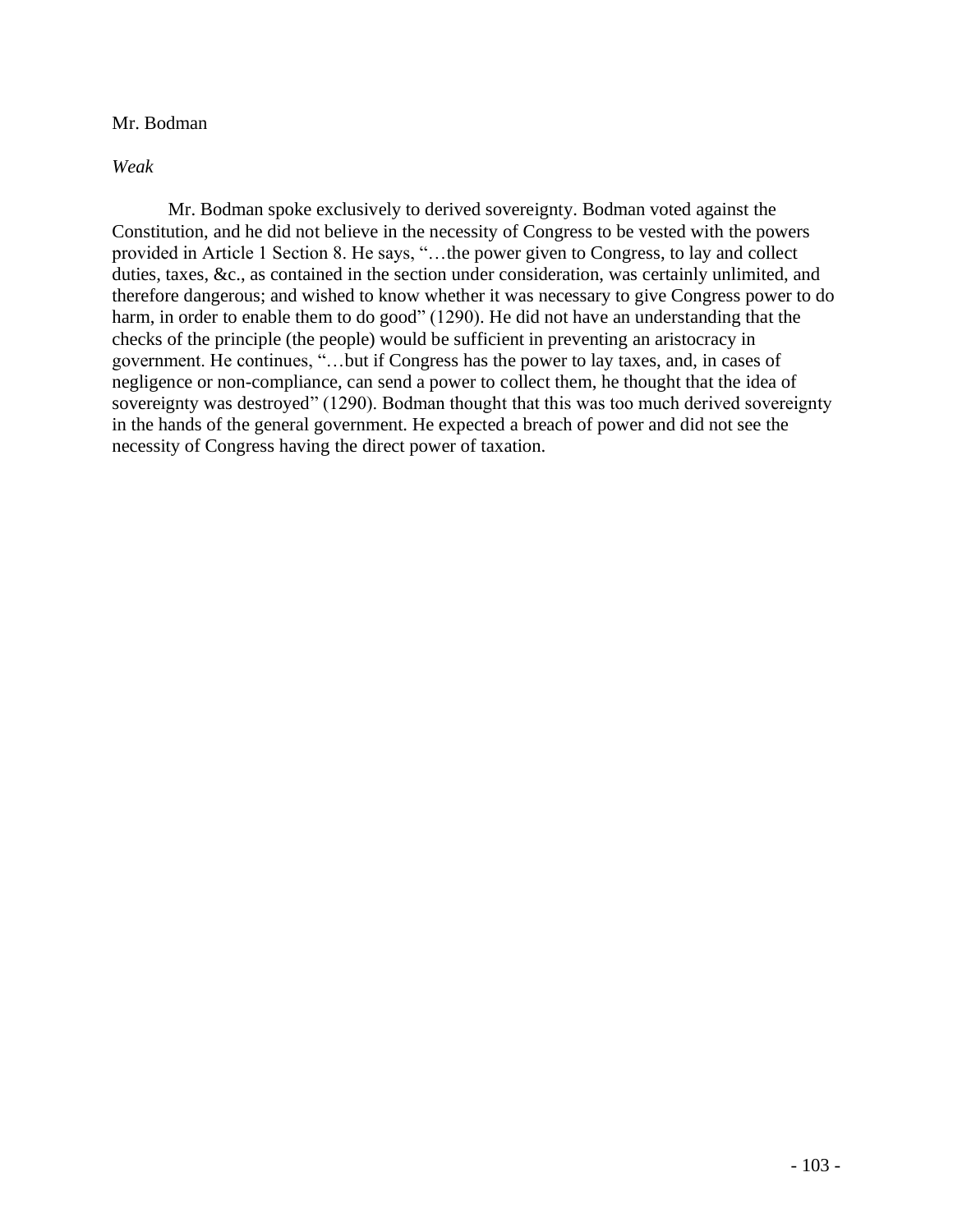Mr. Bodman

*Weak*

Mr. Bodman spoke exclusively to derived sovereignty. Bodman voted against the Constitution, and he did not believe in the necessity of Congress to be vested with the powers provided in Article 1 Section 8. He says, "…the power given to Congress, to lay and collect duties, taxes, &c., as contained in the section under consideration, was certainly unlimited, and therefore dangerous; and wished to know whether it was necessary to give Congress power to do harm, in order to enable them to do good" (1290). He did not have an understanding that the checks of the principle (the people) would be sufficient in preventing an aristocracy in government. He continues, "…but if Congress has the power to lay taxes, and, in cases of negligence or non-compliance, can send a power to collect them, he thought that the idea of sovereignty was destroyed" (1290). Bodman thought that this was too much derived sovereignty in the hands of the general government. He expected a breach of power and did not see the necessity of Congress having the direct power of taxation.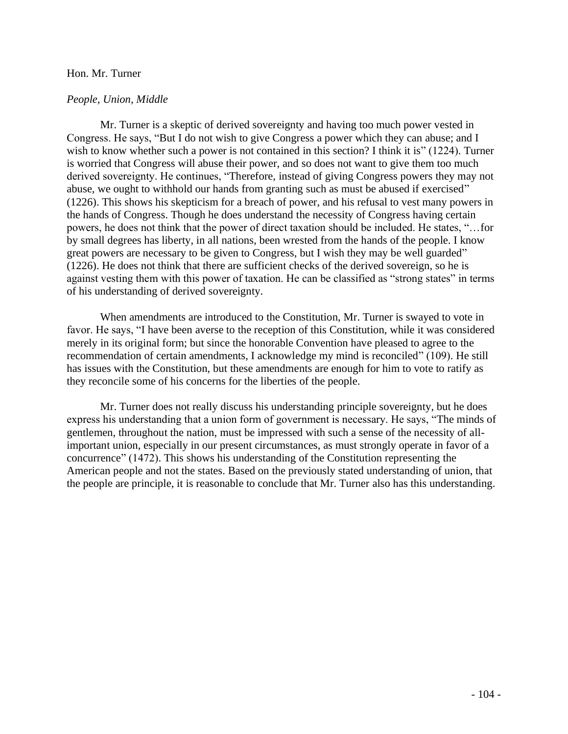Hon. Mr. Turner

*People, Union, Middle*

Mr. Turner is a skeptic of derived sovereignty and having too much power vested in Congress. He says, "But I do not wish to give Congress a power which they can abuse; and I wish to know whether such a power is not contained in this section? I think it is" (1224). Turner is worried that Congress will abuse their power, and so does not want to give them too much derived sovereignty. He continues, "Therefore, instead of giving Congress powers they may not abuse, we ought to withhold our hands from granting such as must be abused if exercised" (1226). This shows his skepticism for a breach of power, and his refusal to vest many powers in the hands of Congress. Though he does understand the necessity of Congress having certain powers, he does not think that the power of direct taxation should be included. He states, "…for by small degrees has liberty, in all nations, been wrested from the hands of the people. I know great powers are necessary to be given to Congress, but I wish they may be well guarded" (1226). He does not think that there are sufficient checks of the derived sovereign, so he is against vesting them with this power of taxation. He can be classified as "strong states" in terms of his understanding of derived sovereignty.

When amendments are introduced to the Constitution, Mr. Turner is swayed to vote in favor. He says, "I have been averse to the reception of this Constitution, while it was considered merely in its original form; but since the honorable Convention have pleased to agree to the recommendation of certain amendments, I acknowledge my mind is reconciled" (109). He still has issues with the Constitution, but these amendments are enough for him to vote to ratify as they reconcile some of his concerns for the liberties of the people.

Mr. Turner does not really discuss his understanding principle sovereignty, but he does express his understanding that a union form of government is necessary. He says, "The minds of gentlemen, throughout the nation, must be impressed with such a sense of the necessity of all-important union, especially in our present circumstances, as must strongly operate in favor of a concurrence" (1472). This shows his understanding of the Constitution representing the American people and not the states. Based on the previously stated understanding of union, that the people are principle, it is reasonable to conclude that Mr. Turner also has this understanding.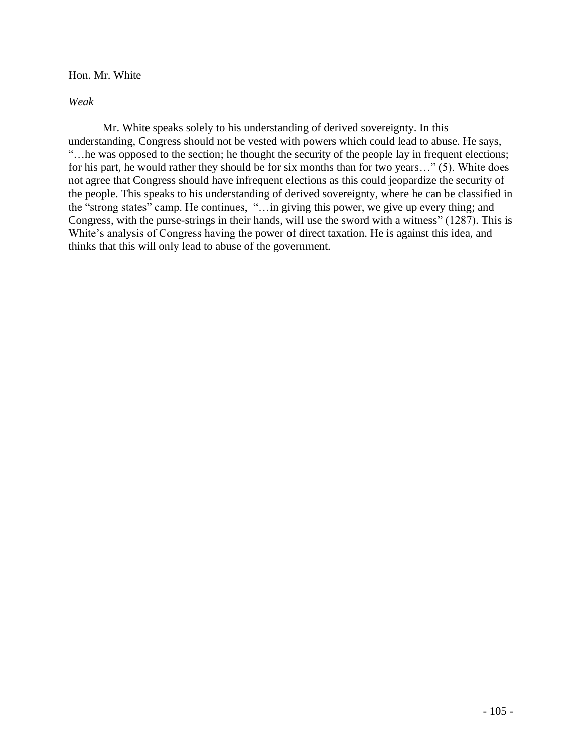Hon. Mr. White

*Weak*

Mr. White speaks solely to his understanding of derived sovereignty. In this understanding, Congress should not be vested with powers which could lead to abuse. He says, "…he was opposed to the section; he thought the security of the people lay in frequent elections; for his part, he would rather they should be for six months than for two years…" (5). White does not agree that Congress should have infrequent elections as this could jeopardize the security of the people. This speaks to his understanding of derived sovereignty, where he can be classified in the "strong states" camp. He continues, "…in giving this power, we give up every thing; and Congress, with the purse-strings in their hands, will use the sword with a witness" (1287). This is White's analysis of Congress having the power of direct taxation. He is against this idea, and thinks that this will only lead to abuse of the government.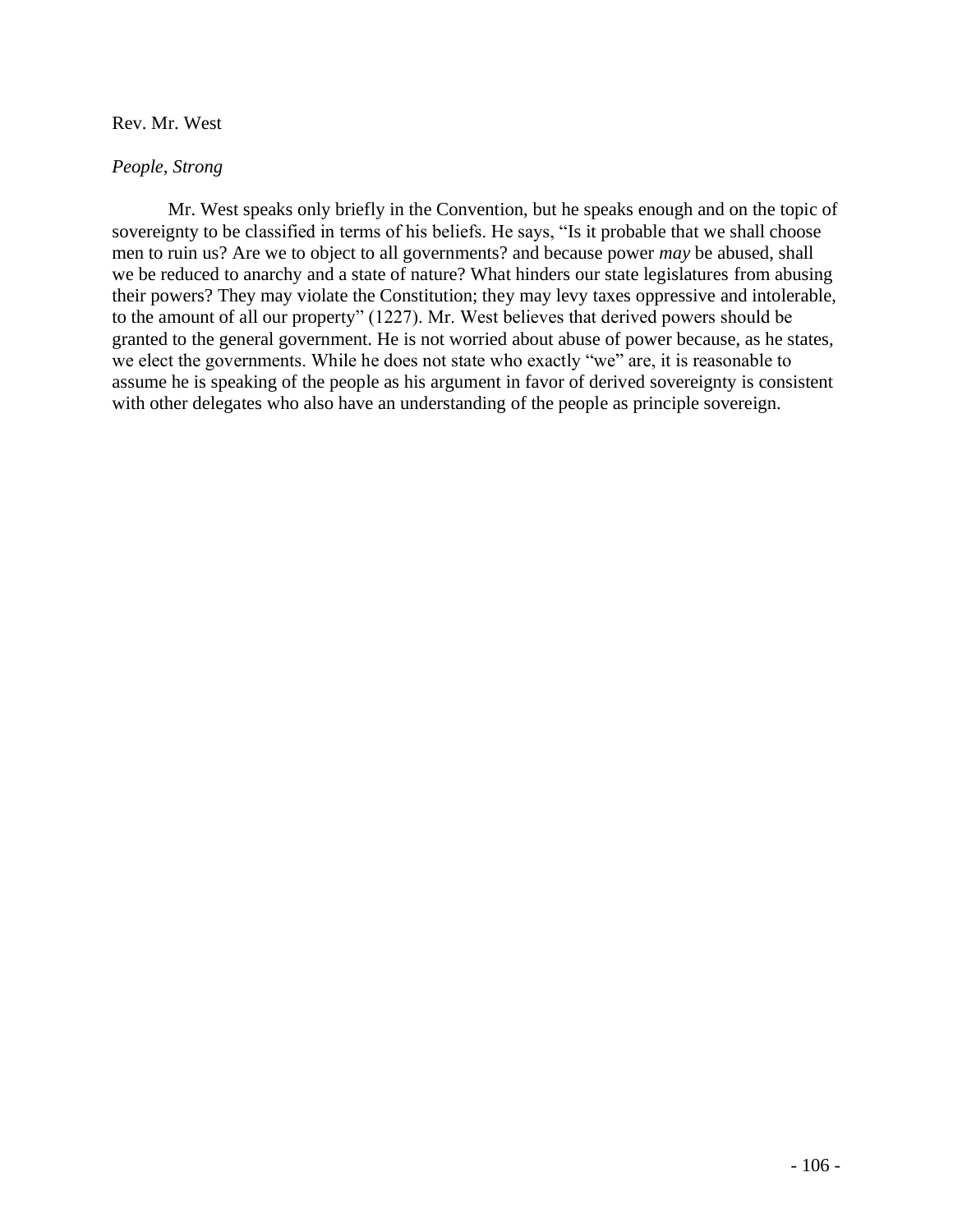Rev. Mr. West

*People, Strong*

Mr. West speaks only briefly in the Convention, but he speaks enough and on the topic of sovereignty to be classified in terms of his beliefs. He says, "Is it probable that we shall choose men to ruin us? Are we to object to all governments? and because power *may* be abused, shall we be reduced to anarchy and a state of nature? What hinders our state legislatures from abusing their powers? They may violate the Constitution; they may levy taxes oppressive and intolerable, to the amount of all our property" (1227). Mr. West believes that derived powers should be granted to the general government. He is not worried about abuse of power because, as he states, we elect the governments. While he does not state who exactly "we" are, it is reasonable to assume he is speaking of the people as his argument in favor of derived sovereignty is consistent with other delegates who also have an understanding of the people as principle sovereign.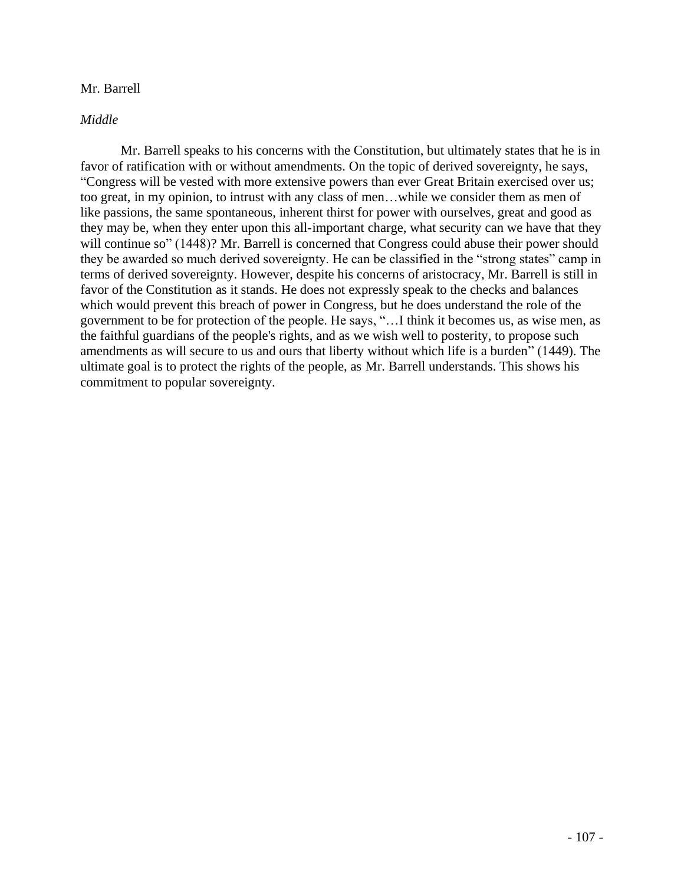Mr. Barrell

*Middle*

Mr. Barrell speaks to his concerns with the Constitution, but ultimately states that he is in favor of ratification with or without amendments. On the topic of derived sovereignty, he says, "Congress will be vested with more extensive powers than ever Great Britain exercised over us; too great, in my opinion, to intrust with any class of men…while we consider them as men of like passions, the same spontaneous, inherent thirst for power with ourselves, great and good as they may be, when they enter upon this all-important charge, what security can we have that they will continue so" (1448)? Mr. Barrell is concerned that Congress could abuse their power should they be awarded so much derived sovereignty. He can be classified in the "strong states" camp in terms of derived sovereignty. However, despite his concerns of aristocracy, Mr. Barrell is still in favor of the Constitution as it stands. He does not expressly speak to the checks and balances which would prevent this breach of power in Congress, but he does understand the role of the government to be for protection of the people. He says, "…I think it becomes us, as wise men, as the faithful guardians of the people's rights, and as we wish well to posterity, to propose such amendments as will secure to us and ours that liberty without which life is a burden" (1449). The ultimate goal is to protect the rights of the people, as Mr. Barrell understands. This shows his commitment to popular sovereignty.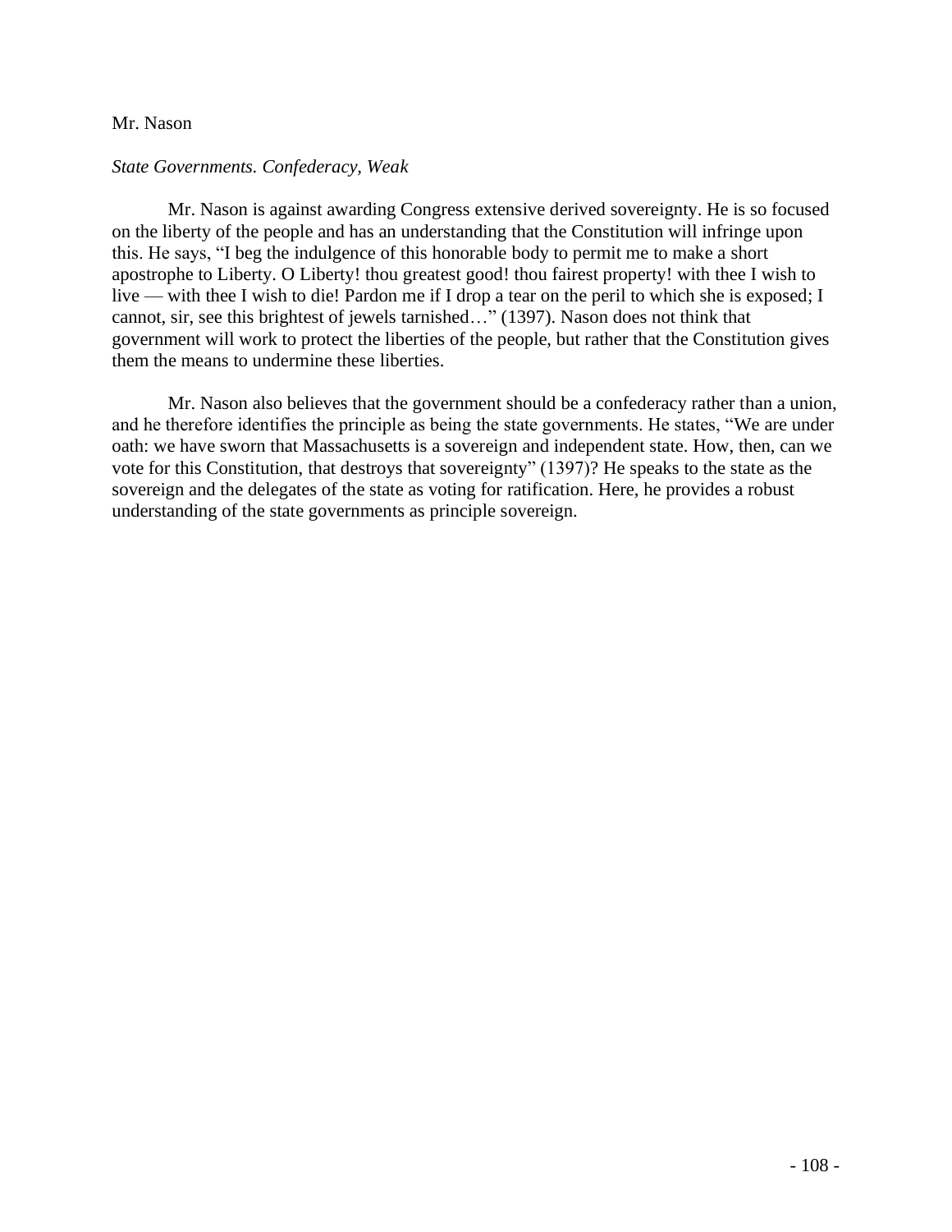Mr. Nason

*State Governments. Confederacy, Weak*

Mr. Nason is against awarding Congress extensive derived sovereignty. He is so focused on the liberty of the people and has an understanding that the Constitution will infringe upon this. He says, "I beg the indulgence of this honorable body to permit me to make a short apostrophe to Liberty. O Liberty! thou greatest good! thou fairest property! with thee I wish to live — with thee I wish to die! Pardon me if I drop a tear on the peril to which she is exposed; I cannot, sir, see this brightest of jewels tarnished…" (1397). Nason does not think that government will work to protect the liberties of the people, but rather that the Constitution gives them the means to undermine these liberties.

Mr. Nason also believes that the government should be a confederacy rather than a union, and he therefore identifies the principle as being the state governments. He states, "We are under oath: we have sworn that Massachusetts is a sovereign and independent state. How, then, can we vote for this Constitution, that destroys that sovereignty" (1397)? He speaks to the state as the sovereign and the delegates of the state as voting for ratification. Here, he provides a robust understanding of the state governments as principle sovereign.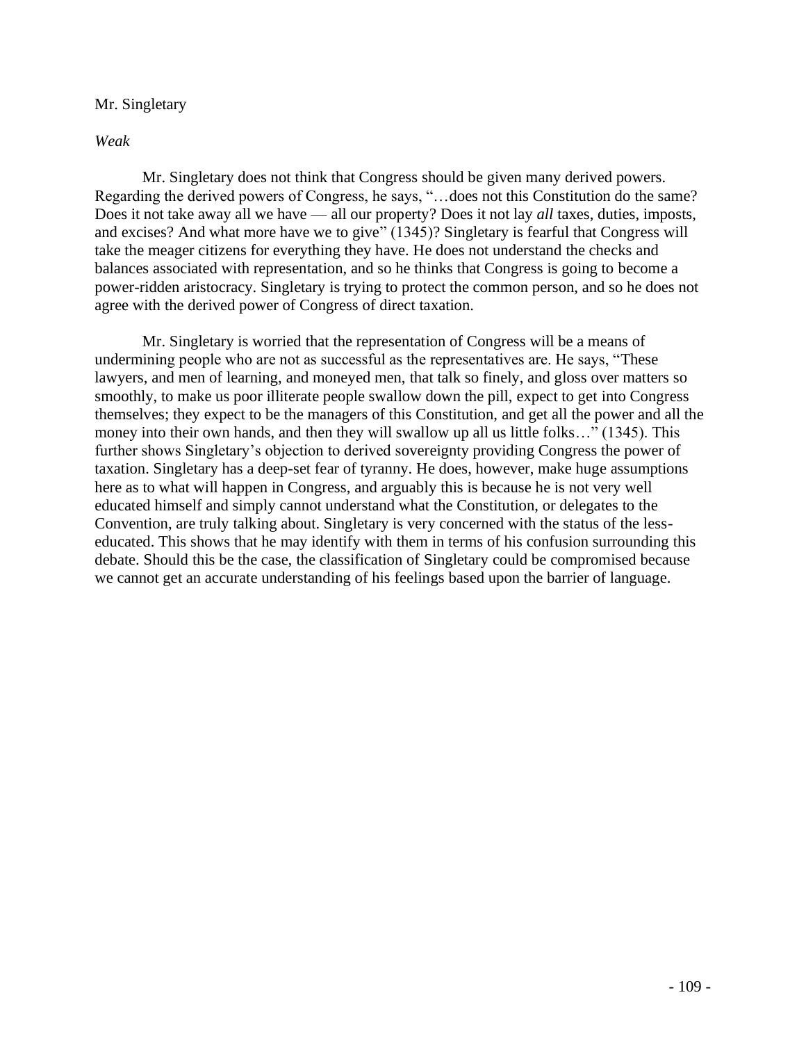Mr. Singletary

*Weak*

Mr. Singletary does not think that Congress should be given many derived powers. Regarding the derived powers of Congress, he says, "…does not this Constitution do the same? Does it not take away all we have — all our property? Does it not lay *all* taxes, duties, imposts, and excises? And what more have we to give" (1345)? Singletary is fearful that Congress will take the meager citizens for everything they have. He does not understand the checks and balances associated with representation, and so he thinks that Congress is going to become a power-ridden aristocracy. Singletary is trying to protect the common person, and so he does not agree with the derived power of Congress of direct taxation.

Mr. Singletary is worried that the representation of Congress will be a means of undermining people who are not as successful as the representatives are. He says, "These lawyers, and men of learning, and moneyed men, that talk so finely, and gloss over matters so smoothly, to make us poor illiterate people swallow down the pill, expect to get into Congress themselves; they expect to be the managers of this Constitution, and get all the power and all the money into their own hands, and then they will swallow up all us little folks…" (1345). This further shows Singletary's objection to derived sovereignty providing Congress the power of taxation. Singletary has a deep-set fear of tyranny. He does, however, make huge assumptions here as to what will happen in Congress, and arguably this is because he is not very well educated himself and simply cannot understand what the Constitution, or delegates to the Convention, are truly talking about. Singletary is very concerned with the status of the less-educated. This shows that he may identify with them in terms of his confusion surrounding this debate. Should this be the case, the classification of Singletary could be compromised because we cannot get an accurate understanding of his feelings based upon the barrier of language.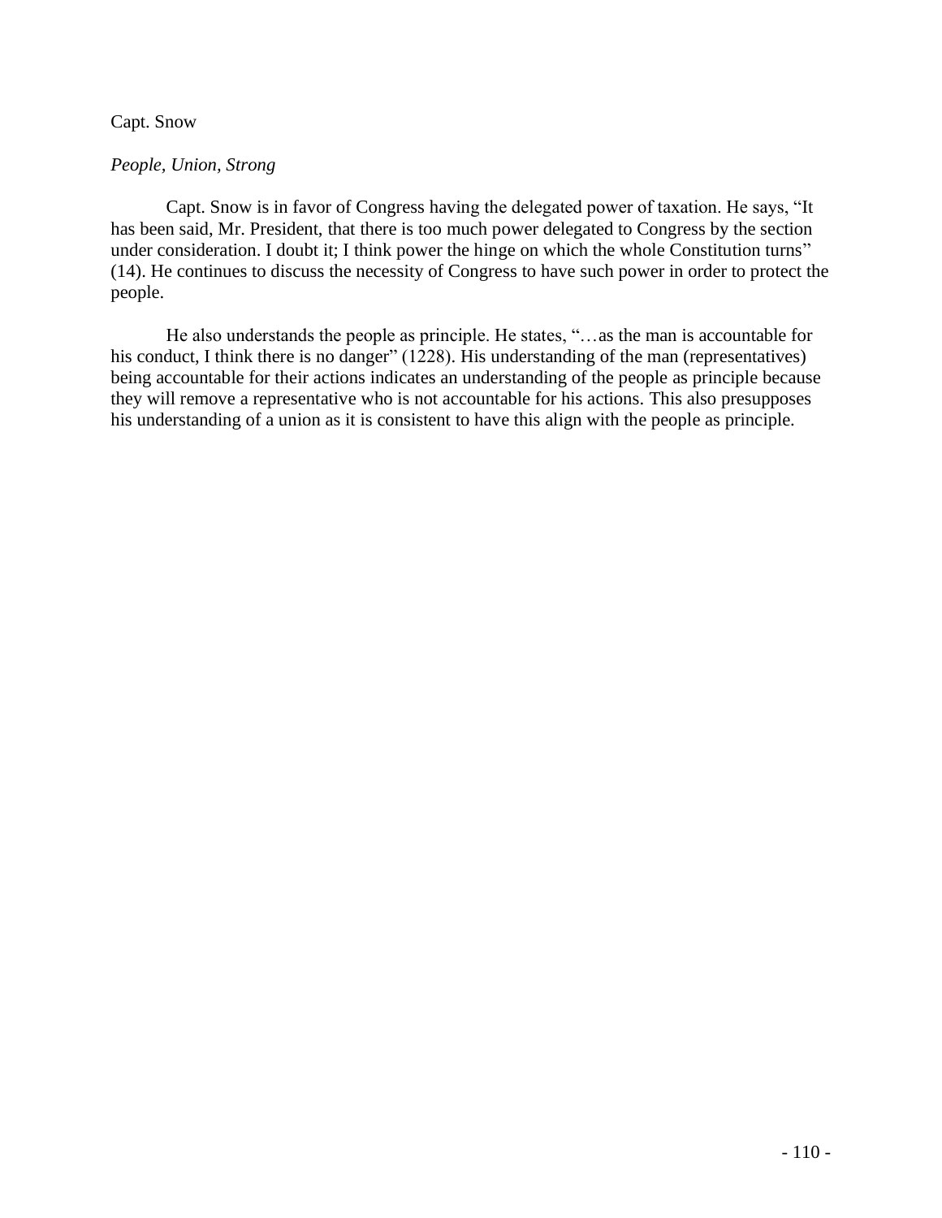Capt. Snow

*People, Union, Strong*

Capt. Snow is in favor of Congress having the delegated power of taxation. He says, "It has been said, Mr. President, that there is too much power delegated to Congress by the section under consideration. I doubt it; I think power the hinge on which the whole Constitution turns" (14). He continues to discuss the necessity of Congress to have such power in order to protect the people.

He also understands the people as principle. He states, "…as the man is accountable for his conduct, I think there is no danger" (1228). His understanding of the man (representatives) being accountable for their actions indicates an understanding of the people as principle because they will remove a representative who is not accountable for his actions. This also presupposes his understanding of a union as it is consistent to have this align with the people as principle.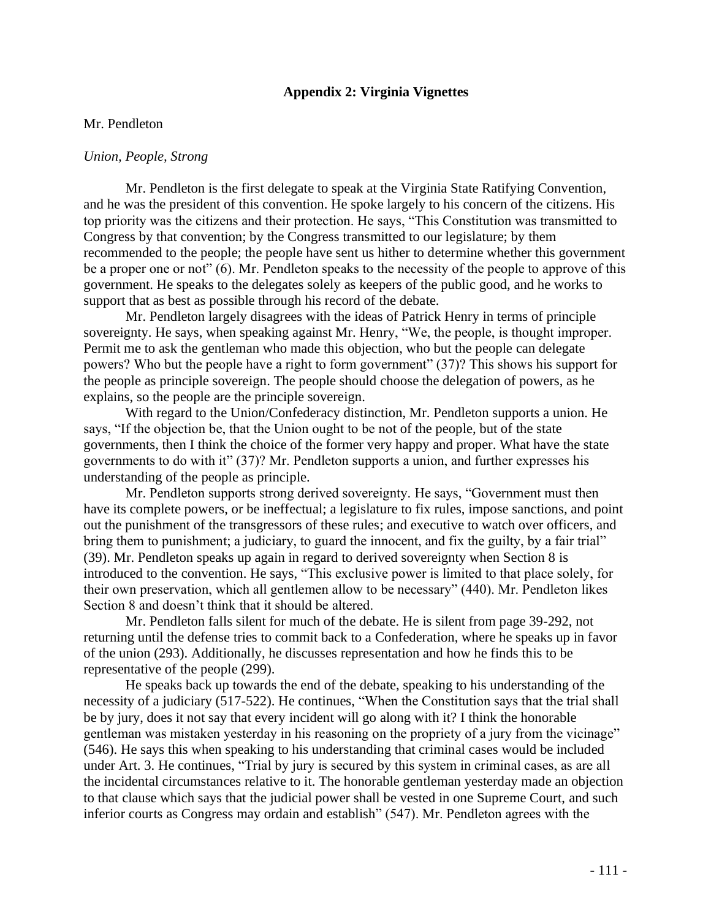## Appendix 2: Virginia Vignettes

Mr. Pendleton

*Union, People, Strong*

Mr. Pendleton is the first delegate to speak at the Virginia State Ratifying Convention, and he was the president of this convention. He spoke largely to his concern of the citizens. His top priority was the citizens and their protection. He says, "This Constitution was transmitted to Congress by that convention; by the Congress transmitted to our legislature; by them recommended to the people; the people have sent us hither to determine whether this government be a proper one or not" (6). Mr. Pendleton speaks to the necessity of the people to approve of this government. He speaks to the delegates solely as keepers of the public good, and he works to support that as best as possible through his record of the debate.

Mr. Pendleton largely disagrees with the ideas of Patrick Henry in terms of principle sovereignty. He says, when speaking against Mr. Henry, "We, the people, is thought improper. Permit me to ask the gentleman who made this objection, who but the people can delegate powers? Who but the people have a right to form government" (37)? This shows his support for the people as principle sovereign. The people should choose the delegation of powers, as he explains, so the people are the principle sovereign.

With regard to the Union/Confederacy distinction, Mr. Pendleton supports a union. He says, "If the objection be, that the Union ought to be not of the people, but of the state governments, then I think the choice of the former very happy and proper. What have the state governments to do with it" (37)? Mr. Pendleton supports a union, and further expresses his understanding of the people as principle.

Mr. Pendleton supports strong derived sovereignty. He says, "Government must then have its complete powers, or be ineffectual; a legislature to fix rules, impose sanctions, and point out the punishment of the transgressors of these rules; and executive to watch over officers, and bring them to punishment; a judiciary, to guard the innocent, and fix the guilty, by a fair trial" (39). Mr. Pendleton speaks up again in regard to derived sovereignty when Section 8 is introduced to the convention. He says, "This exclusive power is limited to that place solely, for their own preservation, which all gentlemen allow to be necessary" (440). Mr. Pendleton likes Section 8 and doesn't think that it should be altered.

Mr. Pendleton falls silent for much of the debate. He is silent from page 39-292, not returning until the defense tries to commit back to a Confederation, where he speaks up in favor of the union (293). Additionally, he discusses representation and how he finds this to be representative of the people (299).

He speaks back up towards the end of the debate, speaking to his understanding of the necessity of a judiciary (517-522). He continues, "When the Constitution says that the trial shall be by jury, does it not say that every incident will go along with it? I think the honorable gentleman was mistaken yesterday in his reasoning on the propriety of a jury from the vicinage" (546). He says this when speaking to his understanding that criminal cases would be included under Art. 3. He continues, "Trial by jury is secured by this system in criminal cases, as are all the incidental circumstances relative to it. The honorable gentleman yesterday made an objection to that clause which says that the judicial power shall be vested in one Supreme Court, and such inferior courts as Congress may ordain and establish" (547). Mr. Pendleton agrees with the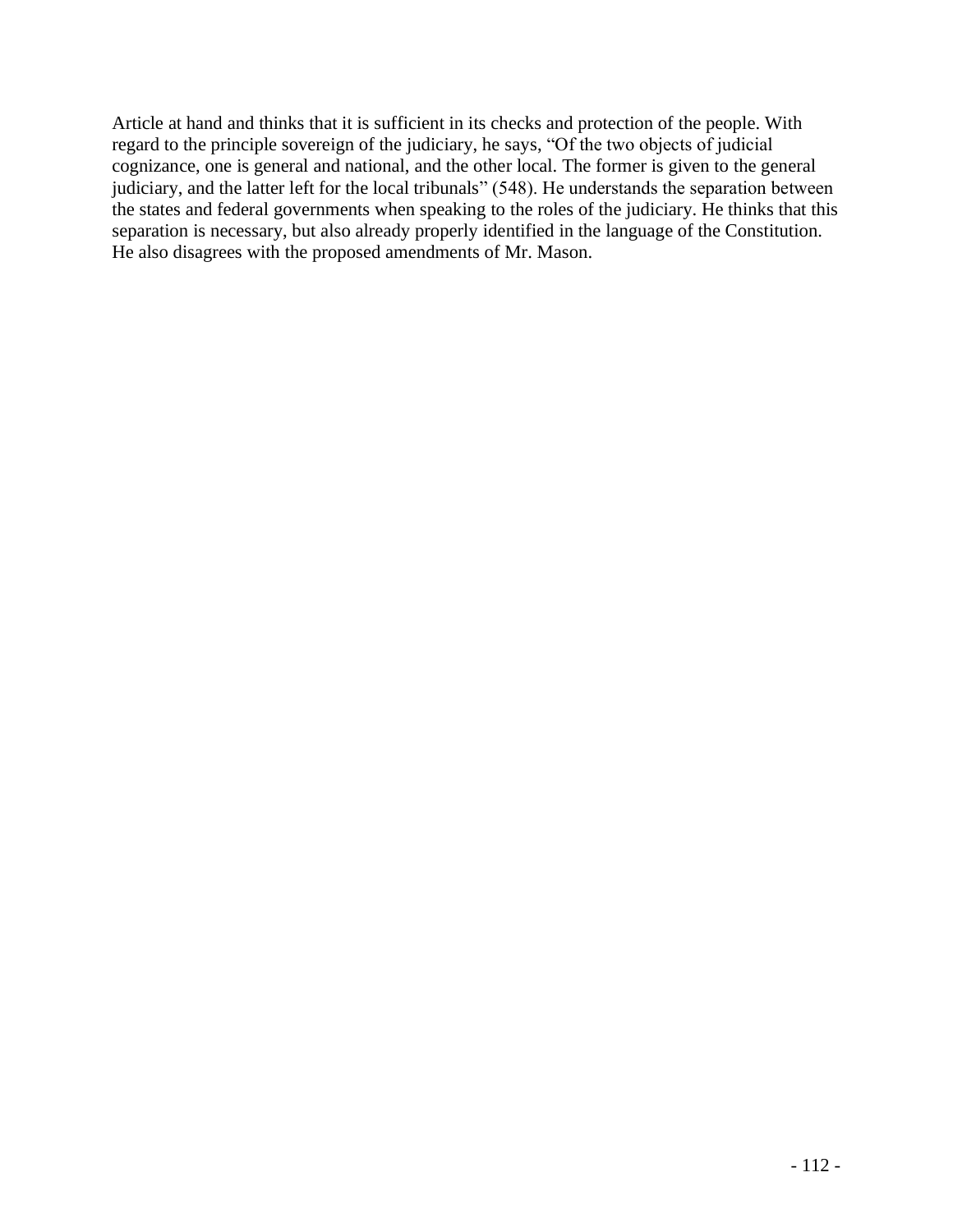Article at hand and thinks that it is sufficient in its checks and protection of the people. With regard to the principle sovereign of the judiciary, he says, "Of the two objects of judicial cognizance, one is general and national, and the other local. The former is given to the general judiciary, and the latter left for the local tribunals" (548). He understands the separation between the states and federal governments when speaking to the roles of the judiciary. He thinks that this separation is necessary, but also already properly identified in the language of the Constitution. He also disagrees with the proposed amendments of Mr. Mason.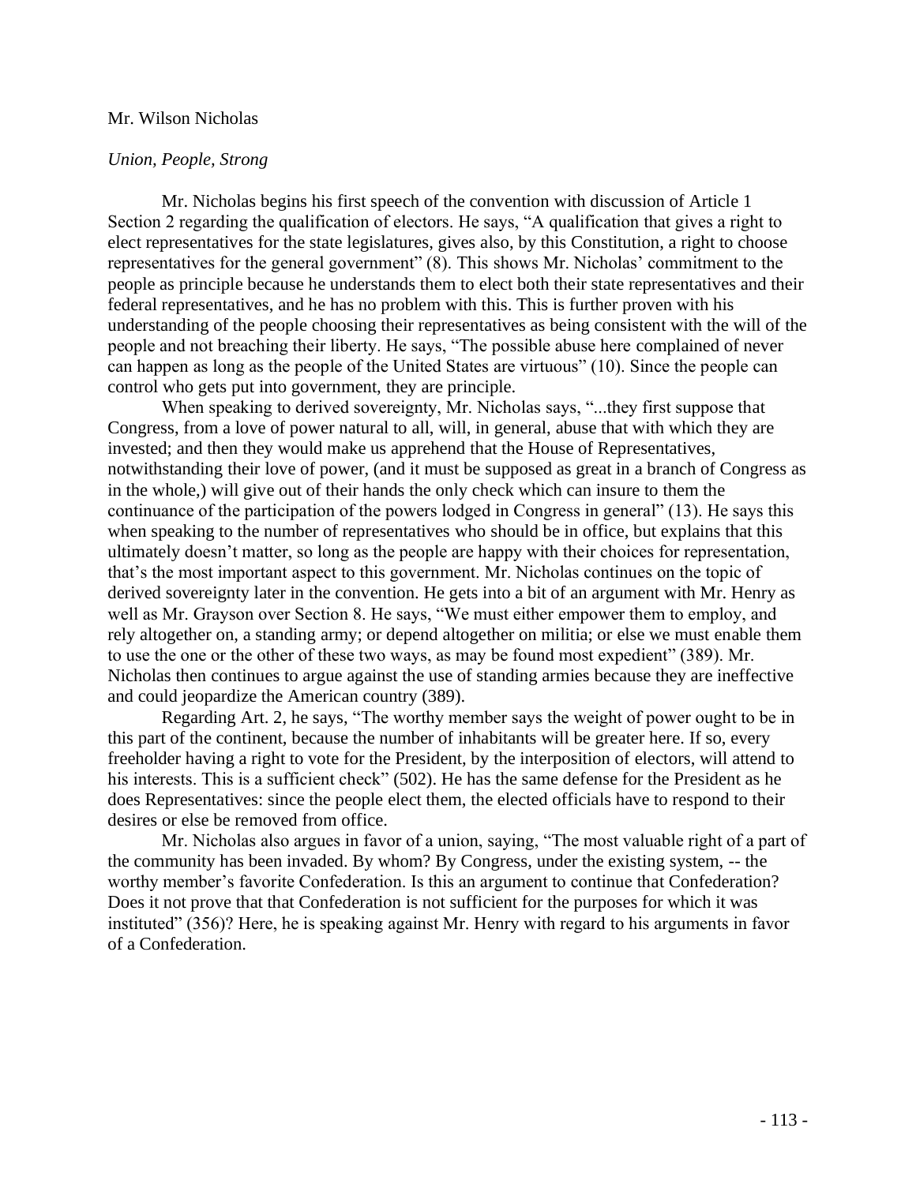Mr. Wilson Nicholas

*Union, People, Strong*

Mr. Nicholas begins his first speech of the convention with discussion of Article 1 Section 2 regarding the qualification of electors. He says, "A qualification that gives a right to elect representatives for the state legislatures, gives also, by this Constitution, a right to choose representatives for the general government" (8). This shows Mr. Nicholas' commitment to the people as principle because he understands them to elect both their state representatives and their federal representatives, and he has no problem with this. This is further proven with his understanding of the people choosing their representatives as being consistent with the will of the people and not breaching their liberty. He says, "The possible abuse here complained of never can happen as long as the people of the United States are virtuous" (10). Since the people can control who gets put into government, they are principle.

When speaking to derived sovereignty, Mr. Nicholas says, "...they first suppose that Congress, from a love of power natural to all, will, in general, abuse that with which they are invested; and then they would make us apprehend that the House of Representatives, notwithstanding their love of power, (and it must be supposed as great in a branch of Congress as in the whole,) will give out of their hands the only check which can insure to them the continuance of the participation of the powers lodged in Congress in general" (13). He says this when speaking to the number of representatives who should be in office, but explains that this ultimately doesn't matter, so long as the people are happy with their choices for representation, that's the most important aspect to this government. Mr. Nicholas continues on the topic of derived sovereignty later in the convention. He gets into a bit of an argument with Mr. Henry as well as Mr. Grayson over Section 8. He says, "We must either empower them to employ, and rely altogether on, a standing army; or depend altogether on militia; or else we must enable them to use the one or the other of these two ways, as may be found most expedient" (389). Mr. Nicholas then continues to argue against the use of standing armies because they are ineffective and could jeopardize the American country (389).

Regarding Art. 2, he says, "The worthy member says the weight of power ought to be in this part of the continent, because the number of inhabitants will be greater here. If so, every freeholder having a right to vote for the President, by the interposition of electors, will attend to his interests. This is a sufficient check" (502). He has the same defense for the President as he does Representatives: since the people elect them, the elected officials have to respond to their desires or else be removed from office.

Mr. Nicholas also argues in favor of a union, saying, "The most valuable right of a part of the community has been invaded. By whom? By Congress, under the existing system, -- the worthy member's favorite Confederation. Is this an argument to continue that Confederation? Does it not prove that that Confederation is not sufficient for the purposes for which it was instituted" (356)? Here, he is speaking against Mr. Henry with regard to his arguments in favor of a Confederation.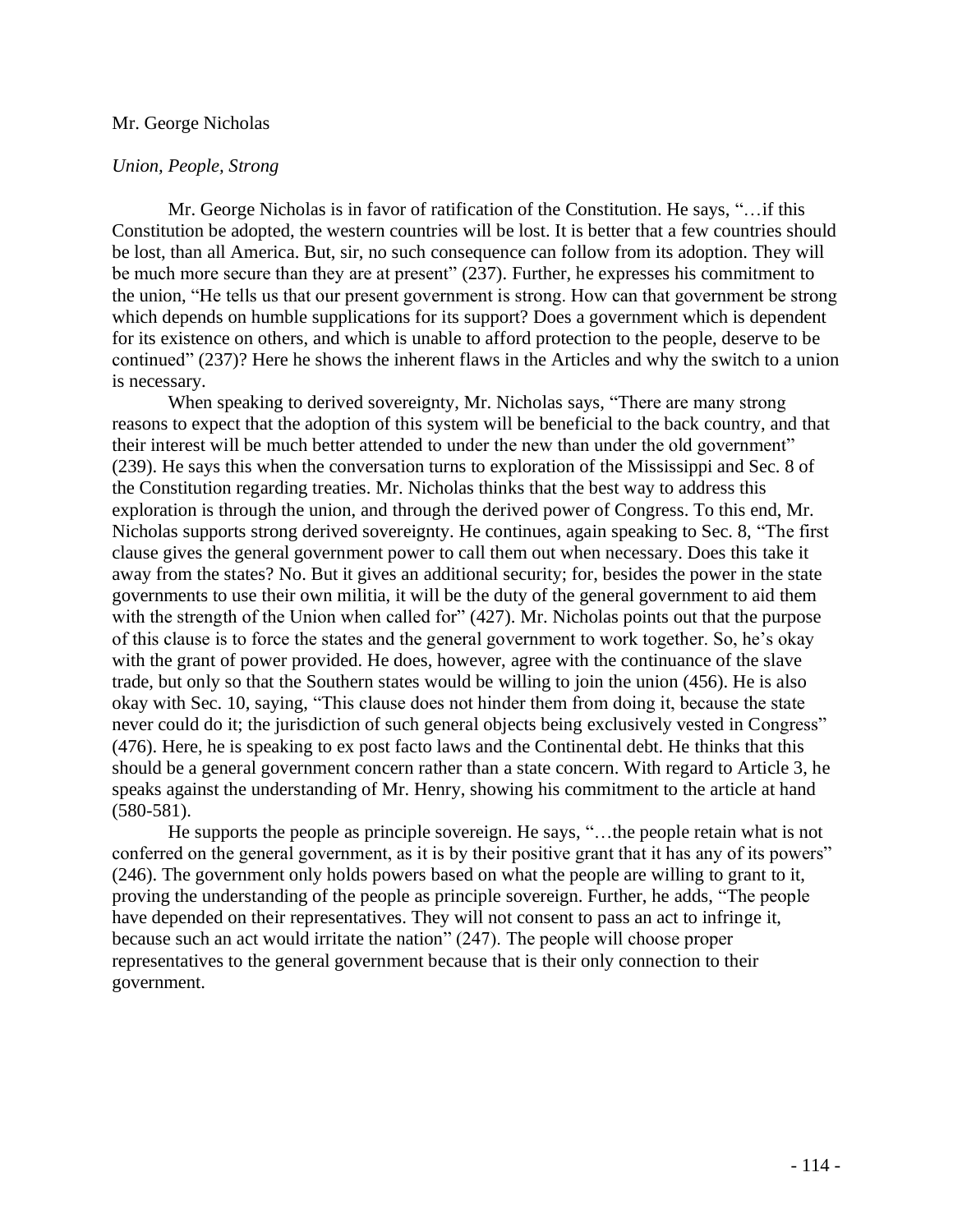Mr. George Nicholas

*Union, People, Strong*

Mr. George Nicholas is in favor of ratification of the Constitution. He says, "…if this Constitution be adopted, the western countries will be lost. It is better that a few countries should be lost, than all America. But, sir, no such consequence can follow from its adoption. They will be much more secure than they are at present" (237). Further, he expresses his commitment to the union, "He tells us that our present government is strong. How can that government be strong which depends on humble supplications for its support? Does a government which is dependent for its existence on others, and which is unable to afford protection to the people, deserve to be continued" (237)? Here he shows the inherent flaws in the Articles and why the switch to a union is necessary.

When speaking to derived sovereignty, Mr. Nicholas says, "There are many strong reasons to expect that the adoption of this system will be beneficial to the back country, and that their interest will be much better attended to under the new than under the old government" (239). He says this when the conversation turns to exploration of the Mississippi and Sec. 8 of the Constitution regarding treaties. Mr. Nicholas thinks that the best way to address this exploration is through the union, and through the derived power of Congress. To this end, Mr. Nicholas supports strong derived sovereignty. He continues, again speaking to Sec. 8, "The first clause gives the general government power to call them out when necessary. Does this take it away from the states? No. But it gives an additional security; for, besides the power in the state governments to use their own militia, it will be the duty of the general government to aid them with the strength of the Union when called for" (427). Mr. Nicholas points out that the purpose of this clause is to force the states and the general government to work together. So, he's okay with the grant of power provided. He does, however, agree with the continuance of the slave trade, but only so that the Southern states would be willing to join the union (456). He is also okay with Sec. 10, saying, "This clause does not hinder them from doing it, because the state never could do it; the jurisdiction of such general objects being exclusively vested in Congress" (476). Here, he is speaking to ex post facto laws and the Continental debt. He thinks that this should be a general government concern rather than a state concern. With regard to Article 3, he speaks against the understanding of Mr. Henry, showing his commitment to the article at hand (580-581).

He supports the people as principle sovereign. He says, "…the people retain what is not conferred on the general government, as it is by their positive grant that it has any of its powers" (246). The government only holds powers based on what the people are willing to grant to it, proving the understanding of the people as principle sovereign. Further, he adds, "The people have depended on their representatives. They will not consent to pass an act to infringe it, because such an act would irritate the nation" (247). The people will choose proper representatives to the general government because that is their only connection to their government.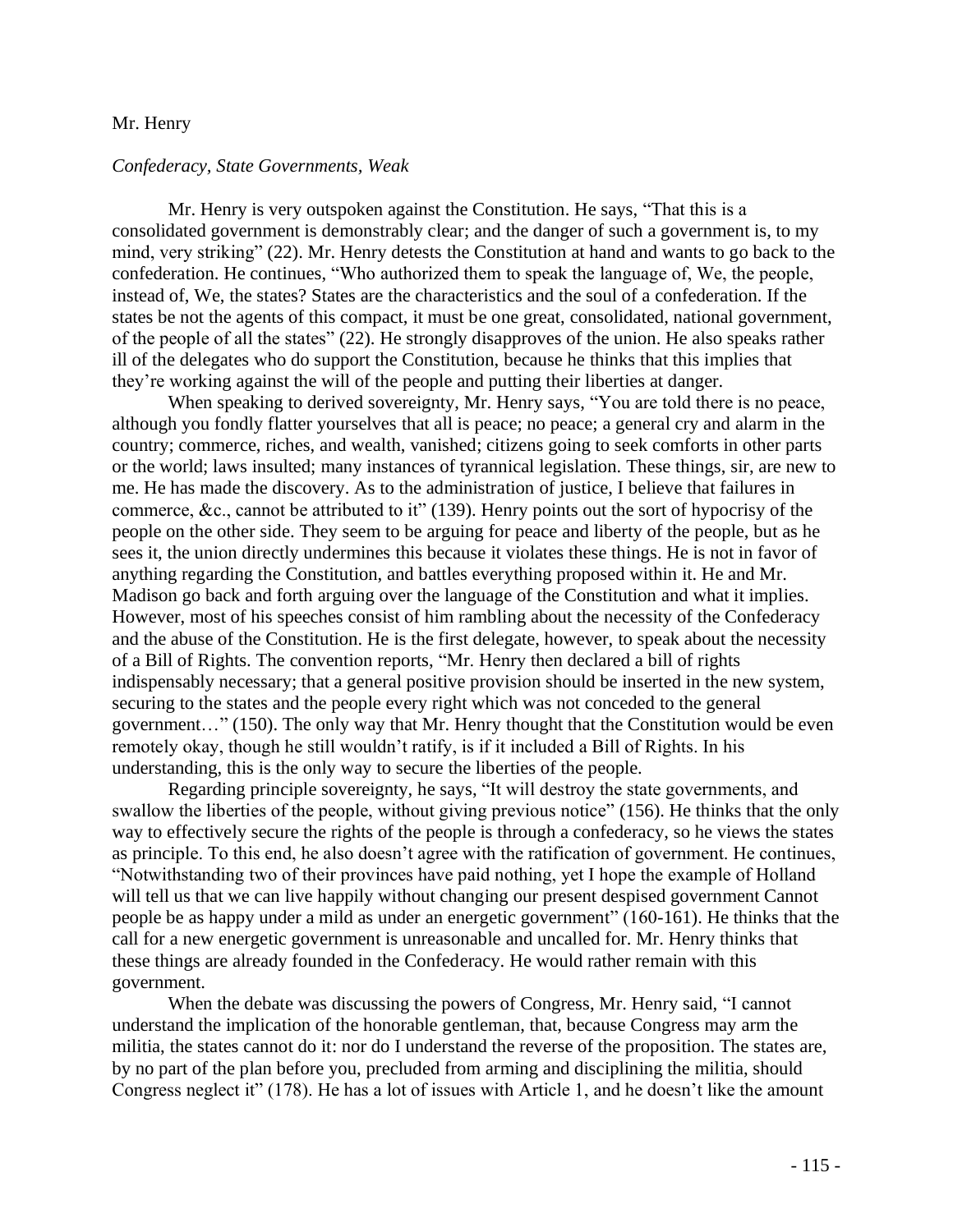Mr. Henry

*Confederacy, State Governments, Weak*

Mr. Henry is very outspoken against the Constitution. He says, "That this is a consolidated government is demonstrably clear; and the danger of such a government is, to my mind, very striking" (22). Mr. Henry detests the Constitution at hand and wants to go back to the confederation. He continues, "Who authorized them to speak the language of, We, the people, instead of, We, the states? States are the characteristics and the soul of a confederation. If the states be not the agents of this compact, it must be one great, consolidated, national government, of the people of all the states" (22). He strongly disapproves of the union. He also speaks rather ill of the delegates who do support the Constitution, because he thinks that this implies that they're working against the will of the people and putting their liberties at danger.

When speaking to derived sovereignty, Mr. Henry says, "You are told there is no peace, although you fondly flatter yourselves that all is peace; no peace; a general cry and alarm in the country; commerce, riches, and wealth, vanished; citizens going to seek comforts in other parts or the world; laws insulted; many instances of tyrannical legislation. These things, sir, are new to me. He has made the discovery. As to the administration of justice, I believe that failures in commerce, &c., cannot be attributed to it" (139). Henry points out the sort of hypocrisy of the people on the other side. They seem to be arguing for peace and liberty of the people, but as he sees it, the union directly undermines this because it violates these things. He is not in favor of anything regarding the Constitution, and battles everything proposed within it. He and Mr. Madison go back and forth arguing over the language of the Constitution and what it implies. However, most of his speeches consist of him rambling about the necessity of the Confederacy and the abuse of the Constitution. He is the first delegate, however, to speak about the necessity of a Bill of Rights. The convention reports, "Mr. Henry then declared a bill of rights indispensably necessary; that a general positive provision should be inserted in the new system, securing to the states and the people every right which was not conceded to the general government…" (150). The only way that Mr. Henry thought that the Constitution would be even remotely okay, though he still wouldn't ratify, is if it included a Bill of Rights. In his understanding, this is the only way to secure the liberties of the people.

Regarding principle sovereignty, he says, "It will destroy the state governments, and swallow the liberties of the people, without giving previous notice" (156). He thinks that the only way to effectively secure the rights of the people is through a confederacy, so he views the states as principle. To this end, he also doesn't agree with the ratification of government. He continues, "Notwithstanding two of their provinces have paid nothing, yet I hope the example of Holland will tell us that we can live happily without changing our present despised government Cannot people be as happy under a mild as under an energetic government" (160-161). He thinks that the call for a new energetic government is unreasonable and uncalled for. Mr. Henry thinks that these things are already founded in the Confederacy. He would rather remain with this government.

When the debate was discussing the powers of Congress, Mr. Henry said, "I cannot understand the implication of the honorable gentleman, that, because Congress may arm the militia, the states cannot do it: nor do I understand the reverse of the proposition. The states are, by no part of the plan before you, precluded from arming and disciplining the militia, should Congress neglect it" (178). He has a lot of issues with Article 1, and he doesn't like the amount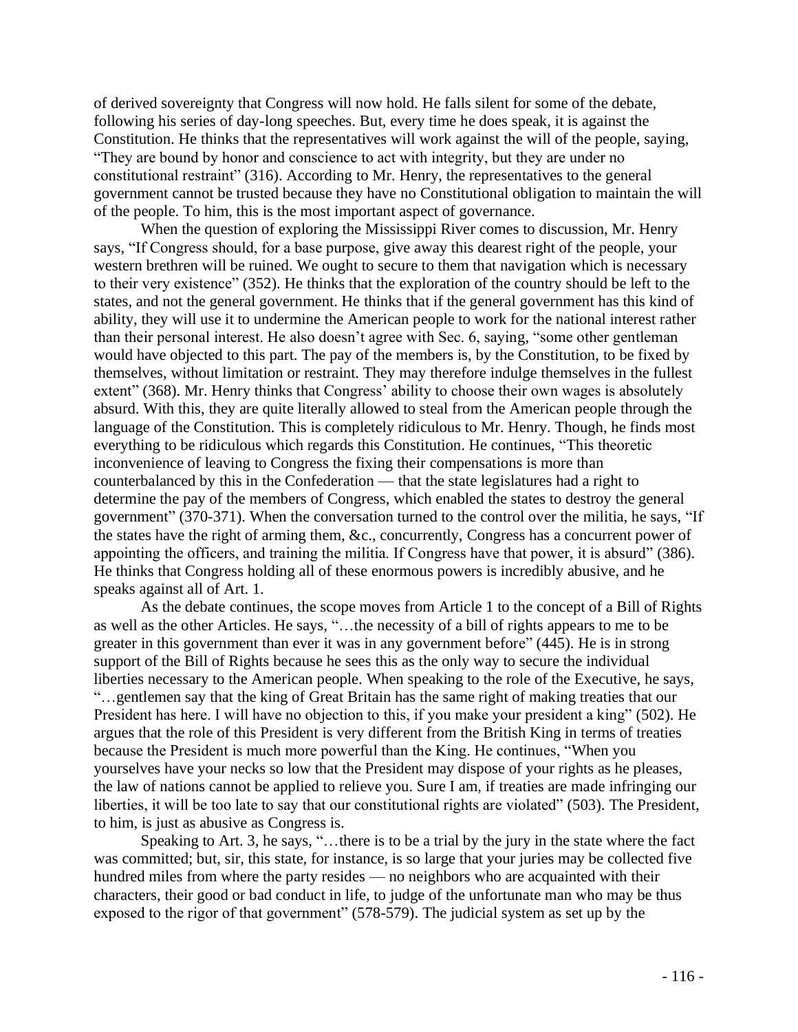of derived sovereignty that Congress will now hold. He falls silent for some of the debate, following his series of day-long speeches. But, every time he does speak, it is against the Constitution. He thinks that the representatives will work against the will of the people, saying, "They are bound by honor and conscience to act with integrity, but they are under no constitutional restraint" (316). According to Mr. Henry, the representatives to the general government cannot be trusted because they have no Constitutional obligation to maintain the will of the people. To him, this is the most important aspect of governance.

When the question of exploring the Mississippi River comes to discussion, Mr. Henry says, "If Congress should, for a base purpose, give away this dearest right of the people, your western brethren will be ruined. We ought to secure to them that navigation which is necessary to their very existence" (352). He thinks that the exploration of the country should be left to the states, and not the general government. He thinks that if the general government has this kind of ability, they will use it to undermine the American people to work for the national interest rather than their personal interest. He also doesn't agree with Sec. 6, saying, "some other gentleman would have objected to this part. The pay of the members is, by the Constitution, to be fixed by themselves, without limitation or restraint. They may therefore indulge themselves in the fullest extent" (368). Mr. Henry thinks that Congress' ability to choose their own wages is absolutely absurd. With this, they are quite literally allowed to steal from the American people through the language of the Constitution. This is completely ridiculous to Mr. Henry. Though, he finds most everything to be ridiculous which regards this Constitution. He continues, "This theoretic inconvenience of leaving to Congress the fixing their compensations is more than counterbalanced by this in the Confederation — that the state legislatures had a right to determine the pay of the members of Congress, which enabled the states to destroy the general government" (370-371). When the conversation turned to the control over the militia, he says, "If the states have the right of arming them, &c., concurrently, Congress has a concurrent power of appointing the officers, and training the militia. If Congress have that power, it is absurd" (386). He thinks that Congress holding all of these enormous powers is incredibly abusive, and he speaks against all of Art. 1.

As the debate continues, the scope moves from Article 1 to the concept of a Bill of Rights as well as the other Articles. He says, "…the necessity of a bill of rights appears to me to be greater in this government than ever it was in any government before" (445). He is in strong support of the Bill of Rights because he sees this as the only way to secure the individual liberties necessary to the American people. When speaking to the role of the Executive, he says, "…gentlemen say that the king of Great Britain has the same right of making treaties that our President has here. I will have no objection to this, if you make your president a king" (502). He argues that the role of this President is very different from the British King in terms of treaties because the President is much more powerful than the King. He continues, "When you yourselves have your necks so low that the President may dispose of your rights as he pleases, the law of nations cannot be applied to relieve you. Sure I am, if treaties are made infringing our liberties, it will be too late to say that our constitutional rights are violated" (503). The President, to him, is just as abusive as Congress is.

Speaking to Art. 3, he says, "…there is to be a trial by the jury in the state where the fact was committed; but, sir, this state, for instance, is so large that your juries may be collected five hundred miles from where the party resides — no neighbors who are acquainted with their characters, their good or bad conduct in life, to judge of the unfortunate man who may be thus exposed to the rigor of that government" (578-579). The judicial system as set up by the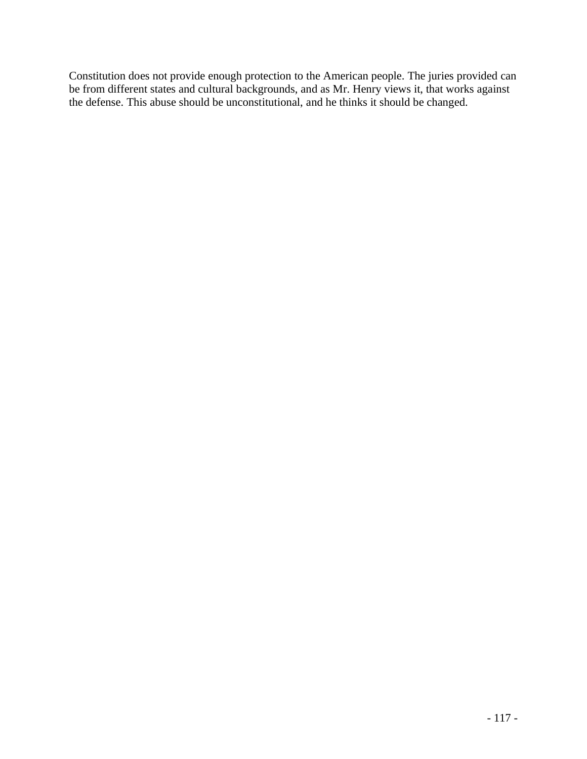Constitution does not provide enough protection to the American people. The juries provided can be from different states and cultural backgrounds, and as Mr. Henry views it, that works against the defense. This abuse should be unconstitutional, and he thinks it should be changed.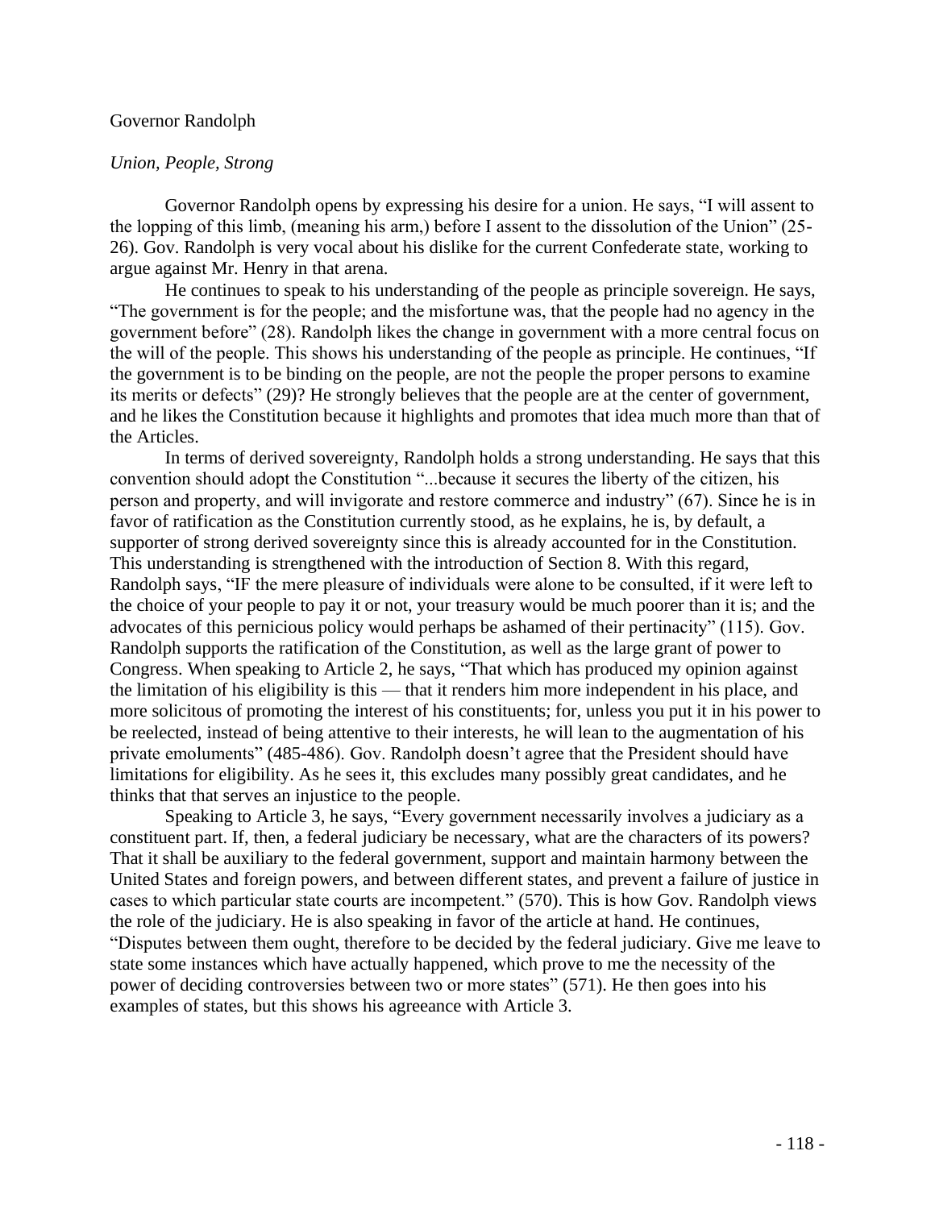Governor Randolph

*Union, People, Strong*

Governor Randolph opens by expressing his desire for a union. He says, “I will assent to the lopping of this limb, (meaning his arm,) before I assent to the dissolution of the Union” (25-26). Gov. Randolph is very vocal about his dislike for the current Confederate state, working to argue against Mr. Henry in that arena.

He continues to speak to his understanding of the people as principle sovereign. He says, “The government is for the people; and the misfortune was, that the people had no agency in the government before” (28). Randolph likes the change in government with a more central focus on the will of the people. This shows his understanding of the people as principle. He continues, “If the government is to be binding on the people, are not the people the proper persons to examine its merits or defects” (29)? He strongly believes that the people are at the center of government, and he likes the Constitution because it highlights and promotes that idea much more than that of the Articles.

In terms of derived sovereignty, Randolph holds a strong understanding. He says that this convention should adopt the Constitution “...because it secures the liberty of the citizen, his person and property, and will invigorate and restore commerce and industry” (67). Since he is in favor of ratification as the Constitution currently stood, as he explains, he is, by default, a supporter of strong derived sovereignty since this is already accounted for in the Constitution. This understanding is strengthened with the introduction of Section 8. With this regard, Randolph says, “IF the mere pleasure of individuals were alone to be consulted, if it were left to the choice of your people to pay it or not, your treasury would be much poorer than it is; and the advocates of this pernicious policy would perhaps be ashamed of their pertinacity” (115). Gov. Randolph supports the ratification of the Constitution, as well as the large grant of power to Congress. When speaking to Article 2, he says, “That which has produced my opinion against the limitation of his eligibility is this — that it renders him more independent in his place, and more solicitous of promoting the interest of his constituents; for, unless you put it in his power to be reelected, instead of being attentive to their interests, he will lean to the augmentation of his private emoluments” (485-486). Gov. Randolph doesn’t agree that the President should have limitations for eligibility. As he sees it, this excludes many possibly great candidates, and he thinks that that serves an injustice to the people.

Speaking to Article 3, he says, “Every government necessarily involves a judiciary as a constituent part. If, then, a federal judiciary be necessary, what are the characters of its powers? That it shall be auxiliary to the federal government, support and maintain harmony between the United States and foreign powers, and between different states, and prevent a failure of justice in cases to which particular state courts are incompetent.” (570). This is how Gov. Randolph views the role of the judiciary. He is also speaking in favor of the article at hand. He continues, “Disputes between them ought, therefore to be decided by the federal judiciary. Give me leave to state some instances which have actually happened, which prove to me the necessity of the power of deciding controversies between two or more states” (571). He then goes into his examples of states, but this shows his agreeance with Article 3.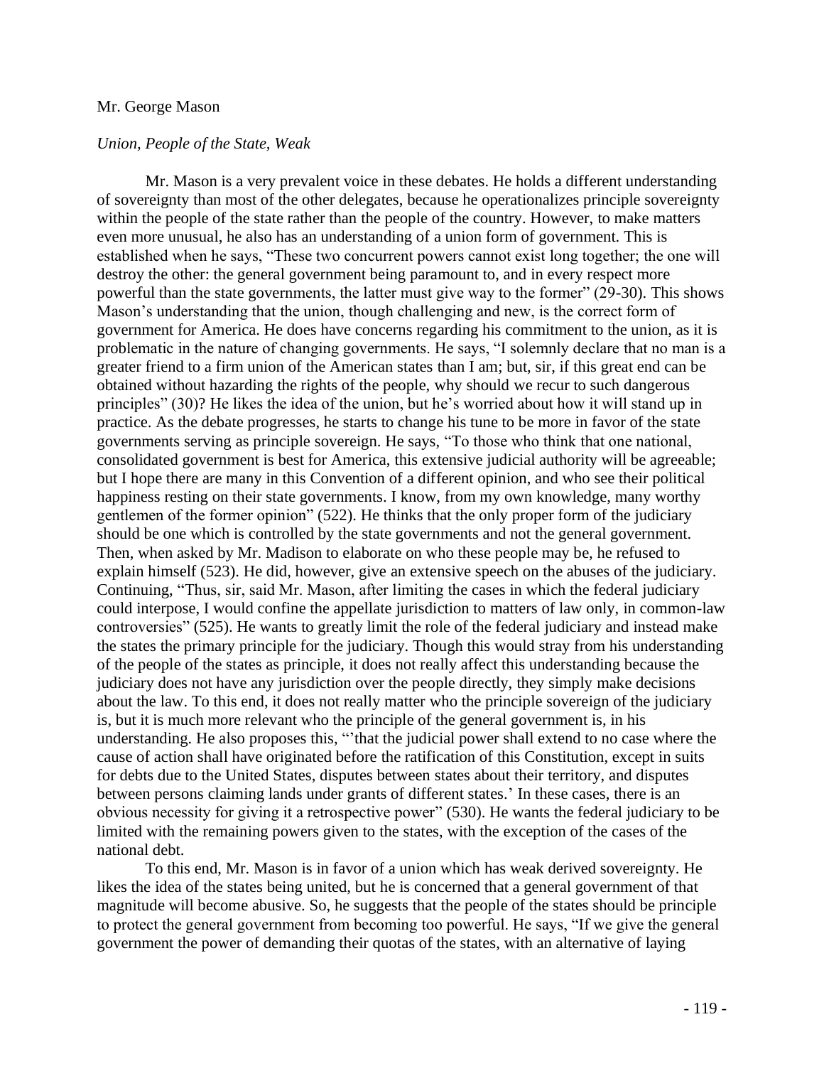Mr. George Mason

*Union, People of the State, Weak*

Mr. Mason is a very prevalent voice in these debates. He holds a different understanding of sovereignty than most of the other delegates, because he operationalizes principle sovereignty within the people of the state rather than the people of the country. However, to make matters even more unusual, he also has an understanding of a union form of government. This is established when he says, "These two concurrent powers cannot exist long together; the one will destroy the other: the general government being paramount to, and in every respect more powerful than the state governments, the latter must give way to the former" (29-30). This shows Mason's understanding that the union, though challenging and new, is the correct form of government for America. He does have concerns regarding his commitment to the union, as it is problematic in the nature of changing governments. He says, "I solemnly declare that no man is a greater friend to a firm union of the American states than I am; but, sir, if this great end can be obtained without hazarding the rights of the people, why should we recur to such dangerous principles" (30)? He likes the idea of the union, but he's worried about how it will stand up in practice. As the debate progresses, he starts to change his tune to be more in favor of the state governments serving as principle sovereign. He says, "To those who think that one national, consolidated government is best for America, this extensive judicial authority will be agreeable; but I hope there are many in this Convention of a different opinion, and who see their political happiness resting on their state governments. I know, from my own knowledge, many worthy gentlemen of the former opinion" (522). He thinks that the only proper form of the judiciary should be one which is controlled by the state governments and not the general government. Then, when asked by Mr. Madison to elaborate on who these people may be, he refused to explain himself (523). He did, however, give an extensive speech on the abuses of the judiciary. Continuing, "Thus, sir, said Mr. Mason, after limiting the cases in which the federal judiciary could interpose, I would confine the appellate jurisdiction to matters of law only, in common-law controversies" (525). He wants to greatly limit the role of the federal judiciary and instead make the states the primary principle for the judiciary. Though this would stray from his understanding of the people of the states as principle, it does not really affect this understanding because the judiciary does not have any jurisdiction over the people directly, they simply make decisions about the law. To this end, it does not really matter who the principle sovereign of the judiciary is, but it is much more relevant who the principle of the general government is, in his understanding. He also proposes this, "'that the judicial power shall extend to no case where the cause of action shall have originated before the ratification of this Constitution, except in suits for debts due to the United States, disputes between states about their territory, and disputes between persons claiming lands under grants of different states.' In these cases, there is an obvious necessity for giving it a retrospective power" (530). He wants the federal judiciary to be limited with the remaining powers given to the states, with the exception of the cases of the national debt.

To this end, Mr. Mason is in favor of a union which has weak derived sovereignty. He likes the idea of the states being united, but he is concerned that a general government of that magnitude will become abusive. So, he suggests that the people of the states should be principle to protect the general government from becoming too powerful. He says, "If we give the general government the power of demanding their quotas of the states, with an alternative of laying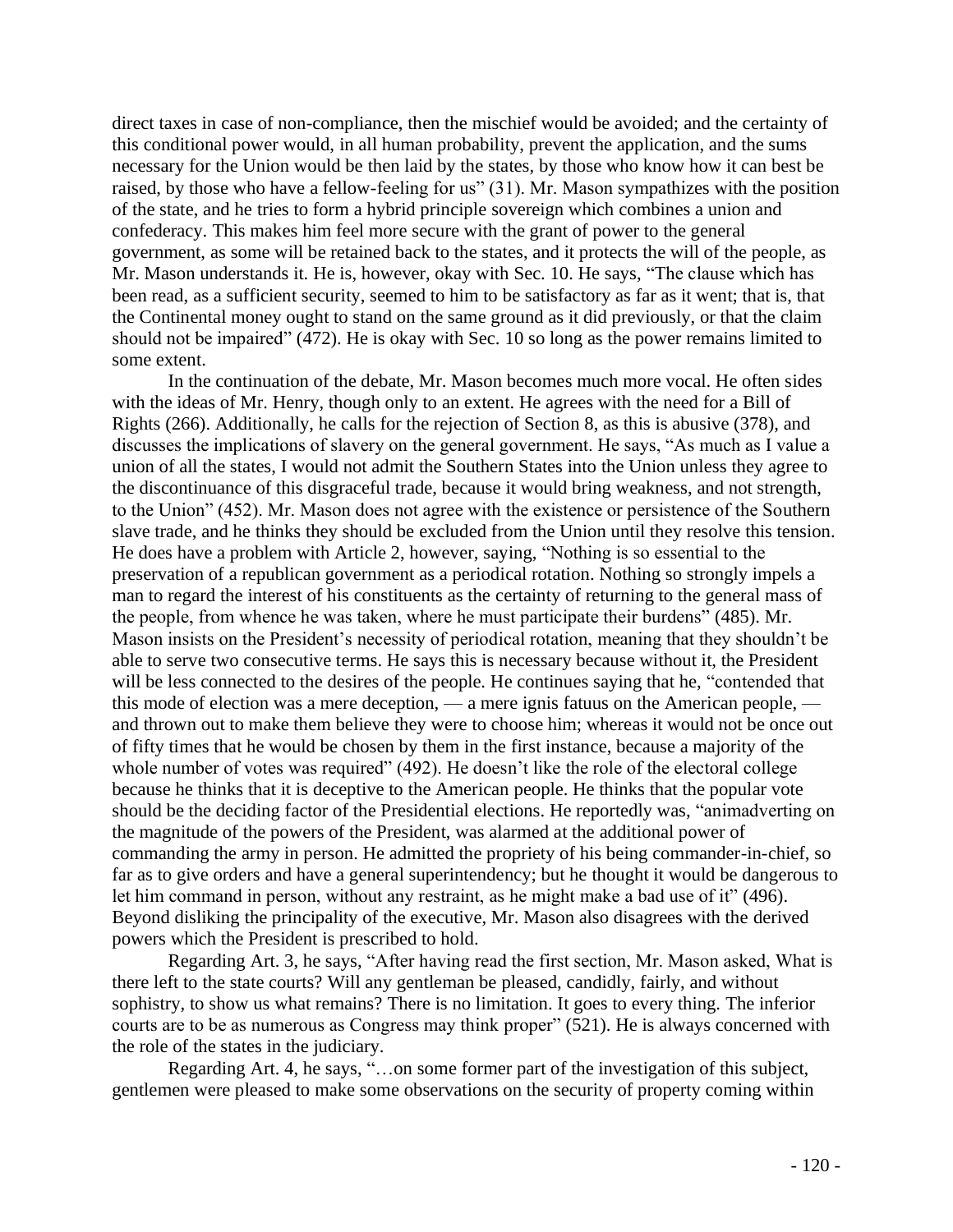direct taxes in case of non-compliance, then the mischief would be avoided; and the certainty of this conditional power would, in all human probability, prevent the application, and the sums necessary for the Union would be then laid by the states, by those who know how it can best be raised, by those who have a fellow-feeling for us" (31). Mr. Mason sympathizes with the position of the state, and he tries to form a hybrid principle sovereign which combines a union and confederacy. This makes him feel more secure with the grant of power to the general government, as some will be retained back to the states, and it protects the will of the people, as Mr. Mason understands it. He is, however, okay with Sec. 10. He says, "The clause which has been read, as a sufficient security, seemed to him to be satisfactory as far as it went; that is, that the Continental money ought to stand on the same ground as it did previously, or that the claim should not be impaired" (472). He is okay with Sec. 10 so long as the power remains limited to some extent.

In the continuation of the debate, Mr. Mason becomes much more vocal. He often sides with the ideas of Mr. Henry, though only to an extent. He agrees with the need for a Bill of Rights (266). Additionally, he calls for the rejection of Section 8, as this is abusive (378), and discusses the implications of slavery on the general government. He says, "As much as I value a union of all the states, I would not admit the Southern States into the Union unless they agree to the discontinuance of this disgraceful trade, because it would bring weakness, and not strength, to the Union" (452). Mr. Mason does not agree with the existence or persistence of the Southern slave trade, and he thinks they should be excluded from the Union until they resolve this tension. He does have a problem with Article 2, however, saying, "Nothing is so essential to the preservation of a republican government as a periodical rotation. Nothing so strongly impels a man to regard the interest of his constituents as the certainty of returning to the general mass of the people, from whence he was taken, where he must participate their burdens" (485). Mr. Mason insists on the President's necessity of periodical rotation, meaning that they shouldn't be able to serve two consecutive terms. He says this is necessary because without it, the President will be less connected to the desires of the people. He continues saying that he, "contended that this mode of election was a mere deception, — a mere ignis fatuus on the American people, — and thrown out to make them believe they were to choose him; whereas it would not be once out of fifty times that he would be chosen by them in the first instance, because a majority of the whole number of votes was required" (492). He doesn't like the role of the electoral college because he thinks that it is deceptive to the American people. He thinks that the popular vote should be the deciding factor of the Presidential elections. He reportedly was, "animadverting on the magnitude of the powers of the President, was alarmed at the additional power of commanding the army in person. He admitted the propriety of his being commander-in-chief, so far as to give orders and have a general superintendency; but he thought it would be dangerous to let him command in person, without any restraint, as he might make a bad use of it" (496). Beyond disliking the principality of the executive, Mr. Mason also disagrees with the derived powers which the President is prescribed to hold.

Regarding Art. 3, he says, "After having read the first section, Mr. Mason asked, What is there left to the state courts? Will any gentleman be pleased, candidly, fairly, and without sophistry, to show us what remains? There is no limitation. It goes to every thing. The inferior courts are to be as numerous as Congress may think proper" (521). He is always concerned with the role of the states in the judiciary.

Regarding Art. 4, he says, "…on some former part of the investigation of this subject, gentlemen were pleased to make some observations on the security of property coming within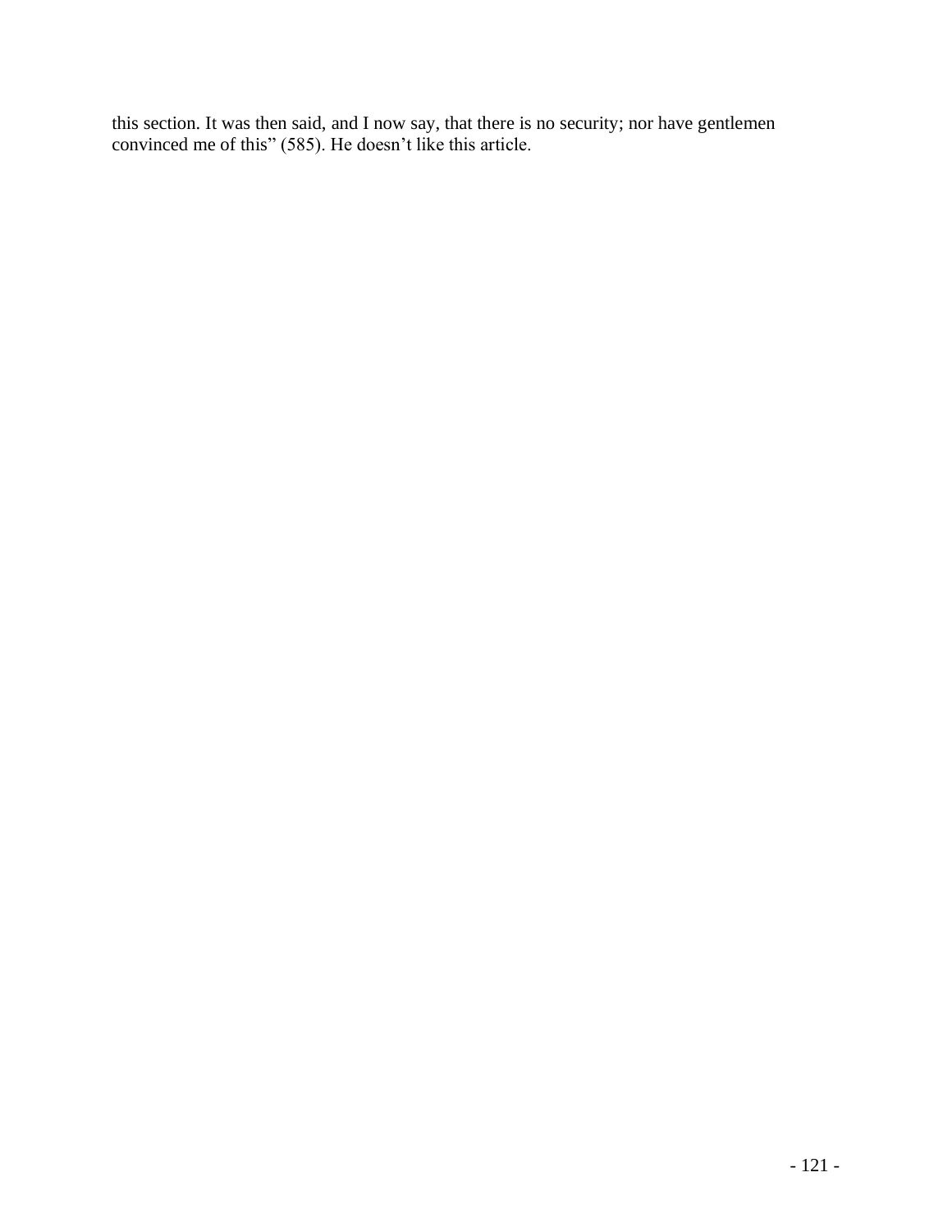this section. It was then said, and I now say, that there is no security; nor have gentlemen convinced me of this" (585). He doesn't like this article.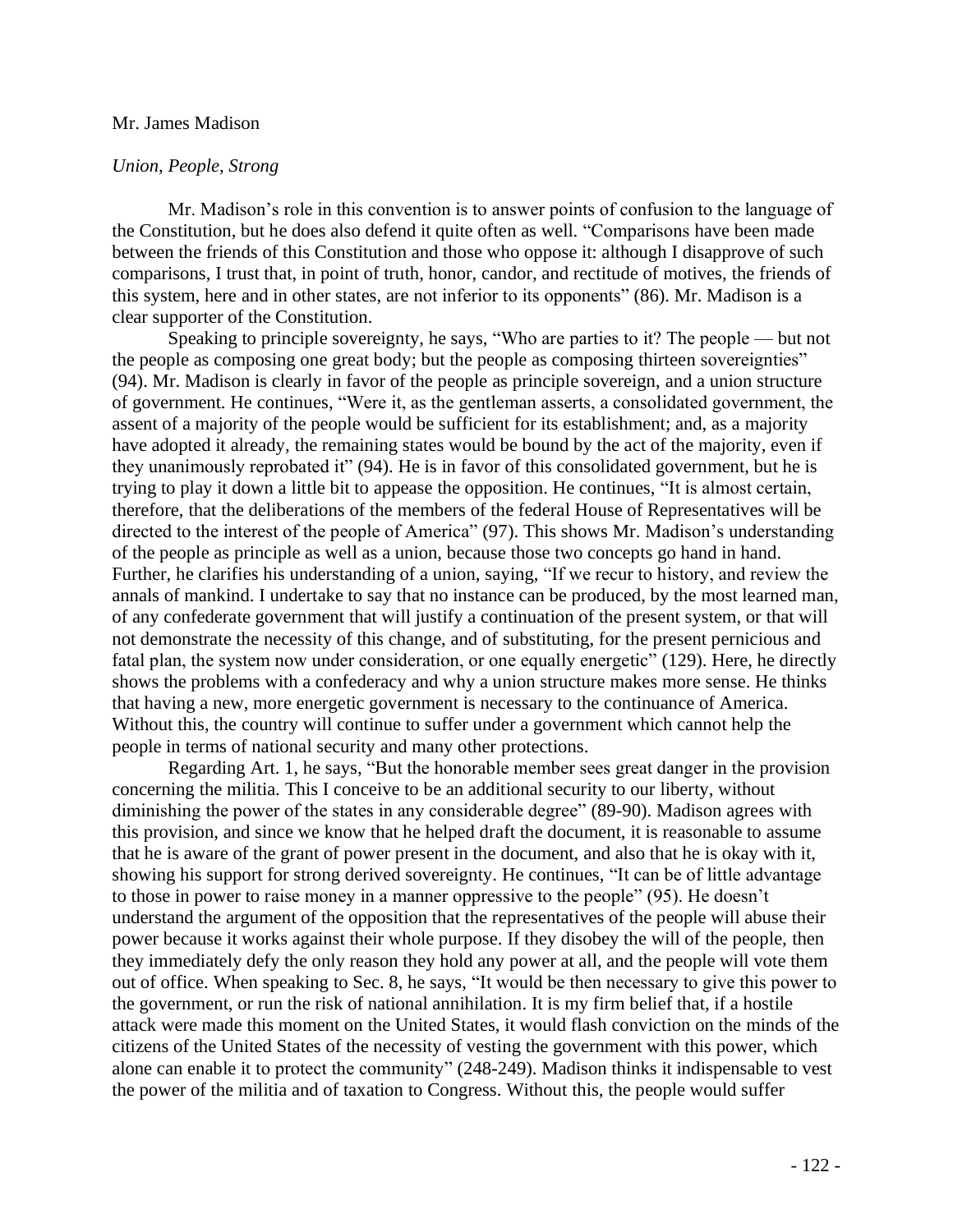Mr. James Madison

*Union, People, Strong*

Mr. Madison's role in this convention is to answer points of confusion to the language of the Constitution, but he does also defend it quite often as well. "Comparisons have been made between the friends of this Constitution and those who oppose it: although I disapprove of such comparisons, I trust that, in point of truth, honor, candor, and rectitude of motives, the friends of this system, here and in other states, are not inferior to its opponents" (86). Mr. Madison is a clear supporter of the Constitution.

Speaking to principle sovereignty, he says, "Who are parties to it? The people — but not the people as composing one great body; but the people as composing thirteen sovereignties" (94). Mr. Madison is clearly in favor of the people as principle sovereign, and a union structure of government. He continues, "Were it, as the gentleman asserts, a consolidated government, the assent of a majority of the people would be sufficient for its establishment; and, as a majority have adopted it already, the remaining states would be bound by the act of the majority, even if they unanimously reprobated it" (94). He is in favor of this consolidated government, but he is trying to play it down a little bit to appease the opposition. He continues, "It is almost certain, therefore, that the deliberations of the members of the federal House of Representatives will be directed to the interest of the people of America" (97). This shows Mr. Madison's understanding of the people as principle as well as a union, because those two concepts go hand in hand. Further, he clarifies his understanding of a union, saying, "If we recur to history, and review the annals of mankind. I undertake to say that no instance can be produced, by the most learned man, of any confederate government that will justify a continuation of the present system, or that will not demonstrate the necessity of this change, and of substituting, for the present pernicious and fatal plan, the system now under consideration, or one equally energetic" (129). Here, he directly shows the problems with a confederacy and why a union structure makes more sense. He thinks that having a new, more energetic government is necessary to the continuance of America. Without this, the country will continue to suffer under a government which cannot help the people in terms of national security and many other protections.

Regarding Art. 1, he says, "But the honorable member sees great danger in the provision concerning the militia. This I conceive to be an additional security to our liberty, without diminishing the power of the states in any considerable degree" (89-90). Madison agrees with this provision, and since we know that he helped draft the document, it is reasonable to assume that he is aware of the grant of power present in the document, and also that he is okay with it, showing his support for strong derived sovereignty. He continues, "It can be of little advantage to those in power to raise money in a manner oppressive to the people" (95). He doesn't understand the argument of the opposition that the representatives of the people will abuse their power because it works against their whole purpose. If they disobey the will of the people, then they immediately defy the only reason they hold any power at all, and the people will vote them out of office. When speaking to Sec. 8, he says, "It would be then necessary to give this power to the government, or run the risk of national annihilation. It is my firm belief that, if a hostile attack were made this moment on the United States, it would flash conviction on the minds of the citizens of the United States of the necessity of vesting the government with this power, which alone can enable it to protect the community" (248-249). Madison thinks it indispensable to vest the power of the militia and of taxation to Congress. Without this, the people would suffer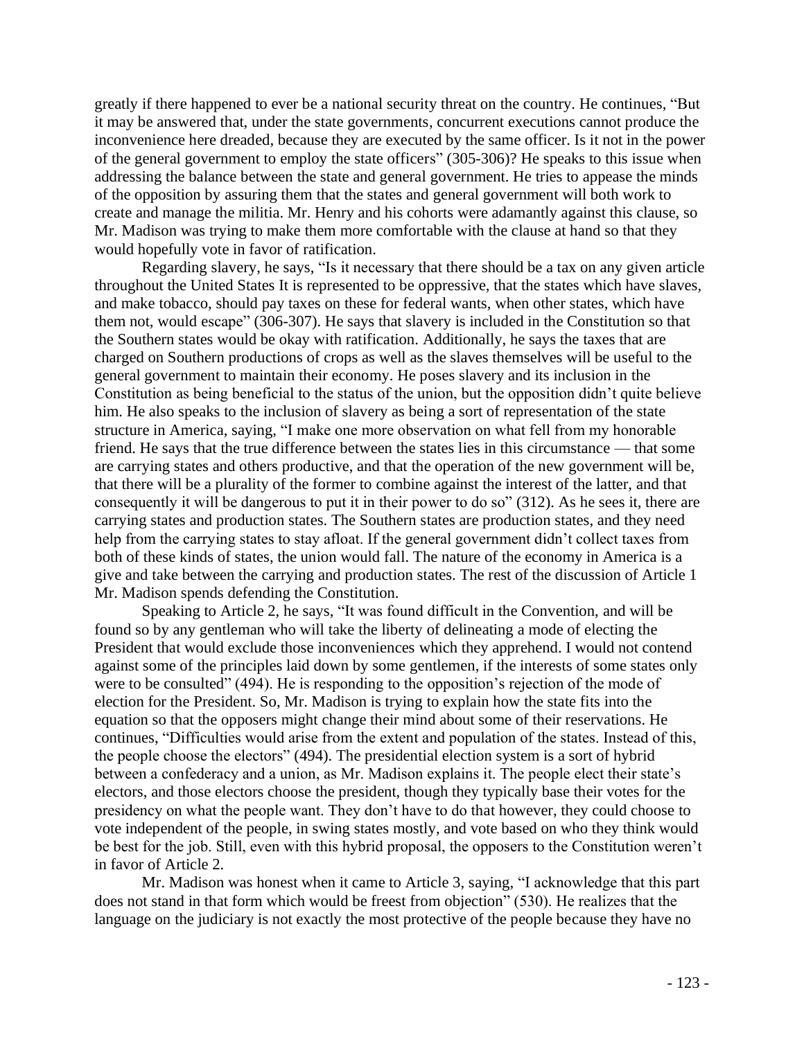greatly if there happened to ever be a national security threat on the country. He continues, "But it may be answered that, under the state governments, concurrent executions cannot produce the inconvenience here dreaded, because they are executed by the same officer. Is it not in the power of the general government to employ the state officers" (305-306)? He speaks to this issue when addressing the balance between the state and general government. He tries to appease the minds of the opposition by assuring them that the states and general government will both work to create and manage the militia. Mr. Henry and his cohorts were adamantly against this clause, so Mr. Madison was trying to make them more comfortable with the clause at hand so that they would hopefully vote in favor of ratification.

Regarding slavery, he says, "Is it necessary that there should be a tax on any given article throughout the United States It is represented to be oppressive, that the states which have slaves, and make tobacco, should pay taxes on these for federal wants, when other states, which have them not, would escape" (306-307). He says that slavery is included in the Constitution so that the Southern states would be okay with ratification. Additionally, he says the taxes that are charged on Southern productions of crops as well as the slaves themselves will be useful to the general government to maintain their economy. He poses slavery and its inclusion in the Constitution as being beneficial to the status of the union, but the opposition didn't quite believe him. He also speaks to the inclusion of slavery as being a sort of representation of the state structure in America, saying, "I make one more observation on what fell from my honorable friend. He says that the true difference between the states lies in this circumstance — that some are carrying states and others productive, and that the operation of the new government will be, that there will be a plurality of the former to combine against the interest of the latter, and that consequently it will be dangerous to put it in their power to do so" (312). As he sees it, there are carrying states and production states. The Southern states are production states, and they need help from the carrying states to stay afloat. If the general government didn't collect taxes from both of these kinds of states, the union would fall. The nature of the economy in America is a give and take between the carrying and production states. The rest of the discussion of Article 1 Mr. Madison spends defending the Constitution.

Speaking to Article 2, he says, "It was found difficult in the Convention, and will be found so by any gentleman who will take the liberty of delineating a mode of electing the President that would exclude those inconveniences which they apprehend. I would not contend against some of the principles laid down by some gentlemen, if the interests of some states only were to be consulted" (494). He is responding to the opposition's rejection of the mode of election for the President. So, Mr. Madison is trying to explain how the state fits into the equation so that the opposers might change their mind about some of their reservations. He continues, "Difficulties would arise from the extent and population of the states. Instead of this, the people choose the electors" (494). The presidential election system is a sort of hybrid between a confederacy and a union, as Mr. Madison explains it. The people elect their state's electors, and those electors choose the president, though they typically base their votes for the presidency on what the people want. They don't have to do that however, they could choose to vote independent of the people, in swing states mostly, and vote based on who they think would be best for the job. Still, even with this hybrid proposal, the opposers to the Constitution weren't in favor of Article 2.

Mr. Madison was honest when it came to Article 3, saying, "I acknowledge that this part does not stand in that form which would be freest from objection" (530). He realizes that the language on the judiciary is not exactly the most protective of the people because they have no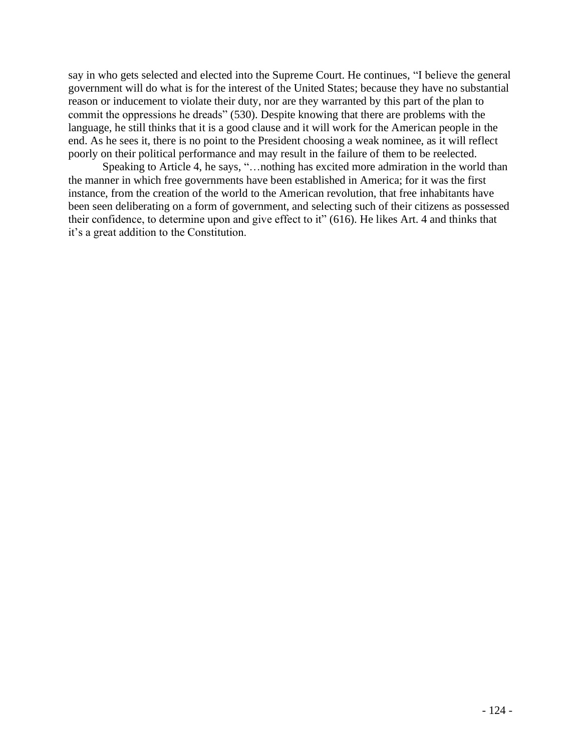say in who gets selected and elected into the Supreme Court. He continues, "I believe the general government will do what is for the interest of the United States; because they have no substantial reason or inducement to violate their duty, nor are they warranted by this part of the plan to commit the oppressions he dreads" (530). Despite knowing that there are problems with the language, he still thinks that it is a good clause and it will work for the American people in the end. As he sees it, there is no point to the President choosing a weak nominee, as it will reflect poorly on their political performance and may result in the failure of them to be reelected.

Speaking to Article 4, he says, "…nothing has excited more admiration in the world than the manner in which free governments have been established in America; for it was the first instance, from the creation of the world to the American revolution, that free inhabitants have been seen deliberating on a form of government, and selecting such of their citizens as possessed their confidence, to determine upon and give effect to it" (616). He likes Art. 4 and thinks that it's a great addition to the Constitution.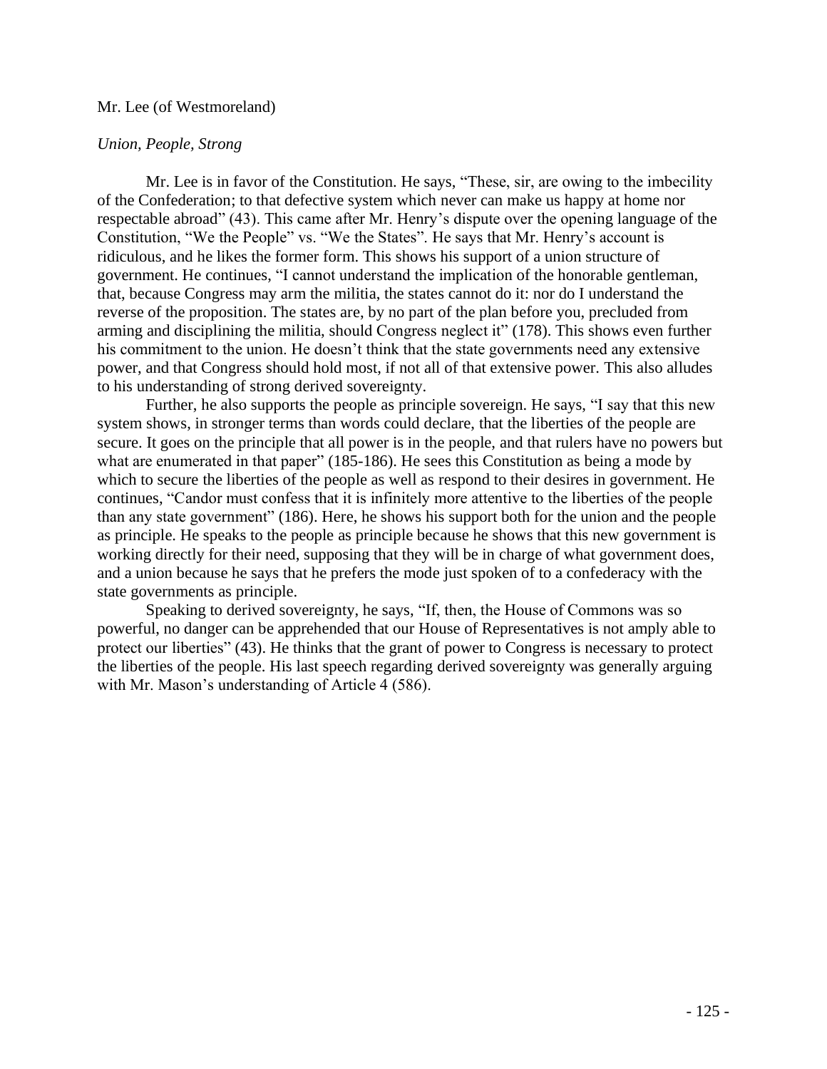Mr. Lee (of Westmoreland)

*Union, People, Strong*

Mr. Lee is in favor of the Constitution. He says, "These, sir, are owing to the imbecility of the Confederation; to that defective system which never can make us happy at home nor respectable abroad" (43). This came after Mr. Henry's dispute over the opening language of the Constitution, "We the People" vs. "We the States". He says that Mr. Henry's account is ridiculous, and he likes the former form. This shows his support of a union structure of government. He continues, "I cannot understand the implication of the honorable gentleman, that, because Congress may arm the militia, the states cannot do it: nor do I understand the reverse of the proposition. The states are, by no part of the plan before you, precluded from arming and disciplining the militia, should Congress neglect it" (178). This shows even further his commitment to the union. He doesn't think that the state governments need any extensive power, and that Congress should hold most, if not all of that extensive power. This also alludes to his understanding of strong derived sovereignty.

Further, he also supports the people as principle sovereign. He says, "I say that this new system shows, in stronger terms than words could declare, that the liberties of the people are secure. It goes on the principle that all power is in the people, and that rulers have no powers but what are enumerated in that paper" (185-186). He sees this Constitution as being a mode by which to secure the liberties of the people as well as respond to their desires in government. He continues, "Candor must confess that it is infinitely more attentive to the liberties of the people than any state government" (186). Here, he shows his support both for the union and the people as principle. He speaks to the people as principle because he shows that this new government is working directly for their need, supposing that they will be in charge of what government does, and a union because he says that he prefers the mode just spoken of to a confederacy with the state governments as principle.

Speaking to derived sovereignty, he says, "If, then, the House of Commons was so powerful, no danger can be apprehended that our House of Representatives is not amply able to protect our liberties" (43). He thinks that the grant of power to Congress is necessary to protect the liberties of the people. His last speech regarding derived sovereignty was generally arguing with Mr. Mason's understanding of Article 4 (586).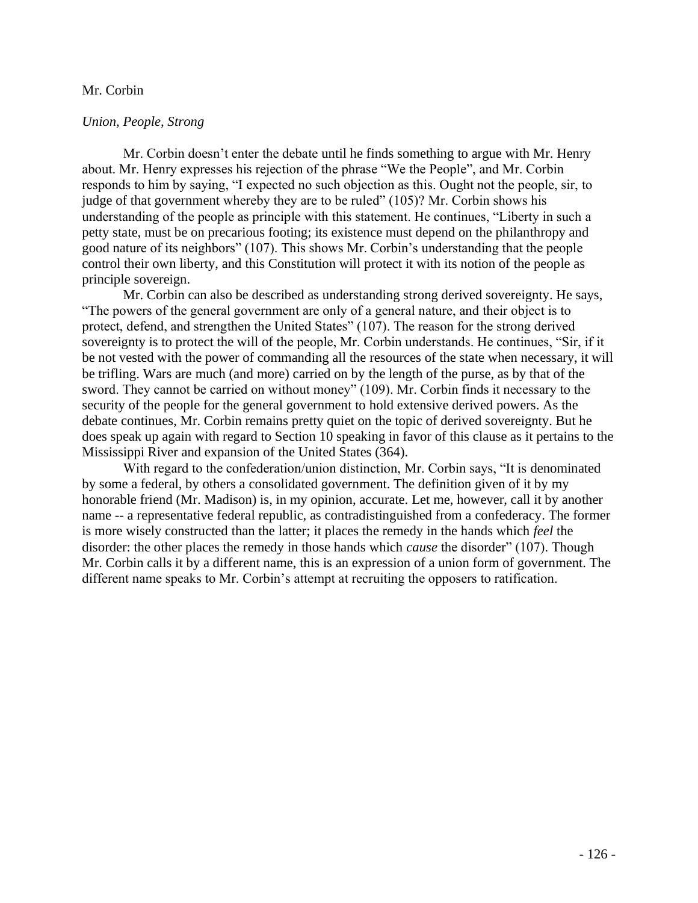Mr. Corbin

*Union, People, Strong*

Mr. Corbin doesn't enter the debate until he finds something to argue with Mr. Henry about. Mr. Henry expresses his rejection of the phrase "We the People", and Mr. Corbin responds to him by saying, "I expected no such objection as this. Ought not the people, sir, to judge of that government whereby they are to be ruled" (105)? Mr. Corbin shows his understanding of the people as principle with this statement. He continues, "Liberty in such a petty state, must be on precarious footing; its existence must depend on the philanthropy and good nature of its neighbors" (107). This shows Mr. Corbin's understanding that the people control their own liberty, and this Constitution will protect it with its notion of the people as principle sovereign.

Mr. Corbin can also be described as understanding strong derived sovereignty. He says, "The powers of the general government are only of a general nature, and their object is to protect, defend, and strengthen the United States" (107). The reason for the strong derived sovereignty is to protect the will of the people, Mr. Corbin understands. He continues, "Sir, if it be not vested with the power of commanding all the resources of the state when necessary, it will be trifling. Wars are much (and more) carried on by the length of the purse, as by that of the sword. They cannot be carried on without money" (109). Mr. Corbin finds it necessary to the security of the people for the general government to hold extensive derived powers. As the debate continues, Mr. Corbin remains pretty quiet on the topic of derived sovereignty. But he does speak up again with regard to Section 10 speaking in favor of this clause as it pertains to the Mississippi River and expansion of the United States (364).

With regard to the confederation/union distinction, Mr. Corbin says, "It is denominated by some a federal, by others a consolidated government. The definition given of it by my honorable friend (Mr. Madison) is, in my opinion, accurate. Let me, however, call it by another name -- a representative federal republic, as contradistinguished from a confederacy. The former is more wisely constructed than the latter; it places the remedy in the hands which *feel* the disorder: the other places the remedy in those hands which *cause* the disorder" (107). Though Mr. Corbin calls it by a different name, this is an expression of a union form of government. The different name speaks to Mr. Corbin's attempt at recruiting the opposers to ratification.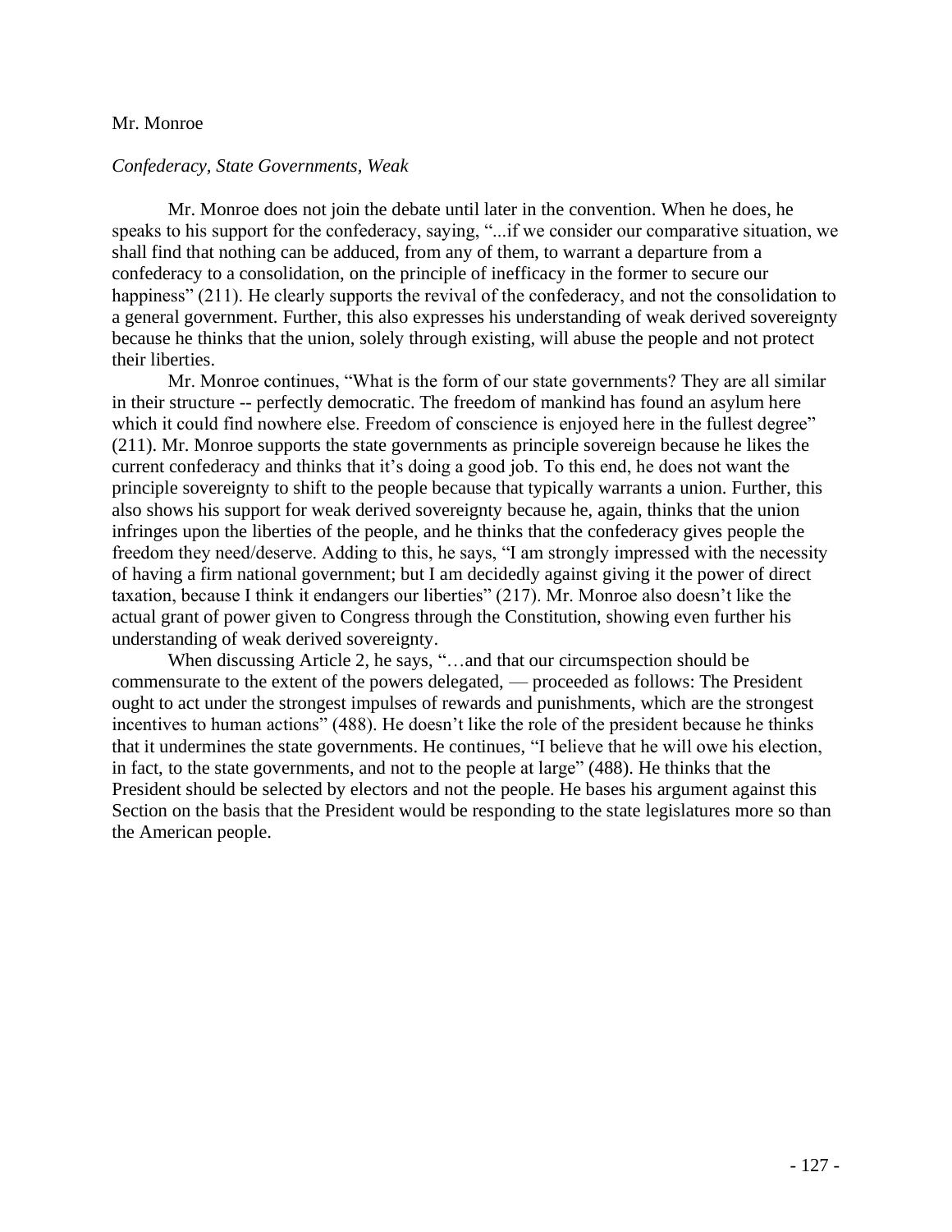Mr. Monroe

*Confederacy, State Governments, Weak*

Mr. Monroe does not join the debate until later in the convention. When he does, he speaks to his support for the confederacy, saying, "...if we consider our comparative situation, we shall find that nothing can be adduced, from any of them, to warrant a departure from a confederacy to a consolidation, on the principle of inefficacy in the former to secure our happiness" (211). He clearly supports the revival of the confederacy, and not the consolidation to a general government. Further, this also expresses his understanding of weak derived sovereignty because he thinks that the union, solely through existing, will abuse the people and not protect their liberties.

Mr. Monroe continues, "What is the form of our state governments? They are all similar in their structure -- perfectly democratic. The freedom of mankind has found an asylum here which it could find nowhere else. Freedom of conscience is enjoyed here in the fullest degree" (211). Mr. Monroe supports the state governments as principle sovereign because he likes the current confederacy and thinks that it's doing a good job. To this end, he does not want the principle sovereignty to shift to the people because that typically warrants a union. Further, this also shows his support for weak derived sovereignty because he, again, thinks that the union infringes upon the liberties of the people, and he thinks that the confederacy gives people the freedom they need/deserve. Adding to this, he says, "I am strongly impressed with the necessity of having a firm national government; but I am decidedly against giving it the power of direct taxation, because I think it endangers our liberties" (217). Mr. Monroe also doesn't like the actual grant of power given to Congress through the Constitution, showing even further his understanding of weak derived sovereignty.

When discussing Article 2, he says, "…and that our circumspection should be commensurate to the extent of the powers delegated, — proceeded as follows: The President ought to act under the strongest impulses of rewards and punishments, which are the strongest incentives to human actions" (488). He doesn't like the role of the president because he thinks that it undermines the state governments. He continues, "I believe that he will owe his election, in fact, to the state governments, and not to the people at large" (488). He thinks that the President should be selected by electors and not the people. He bases his argument against this Section on the basis that the President would be responding to the state legislatures more so than the American people.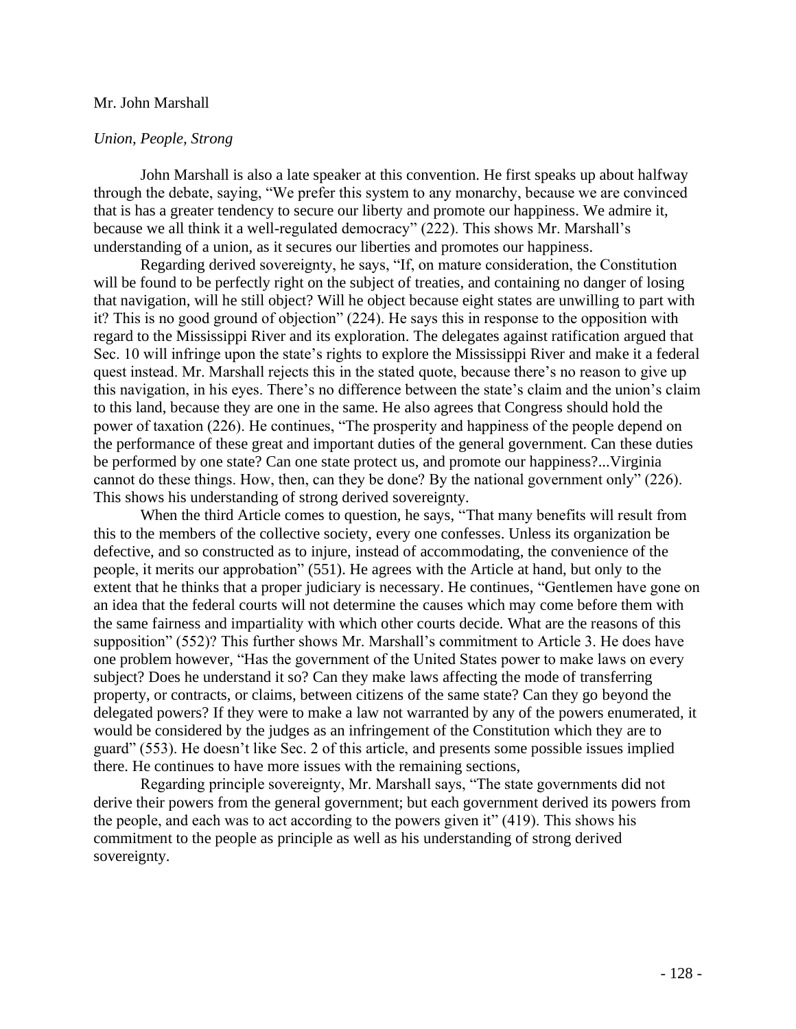Mr. John Marshall

*Union, People, Strong*

John Marshall is also a late speaker at this convention. He first speaks up about halfway through the debate, saying, "We prefer this system to any monarchy, because we are convinced that is has a greater tendency to secure our liberty and promote our happiness. We admire it, because we all think it a well-regulated democracy" (222). This shows Mr. Marshall's understanding of a union, as it secures our liberties and promotes our happiness.

Regarding derived sovereignty, he says, "If, on mature consideration, the Constitution will be found to be perfectly right on the subject of treaties, and containing no danger of losing that navigation, will he still object? Will he object because eight states are unwilling to part with it? This is no good ground of objection" (224). He says this in response to the opposition with regard to the Mississippi River and its exploration. The delegates against ratification argued that Sec. 10 will infringe upon the state's rights to explore the Mississippi River and make it a federal quest instead. Mr. Marshall rejects this in the stated quote, because there's no reason to give up this navigation, in his eyes. There's no difference between the state's claim and the union's claim to this land, because they are one in the same. He also agrees that Congress should hold the power of taxation (226). He continues, "The prosperity and happiness of the people depend on the performance of these great and important duties of the general government. Can these duties be performed by one state? Can one state protect us, and promote our happiness?...Virginia cannot do these things. How, then, can they be done? By the national government only" (226). This shows his understanding of strong derived sovereignty.

When the third Article comes to question, he says, "That many benefits will result from this to the members of the collective society, every one confesses. Unless its organization be defective, and so constructed as to injure, instead of accommodating, the convenience of the people, it merits our approbation" (551). He agrees with the Article at hand, but only to the extent that he thinks that a proper judiciary is necessary. He continues, "Gentlemen have gone on an idea that the federal courts will not determine the causes which may come before them with the same fairness and impartiality with which other courts decide. What are the reasons of this supposition" (552)? This further shows Mr. Marshall's commitment to Article 3. He does have one problem however, "Has the government of the United States power to make laws on every subject? Does he understand it so? Can they make laws affecting the mode of transferring property, or contracts, or claims, between citizens of the same state? Can they go beyond the delegated powers? If they were to make a law not warranted by any of the powers enumerated, it would be considered by the judges as an infringement of the Constitution which they are to guard" (553). He doesn't like Sec. 2 of this article, and presents some possible issues implied there. He continues to have more issues with the remaining sections,

Regarding principle sovereignty, Mr. Marshall says, "The state governments did not derive their powers from the general government; but each government derived its powers from the people, and each was to act according to the powers given it" (419). This shows his commitment to the people as principle as well as his understanding of strong derived sovereignty.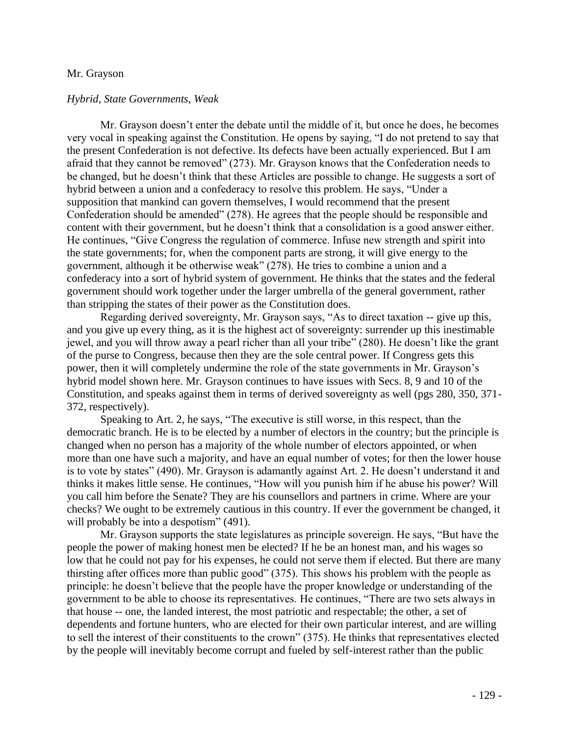Mr. Grayson

*Hybrid, State Governments, Weak*

Mr. Grayson doesn't enter the debate until the middle of it, but once he does, he becomes very vocal in speaking against the Constitution. He opens by saying, "I do not pretend to say that the present Confederation is not defective. Its defects have been actually experienced. But I am afraid that they cannot be removed" (273). Mr. Grayson knows that the Confederation needs to be changed, but he doesn't think that these Articles are possible to change. He suggests a sort of hybrid between a union and a confederacy to resolve this problem. He says, "Under a supposition that mankind can govern themselves, I would recommend that the present Confederation should be amended" (278). He agrees that the people should be responsible and content with their government, but he doesn't think that a consolidation is a good answer either. He continues, "Give Congress the regulation of commerce. Infuse new strength and spirit into the state governments; for, when the component parts are strong, it will give energy to the government, although it be otherwise weak" (278). He tries to combine a union and a confederacy into a sort of hybrid system of government. He thinks that the states and the federal government should work together under the larger umbrella of the general government, rather than stripping the states of their power as the Constitution does.

Regarding derived sovereignty, Mr. Grayson says, "As to direct taxation -- give up this, and you give up every thing, as it is the highest act of sovereignty: surrender up this inestimable jewel, and you will throw away a pearl richer than all your tribe" (280). He doesn't like the grant of the purse to Congress, because then they are the sole central power. If Congress gets this power, then it will completely undermine the role of the state governments in Mr. Grayson's hybrid model shown here. Mr. Grayson continues to have issues with Secs. 8, 9 and 10 of the Constitution, and speaks against them in terms of derived sovereignty as well (pgs 280, 350, 371-372, respectively).

Speaking to Art. 2, he says, "The executive is still worse, in this respect, than the democratic branch. He is to be elected by a number of electors in the country; but the principle is changed when no person has a majority of the whole number of electors appointed, or when more than one have such a majority, and have an equal number of votes; for then the lower house is to vote by states" (490). Mr. Grayson is adamantly against Art. 2. He doesn't understand it and thinks it makes little sense. He continues, "How will you punish him if he abuse his power? Will you call him before the Senate? They are his counsellors and partners in crime. Where are your checks? We ought to be extremely cautious in this country. If ever the government be changed, it will probably be into a despotism" (491).

Mr. Grayson supports the state legislatures as principle sovereign. He says, "But have the people the power of making honest men be elected? If he be an honest man, and his wages so low that he could not pay for his expenses, he could not serve them if elected. But there are many thirsting after offices more than public good" (375). This shows his problem with the people as principle: he doesn't believe that the people have the proper knowledge or understanding of the government to be able to choose its representatives. He continues, "There are two sets always in that house -- one, the landed interest, the most patriotic and respectable; the other, a set of dependents and fortune hunters, who are elected for their own particular interest, and are willing to sell the interest of their constituents to the crown" (375). He thinks that representatives elected by the people will inevitably become corrupt and fueled by self-interest rather than the public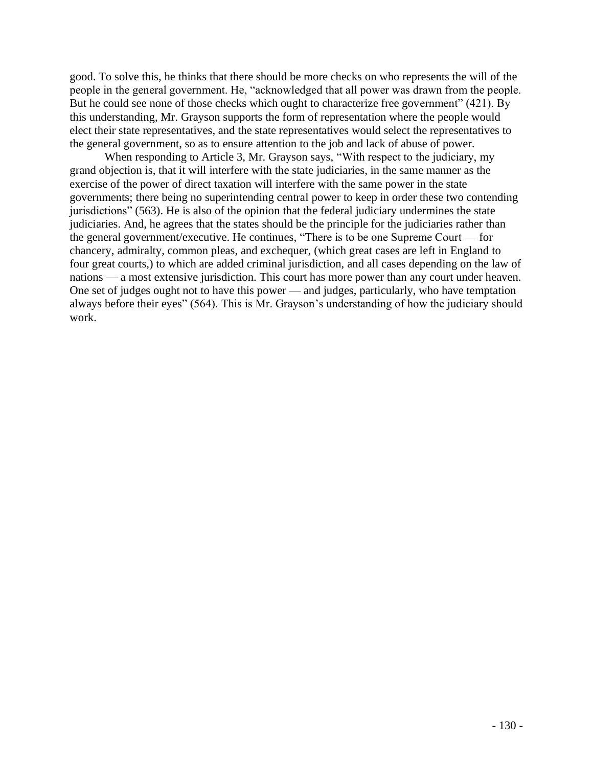good. To solve this, he thinks that there should be more checks on who represents the will of the people in the general government. He, "acknowledged that all power was drawn from the people. But he could see none of those checks which ought to characterize free government" (421). By this understanding, Mr. Grayson supports the form of representation where the people would elect their state representatives, and the state representatives would select the representatives to the general government, so as to ensure attention to the job and lack of abuse of power.

When responding to Article 3, Mr. Grayson says, "With respect to the judiciary, my grand objection is, that it will interfere with the state judiciaries, in the same manner as the exercise of the power of direct taxation will interfere with the same power in the state governments; there being no superintending central power to keep in order these two contending jurisdictions" (563). He is also of the opinion that the federal judiciary undermines the state judiciaries. And, he agrees that the states should be the principle for the judiciaries rather than the general government/executive. He continues, "There is to be one Supreme Court — for chancery, admiralty, common pleas, and exchequer, (which great cases are left in England to four great courts,) to which are added criminal jurisdiction, and all cases depending on the law of nations — a most extensive jurisdiction. This court has more power than any court under heaven. One set of judges ought not to have this power — and judges, particularly, who have temptation always before their eyes" (564). This is Mr. Grayson's understanding of how the judiciary should work.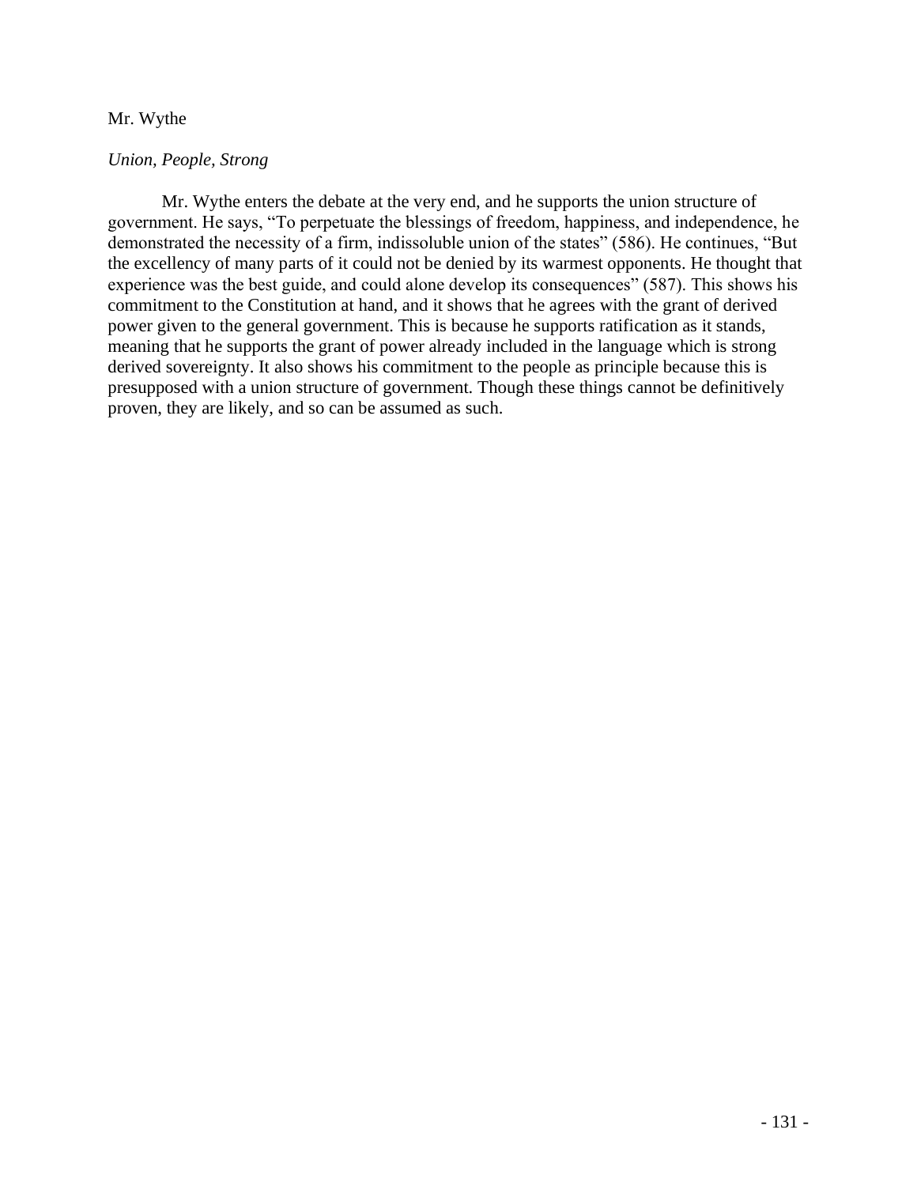Mr. Wythe

*Union, People, Strong*

Mr. Wythe enters the debate at the very end, and he supports the union structure of government. He says, "To perpetuate the blessings of freedom, happiness, and independence, he demonstrated the necessity of a firm, indissoluble union of the states" (586). He continues, "But the excellency of many parts of it could not be denied by its warmest opponents. He thought that experience was the best guide, and could alone develop its consequences" (587). This shows his commitment to the Constitution at hand, and it shows that he agrees with the grant of derived power given to the general government. This is because he supports ratification as it stands, meaning that he supports the grant of power already included in the language which is strong derived sovereignty. It also shows his commitment to the people as principle because this is presupposed with a union structure of government. Though these things cannot be definitively proven, they are likely, and so can be assumed as such.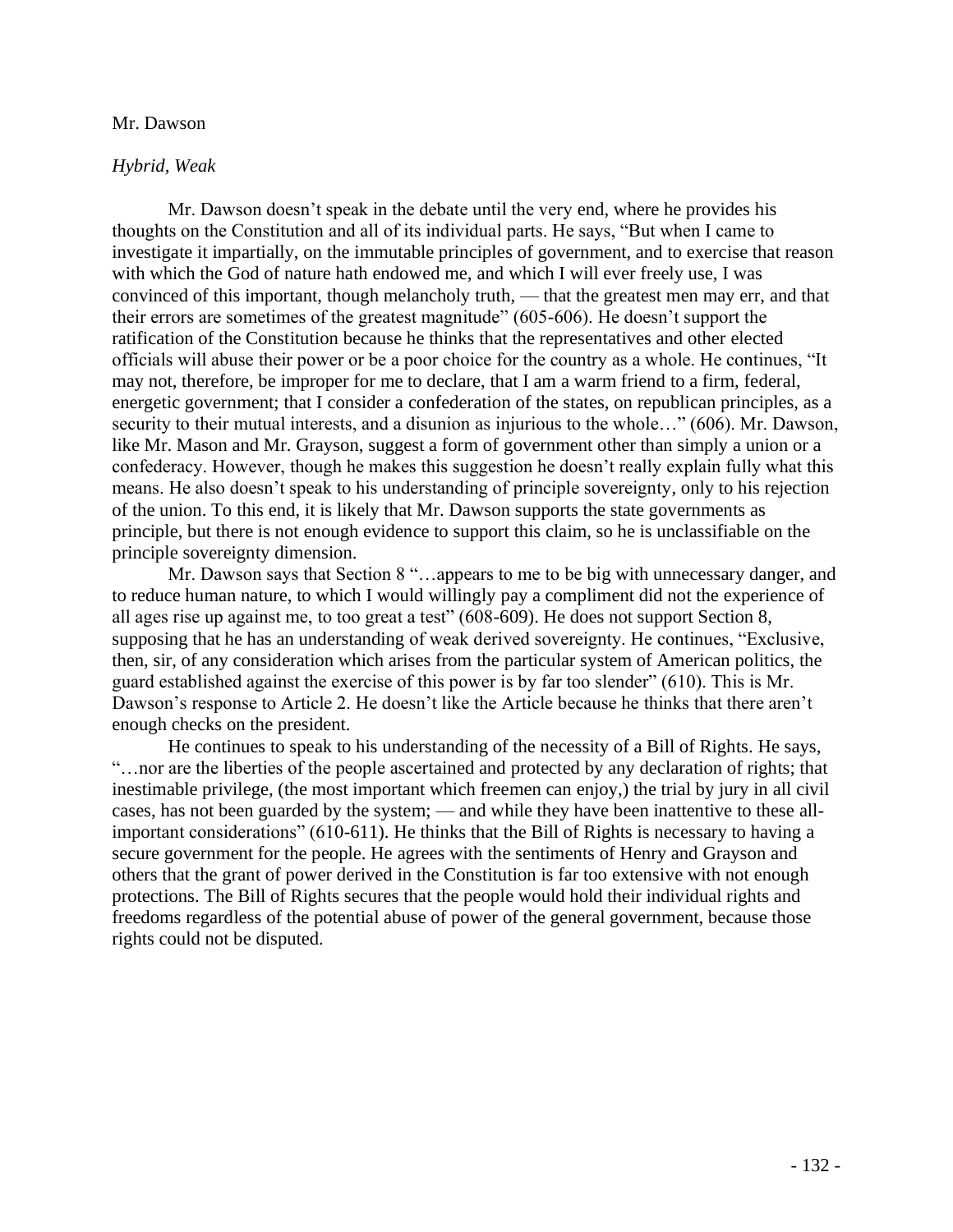Mr. Dawson

*Hybrid, Weak*

Mr. Dawson doesn't speak in the debate until the very end, where he provides his thoughts on the Constitution and all of its individual parts. He says, "But when I came to investigate it impartially, on the immutable principles of government, and to exercise that reason with which the God of nature hath endowed me, and which I will ever freely use, I was convinced of this important, though melancholy truth, — that the greatest men may err, and that their errors are sometimes of the greatest magnitude" (605-606). He doesn't support the ratification of the Constitution because he thinks that the representatives and other elected officials will abuse their power or be a poor choice for the country as a whole. He continues, "It may not, therefore, be improper for me to declare, that I am a warm friend to a firm, federal, energetic government; that I consider a confederation of the states, on republican principles, as a security to their mutual interests, and a disunion as injurious to the whole…" (606). Mr. Dawson, like Mr. Mason and Mr. Grayson, suggest a form of government other than simply a union or a confederacy. However, though he makes this suggestion he doesn't really explain fully what this means. He also doesn't speak to his understanding of principle sovereignty, only to his rejection of the union. To this end, it is likely that Mr. Dawson supports the state governments as principle, but there is not enough evidence to support this claim, so he is unclassifiable on the principle sovereignty dimension.

Mr. Dawson says that Section 8 "…appears to me to be big with unnecessary danger, and to reduce human nature, to which I would willingly pay a compliment did not the experience of all ages rise up against me, to too great a test" (608-609). He does not support Section 8, supposing that he has an understanding of weak derived sovereignty. He continues, "Exclusive, then, sir, of any consideration which arises from the particular system of American politics, the guard established against the exercise of this power is by far too slender" (610). This is Mr. Dawson's response to Article 2. He doesn't like the Article because he thinks that there aren't enough checks on the president.

He continues to speak to his understanding of the necessity of a Bill of Rights. He says, "…nor are the liberties of the people ascertained and protected by any declaration of rights; that inestimable privilege, (the most important which freemen can enjoy,) the trial by jury in all civil cases, has not been guarded by the system; — and while they have been inattentive to these all-important considerations" (610-611). He thinks that the Bill of Rights is necessary to having a secure government for the people. He agrees with the sentiments of Henry and Grayson and others that the grant of power derived in the Constitution is far too extensive with not enough protections. The Bill of Rights secures that the people would hold their individual rights and freedoms regardless of the potential abuse of power of the general government, because those rights could not be disputed.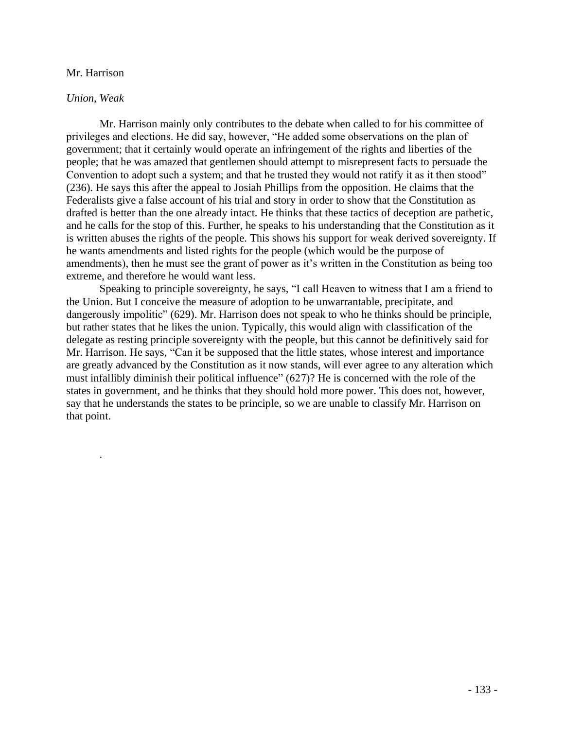Mr. Harrison

*Union, Weak*

Mr. Harrison mainly only contributes to the debate when called to for his committee of privileges and elections. He did say, however, "He added some observations on the plan of government; that it certainly would operate an infringement of the rights and liberties of the people; that he was amazed that gentlemen should attempt to misrepresent facts to persuade the Convention to adopt such a system; and that he trusted they would not ratify it as it then stood" (236). He says this after the appeal to Josiah Phillips from the opposition. He claims that the Federalists give a false account of his trial and story in order to show that the Constitution as drafted is better than the one already intact. He thinks that these tactics of deception are pathetic, and he calls for the stop of this. Further, he speaks to his understanding that the Constitution as it is written abuses the rights of the people. This shows his support for weak derived sovereignty. If he wants amendments and listed rights for the people (which would be the purpose of amendments), then he must see the grant of power as it's written in the Constitution as being too extreme, and therefore he would want less.

Speaking to principle sovereignty, he says, "I call Heaven to witness that I am a friend to the Union. But I conceive the measure of adoption to be unwarrantable, precipitate, and dangerously impolitic" (629). Mr. Harrison does not speak to who he thinks should be principle, but rather states that he likes the union. Typically, this would align with classification of the delegate as resting principle sovereignty with the people, but this cannot be definitively said for Mr. Harrison. He says, "Can it be supposed that the little states, whose interest and importance are greatly advanced by the Constitution as it now stands, will ever agree to any alteration which must infallibly diminish their political influence" (627)? He is concerned with the role of the states in government, and he thinks that they should hold more power. This does not, however, say that he understands the states to be principle, so we are unable to classify Mr. Harrison on that point.

.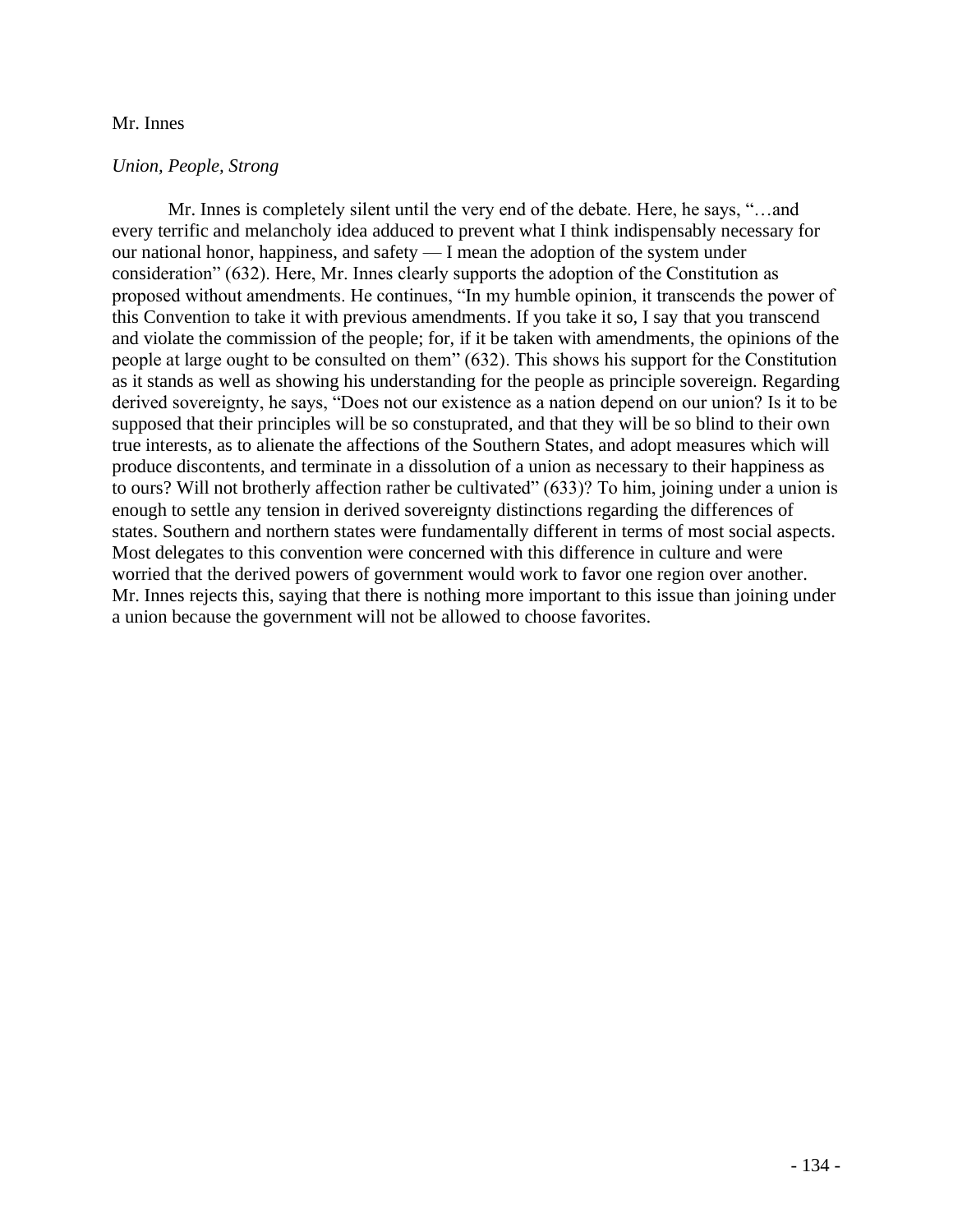Mr. Innes

*Union, People, Strong*

Mr. Innes is completely silent until the very end of the debate. Here, he says, "…and every terrific and melancholy idea adduced to prevent what I think indispensably necessary for our national honor, happiness, and safety — I mean the adoption of the system under consideration" (632). Here, Mr. Innes clearly supports the adoption of the Constitution as proposed without amendments. He continues, "In my humble opinion, it transcends the power of this Convention to take it with previous amendments. If you take it so, I say that you transcend and violate the commission of the people; for, if it be taken with amendments, the opinions of the people at large ought to be consulted on them" (632). This shows his support for the Constitution as it stands as well as showing his understanding for the people as principle sovereign. Regarding derived sovereignty, he says, "Does not our existence as a nation depend on our union? Is it to be supposed that their principles will be so constuprated, and that they will be so blind to their own true interests, as to alienate the affections of the Southern States, and adopt measures which will produce discontents, and terminate in a dissolution of a union as necessary to their happiness as to ours? Will not brotherly affection rather be cultivated" (633)? To him, joining under a union is enough to settle any tension in derived sovereignty distinctions regarding the differences of states. Southern and northern states were fundamentally different in terms of most social aspects. Most delegates to this convention were concerned with this difference in culture and were worried that the derived powers of government would work to favor one region over another. Mr. Innes rejects this, saying that there is nothing more important to this issue than joining under a union because the government will not be allowed to choose favorites.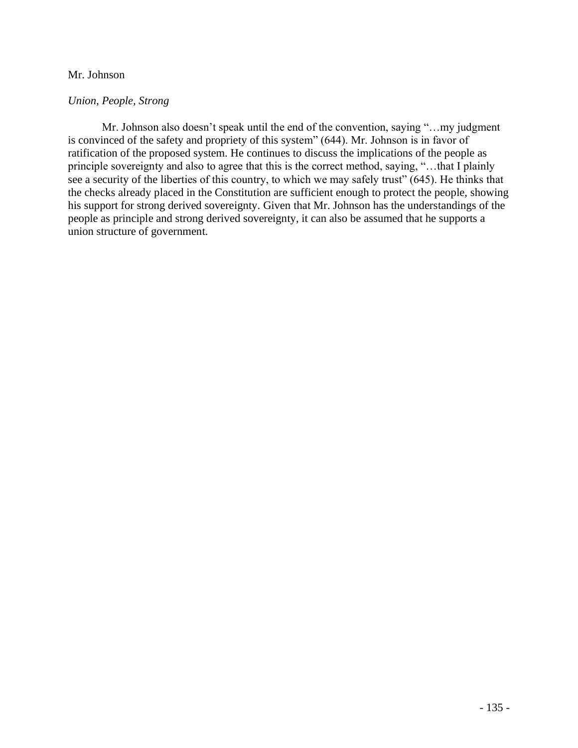Mr. Johnson

*Union, People, Strong*

Mr. Johnson also doesn't speak until the end of the convention, saying "…my judgment is convinced of the safety and propriety of this system" (644). Mr. Johnson is in favor of ratification of the proposed system. He continues to discuss the implications of the people as principle sovereignty and also to agree that this is the correct method, saying, "…that I plainly see a security of the liberties of this country, to which we may safely trust" (645). He thinks that the checks already placed in the Constitution are sufficient enough to protect the people, showing his support for strong derived sovereignty. Given that Mr. Johnson has the understandings of the people as principle and strong derived sovereignty, it can also be assumed that he supports a union structure of government.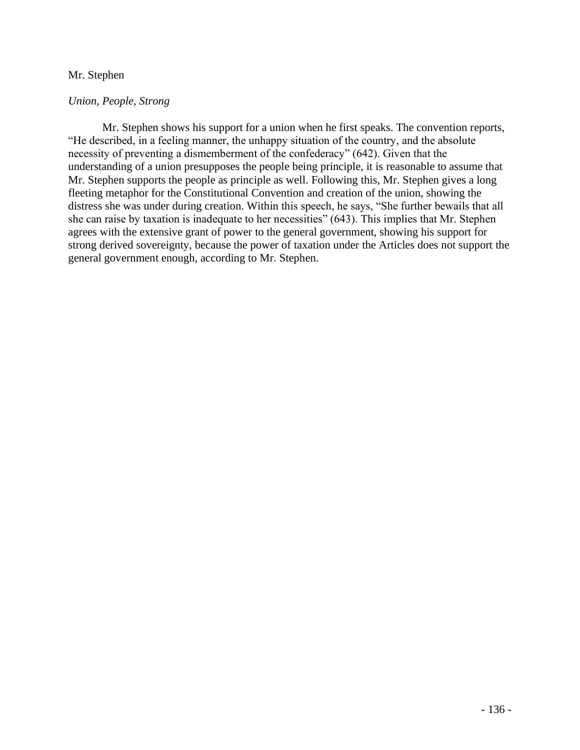Mr. Stephen

*Union, People, Strong*

Mr. Stephen shows his support for a union when he first speaks. The convention reports, "He described, in a feeling manner, the unhappy situation of the country, and the absolute necessity of preventing a dismemberment of the confederacy" (642). Given that the understanding of a union presupposes the people being principle, it is reasonable to assume that Mr. Stephen supports the people as principle as well. Following this, Mr. Stephen gives a long fleeting metaphor for the Constitutional Convention and creation of the union, showing the distress she was under during creation. Within this speech, he says, "She further bewails that all she can raise by taxation is inadequate to her necessities" (643). This implies that Mr. Stephen agrees with the extensive grant of power to the general government, showing his support for strong derived sovereignty, because the power of taxation under the Articles does not support the general government enough, according to Mr. Stephen.